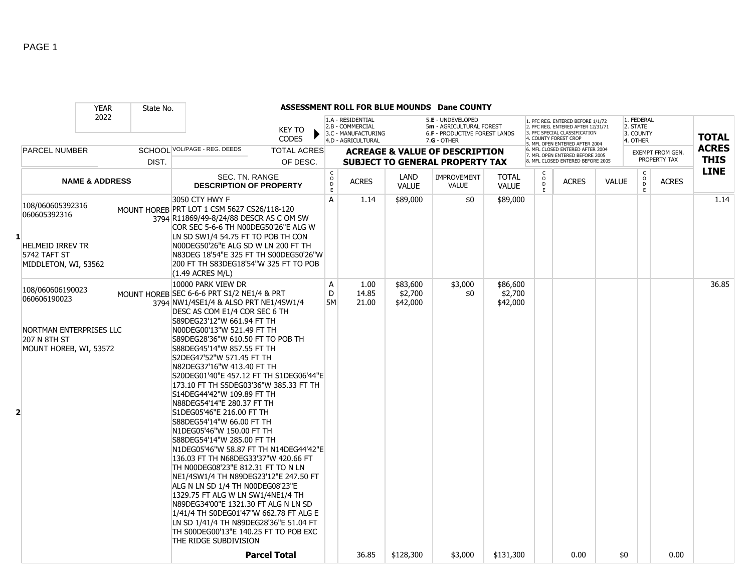PAGE 1

## ASSESSMENT ROLL FOR BLUE MOUNDS Dane COUNTY

YEAR: 2022 | State No.:

KEY TO CODES:
- 1.A - RESIDENTIAL
- 2.B - COMMERCIAL
- 3.C - MANUFACTURING
- 4.D - AGRICULTURAL
- 5.E - UNDEVELOPED
- 5m - AGRICULTURAL FOREST
- 6.F - PRODUCTIVE FOREST LANDS
- 7.G - OTHER

PFC/MFL CODES:
1. PFC REG. ENTERED BEFORE 1/1/72
2. PFC REG. ENTERED AFTER 12/31/71
3. PFC SPECIAL CLASSIFICATION
4. COUNTY FOREST CROP
5. MFL OPEN ENTERED AFTER 2004
6. MFL CLOSED ENTERED AFTER 2004
7. MFL OPEN ENTERED BEFORE 2005
8. MFL CLOSED ENTERED BEFORE 2005

EXEMPT FROM GEN. PROPERTY TAX CODES:
1. FEDERAL
2. STATE
3. COUNTY
4. OTHER

| LINE | PARCEL NUMBER / NAME & ADDRESS | SCHOOL DIST. | VOL/PAGE - REG. DEEDS / SEC. TN. RANGE / DESCRIPTION OF PROPERTY | CODE | ACRES | LAND VALUE | IMPROVEMENT VALUE | TOTAL VALUE | PFC/MFL CODE | ACRES | VALUE | EXEMPT CODE | ACRES | TOTAL ACRES THIS LINE |
|---|---|---|---|---|---|---|---|---|---|---|---|---|---|---|
| 1 | 108/060605392316<br>060605392316<br><br>HELMEID IRREV TR<br>5742 TAFT ST<br>MIDDLETON, WI, 53562 | MOUNT HOREB<br>3794 | 3050 CTY HWY F<br>PRT LOT 1 CSM 5627 CS26/118-120 R11869/49-8/24/88 DESCR AS C OM SW COR SEC 5-6-6 TH N00DEG50'26"E ALG W LN SD SW1/4 54.75 FT TO POB TH CON N00DEG50'26"E ALG SD W LN 200 FT TH N83DEG 18'54"E 325 FT TH S00DEG50'26"W 200 FT TH S83DEG18'54"W 325 FT TO POB (1.49 ACRES M/L) | A | 1.14 | $89,000 | $0 | $89,000 | | | | | | 1.14 |
| 2 | 108/060606190023<br>060606190023<br><br>NORTMAN ENTERPRISES LLC<br>207 N 8TH ST<br>MOUNT HOREB, WI, 53572 | MOUNT HOREB<br>3794 | 10000 PARK VIEW DR<br>SEC 6-6-6 PRT S1/2 NE1/4 & PRT NW1/4SE1/4 & ALSO PRT NE1/4SW1/4 DESC AS COM E1/4 COR SEC 6 TH S89DEG23'12"W 661.94 FT TH N00DEG00'13"W 521.49 FT TH S89DEG28'36"W 610.50 FT TO POB TH S88DEG45'14"W 857.55 FT TH S2DEG47'52"W 571.45 FT TH N82DEG37'16"W 413.40 FT TH S20DEG01'40"E 457.12 FT TH S1DEG06'44"E 173.10 FT TH S5DEG03'36"W 385.33 FT TH S14DEG44'42"W 109.89 FT TH N88DEG54'14"E 280.37 FT TH S1DEG05'46"E 216.00 FT TH S88DEG54'14"W 66.00 FT TH N1DEG05'46"W 150.00 FT TH S88DEG54'14"W 285.00 FT TH N1DEG05'46"W 58.87 FT TH N14DEG44'42"E 136.03 FT TH N68DEG33'37"W 420.66 FT TH N00DEG08'23"E 812.31 FT TO N LN NE1/4SW1/4 TH N89DEG23'12"E 247.50 FT ALG N LN SD 1/4 TH N00DEG08'23"E 1329.75 FT ALG W LN SW1/4NE1/4 TH N89DEG34'00"E 1321.30 FT ALG N LN SD 1/41/4 TH S0DEG01'47"W 662.78 FT ALG E LN SD 1/41/4 TH N89DEG28'36"E 51.04 FT TH S00DEG00'13"E 140.25 FT TO POB EXC THE RIDGE SUBDIVISION | A<br>D<br>5M | 1.00<br>14.85<br>21.00 | $83,600<br>$2,700<br>$42,000 | $3,000<br>$0 | $86,600<br>$2,700<br>$42,000 | | | | | | 36.85 |
| | | | **Parcel Total** | | 36.85 | $128,300 | $3,000 | $131,300 | | 0.00 | $0 | | 0.00 | |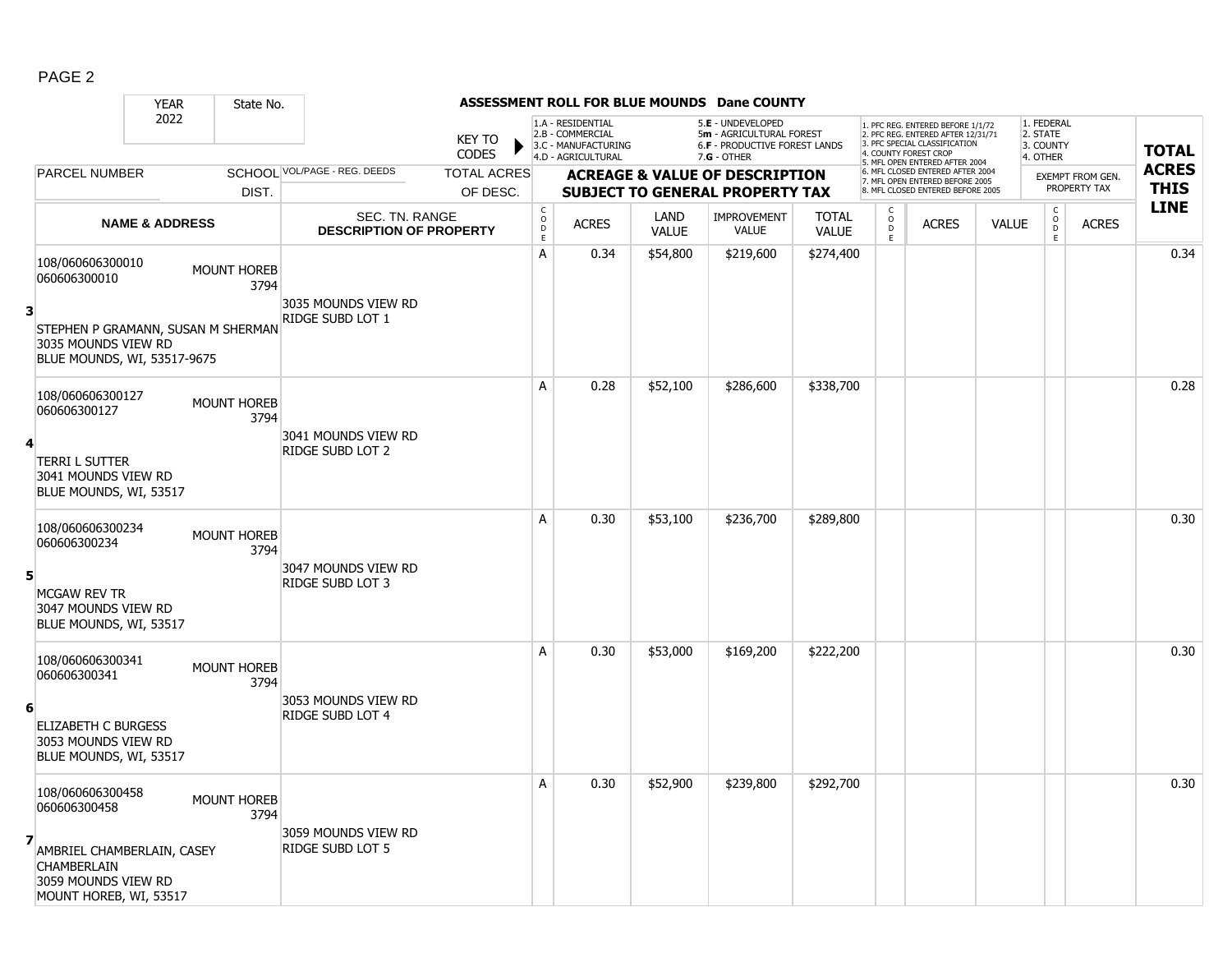| YEAR 2022 | State No. | | | ASSESSMENT ROLL FOR BLUE MOUNDS Dane COUNTY | | | | | | | | | | | |
|---|---|---|---|---|---|---|---|---|---|---|---|---|---|---|---|
| | | KEY TO CODES | | 1.A - RESIDENTIAL 2.B - COMMERCIAL 3.C - MANUFACTURING 4.D - AGRICULTURAL | | 5.E - UNDEVELOPED 5m - AGRICULTURAL FOREST 6.F - PRODUCTIVE FOREST LANDS 7.G - OTHER | | | 1. PFC REG. ENTERED BEFORE 1/1/72 2. PFC REG. ENTERED AFTER 12/31/71 3. PFC SPECIAL CLASSIFICATION 4. COUNTY FOREST CROP 5. MFL OPEN ENTERED AFTER 2004 6. MFL CLOSED ENTERED AFTER 2004 7. MFL OPEN ENTERED BEFORE 2005 8. MFL CLOSED ENTERED BEFORE 2005 | | | 1. FEDERAL 2. STATE 3. COUNTY 4. OTHER | | **TOTAL ACRES THIS LINE** |
| PARCEL NUMBER | SCHOOL DIST. | VOL/PAGE - REG. DEEDS | TOTAL ACRES OF DESC. | **ACREAGE & VALUE OF DESCRIPTION SUBJECT TO GENERAL PROPERTY TAX** | | | | | | | | EXEMPT FROM GEN. PROPERTY TAX | | |
| **NAME & ADDRESS** | | SEC. TN. RANGE **DESCRIPTION OF PROPERTY** | | CODE | ACRES | LAND VALUE | IMPROVEMENT VALUE | TOTAL VALUE | CODE | ACRES | VALUE | CODE | ACRES | |
| 3 | 108/060606300010 060606300010 STEPHEN P GRAMANN, SUSAN M SHERMAN 3035 MOUNDS VIEW RD BLUE MOUNDS, WI, 53517-9675 | MOUNT HOREB 3794 | 3035 MOUNDS VIEW RD RIDGE SUBD LOT 1 | A | 0.34 | $54,800 | $219,600 | $274,400 | | | | | | 0.34 |
| 4 | 108/060606300127 060606300127 TERRI L SUTTER 3041 MOUNDS VIEW RD BLUE MOUNDS, WI, 53517 | MOUNT HOREB 3794 | 3041 MOUNDS VIEW RD RIDGE SUBD LOT 2 | A | 0.28 | $52,100 | $286,600 | $338,700 | | | | | | 0.28 |
| 5 | 108/060606300234 060606300234 MCGAW REV TR 3047 MOUNDS VIEW RD BLUE MOUNDS, WI, 53517 | MOUNT HOREB 3794 | 3047 MOUNDS VIEW RD RIDGE SUBD LOT 3 | A | 0.30 | $53,100 | $236,700 | $289,800 | | | | | | 0.30 |
| 6 | 108/060606300341 060606300341 ELIZABETH C BURGESS 3053 MOUNDS VIEW RD BLUE MOUNDS, WI, 53517 | MOUNT HOREB 3794 | 3053 MOUNDS VIEW RD RIDGE SUBD LOT 4 | A | 0.30 | $53,000 | $169,200 | $222,200 | | | | | | 0.30 |
| 7 | 108/060606300458 060606300458 AMBRIEL CHAMBERLAIN, CASEY CHAMBERLAIN 3059 MOUNDS VIEW RD MOUNT HOREB, WI, 53517 | MOUNT HOREB 3794 | 3059 MOUNDS VIEW RD RIDGE SUBD LOT 5 | A | 0.30 | $52,900 | $239,800 | $292,700 | | | | | | 0.30 |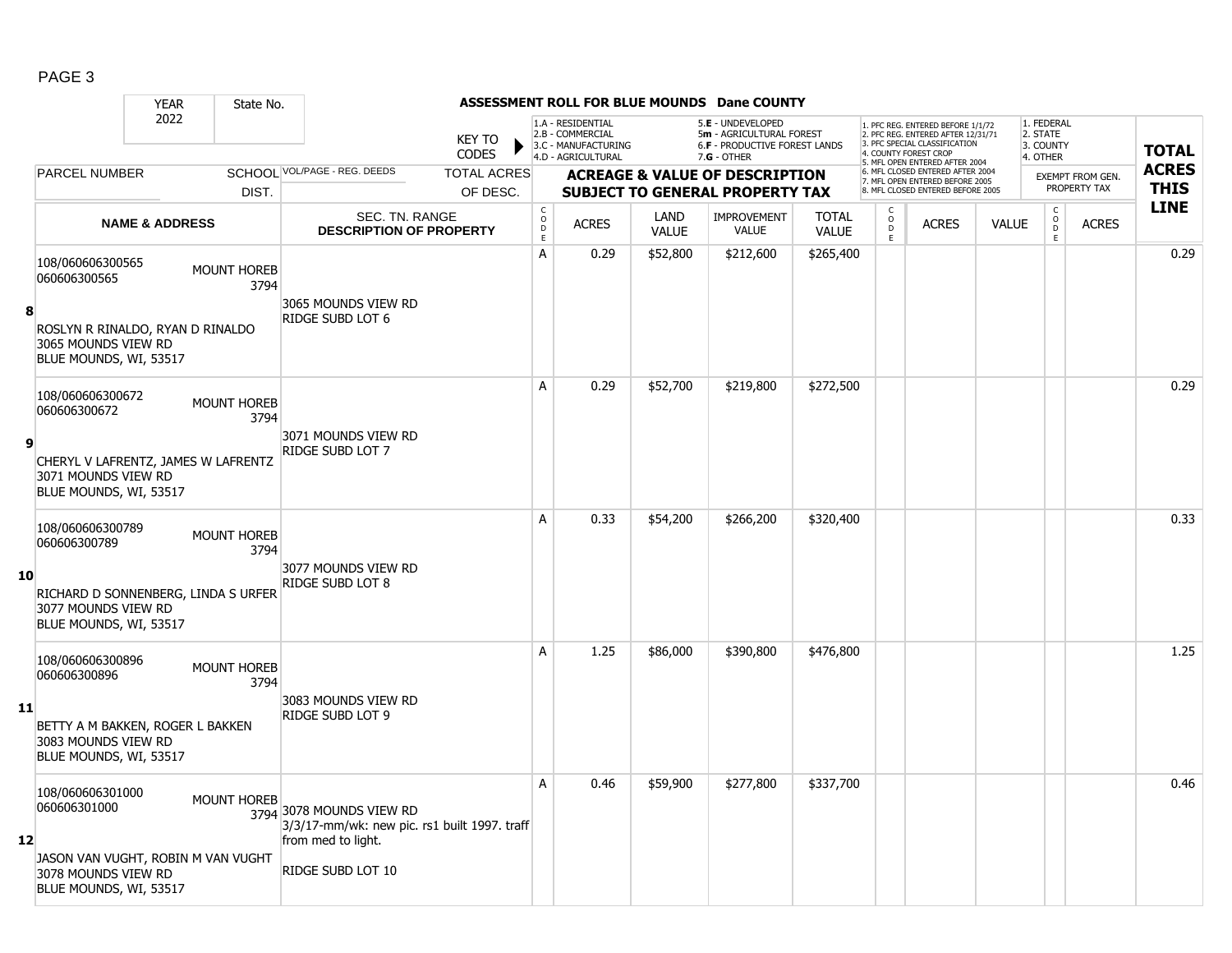# ASSESSMENT ROLL FOR BLUE MOUNDS Dane COUNTY

YEAR: 2022 | State No.

KEY TO CODES:
- 1.A - RESIDENTIAL
- 2.B - COMMERCIAL
- 3.C - MANUFACTURING
- 4.D - AGRICULTURAL
- 5.E - UNDEVELOPED
- 5m - AGRICULTURAL FOREST
- 6.F - PRODUCTIVE FOREST LANDS
- 7.G - OTHER

1. PFC REG. ENTERED BEFORE 1/1/72
2. PFC REG. ENTERED AFTER 12/31/71
3. PFC SPECIAL CLASSIFICATION
4. COUNTY FOREST CROP
5. MFL OPEN ENTERED AFTER 2004
6. MFL CLOSED ENTERED AFTER 2004
7. MFL OPEN ENTERED BEFORE 2005
8. MFL CLOSED ENTERED BEFORE 2005

1. FEDERAL
2. STATE
3. COUNTY
4. OTHER

| LINE | PARCEL NUMBER / NAME & ADDRESS | SCHOOL DIST. | VOL/PAGE - REG. DEEDS / SEC. TN. RANGE / DESCRIPTION OF PROPERTY | TOTAL ACRES OF DESC. | CODE | ACRES | LAND VALUE | IMPROVEMENT VALUE | TOTAL VALUE | CODE | ACRES | VALUE | CODE (EXEMPT) | ACRES (EXEMPT) | TOTAL ACRES THIS LINE |
|---|---|---|---|---|---|---|---|---|---|---|---|---|---|---|---|
| 8 | 108/060606300565<br>060606300565<br>ROSLYN R RINALDO, RYAN D RINALDO<br>3065 MOUNDS VIEW RD<br>BLUE MOUNDS, WI, 53517 | MOUNT HOREB 3794 | 3065 MOUNDS VIEW RD<br>RIDGE SUBD LOT 6 | | A | 0.29 | $52,800 | $212,600 | $265,400 | | | | | | 0.29 |
| 9 | 108/060606300672<br>060606300672<br>CHERYL V LAFRENTZ, JAMES W LAFRENTZ<br>3071 MOUNDS VIEW RD<br>BLUE MOUNDS, WI, 53517 | MOUNT HOREB 3794 | 3071 MOUNDS VIEW RD<br>RIDGE SUBD LOT 7 | | A | 0.29 | $52,700 | $219,800 | $272,500 | | | | | | 0.29 |
| 10 | 108/060606300789<br>060606300789<br>RICHARD D SONNENBERG, LINDA S URFER<br>3077 MOUNDS VIEW RD<br>BLUE MOUNDS, WI, 53517 | MOUNT HOREB 3794 | 3077 MOUNDS VIEW RD<br>RIDGE SUBD LOT 8 | | A | 0.33 | $54,200 | $266,200 | $320,400 | | | | | | 0.33 |
| 11 | 108/060606300896<br>060606300896<br>BETTY A M BAKKEN, ROGER L BAKKEN<br>3083 MOUNDS VIEW RD<br>BLUE MOUNDS, WI, 53517 | MOUNT HOREB 3794 | 3083 MOUNDS VIEW RD<br>RIDGE SUBD LOT 9 | | A | 1.25 | $86,000 | $390,800 | $476,800 | | | | | | 1.25 |
| 12 | 108/060606301000<br>060606301000<br>JASON VAN VUGHT, ROBIN M VAN VUGHT<br>3078 MOUNDS VIEW RD<br>BLUE MOUNDS, WI, 53517 | MOUNT HOREB 3794 | 3078 MOUNDS VIEW RD<br>3/3/17-mm/wk: new pic. rs1 built 1997. traff from med to light.<br>RIDGE SUBD LOT 10 | | A | 0.46 | $59,900 | $277,800 | $337,700 | | | | | | 0.46 |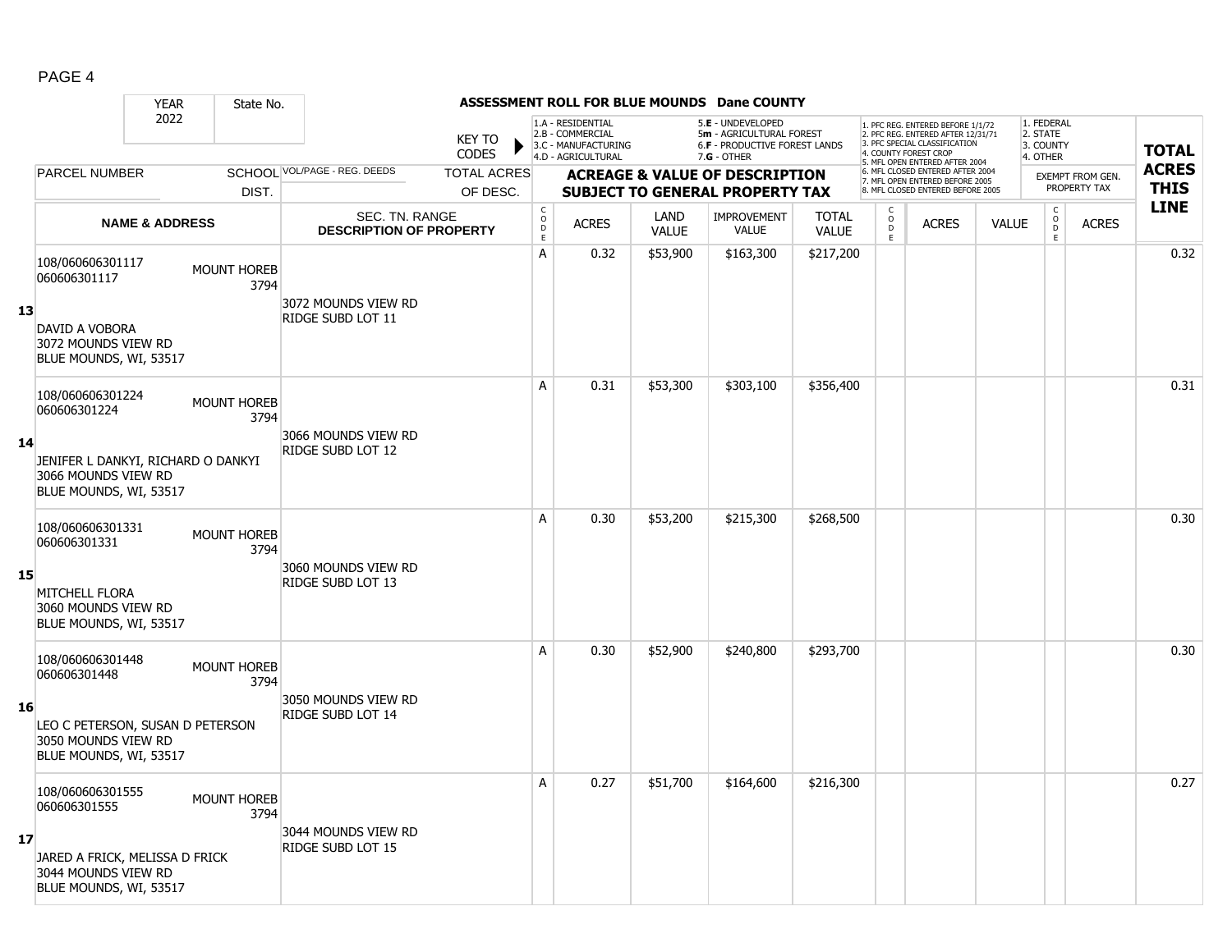**ASSESSMENT ROLL FOR BLUE MOUNDS Dane COUNTY**

YEAR: 2022 State No.

KEY TO CODES: 1.A - RESIDENTIAL, 2.B - COMMERCIAL, 3.C - MANUFACTURING, 4.D - AGRICULTURAL, 5.E - UNDEVELOPED, 5m - AGRICULTURAL FOREST, 6.F - PRODUCTIVE FOREST LANDS, 7.G - OTHER

1. PFC REG. ENTERED BEFORE 1/1/72, 2. PFC REG. ENTERED AFTER 12/31/71, 3. PFC SPECIAL CLASSIFICATION, 4. COUNTY FOREST CROP, 5. MFL OPEN ENTERED AFTER 2004, 6. MFL CLOSED ENTERED AFTER 2004, 7. MFL OPEN ENTERED BEFORE 2005, 8. MFL CLOSED ENTERED BEFORE 2005

1. FEDERAL, 2. STATE, 3. COUNTY, 4. OTHER

| Line | PARCEL NUMBER / NAME & ADDRESS | SCHOOL DIST. | VOL/PAGE - REG. DEEDS / SEC. TN. RANGE / DESCRIPTION OF PROPERTY | TOTAL ACRES OF DESC. | CODE | ACRES | LAND VALUE | IMPROVEMENT VALUE | TOTAL VALUE | CODE | ACRES | VALUE | CODE | EXEMPT FROM GEN. PROPERTY TAX ACRES | TOTAL ACRES THIS LINE |
|---|---|---|---|---|---|---|---|---|---|---|---|---|---|---|---|
| 13 | 108/060606301117<br>060606301117<br>DAVID A VOBORA<br>3072 MOUNDS VIEW RD<br>BLUE MOUNDS, WI, 53517 | MOUNT HOREB 3794 | 3072 MOUNDS VIEW RD<br>RIDGE SUBD LOT 11 | | A | 0.32 | $53,900 | $163,300 | $217,200 | | | | | | 0.32 |
| 14 | 108/060606301224<br>060606301224<br>JENIFER L DANKYI, RICHARD O DANKYI<br>3066 MOUNDS VIEW RD<br>BLUE MOUNDS, WI, 53517 | MOUNT HOREB 3794 | 3066 MOUNDS VIEW RD<br>RIDGE SUBD LOT 12 | | A | 0.31 | $53,300 | $303,100 | $356,400 | | | | | | 0.31 |
| 15 | 108/060606301331<br>060606301331<br>MITCHELL FLORA<br>3060 MOUNDS VIEW RD<br>BLUE MOUNDS, WI, 53517 | MOUNT HOREB 3794 | 3060 MOUNDS VIEW RD<br>RIDGE SUBD LOT 13 | | A | 0.30 | $53,200 | $215,300 | $268,500 | | | | | | 0.30 |
| 16 | 108/060606301448<br>060606301448<br>LEO C PETERSON, SUSAN D PETERSON<br>3050 MOUNDS VIEW RD<br>BLUE MOUNDS, WI, 53517 | MOUNT HOREB 3794 | 3050 MOUNDS VIEW RD<br>RIDGE SUBD LOT 14 | | A | 0.30 | $52,900 | $240,800 | $293,700 | | | | | | 0.30 |
| 17 | 108/060606301555<br>060606301555<br>JARED A FRICK, MELISSA D FRICK<br>3044 MOUNDS VIEW RD<br>BLUE MOUNDS, WI, 53517 | MOUNT HOREB 3794 | 3044 MOUNDS VIEW RD<br>RIDGE SUBD LOT 15 | | A | 0.27 | $51,700 | $164,600 | $216,300 | | | | | | 0.27 |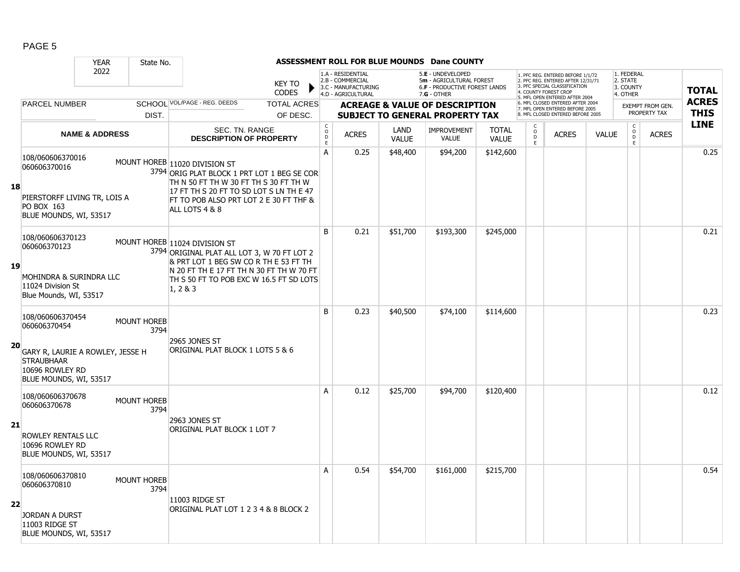# ASSESSMENT ROLL FOR BLUE MOUNDS Dane COUNTY

| YEAR | State No. | | | | | | | | | | | | | | |
|---|---|---|---|---|---|---|---|---|---|---|---|---|---|---|---|
| 2022 | | | | | | | | | | | | | | | |

KEY TO CODES: 1.A - RESIDENTIAL, 2.B - COMMERCIAL, 3.C - MANUFACTURING, 4.D - AGRICULTURAL, 5.E - UNDEVELOPED, 5m - AGRICULTURAL FOREST, 6.F - PRODUCTIVE FOREST LANDS, 7.G - OTHER

1. PFC REG. ENTERED BEFORE 1/1/72; 2. PFC REG. ENTERED AFTER 12/31/71; 3. PFC SPECIAL CLASSIFICATION; 4. COUNTY FOREST CROP; 5. MFL OPEN ENTERED AFTER 2004; 6. MFL CLOSED ENTERED AFTER 2004; 7. MFL OPEN ENTERED BEFORE 2005; 8. MFL CLOSED ENTERED BEFORE 2005

1. FEDERAL; 2. STATE; 3. COUNTY; 4. OTHER

| LINE | PARCEL NUMBER / NAME & ADDRESS | SCHOOL DIST. | VOL/PAGE - REG. DEEDS / SEC. TN. RANGE / DESCRIPTION OF PROPERTY | CODE | ACRES | LAND VALUE | IMPROVEMENT VALUE | TOTAL VALUE | CODE | ACRES | VALUE | CODE | ACRES (EXEMPT FROM GEN. PROPERTY TAX) | TOTAL ACRES THIS LINE |
|---|---|---|---|---|---|---|---|---|---|---|---|---|---|---|
| 18 | 108/060606370016 060606370016 PIERSTORFF LIVING TR, LOIS A PO BOX 163 BLUE MOUNDS, WI, 53517 | MOUNT HOREB 3794 | 11020 DIVISION ST ORIG PLAT BLOCK 1 PRT LOT 1 BEG SE COR TH N 50 FT TH W 30 FT TH S 30 FT TH W 17 FT TH S 20 FT TO SD LOT S LN TH E 47 FT TO POB ALSO PRT LOT 2 E 30 FT THF & ALL LOTS 4 & 8 | A | 0.25 | $48,400 | $94,200 | $142,600 | | | | | | 0.25 |
| 19 | 108/060606370123 060606370123 MOHINDRA & SURINDRA LLC 11024 Division St Blue Mounds, WI, 53517 | MOUNT HOREB 3794 | 11024 DIVISION ST ORIGINAL PLAT ALL LOT 3, W 70 FT LOT 2 & PRT LOT 1 BEG SW CO R TH E 53 FT TH N 20 FT TH E 17 FT TH N 30 FT TH W 70 FT TH S 50 FT TO POB EXC W 16.5 FT SD LOTS 1, 2 & 3 | B | 0.21 | $51,700 | $193,300 | $245,000 | | | | | | 0.21 |
| 20 | 108/060606370454 060606370454 GARY R, LAURIE A ROWLEY, JESSE H STRAUBHAAR 10696 ROWLEY RD BLUE MOUNDS, WI, 53517 | MOUNT HOREB 3794 | 2965 JONES ST ORIGINAL PLAT BLOCK 1 LOTS 5 & 6 | B | 0.23 | $40,500 | $74,100 | $114,600 | | | | | | 0.23 |
| 21 | 108/060606370678 060606370678 ROWLEY RENTALS LLC 10696 ROWLEY RD BLUE MOUNDS, WI, 53517 | MOUNT HOREB 3794 | 2963 JONES ST ORIGINAL PLAT BLOCK 1 LOT 7 | A | 0.12 | $25,700 | $94,700 | $120,400 | | | | | | 0.12 |
| 22 | 108/060606370810 060606370810 JORDAN A DURST 11003 RIDGE ST BLUE MOUNDS, WI, 53517 | MOUNT HOREB 3794 | 11003 RIDGE ST ORIGINAL PLAT LOT 1 2 3 4 & 8 BLOCK 2 | A | 0.54 | $54,700 | $161,000 | $215,700 | | | | | | 0.54 |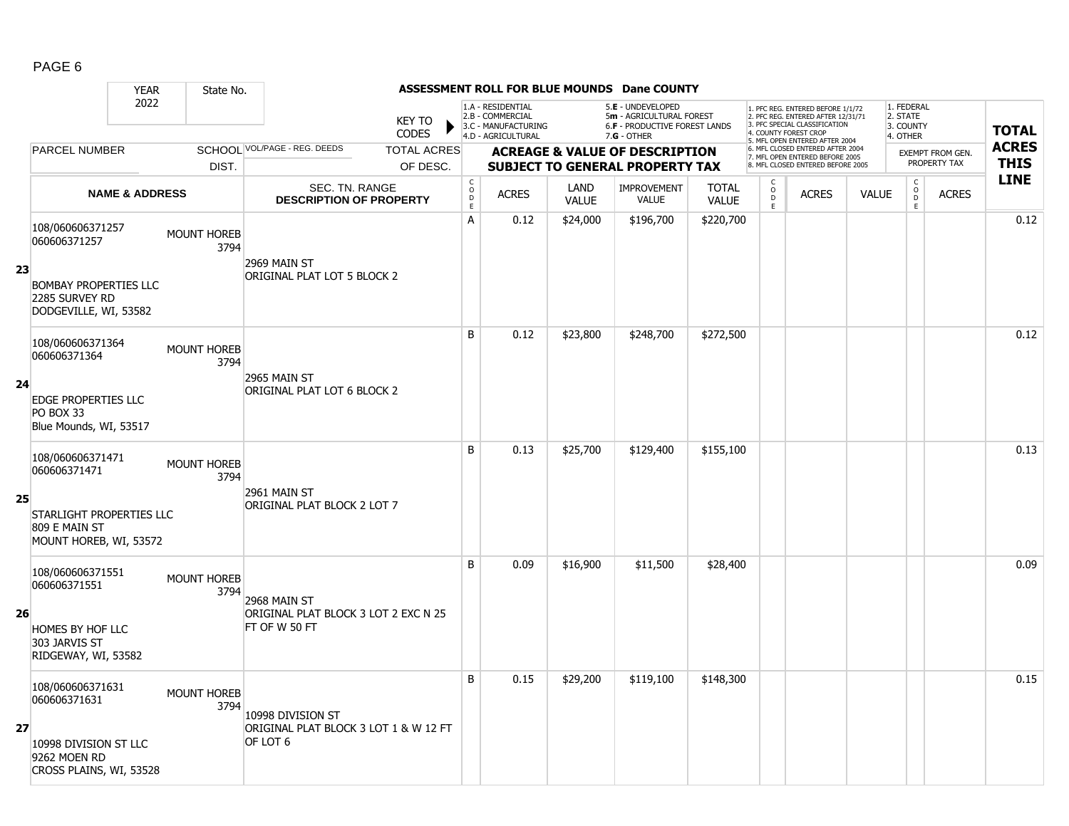# ASSESSMENT ROLL FOR BLUE MOUNDS Dane COUNTY

| YEAR | State No. |
|---|---|
| 2022 | |

KEY TO CODES:
- 1.A - RESIDENTIAL
- 2.B - COMMERCIAL
- 3.C - MANUFACTURING
- 4.D - AGRICULTURAL
- 5.E - UNDEVELOPED
- 5m - AGRICULTURAL FOREST
- 6.F - PRODUCTIVE FOREST LANDS
- 7.G - OTHER

Special classification codes:
1. PFC REG. ENTERED BEFORE 1/1/72
2. PFC REG. ENTERED AFTER 12/31/71
3. PFC SPECIAL CLASSIFICATION
4. COUNTY FOREST CROP
5. MFL OPEN ENTERED AFTER 2004
6. MFL CLOSED ENTERED AFTER 2004
7. MFL OPEN ENTERED BEFORE 2005
8. MFL CLOSED ENTERED BEFORE 2005

Exempt codes:
1. FEDERAL
2. STATE
3. COUNTY
4. OTHER

| | PARCEL NUMBER / NAME & ADDRESS | SCHOOL DIST. | VOL/PAGE - REG. DEEDS / SEC. TN. RANGE / DESCRIPTION OF PROPERTY | CODE | ACRES | LAND VALUE | IMPROVEMENT VALUE | TOTAL VALUE | CODE | ACRES | VALUE | CODE | EXEMPT ACRES | TOTAL ACRES THIS LINE |
|---|---|---|---|---|---|---|---|---|---|---|---|---|---|---|
| 23 | 108/060606371257<br>060606371257<br><br>BOMBAY PROPERTIES LLC<br>2285 SURVEY RD<br>DODGEVILLE, WI, 53582 | MOUNT HOREB 3794 | 2969 MAIN ST<br>ORIGINAL PLAT LOT 5 BLOCK 2 | A | 0.12 | $24,000 | $196,700 | $220,700 | | | | | | 0.12 |
| 24 | 108/060606371364<br>060606371364<br><br>EDGE PROPERTIES LLC<br>PO BOX 33<br>Blue Mounds, WI, 53517 | MOUNT HOREB 3794 | 2965 MAIN ST<br>ORIGINAL PLAT LOT 6 BLOCK 2 | B | 0.12 | $23,800 | $248,700 | $272,500 | | | | | | 0.12 |
| 25 | 108/060606371471<br>060606371471<br><br>STARLIGHT PROPERTIES LLC<br>809 E MAIN ST<br>MOUNT HOREB, WI, 53572 | MOUNT HOREB 3794 | 2961 MAIN ST<br>ORIGINAL PLAT BLOCK 2 LOT 7 | B | 0.13 | $25,700 | $129,400 | $155,100 | | | | | | 0.13 |
| 26 | 108/060606371551<br>060606371551<br><br>HOMES BY HOF LLC<br>303 JARVIS ST<br>RIDGEWAY, WI, 53582 | MOUNT HOREB 3794 | 2968 MAIN ST<br>ORIGINAL PLAT BLOCK 3 LOT 2 EXC N 25 FT OF W 50 FT | B | 0.09 | $16,900 | $11,500 | $28,400 | | | | | | 0.09 |
| 27 | 108/060606371631<br>060606371631<br><br>10998 DIVISION ST LLC<br>9262 MOEN RD<br>CROSS PLAINS, WI, 53528 | MOUNT HOREB 3794 | 10998 DIVISION ST<br>ORIGINAL PLAT BLOCK 3 LOT 1 & W 12 FT OF LOT 6 | B | 0.15 | $29,200 | $119,100 | $148,300 | | | | | | 0.15 |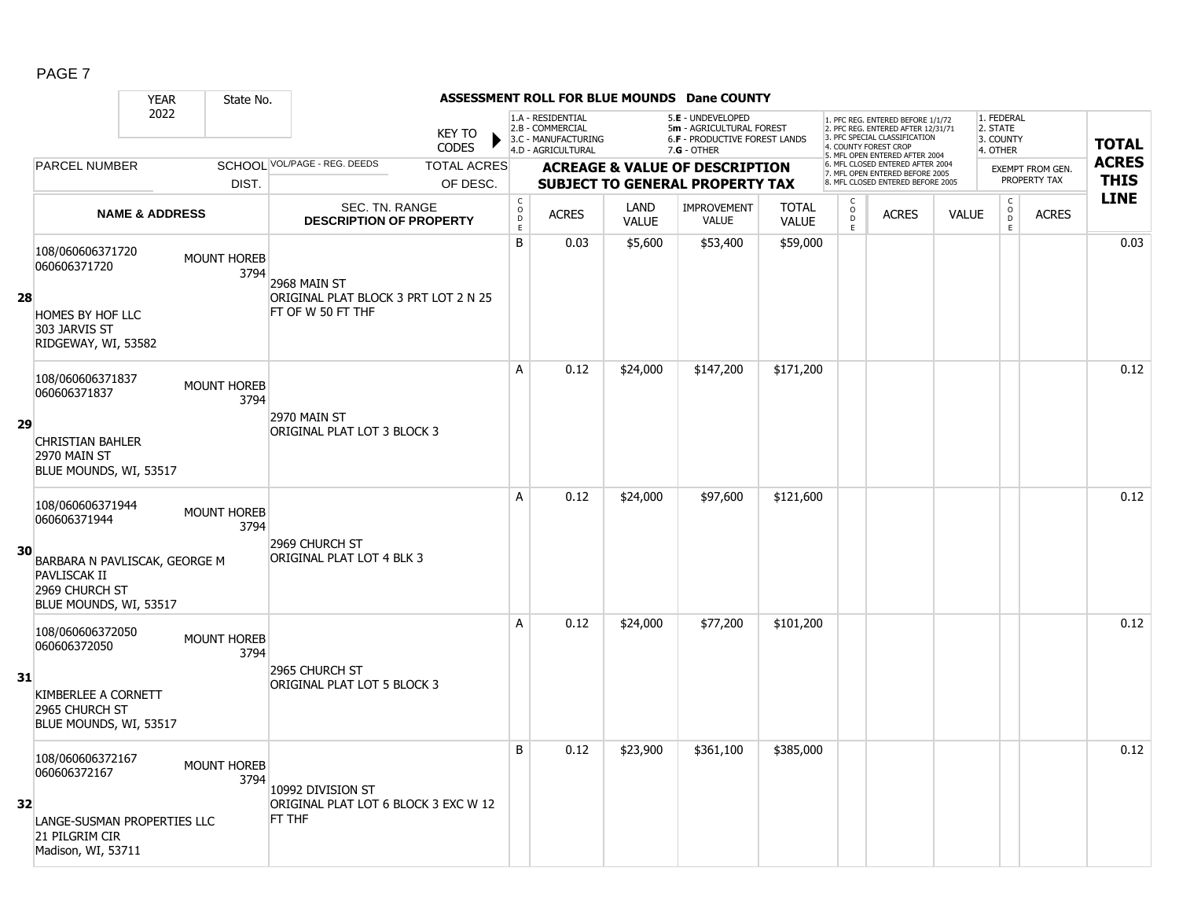**ASSESSMENT ROLL FOR BLUE MOUNDS Dane COUNTY**

YEAR: 2022 | State No.

KEY TO CODES: 1.A - RESIDENTIAL, 2.B - COMMERCIAL, 3.C - MANUFACTURING, 4.D - AGRICULTURAL, 5.E - UNDEVELOPED, 5m - AGRICULTURAL FOREST, 6.F - PRODUCTIVE FOREST LANDS, 7.G - OTHER

1. PFC REG. ENTERED BEFORE 1/1/72, 2. PFC REG. ENTERED AFTER 12/31/71, 3. PFC SPECIAL CLASSIFICATION, 4. COUNTY FOREST CROP, 5. MFL OPEN ENTERED AFTER 2004, 6. MFL CLOSED ENTERED AFTER 2004, 7. MFL OPEN ENTERED BEFORE 2005, 8. MFL CLOSED ENTERED BEFORE 2005

1. FEDERAL, 2. STATE, 3. COUNTY, 4. OTHER

| LINE | PARCEL NUMBER / NAME & ADDRESS | SCHOOL DIST. | VOL/PAGE - REG. DEEDS / SEC. TN. RANGE / DESCRIPTION OF PROPERTY | TOTAL ACRES OF DESC. | CODE | ACRES | LAND VALUE | IMPROVEMENT VALUE | TOTAL VALUE | CODE | ACRES | VALUE | CODE (EXEMPT) | ACRES (EXEMPT) | TOTAL ACRES THIS LINE |
|---|---|---|---|---|---|---|---|---|---|---|---|---|---|---|---|
| 28 | 108/060606371720 060606371720 HOMES BY HOF LLC 303 JARVIS ST RIDGEWAY, WI, 53582 | MOUNT HOREB 3794 | 2968 MAIN ST ORIGINAL PLAT BLOCK 3 PRT LOT 2 N 25 FT OF W 50 FT THF | | B | 0.03 | $5,600 | $53,400 | $59,000 | | | | | | 0.03 |
| 29 | 108/060606371837 060606371837 CHRISTIAN BAHLER 2970 MAIN ST BLUE MOUNDS, WI, 53517 | MOUNT HOREB 3794 | 2970 MAIN ST ORIGINAL PLAT LOT 3 BLOCK 3 | | A | 0.12 | $24,000 | $147,200 | $171,200 | | | | | | 0.12 |
| 30 | 108/060606371944 060606371944 BARBARA N PAVLISCAK, GEORGE M PAVLISCAK II 2969 CHURCH ST BLUE MOUNDS, WI, 53517 | MOUNT HOREB 3794 | 2969 CHURCH ST ORIGINAL PLAT LOT 4 BLK 3 | | A | 0.12 | $24,000 | $97,600 | $121,600 | | | | | | 0.12 |
| 31 | 108/060606372050 060606372050 KIMBERLEE A CORNETT 2965 CHURCH ST BLUE MOUNDS, WI, 53517 | MOUNT HOREB 3794 | 2965 CHURCH ST ORIGINAL PLAT LOT 5 BLOCK 3 | | A | 0.12 | $24,000 | $77,200 | $101,200 | | | | | | 0.12 |
| 32 | 108/060606372167 060606372167 LANGE-SUSMAN PROPERTIES LLC 21 PILGRIM CIR Madison, WI, 53711 | MOUNT HOREB 3794 | 10992 DIVISION ST ORIGINAL PLAT LOT 6 BLOCK 3 EXC W 12 FT THF | | B | 0.12 | $23,900 | $361,100 | $385,000 | | | | | | 0.12 |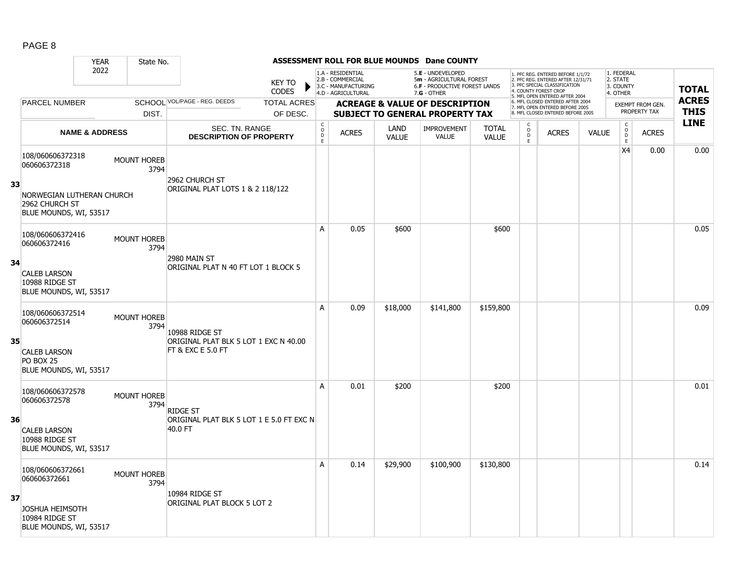ASSESSMENT ROLL FOR BLUE MOUNDS Dane COUNTY

| | YEAR 2022 | State No. | KEY TO CODES | 1.A - RESIDENTIAL 2.B - COMMERCIAL 3.C - MANUFACTURING 4.D - AGRICULTURAL | | 5.E - UNDEVELOPED 5m - AGRICULTURAL FOREST 6.F - PRODUCTIVE FOREST LANDS 7.G - OTHER | | | 1. PFC REG. ENTERED BEFORE 1/1/72 2. PFC REG. ENTERED AFTER 12/31/71 3. PFC SPECIAL CLASSIFICATION 4. COUNTY FOREST CROP 5. MFL OPEN ENTERED AFTER 2004 6. MFL CLOSED ENTERED AFTER 2004 7. MFL OPEN ENTERED BEFORE 2005 8. MFL CLOSED ENTERED BEFORE 2005 | | | 1. FEDERAL 2. STATE 3. COUNTY 4. OTHER | | TOTAL ACRES THIS LINE |
|---|---|---|---|---|---|---|---|---|---|---|---|---|---|---|
| | PARCEL NUMBER | SCHOOL DIST. | VOL/PAGE - REG. DEEDS / TOTAL ACRES OF DESC. | ACREAGE & VALUE OF DESCRIPTION SUBJECT TO GENERAL PROPERTY TAX | | | | | | | | EXEMPT FROM GEN. PROPERTY TAX | | |
| | NAME & ADDRESS | | SEC. TN. RANGE DESCRIPTION OF PROPERTY | CODE | ACRES | LAND VALUE | IMPROVEMENT VALUE | TOTAL VALUE | CODE | ACRES | VALUE | CODE | ACRES | |
| 33 | 108/060606372318 060606372318 NORWEGIAN LUTHERAN CHURCH 2962 CHURCH ST BLUE MOUNDS, WI, 53517 | MOUNT HOREB 3794 | 2962 CHURCH ST ORIGINAL PLAT LOTS 1 & 2 118/122 | | | | | | | | | X4 | 0.00 | 0.00 |
| 34 | 108/060606372416 060606372416 CALEB LARSON 10988 RIDGE ST BLUE MOUNDS, WI, 53517 | MOUNT HOREB 3794 | 2980 MAIN ST ORIGINAL PLAT N 40 FT LOT 1 BLOCK 5 | A | 0.05 | $600 | | $600 | | | | | | 0.05 |
| 35 | 108/060606372514 060606372514 CALEB LARSON PO BOX 25 BLUE MOUNDS, WI, 53517 | MOUNT HOREB 3794 | 10988 RIDGE ST ORIGINAL PLAT BLK 5 LOT 1 EXC N 40.00 FT & EXC E 5.0 FT | A | 0.09 | $18,000 | $141,800 | $159,800 | | | | | | 0.09 |
| 36 | 108/060606372578 060606372578 CALEB LARSON 10988 RIDGE ST BLUE MOUNDS, WI, 53517 | MOUNT HOREB 3794 | RIDGE ST ORIGINAL PLAT BLK 5 LOT 1 E 5.0 FT EXC N 40.0 FT | A | 0.01 | $200 | | $200 | | | | | | 0.01 |
| 37 | 108/060606372661 060606372661 JOSHUA HEIMSOTH 10984 RIDGE ST BLUE MOUNDS, WI, 53517 | MOUNT HOREB 3794 | 10984 RIDGE ST ORIGINAL PLAT BLOCK 5 LOT 2 | A | 0.14 | $29,900 | $100,900 | $130,800 | | | | | | 0.14 |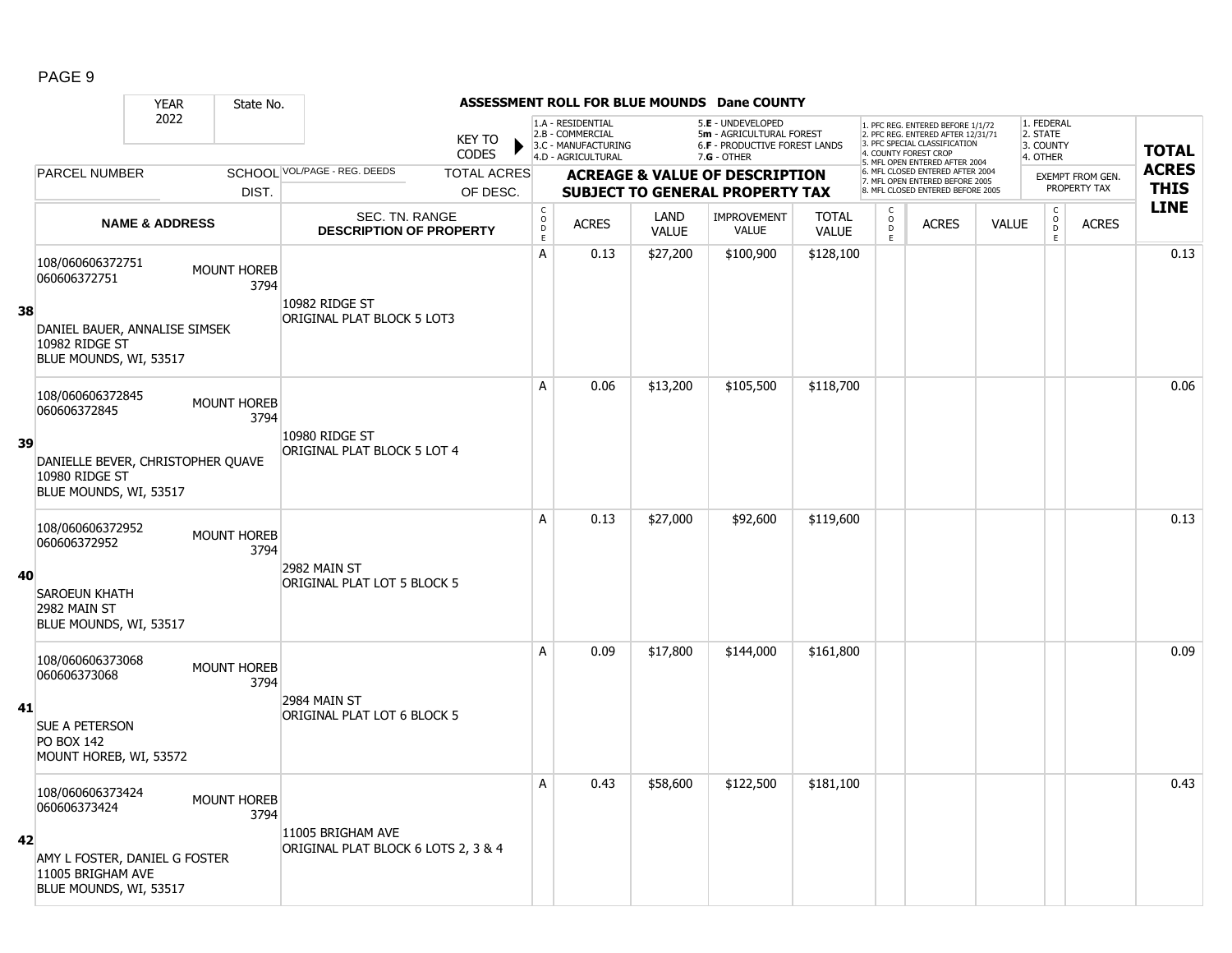## ASSESSMENT ROLL FOR BLUE MOUNDS Dane COUNTY

| YEAR | State No. | | KEY TO CODES | 1.A - RESIDENTIAL 2.B - COMMERCIAL 3.C - MANUFACTURING 4.D - AGRICULTURAL | | 5.E - UNDEVELOPED 5m - AGRICULTURAL FOREST 6.F - PRODUCTIVE FOREST LANDS 7.G - OTHER | | | 1. PFC REG. ENTERED BEFORE 1/1/72 2. PFC REG. ENTERED AFTER 12/31/71 3. PFC SPECIAL CLASSIFICATION 4. COUNTY FOREST CROP 5. MFL OPEN ENTERED AFTER 2004 6. MFL CLOSED ENTERED AFTER 2004 7. MFL OPEN ENTERED BEFORE 2005 8. MFL CLOSED ENTERED BEFORE 2005 | | | 1. FEDERAL 2. STATE 3. COUNTY 4. OTHER | | |
|---|---|---|---|---|---|---|---|---|---|---|---|---|---|---|
| 2022 | | | | | | | | | | | | | | |
| PARCEL NUMBER | SCHOOL DIST. | VOL/PAGE - REG. DEEDS | TOTAL ACRES OF DESC. | ACREAGE & VALUE OF DESCRIPTION SUBJECT TO GENERAL PROPERTY TAX | | | | | | | | EXEMPT FROM GEN. PROPERTY TAX | | TOTAL ACRES THIS LINE |
| NAME & ADDRESS | | SEC. TN. RANGE DESCRIPTION OF PROPERTY | | CODE | ACRES | LAND VALUE | IMPROVEMENT VALUE | TOTAL VALUE | CODE | ACRES | VALUE | CODE | ACRES | |
| **38** 108/060606372751 060606372751 DANIEL BAUER, ANNALISE SIMSEK 10982 RIDGE ST BLUE MOUNDS, WI, 53517 | MOUNT HOREB 3794 | 10982 RIDGE ST ORIGINAL PLAT BLOCK 5 LOT3 | | A | 0.13 | $27,200 | $100,900 | $128,100 | | | | | | 0.13 |
| **39** 108/060606372845 060606372845 DANIELLE BEVER, CHRISTOPHER QUAVE 10980 RIDGE ST BLUE MOUNDS, WI, 53517 | MOUNT HOREB 3794 | 10980 RIDGE ST ORIGINAL PLAT BLOCK 5 LOT 4 | | A | 0.06 | $13,200 | $105,500 | $118,700 | | | | | | 0.06 |
| **40** 108/060606372952 060606372952 SAROEUN KHATH 2982 MAIN ST BLUE MOUNDS, WI, 53517 | MOUNT HOREB 3794 | 2982 MAIN ST ORIGINAL PLAT LOT 5 BLOCK 5 | | A | 0.13 | $27,000 | $92,600 | $119,600 | | | | | | 0.13 |
| **41** 108/060606373068 060606373068 SUE A PETERSON PO BOX 142 MOUNT HOREB, WI, 53572 | MOUNT HOREB 3794 | 2984 MAIN ST ORIGINAL PLAT LOT 6 BLOCK 5 | | A | 0.09 | $17,800 | $144,000 | $161,800 | | | | | | 0.09 |
| **42** 108/060606373424 060606373424 AMY L FOSTER, DANIEL G FOSTER 11005 BRIGHAM AVE BLUE MOUNDS, WI, 53517 | MOUNT HOREB 3794 | 11005 BRIGHAM AVE ORIGINAL PLAT BLOCK 6 LOTS 2, 3 & 4 | | A | 0.43 | $58,600 | $122,500 | $181,100 | | | | | | 0.43 |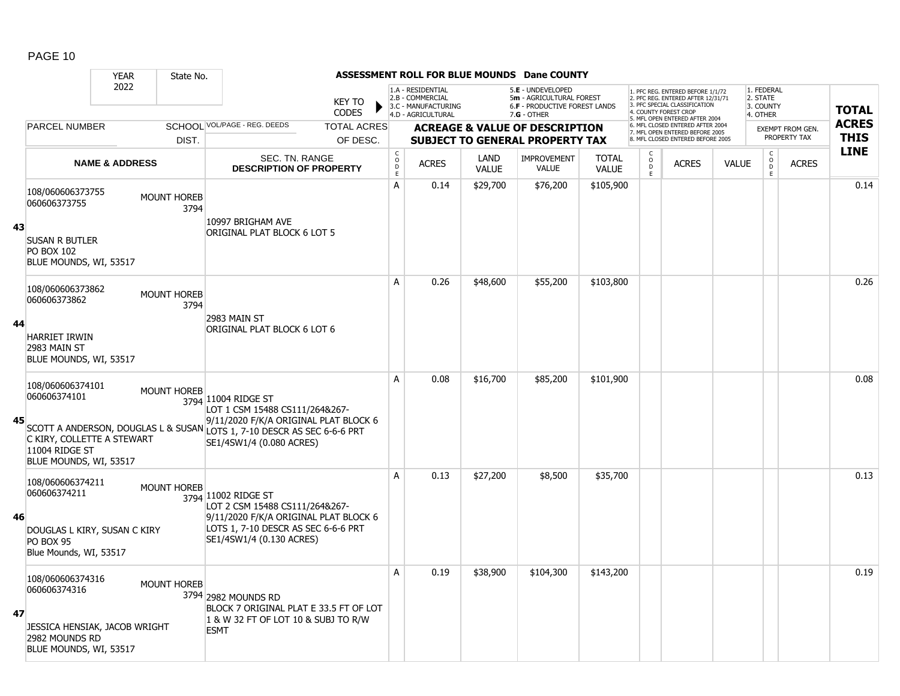# ASSESSMENT ROLL FOR BLUE MOUNDS Dane COUNTY

YEAR 2022 | State No.

KEY TO CODES:
1.A - RESIDENTIAL
2.B - COMMERCIAL
3.C - MANUFACTURING
4.D - AGRICULTURAL
5.E - UNDEVELOPED
5m - AGRICULTURAL FOREST
6.F - PRODUCTIVE FOREST LANDS
7.G - OTHER

1. PFC REG. ENTERED BEFORE 1/1/72
2. PFC REG. ENTERED AFTER 12/31/71
3. PFC SPECIAL CLASSIFICATION
4. COUNTY FOREST CROP
5. MFL OPEN ENTERED AFTER 2004
6. MFL CLOSED ENTERED AFTER 2004
7. MFL OPEN ENTERED BEFORE 2005
8. MFL CLOSED ENTERED BEFORE 2005

1. FEDERAL
2. STATE
3. COUNTY
4. OTHER

| | PARCEL NUMBER / NAME & ADDRESS | SCHOOL DIST. | VOL/PAGE - REG. DEEDS / SEC. TN. RANGE / DESCRIPTION OF PROPERTY | CODE | ACRES | LAND VALUE | IMPROVEMENT VALUE | TOTAL VALUE | CODE | ACRES | VALUE | CODE | EXEMPT ACRES | TOTAL ACRES THIS LINE |
|---|---|---|---|---|---|---|---|---|---|---|---|---|---|---|
| 43 | 108/060606373755<br>060606373755<br><br>SUSAN R BUTLER<br>PO BOX 102<br>BLUE MOUNDS, WI, 53517 | MOUNT HOREB 3794 | 10997 BRIGHAM AVE<br>ORIGINAL PLAT BLOCK 6 LOT 5 | A | 0.14 | $29,700 | $76,200 | $105,900 | | | | | | 0.14 |
| 44 | 108/060606373862<br>060606373862<br><br>HARRIET IRWIN<br>2983 MAIN ST<br>BLUE MOUNDS, WI, 53517 | MOUNT HOREB 3794 | 2983 MAIN ST<br>ORIGINAL PLAT BLOCK 6 LOT 6 | A | 0.26 | $48,600 | $55,200 | $103,800 | | | | | | 0.26 |
| 45 | 108/060606374101<br>060606374101<br><br>SCOTT A ANDERSON, DOUGLAS L & SUSAN C KIRY, COLLETTE A STEWART<br>11004 RIDGE ST<br>BLUE MOUNDS, WI, 53517 | MOUNT HOREB 3794 | 11004 RIDGE ST<br>LOT 1 CSM 15488 CS111/264&267-9/11/2020 F/K/A ORIGINAL PLAT BLOCK 6 LOTS 1, 7-10 DESCR AS SEC 6-6-6 PRT SE1/4SW1/4 (0.080 ACRES) | A | 0.08 | $16,700 | $85,200 | $101,900 | | | | | | 0.08 |
| 46 | 108/060606374211<br>060606374211<br><br>DOUGLAS L KIRY, SUSAN C KIRY<br>PO BOX 95<br>Blue Mounds, WI, 53517 | MOUNT HOREB 3794 | 11002 RIDGE ST<br>LOT 2 CSM 15488 CS111/264&267-9/11/2020 F/K/A ORIGINAL PLAT BLOCK 6 LOTS 1, 7-10 DESCR AS SEC 6-6-6 PRT SE1/4SW1/4 (0.130 ACRES) | A | 0.13 | $27,200 | $8,500 | $35,700 | | | | | | 0.13 |
| 47 | 108/060606374316<br>060606374316<br><br>JESSICA HENSIAK, JACOB WRIGHT<br>2982 MOUNDS RD<br>BLUE MOUNDS, WI, 53517 | MOUNT HOREB 3794 | 2982 MOUNDS RD<br>BLOCK 7 ORIGINAL PLAT E 33.5 FT OF LOT 1 & W 32 FT OF LOT 10 & SUBJ TO R/W ESMT | A | 0.19 | $38,900 | $104,300 | $143,200 | | | | | | 0.19 |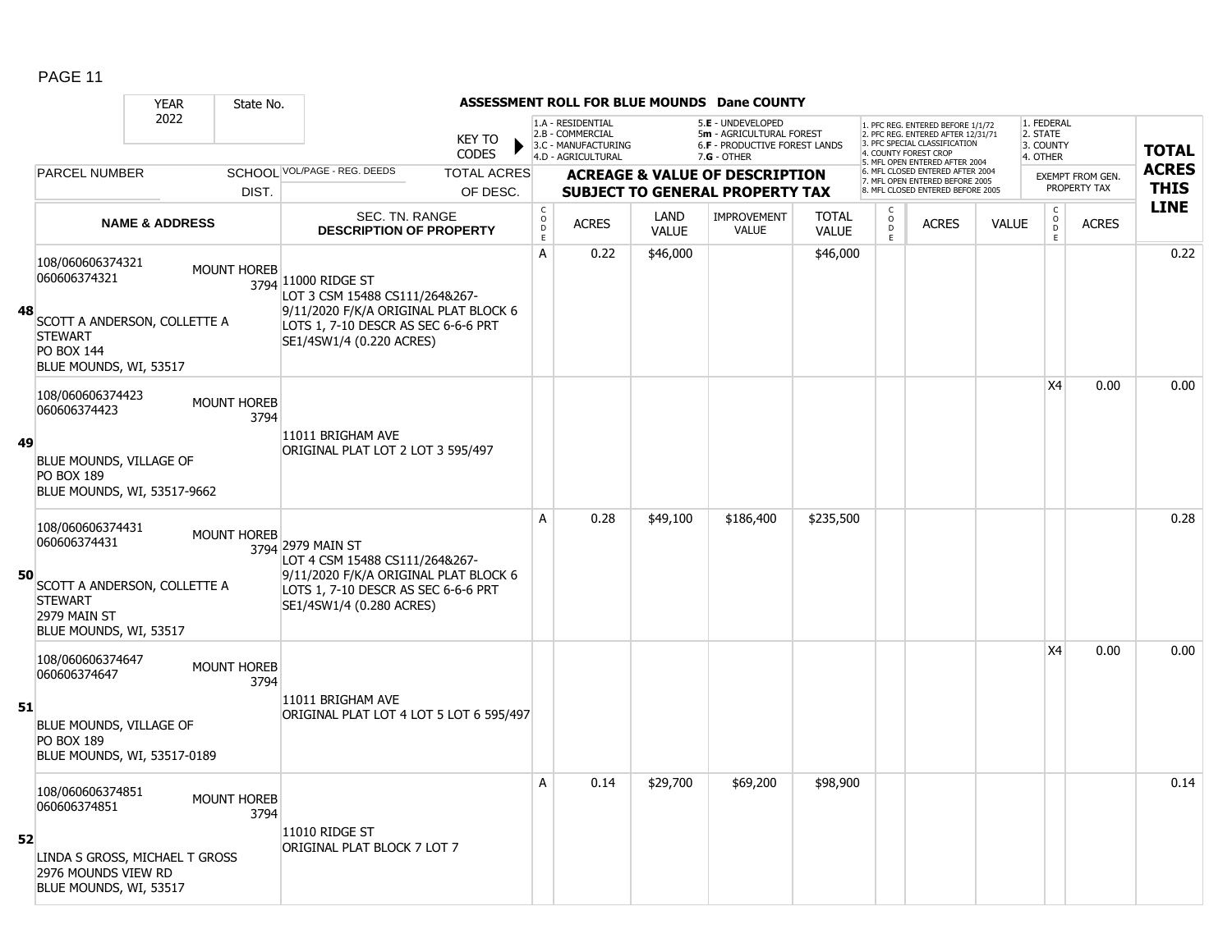# ASSESSMENT ROLL FOR BLUE MOUNDS Dane COUNTY

YEAR: 2022 | State No.

KEY TO CODES:
- 1.A - RESIDENTIAL
- 2.B - COMMERCIAL
- 3.C - MANUFACTURING
- 4.D - AGRICULTURAL
- 5.E - UNDEVELOPED
- 5m - AGRICULTURAL FOREST
- 6.F - PRODUCTIVE FOREST LANDS
- 7.G - OTHER

1. PFC REG. ENTERED BEFORE 1/1/72
2. PFC REG. ENTERED AFTER 12/31/71
3. PFC SPECIAL CLASSIFICATION
4. COUNTY FOREST CROP
5. MFL OPEN ENTERED AFTER 2004
6. MFL CLOSED ENTERED AFTER 2004
7. MFL OPEN ENTERED BEFORE 2005
8. MFL CLOSED ENTERED BEFORE 2005

1. FEDERAL
2. STATE
3. COUNTY
4. OTHER

| LINE | PARCEL NUMBER / NAME & ADDRESS | SCHOOL DIST. | VOL/PAGE - REG. DEEDS / SEC. TN. RANGE / DESCRIPTION OF PROPERTY | CODE | ACRES | LAND VALUE | IMPROVEMENT VALUE | TOTAL VALUE | CODE | ACRES | VALUE | EXEMPT CODE | EXEMPT ACRES | TOTAL ACRES THIS LINE |
|---|---|---|---|---|---|---|---|---|---|---|---|---|---|---|
| 48 | 108/060606374321<br>060606374321<br>SCOTT A ANDERSON, COLLETTE A STEWART<br>PO BOX 144<br>BLUE MOUNDS, WI, 53517 | MOUNT HOREB 3794 | 11000 RIDGE ST<br>LOT 3 CSM 15488 CS111/264&267-9/11/2020 F/K/A ORIGINAL PLAT BLOCK 6 LOTS 1, 7-10 DESCR AS SEC 6-6-6 PRT SE1/4SW1/4 (0.220 ACRES) | A | 0.22 | $46,000 | | $46,000 | | | | | | 0.22 |
| 49 | 108/060606374423<br>060606374423<br>BLUE MOUNDS, VILLAGE OF<br>PO BOX 189<br>BLUE MOUNDS, WI, 53517-9662 | MOUNT HOREB 3794 | 11011 BRIGHAM AVE<br>ORIGINAL PLAT LOT 2 LOT 3 595/497 | | | | | | | | | X4 | 0.00 | 0.00 |
| 50 | 108/060606374431<br>060606374431<br>SCOTT A ANDERSON, COLLETTE A STEWART<br>2979 MAIN ST<br>BLUE MOUNDS, WI, 53517 | MOUNT HOREB 3794 | 2979 MAIN ST<br>LOT 4 CSM 15488 CS111/264&267-9/11/2020 F/K/A ORIGINAL PLAT BLOCK 6 LOTS 1, 7-10 DESCR AS SEC 6-6-6 PRT SE1/4SW1/4 (0.280 ACRES) | A | 0.28 | $49,100 | $186,400 | $235,500 | | | | | | 0.28 |
| 51 | 108/060606374647<br>060606374647<br>BLUE MOUNDS, VILLAGE OF<br>PO BOX 189<br>BLUE MOUNDS, WI, 53517-0189 | MOUNT HOREB 3794 | 11011 BRIGHAM AVE<br>ORIGINAL PLAT LOT 4 LOT 5 LOT 6 595/497 | | | | | | | | | X4 | 0.00 | 0.00 |
| 52 | 108/060606374851<br>060606374851<br>LINDA S GROSS, MICHAEL T GROSS<br>2976 MOUNDS VIEW RD<br>BLUE MOUNDS, WI, 53517 | MOUNT HOREB 3794 | 11010 RIDGE ST<br>ORIGINAL PLAT BLOCK 7 LOT 7 | A | 0.14 | $29,700 | $69,200 | $98,900 | | | | | | 0.14 |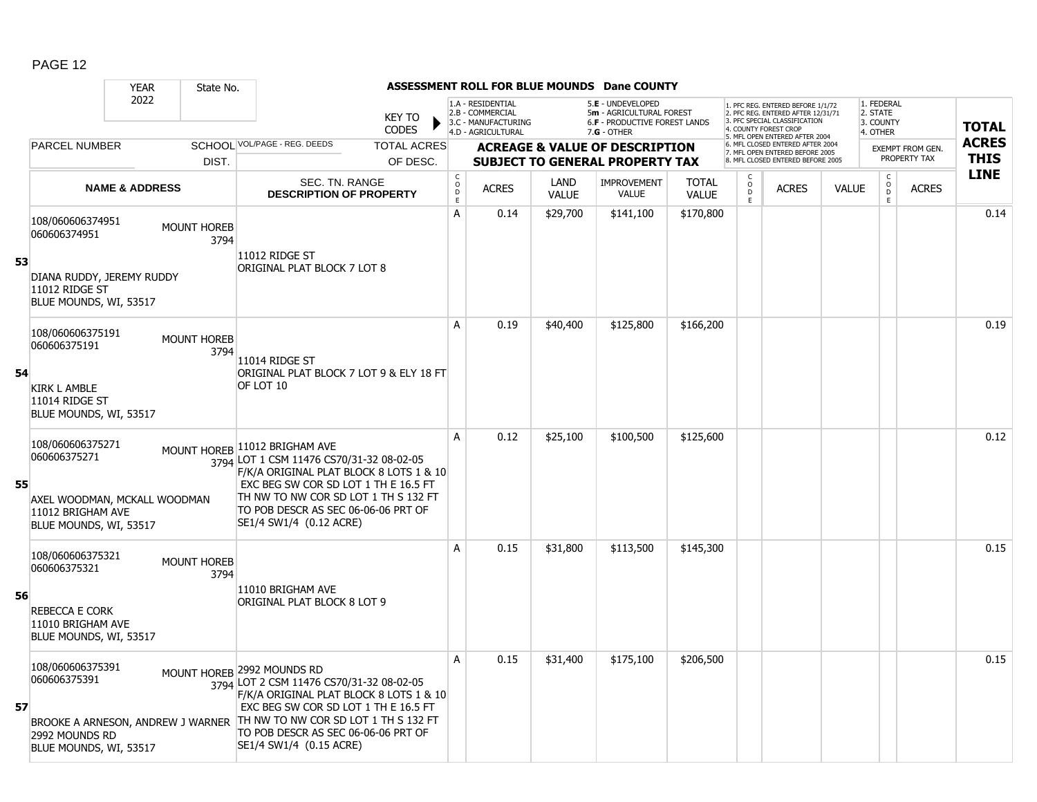# ASSESSMENT ROLL FOR BLUE MOUNDS Dane COUNTY

YEAR 2022 | State No.

KEY TO CODES: 1.A - RESIDENTIAL, 2.B - COMMERCIAL, 3.C - MANUFACTURING, 4.D - AGRICULTURAL, 5.E - UNDEVELOPED, 5m - AGRICULTURAL FOREST, 6.F - PRODUCTIVE FOREST LANDS, 7.G - OTHER

1. PFC REG. ENTERED BEFORE 1/1/72, 2. PFC REG. ENTERED AFTER 12/31/71, 3. PFC SPECIAL CLASSIFICATION, 4. COUNTY FOREST CROP, 5. MFL OPEN ENTERED AFTER 2004, 6. MFL CLOSED ENTERED AFTER 2004, 7. MFL OPEN ENTERED BEFORE 2005, 8. MFL CLOSED ENTERED BEFORE 2005

1. FEDERAL, 2. STATE, 3. COUNTY, 4. OTHER

| LINE | PARCEL NUMBER / NAME & ADDRESS | SCHOOL DIST. | VOL/PAGE - REG. DEEDS / SEC. TN. RANGE / DESCRIPTION OF PROPERTY | CODE | ACRES | LAND VALUE | IMPROVEMENT VALUE | TOTAL VALUE | CODE | ACRES | VALUE | CODE | EXEMPT ACRES | TOTAL ACRES THIS LINE |
|---|---|---|---|---|---|---|---|---|---|---|---|---|---|---|
| 53 | 108/060606374951<br>060606374951<br>DIANA RUDDY, JEREMY RUDDY<br>11012 RIDGE ST<br>BLUE MOUNDS, WI, 53517 | MOUNT HOREB 3794 | 11012 RIDGE ST<br>ORIGINAL PLAT BLOCK 7 LOT 8 | A | 0.14 | $29,700 | $141,100 | $170,800 | | | | | | 0.14 |
| 54 | 108/060606375191<br>060606375191<br>KIRK L AMBLE<br>11014 RIDGE ST<br>BLUE MOUNDS, WI, 53517 | MOUNT HOREB 3794 | 11014 RIDGE ST<br>ORIGINAL PLAT BLOCK 7 LOT 9 & ELY 18 FT OF LOT 10 | A | 0.19 | $40,400 | $125,800 | $166,200 | | | | | | 0.19 |
| 55 | 108/060606375271<br>060606375271<br>AXEL WOODMAN, MCKALL WOODMAN<br>11012 BRIGHAM AVE<br>BLUE MOUNDS, WI, 53517 | MOUNT HOREB 3794 | 11012 BRIGHAM AVE<br>LOT 1 CSM 11476 CS70/31-32 08-02-05 F/K/A ORIGINAL PLAT BLOCK 8 LOTS 1 & 10 EXC BEG SW COR SD LOT 1 TH E 16.5 FT TH NW TO NW COR SD LOT 1 TH S 132 FT TO POB DESCR AS SEC 06-06-06 PRT OF SE1/4 SW1/4 (0.12 ACRE) | A | 0.12 | $25,100 | $100,500 | $125,600 | | | | | | 0.12 |
| 56 | 108/060606375321<br>060606375321<br>REBECCA E CORK<br>11010 BRIGHAM AVE<br>BLUE MOUNDS, WI, 53517 | MOUNT HOREB 3794 | 11010 BRIGHAM AVE<br>ORIGINAL PLAT BLOCK 8 LOT 9 | A | 0.15 | $31,800 | $113,500 | $145,300 | | | | | | 0.15 |
| 57 | 108/060606375391<br>060606375391<br>BROOKE A ARNESON, ANDREW J WARNER<br>2992 MOUNDS RD<br>BLUE MOUNDS, WI, 53517 | MOUNT HOREB 3794 | 2992 MOUNDS RD<br>LOT 2 CSM 11476 CS70/31-32 08-02-05 F/K/A ORIGINAL PLAT BLOCK 8 LOTS 1 & 10 EXC BEG SW COR SD LOT 1 TH E 16.5 FT TH NW TO NW COR SD LOT 1 TH S 132 FT TO POB DESCR AS SEC 06-06-06 PRT OF SE1/4 SW1/4 (0.15 ACRE) | A | 0.15 | $31,400 | $175,100 | $206,500 | | | | | | 0.15 |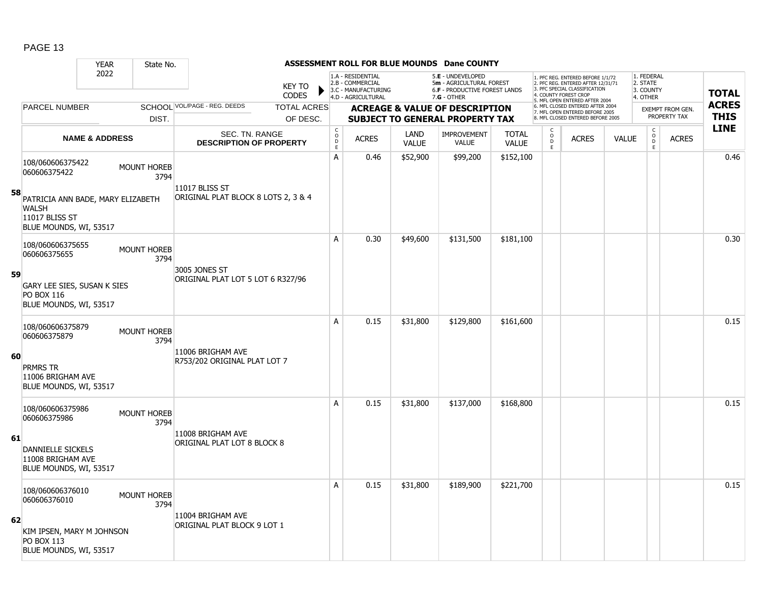**ASSESSMENT ROLL FOR BLUE MOUNDS Dane COUNTY**

| YEAR 2022 | State No. | | KEY TO CODES | 1.A - RESIDENTIAL 2.B - COMMERCIAL 3.C - MANUFACTURING 4.D - AGRICULTURAL | | 5.E - UNDEVELOPED 5m - AGRICULTURAL FOREST 6.F - PRODUCTIVE FOREST LANDS 7.G - OTHER | | | 1. PFC REG. ENTERED BEFORE 1/1/72 2. PFC REG. ENTERED AFTER 12/31/71 3. PFC SPECIAL CLASSIFICATION 4. COUNTY FOREST CROP 5. MFL OPEN ENTERED AFTER 2004 6. MFL CLOSED ENTERED AFTER 2004 7. MFL OPEN ENTERED BEFORE 2005 8. MFL CLOSED ENTERED BEFORE 2005 | | | 1. FEDERAL 2. STATE 3. COUNTY 4. OTHER | | |
|---|---|---|---|---|---|---|---|---|---|---|---|---|---|---|
| PARCEL NUMBER | SCHOOL DIST. | VOL/PAGE - REG. DEEDS | TOTAL ACRES OF DESC. | ACREAGE & VALUE OF DESCRIPTION SUBJECT TO GENERAL PROPERTY TAX | | | | | | | | EXEMPT FROM GEN. PROPERTY TAX | | TOTAL ACRES THIS LINE |
| | NAME & ADDRESS | SEC. TN. RANGE DESCRIPTION OF PROPERTY | | CODE | ACRES | LAND VALUE | IMPROVEMENT VALUE | TOTAL VALUE | CODE | ACRES | VALUE | CODE | ACRES | |
| **58** 108/060606375422 060606375422 | MOUNT HOREB 3794 | 11017 BLISS ST ORIGINAL PLAT BLOCK 8 LOTS 2, 3 & 4 | | A | 0.46 | $52,900 | $99,200 | $152,100 | | | | | | 0.46 |
| PATRICIA ANN BADE, MARY ELIZABETH WALSH 11017 BLISS ST BLUE MOUNDS, WI, 53517 | | | | | | | | | | | | | | |
| **59** 108/060606375655 060606375655 | MOUNT HOREB 3794 | 3005 JONES ST ORIGINAL PLAT LOT 5 LOT 6 R327/96 | | A | 0.30 | $49,600 | $131,500 | $181,100 | | | | | | 0.30 |
| GARY LEE SIES, SUSAN K SIES PO BOX 116 BLUE MOUNDS, WI, 53517 | | | | | | | | | | | | | | |
| **60** 108/060606375879 060606375879 | MOUNT HOREB 3794 | 11006 BRIGHAM AVE R753/202 ORIGINAL PLAT LOT 7 | | A | 0.15 | $31,800 | $129,800 | $161,600 | | | | | | 0.15 |
| PRMRS TR 11006 BRIGHAM AVE BLUE MOUNDS, WI, 53517 | | | | | | | | | | | | | | |
| **61** 108/060606375986 060606375986 | MOUNT HOREB 3794 | 11008 BRIGHAM AVE ORIGINAL PLAT LOT 8 BLOCK 8 | | A | 0.15 | $31,800 | $137,000 | $168,800 | | | | | | 0.15 |
| DANNIELLE SICKELS 11008 BRIGHAM AVE BLUE MOUNDS, WI, 53517 | | | | | | | | | | | | | | |
| **62** 108/060606376010 060606376010 | MOUNT HOREB 3794 | 11004 BRIGHAM AVE ORIGINAL PLAT BLOCK 9 LOT 1 | | A | 0.15 | $31,800 | $189,900 | $221,700 | | | | | | 0.15 |
| KIM IPSEN, MARY M JOHNSON PO BOX 113 BLUE MOUNDS, WI, 53517 | | | | | | | | | | | | | | |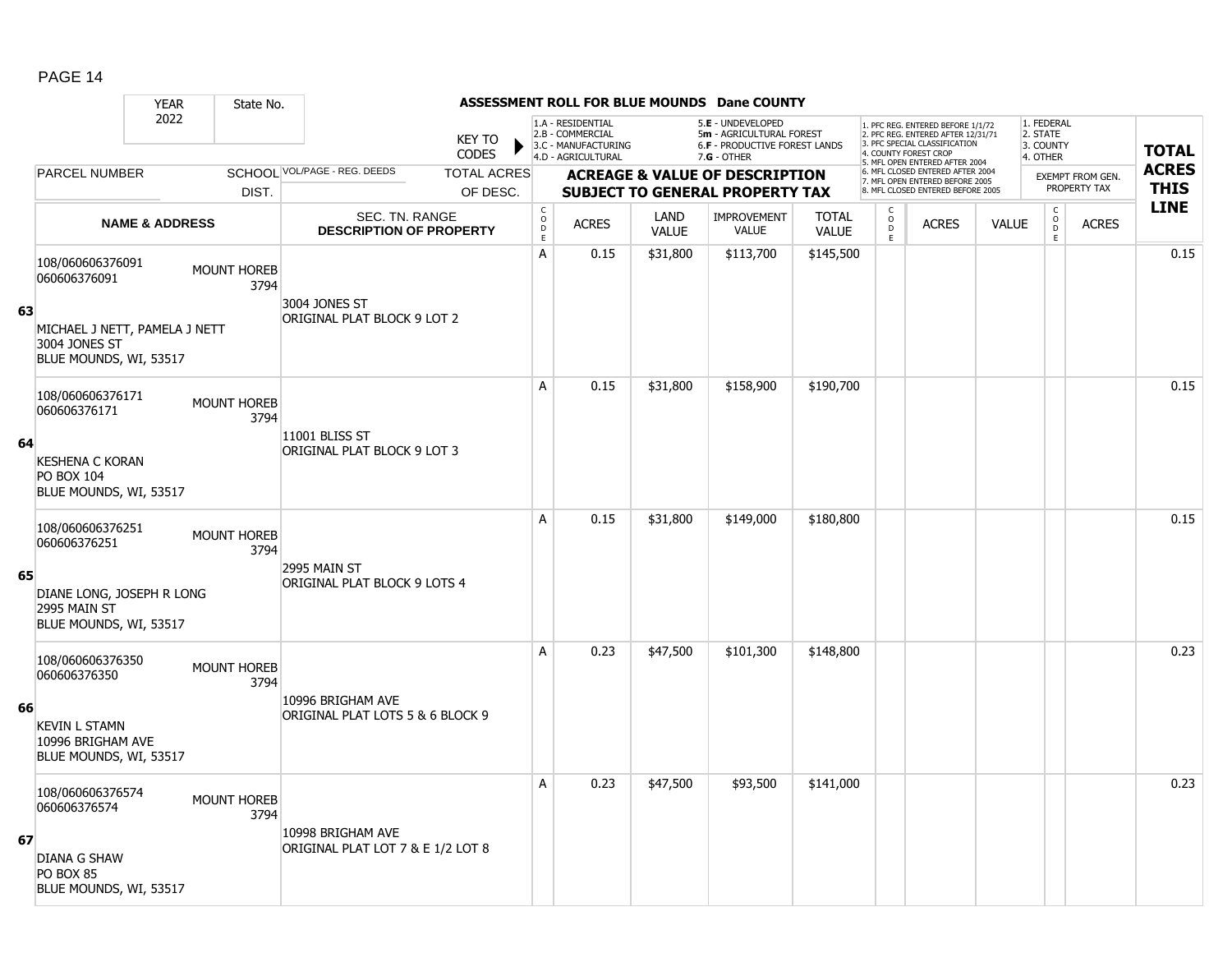ASSESSMENT ROLL FOR BLUE MOUNDS Dane COUNTY

| YEAR | State No. | | KEY TO CODES | 1.A - RESIDENTIAL 2.B - COMMERCIAL 3.C - MANUFACTURING 4.D - AGRICULTURAL | | 5.E - UNDEVELOPED 5m - AGRICULTURAL FOREST 6.F - PRODUCTIVE FOREST LANDS 7.G - OTHER | | | 1. PFC REG. ENTERED BEFORE 1/1/72 2. PFC REG. ENTERED AFTER 12/31/71 3. PFC SPECIAL CLASSIFICATION 4. COUNTY FOREST CROP 5. MFL OPEN ENTERED AFTER 2004 6. MFL CLOSED ENTERED AFTER 2004 7. MFL OPEN ENTERED BEFORE 2005 8. MFL CLOSED ENTERED BEFORE 2005 | | | 1. FEDERAL 2. STATE 3. COUNTY 4. OTHER | | TOTAL ACRES THIS LINE |
|---|---|---|---|---|---|---|---|---|---|---|---|---|---|---|
| 2022 | | | | | | | | | | | | | | |
| PARCEL NUMBER | SCHOOL DIST. | VOL/PAGE - REG. DEEDS | TOTAL ACRES OF DESC. | ACREAGE & VALUE OF DESCRIPTION SUBJECT TO GENERAL PROPERTY TAX | | | | | | | | EXEMPT FROM GEN. PROPERTY TAX | | |
| NAME & ADDRESS | | SEC. TN. RANGE DESCRIPTION OF PROPERTY | | CODE | ACRES | LAND VALUE | IMPROVEMENT VALUE | TOTAL VALUE | CODE | ACRES | VALUE | CODE | ACRES | |
| **63** 108/060606376091 060606376091 MICHAEL J NETT, PAMELA J NETT 3004 JONES ST BLUE MOUNDS, WI, 53517 | MOUNT HOREB 3794 | 3004 JONES ST ORIGINAL PLAT BLOCK 9 LOT 2 | | A | 0.15 | $31,800 | $113,700 | $145,500 | | | | | | 0.15 |
| **64** 108/060606376171 060606376171 KESHENA C KORAN PO BOX 104 BLUE MOUNDS, WI, 53517 | MOUNT HOREB 3794 | 11001 BLISS ST ORIGINAL PLAT BLOCK 9 LOT 3 | | A | 0.15 | $31,800 | $158,900 | $190,700 | | | | | | 0.15 |
| **65** 108/060606376251 060606376251 DIANE LONG, JOSEPH R LONG 2995 MAIN ST BLUE MOUNDS, WI, 53517 | MOUNT HOREB 3794 | 2995 MAIN ST ORIGINAL PLAT BLOCK 9 LOTS 4 | | A | 0.15 | $31,800 | $149,000 | $180,800 | | | | | | 0.15 |
| **66** 108/060606376350 060606376350 KEVIN L STAMN 10996 BRIGHAM AVE BLUE MOUNDS, WI, 53517 | MOUNT HOREB 3794 | 10996 BRIGHAM AVE ORIGINAL PLAT LOTS 5 & 6 BLOCK 9 | | A | 0.23 | $47,500 | $101,300 | $148,800 | | | | | | 0.23 |
| **67** 108/060606376574 060606376574 DIANA G SHAW PO BOX 85 BLUE MOUNDS, WI, 53517 | MOUNT HOREB 3794 | 10998 BRIGHAM AVE ORIGINAL PLAT LOT 7 & E 1/2 LOT 8 | | A | 0.23 | $47,500 | $93,500 | $141,000 | | | | | | 0.23 |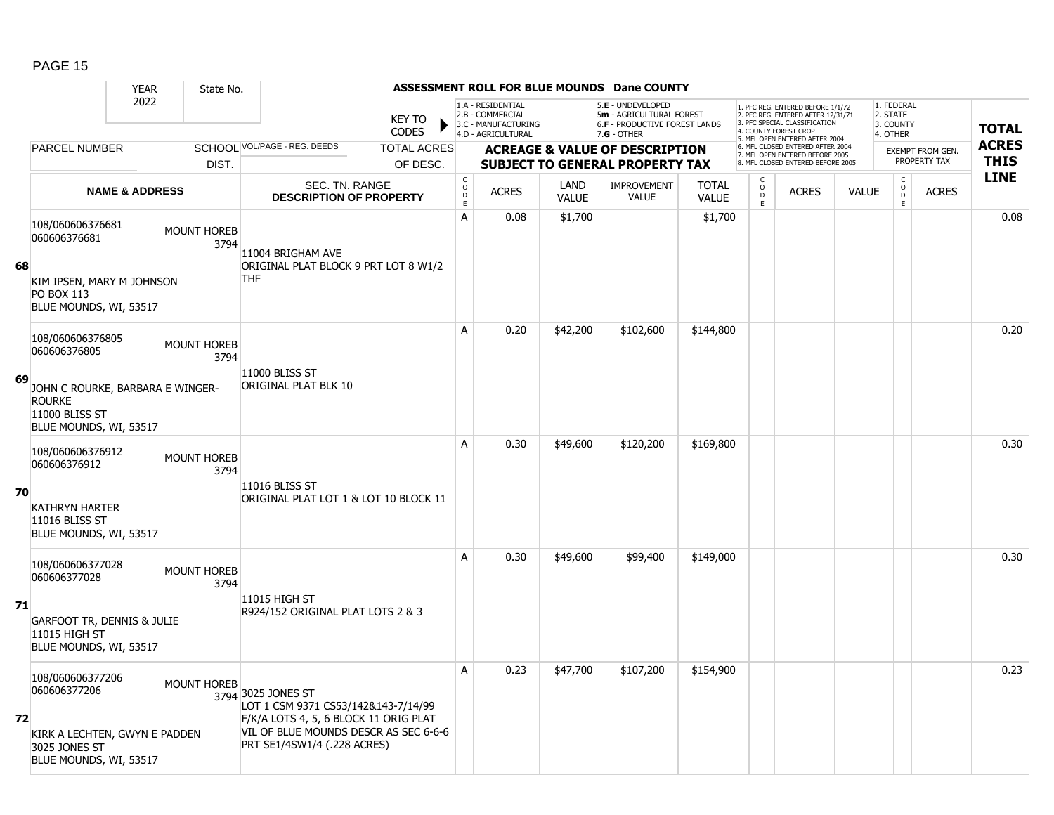## ASSESSMENT ROLL FOR BLUE MOUNDS Dane COUNTY

YEAR 2022 | State No.

KEY TO CODES: 1.A - RESIDENTIAL, 2.B - COMMERCIAL, 3.C - MANUFACTURING, 4.D - AGRICULTURAL, 5.E - UNDEVELOPED, 5m - AGRICULTURAL FOREST, 6.F - PRODUCTIVE FOREST LANDS, 7.G - OTHER

1. PFC REG. ENTERED BEFORE 1/1/72, 2. PFC REG. ENTERED AFTER 12/31/71, 3. PFC SPECIAL CLASSIFICATION, 4. COUNTY FOREST CROP, 5. MFL OPEN ENTERED AFTER 2004, 6. MFL CLOSED ENTERED AFTER 2004, 7. MFL OPEN ENTERED BEFORE 2005, 8. MFL CLOSED ENTERED BEFORE 2005

1. FEDERAL, 2. STATE, 3. COUNTY, 4. OTHER — EXEMPT FROM GEN. PROPERTY TAX

| Line | PARCEL NUMBER / NAME & ADDRESS | SCHOOL DIST. | VOL/PAGE - REG. DEEDS / SEC. TN. RANGE / DESCRIPTION OF PROPERTY | CODE | ACRES | LAND VALUE | IMPROVEMENT VALUE | TOTAL VALUE | CODE | ACRES | VALUE | CODE | ACRES | TOTAL ACRES THIS LINE |
|---|---|---|---|---|---|---|---|---|---|---|---|---|---|---|
| 68 | 108/060606376681<br>060606376681<br>KIM IPSEN, MARY M JOHNSON<br>PO BOX 113<br>BLUE MOUNDS, WI, 53517 | MOUNT HOREB 3794 | 11004 BRIGHAM AVE<br>ORIGINAL PLAT BLOCK 9 PRT LOT 8 W1/2 THF | A | 0.08 | $1,700 | | $1,700 | | | | | | 0.08 |
| 69 | 108/060606376805<br>060606376805<br>JOHN C ROURKE, BARBARA E WINGER-ROURKE<br>11000 BLISS ST<br>BLUE MOUNDS, WI, 53517 | MOUNT HOREB 3794 | 11000 BLISS ST<br>ORIGINAL PLAT BLK 10 | A | 0.20 | $42,200 | $102,600 | $144,800 | | | | | | 0.20 |
| 70 | 108/060606376912<br>060606376912<br>KATHRYN HARTER<br>11016 BLISS ST<br>BLUE MOUNDS, WI, 53517 | MOUNT HOREB 3794 | 11016 BLISS ST<br>ORIGINAL PLAT LOT 1 & LOT 10 BLOCK 11 | A | 0.30 | $49,600 | $120,200 | $169,800 | | | | | | 0.30 |
| 71 | 108/060606377028<br>060606377028<br>GARFOOT TR, DENNIS & JULIE<br>11015 HIGH ST<br>BLUE MOUNDS, WI, 53517 | MOUNT HOREB 3794 | 11015 HIGH ST<br>R924/152 ORIGINAL PLAT LOTS 2 & 3 | A | 0.30 | $49,600 | $99,400 | $149,000 | | | | | | 0.30 |
| 72 | 108/060606377206<br>060606377206<br>KIRK A LECHTEN, GWYN E PADDEN<br>3025 JONES ST<br>BLUE MOUNDS, WI, 53517 | MOUNT HOREB 3794 | 3025 JONES ST<br>LOT 1 CSM 9371 CS53/142&143-7/14/99 F/K/A LOTS 4, 5, 6 BLOCK 11 ORIG PLAT VIL OF BLUE MOUNDS DESCR AS SEC 6-6-6 PRT SE1/4SW1/4 (.228 ACRES) | A | 0.23 | $47,700 | $107,200 | $154,900 | | | | | | 0.23 |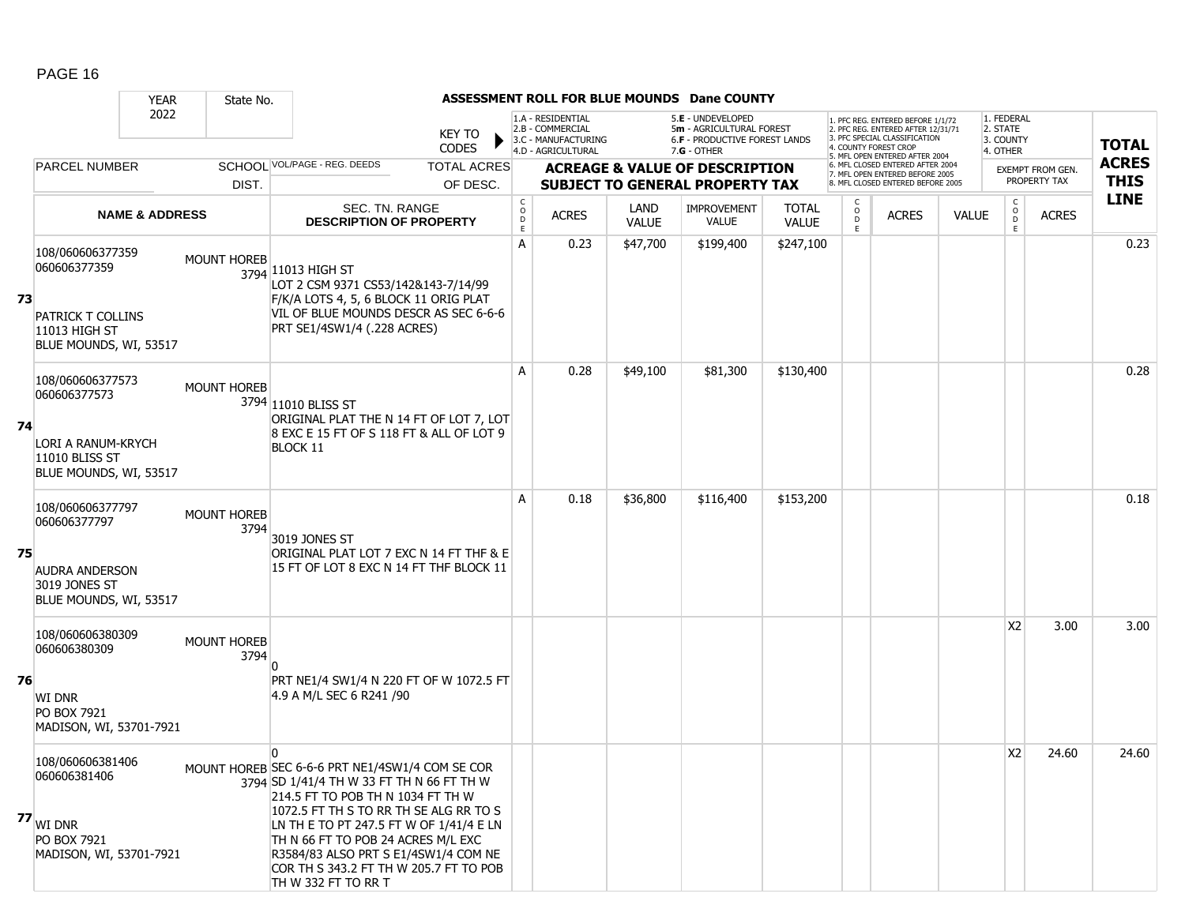# ASSESSMENT ROLL FOR BLUE MOUNDS Dane COUNTY

YEAR: 2022 | State No.

KEY TO CODES:
- 1.A - RESIDENTIAL
- 2.B - COMMERCIAL
- 3.C - MANUFACTURING
- 4.D - AGRICULTURAL
- 5.E - UNDEVELOPED
- 5m - AGRICULTURAL FOREST
- 6.F - PRODUCTIVE FOREST LANDS
- 7.G - OTHER

- 1. PFC REG. ENTERED BEFORE 1/1/72
- 2. PFC REG. ENTERED AFTER 12/31/71
- 3. PFC SPECIAL CLASSIFICATION
- 4. COUNTY FOREST CROP
- 5. MFL OPEN ENTERED AFTER 2004
- 6. MFL CLOSED ENTERED AFTER 2004
- 7. MFL OPEN ENTERED BEFORE 2005
- 8. MFL CLOSED ENTERED BEFORE 2005

- 1. FEDERAL
- 2. STATE
- 3. COUNTY
- 4. OTHER

| LINE | PARCEL NUMBER / NAME & ADDRESS | SCHOOL DIST. | VOL/PAGE - REG. DEEDS / SEC. TN. RANGE / DESCRIPTION OF PROPERTY | CODE | ACRES | LAND VALUE | IMPROVEMENT VALUE | TOTAL VALUE | CODE | ACRES | VALUE | CODE (EXEMPT) | ACRES (EXEMPT) | TOTAL ACRES THIS LINE |
|---|---|---|---|---|---|---|---|---|---|---|---|---|---|---|
| 73 | 108/060606377359<br>060606377359<br>PATRICK T COLLINS<br>11013 HIGH ST<br>BLUE MOUNDS, WI, 53517 | MOUNT HOREB 3794 | 11013 HIGH ST<br>LOT 2 CSM 9371 CS53/142&143-7/14/99 F/K/A LOTS 4, 5, 6 BLOCK 11 ORIG PLAT VIL OF BLUE MOUNDS DESCR AS SEC 6-6-6 PRT SE1/4SW1/4 (.228 ACRES) | A | 0.23 | $47,700 | $199,400 | $247,100 | | | | | | 0.23 |
| 74 | 108/060606377573<br>060606377573<br>LORI A RANUM-KRYCH<br>11010 BLISS ST<br>BLUE MOUNDS, WI, 53517 | MOUNT HOREB 3794 | 11010 BLISS ST<br>ORIGINAL PLAT THE N 14 FT OF LOT 7, LOT 8 EXC E 15 FT OF S 118 FT & ALL OF LOT 9 BLOCK 11 | A | 0.28 | $49,100 | $81,300 | $130,400 | | | | | | 0.28 |
| 75 | 108/060606377797<br>060606377797<br>AUDRA ANDERSON<br>3019 JONES ST<br>BLUE MOUNDS, WI, 53517 | MOUNT HOREB 3794 | 3019 JONES ST<br>ORIGINAL PLAT LOT 7 EXC N 14 FT THF & E 15 FT OF LOT 8 EXC N 14 FT THF BLOCK 11 | A | 0.18 | $36,800 | $116,400 | $153,200 | | | | | | 0.18 |
| 76 | 108/060606380309<br>060606380309<br>WI DNR<br>PO BOX 7921<br>MADISON, WI, 53701-7921 | MOUNT HOREB 3794 | 0<br>PRT NE1/4 SW1/4 N 220 FT OF W 1072.5 FT 4.9 A M/L SEC 6 R241 /90 | | | | | | | | | X2 | 3.00 | 3.00 |
| 77 | 108/060606381406<br>060606381406<br>WI DNR<br>PO BOX 7921<br>MADISON, WI, 53701-7921 | MOUNT HOREB 3794 | 0<br>SEC 6-6-6 PRT NE1/4SW1/4 COM SE COR SD 1/41/4 TH W 33 FT TH N 66 FT TH W 214.5 FT TO POB TH N 1034 FT TH W 1072.5 FT TH S TO RR TH SE ALG RR TO S LN TH E TO PT 247.5 FT W OF 1/41/4 E LN TH N 66 FT TO POB 24 ACRES M/L EXC R3584/83 ALSO PRT S E1/4SW1/4 COM NE COR TH S 343.2 FT TH W 205.7 FT TO POB TH W 332 FT TO RR T | | | | | | | | | X2 | 24.60 | 24.60 |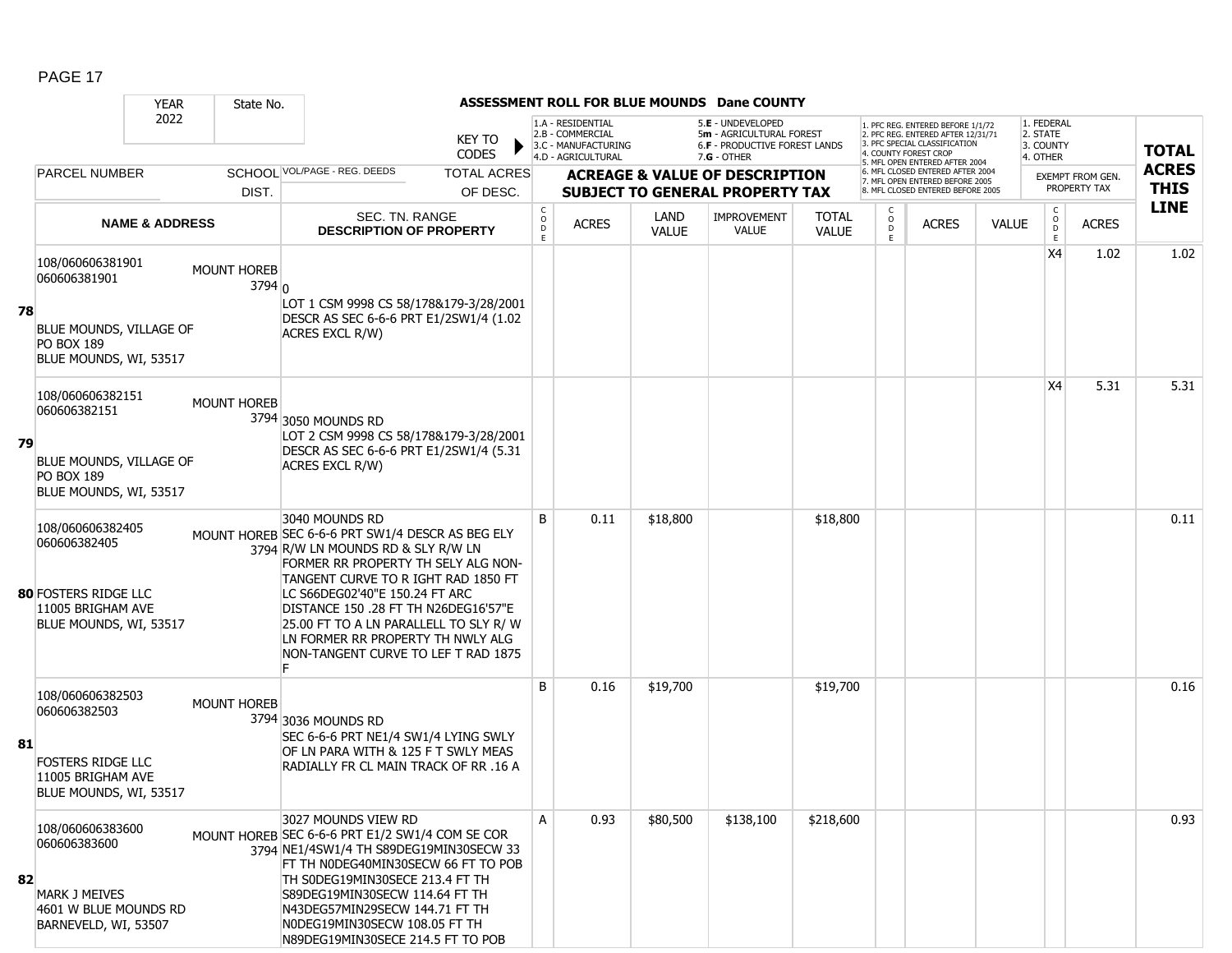PAGE 17

**ASSESSMENT ROLL FOR BLUE MOUNDS Dane COUNTY**

| YEAR 2022 | State No. | KEY TO CODES | 1.A - RESIDENTIAL 2.B - COMMERCIAL 3.C - MANUFACTURING 4.D - AGRICULTURAL | | 5.E - UNDEVELOPED 5m - AGRICULTURAL FOREST 6.F - PRODUCTIVE FOREST LANDS 7.G - OTHER | | | 1. PFC REG. ENTERED BEFORE 1/1/72 2. PFC REG. ENTERED AFTER 12/31/71 3. PFC SPECIAL CLASSIFICATION 4. COUNTY FOREST CROP 5. MFL OPEN ENTERED AFTER 2004 6. MFL CLOSED ENTERED AFTER 2004 7. MFL OPEN ENTERED BEFORE 2005 8. MFL CLOSED ENTERED BEFORE 2005 | | | 1. FEDERAL 2. STATE 3. COUNTY 4. OTHER | | TOTAL ACRES THIS LINE |
|---|---|---|---|---|---|---|---|---|---|---|---|---|---|
| PARCEL NUMBER | SCHOOL DIST. | VOL/PAGE - REG. DEEDS / TOTAL ACRES OF DESC. | ACREAGE & VALUE OF DESCRIPTION SUBJECT TO GENERAL PROPERTY TAX | | | | | | | | EXEMPT FROM GEN. PROPERTY TAX | | |
| NAME & ADDRESS | | SEC. TN. RANGE DESCRIPTION OF PROPERTY | CODE | ACRES | LAND VALUE | IMPROVEMENT VALUE | TOTAL VALUE | CODE | ACRES | VALUE | CODE | ACRES | |
| **78** 108/060606381901 060606381901 BLUE MOUNDS, VILLAGE OF PO BOX 189 BLUE MOUNDS, WI, 53517 | MOUNT HOREB 3794 | 0 LOT 1 CSM 9998 CS 58/178&179-3/28/2001 DESCR AS SEC 6-6-6 PRT E1/2SW1/4 (1.02 ACRES EXCL R/W) | | | | | | | | | X4 | 1.02 | 1.02 |
| **79** 108/060606382151 060606382151 BLUE MOUNDS, VILLAGE OF PO BOX 189 BLUE MOUNDS, WI, 53517 | MOUNT HOREB 3794 | 3050 MOUNDS RD LOT 2 CSM 9998 CS 58/178&179-3/28/2001 DESCR AS SEC 6-6-6 PRT E1/2SW1/4 (5.31 ACRES EXCL R/W) | | | | | | | | | X4 | 5.31 | 5.31 |
| **80** 108/060606382405 060606382405 FOSTERS RIDGE LLC 11005 BRIGHAM AVE BLUE MOUNDS, WI, 53517 | MOUNT HOREB 3794 | 3040 MOUNDS RD SEC 6-6-6 PRT SW1/4 DESCR AS BEG ELY R/W LN MOUNDS RD & SLY R/W LN FORMER RR PROPERTY TH SELY ALG NON-TANGENT CURVE TO R IGHT RAD 1850 FT LC S66DEG02'40"E 150.24 FT ARC DISTANCE 150 .28 FT TH N26DEG16'57"E 25.00 FT TO A LN PARALLELL TO SLY R/ W LN FORMER RR PROPERTY TH NWLY ALG NON-TANGENT CURVE TO LEF T RAD 1875 F | B | 0.11 | $18,800 | | $18,800 | | | | | | 0.11 |
| **81** 108/060606382503 060606382503 FOSTERS RIDGE LLC 11005 BRIGHAM AVE BLUE MOUNDS, WI, 53517 | MOUNT HOREB 3794 | 3036 MOUNDS RD SEC 6-6-6 PRT NE1/4 SW1/4 LYING SWLY OF LN PARA WITH & 125 F T SWLY MEAS RADIALLY FR CL MAIN TRACK OF RR .16 A | B | 0.16 | $19,700 | | $19,700 | | | | | | 0.16 |
| **82** 108/060606383600 060606383600 MARK J MEIVES 4601 W BLUE MOUNDS RD BARNEVELD, WI, 53507 | MOUNT HOREB 3794 | 3027 MOUNDS VIEW RD SEC 6-6-6 PRT E1/2 SW1/4 COM SE COR NE1/4SW1/4 TH S89DEG19MIN30SECW 33 FT TH N0DEG40MIN30SECW 66 FT TO POB TH S0DEG19MIN30SECE 213.4 FT TH S89DEG19MIN30SECW 114.64 FT TH N43DEG57MIN29SECW 144.71 FT TH N0DEG19MIN30SECW 108.05 FT TH N89DEG19MIN30SECE 214.5 FT TO POB | A | 0.93 | $80,500 | $138,100 | $218,600 | | | | | | 0.93 |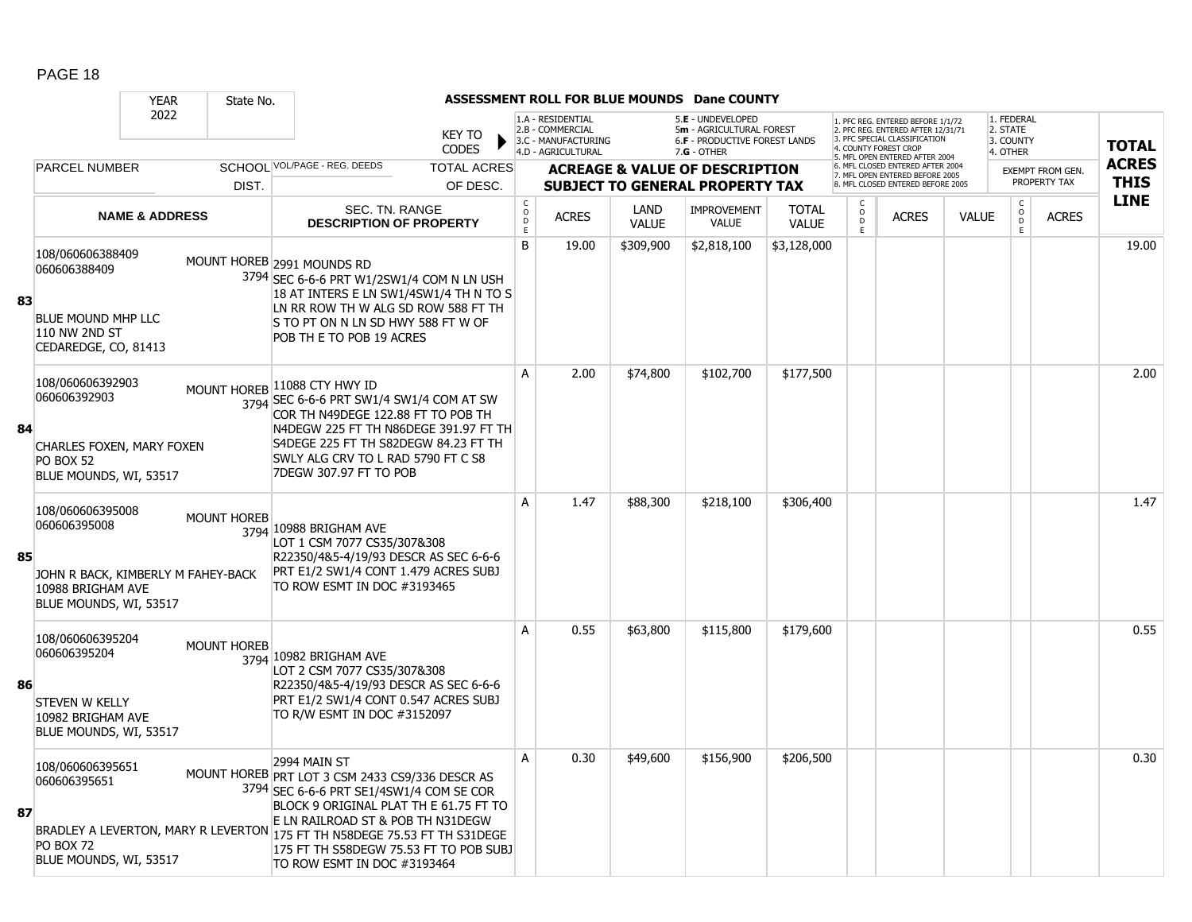# ASSESSMENT ROLL FOR BLUE MOUNDS Dane COUNTY

YEAR: 2022 | State No.

KEY TO CODES: 1.A - RESIDENTIAL, 2.B - COMMERCIAL, 3.C - MANUFACTURING, 4.D - AGRICULTURAL, 5.E - UNDEVELOPED, 5m - AGRICULTURAL FOREST, 6.F - PRODUCTIVE FOREST LANDS, 7.G - OTHER

1. PFC REG. ENTERED BEFORE 1/1/72, 2. PFC REG. ENTERED AFTER 12/31/71, 3. PFC SPECIAL CLASSIFICATION, 4. COUNTY FOREST CROP, 5. MFL OPEN ENTERED AFTER 2004, 6. MFL CLOSED ENTERED AFTER 2004, 7. MFL OPEN ENTERED BEFORE 2005, 8. MFL CLOSED ENTERED BEFORE 2005

1. FEDERAL, 2. STATE, 3. COUNTY, 4. OTHER — EXEMPT FROM GEN. PROPERTY TAX

| LINE | PARCEL NUMBER / NAME & ADDRESS | SCHOOL DIST. | VOL/PAGE - REG. DEEDS / SEC. TN. RANGE DESCRIPTION OF PROPERTY | CODE | ACRES | LAND VALUE | IMPROVEMENT VALUE | TOTAL VALUE | CODE | ACRES | VALUE | CODE | ACRES | TOTAL ACRES THIS LINE |
|---|---|---|---|---|---|---|---|---|---|---|---|---|---|---|
| 83 | 108/060606388409<br>060606388409<br>BLUE MOUND MHP LLC<br>110 NW 2ND ST<br>CEDAREDGE, CO, 81413 | MOUNT HOREB 3794 | 2991 MOUNDS RD<br>SEC 6-6-6 PRT W1/2SW1/4 COM N LN USH 18 AT INTERS E LN SW1/4SW1/4 TH N TO S LN RR ROW TH W ALG SD ROW 588 FT TH S TO PT ON N LN SD HWY 588 FT W OF POB TH E TO POB 19 ACRES | B | 19.00 | $309,900 | $2,818,100 | $3,128,000 | | | | | | 19.00 |
| 84 | 108/060606392903<br>060606392903<br>CHARLES FOXEN, MARY FOXEN<br>PO BOX 52<br>BLUE MOUNDS, WI, 53517 | MOUNT HOREB 3794 | 11088 CTY HWY ID<br>SEC 6-6-6 PRT SW1/4 SW1/4 COM AT SW COR TH N49DEGE 122.88 FT TO POB TH N4DEGW 225 FT TH N86DEGE 391.97 FT TH S4DEGE 225 FT TH S82DEGW 84.23 FT TH SWLY ALG CRV TO L RAD 5790 FT C S8 7DEGW 307.97 FT TO POB | A | 2.00 | $74,800 | $102,700 | $177,500 | | | | | | 2.00 |
| 85 | 108/060606395008<br>060606395008<br>JOHN R BACK, KIMBERLY M FAHEY-BACK<br>10988 BRIGHAM AVE<br>BLUE MOUNDS, WI, 53517 | MOUNT HOREB 3794 | 10988 BRIGHAM AVE<br>LOT 1 CSM 7077 CS35/307&308 R22350/4&5-4/19/93 DESCR AS SEC 6-6-6 PRT E1/2 SW1/4 CONT 1.479 ACRES SUBJ TO ROW ESMT IN DOC #3193465 | A | 1.47 | $88,300 | $218,100 | $306,400 | | | | | | 1.47 |
| 86 | 108/060606395204<br>060606395204<br>STEVEN W KELLY<br>10982 BRIGHAM AVE<br>BLUE MOUNDS, WI, 53517 | MOUNT HOREB 3794 | 10982 BRIGHAM AVE<br>LOT 2 CSM 7077 CS35/307&308 R22350/4&5-4/19/93 DESCR AS SEC 6-6-6 PRT E1/2 SW1/4 CONT 0.547 ACRES SUBJ TO R/W ESMT IN DOC #3152097 | A | 0.55 | $63,800 | $115,800 | $179,600 | | | | | | 0.55 |
| 87 | 108/060606395651<br>060606395651<br>BRADLEY A LEVERTON, MARY R LEVERTON<br>PO BOX 72<br>BLUE MOUNDS, WI, 53517 | MOUNT HOREB 3794 | 2994 MAIN ST<br>PRT LOT 3 CSM 2433 CS9/336 DESCR AS SEC 6-6-6 PRT SE1/4SW1/4 COM SE COR BLOCK 9 ORIGINAL PLAT TH E 61.75 FT TO E LN RAILROAD ST & POB TH N31DEGW 175 FT TH N58DEGE 75.53 FT TH S31DEGE 175 FT TH S58DEGW 75.53 FT TO POB SUBJ TO ROW ESMT IN DOC #3193464 | A | 0.30 | $49,600 | $156,900 | $206,500 | | | | | | 0.30 |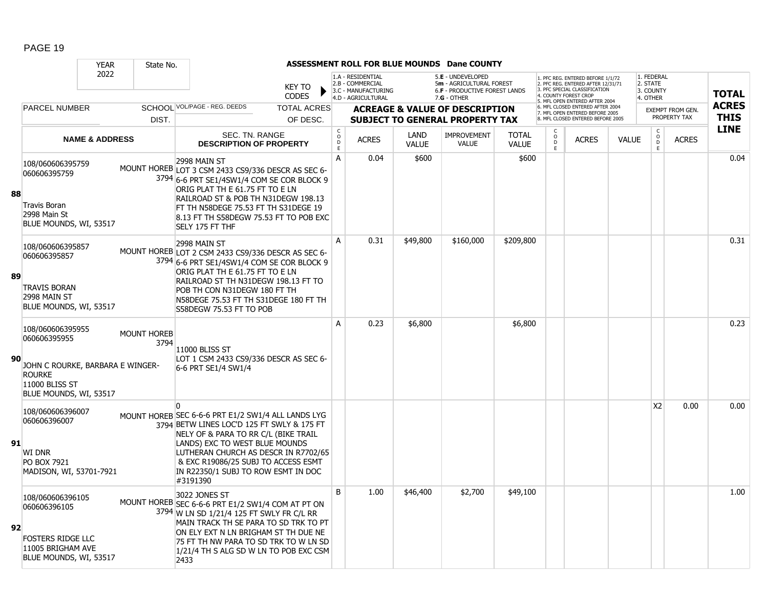# ASSESSMENT ROLL FOR BLUE MOUNDS Dane COUNTY

YEAR 2022 | State No.

KEY TO CODES:
- 1.A - RESIDENTIAL
- 2.B - COMMERCIAL
- 3.C - MANUFACTURING
- 4.D - AGRICULTURAL
- 5.E - UNDEVELOPED
- 5m - AGRICULTURAL FOREST
- 6.F - PRODUCTIVE FOREST LANDS
- 7.G - OTHER

PFC/MFL CODES:
1. PFC REG. ENTERED BEFORE 1/1/72
2. PFC REG. ENTERED AFTER 12/31/71
3. PFC SPECIAL CLASSIFICATION
4. COUNTY FOREST CROP
5. MFL OPEN ENTERED AFTER 2004
6. MFL CLOSED ENTERED AFTER 2004
7. MFL OPEN ENTERED BEFORE 2005
8. MFL CLOSED ENTERED BEFORE 2005

EXEMPT CODES:
1. FEDERAL
2. STATE
3. COUNTY
4. OTHER

| LINE | PARCEL NUMBER / NAME & ADDRESS | SCHOOL DIST. | VOL/PAGE - REG. DEEDS / SEC. TN. RANGE / DESCRIPTION OF PROPERTY | CODE | ACRES | LAND VALUE | IMPROVEMENT VALUE | TOTAL VALUE | PFC/MFL CODE | PFC/MFL ACRES | PFC/MFL VALUE | EXEMPT CODE | EXEMPT ACRES | TOTAL ACRES THIS LINE |
|---|---|---|---|---|---|---|---|---|---|---|---|---|---|---|
| 88 | 108/060606395759<br>060606395759<br><br>Travis Boran<br>2998 Main St<br>BLUE MOUNDS, WI, 53517 | MOUNT HOREB 3794 | 2998 MAIN ST<br>LOT 3 CSM 2433 CS9/336 DESCR AS SEC 6-6-6 PRT SE1/4SW1/4 COM SE COR BLOCK 9 ORIG PLAT TH E 61.75 FT TO E LN RAILROAD ST & POB TH N31DEGW 198.13 FT TH N58DEGE 75.53 FT TH S31DEGE 19 8.13 FT TH S58DEGW 75.53 FT TO POB EXC SELY 175 FT THF | A | 0.04 | $600 | | $600 | | | | | | 0.04 |
| 89 | 108/060606395857<br>060606395857<br><br>TRAVIS BORAN<br>2998 MAIN ST<br>BLUE MOUNDS, WI, 53517 | MOUNT HOREB 3794 | 2998 MAIN ST<br>LOT 2 CSM 2433 CS9/336 DESCR AS SEC 6-6-6 PRT SE1/4SW1/4 COM SE COR BLOCK 9 ORIG PLAT TH E 61.75 FT TO E LN RAILROAD ST TH N31DEGW 198.13 FT TO POB TH CON N31DEGW 180 FT TH N58DEGE 75.53 FT TH S31DEGE 180 FT TH S58DEGW 75.53 FT TO POB | A | 0.31 | $49,800 | $160,000 | $209,800 | | | | | | 0.31 |
| 90 | 108/060606395955<br>060606395955<br><br>JOHN C ROURKE, BARBARA E WINGER-ROURKE<br>11000 BLISS ST<br>BLUE MOUNDS, WI, 53517 | MOUNT HOREB 3794 | 11000 BLISS ST<br>LOT 1 CSM 2433 CS9/336 DESCR AS SEC 6-6-6 PRT SE1/4 SW1/4 | A | 0.23 | $6,800 | | $6,800 | | | | | | 0.23 |
| 91 | 108/060606396007<br>060606396007<br><br>WI DNR<br>PO BOX 7921<br>MADISON, WI, 53701-7921 | MOUNT HOREB 3794 | 0<br>SEC 6-6-6 PRT E1/2 SW1/4 ALL LANDS LYG BETW LINES LOC'D 125 FT SWLY & 175 FT NELY OF & PARA TO RR C/L (BIKE TRAIL LANDS) EXC TO WEST BLUE MOUNDS LUTHERAN CHURCH AS DESCR IN R7702/65 & EXC R19086/25 SUBJ TO ACCESS ESMT IN R22350/1 SUBJ TO ROW ESMT IN DOC #3191390 | | | | | | | | | X2 | 0.00 | 0.00 |
| 92 | 108/060606396105<br>060606396105<br><br>FOSTERS RIDGE LLC<br>11005 BRIGHAM AVE<br>BLUE MOUNDS, WI, 53517 | MOUNT HOREB 3794 | 3022 JONES ST<br>SEC 6-6-6 PRT E1/2 SW1/4 COM AT PT ON W LN SD 1/21/4 125 FT SWLY FR C/L RR MAIN TRACK TH SE PARA TO SD TRK TO PT ON ELY EXT N LN BRIGHAM ST TH DUE NE 75 FT TH NW PARA TO SD TRK TO W LN SD 1/21/4 TH S ALG SD W LN TO POB EXC CSM 2433 | B | 1.00 | $46,400 | $2,700 | $49,100 | | | | | | 1.00 |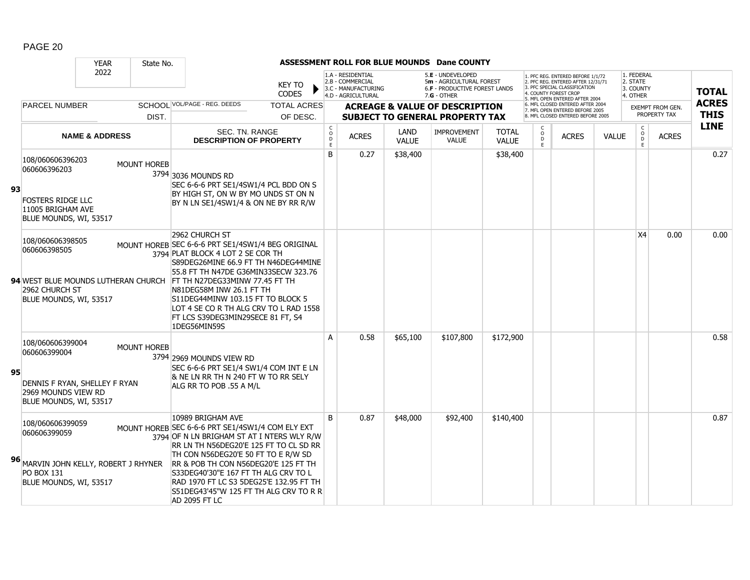PAGE 20

**ASSESSMENT ROLL FOR BLUE MOUNDS Dane COUNTY**

YEAR 2022 | State No.

KEY TO CODES: 1.A - RESIDENTIAL, 2.B - COMMERCIAL, 3.C - MANUFACTURING, 4.D - AGRICULTURAL, 5.E - UNDEVELOPED, 5m - AGRICULTURAL FOREST, 6.F - PRODUCTIVE FOREST LANDS, 7.G - OTHER

1. PFC REG. ENTERED BEFORE 1/1/72, 2. PFC REG. ENTERED AFTER 12/31/71, 3. PFC SPECIAL CLASSIFICATION, 4. COUNTY FOREST CROP, 5. MFL OPEN ENTERED AFTER 2004, 6. MFL CLOSED ENTERED AFTER 2004, 7. MFL OPEN ENTERED BEFORE 2005, 8. MFL CLOSED ENTERED BEFORE 2005

1. FEDERAL, 2. STATE, 3. COUNTY, 4. OTHER — EXEMPT FROM GEN. PROPERTY TAX

| LINE | PARCEL NUMBER / NAME & ADDRESS | SCHOOL DIST. | VOL/PAGE - REG. DEEDS / SEC. TN. RANGE DESCRIPTION OF PROPERTY | CODE | ACRES | LAND VALUE | IMPROVEMENT VALUE | TOTAL VALUE | CODE | ACRES | VALUE | CODE | ACRES | TOTAL ACRES THIS LINE |
|---|---|---|---|---|---|---|---|---|---|---|---|---|---|---|
| 93 | 108/060606396203 060606396203 FOSTERS RIDGE LLC 11005 BRIGHAM AVE BLUE MOUNDS, WI, 53517 | MOUNT HOREB 3794 | 3036 MOUNDS RD SEC 6-6-6 PRT SE1/4SW1/4 PCL BDD ON S BY HIGH ST, ON W BY MO UNDS ST ON N BY N LN SE1/4SW1/4 & ON NE BY RR R/W | B | 0.27 | $38,400 | | $38,400 | | | | | | 0.27 |
| 94 | 108/060606398505 060606398505 WEST BLUE MOUNDS LUTHERAN CHURCH 2962 CHURCH ST BLUE MOUNDS, WI, 53517 | MOUNT HOREB 3794 | 2962 CHURCH ST SEC 6-6-6 PRT SE1/4SW1/4 BEG ORIGINAL PLAT BLOCK 4 LOT 2 SE COR TH S89DEG26MINE 66.9 FT TH N46DEG44MINE 55.8 FT TH N47DE G36MIN33SECW 323.76 FT TH N27DEG33MINW 77.45 FT TH N81DEG58M INW 26.1 FT TH S11DEG44MINW 103.15 FT TO BLOCK 5 LOT 4 SE CO R TH ALG CRV TO L RAD 1558 FT LCS S39DEG3MIN29SECE 81 FT, S4 1DEG56MIN59S | | | | | | | | | X4 | 0.00 | 0.00 |
| 95 | 108/060606399004 060606399004 DENNIS F RYAN, SHELLEY F RYAN 2969 MOUNDS VIEW RD BLUE MOUNDS, WI, 53517 | MOUNT HOREB 3794 | 2969 MOUNDS VIEW RD SEC 6-6-6 PRT SE1/4 SW1/4 COM INT E LN & NE LN RR TH N 240 FT W TO RR SELY ALG RR TO POB .55 A M/L | A | 0.58 | $65,100 | $107,800 | $172,900 | | | | | | 0.58 |
| 96 | 108/060606399059 060606399059 MARVIN JOHN KELLY, ROBERT J RHYNER PO BOX 131 BLUE MOUNDS, WI, 53517 | MOUNT HOREB 3794 | 10989 BRIGHAM AVE SEC 6-6-6 PRT SE1/4SW1/4 COM ELY EXT OF N LN BRIGHAM ST AT I NTERS WLY R/W RR LN TH N56DEG20'E 125 FT TO CL SD RR TH CON N56DEG20'E 50 FT TO E R/W SD RR & POB TH CON N56DEG20'E 125 FT TH S33DEG40'30"E 167 FT TH ALG CRV TO L RAD 1970 FT LC S3 5DEG25'E 132.95 FT TH S51DEG43'45"W 125 FT TH ALG CRV TO R R AD 2095 FT LC | B | 0.87 | $48,000 | $92,400 | $140,400 | | | | | | 0.87 |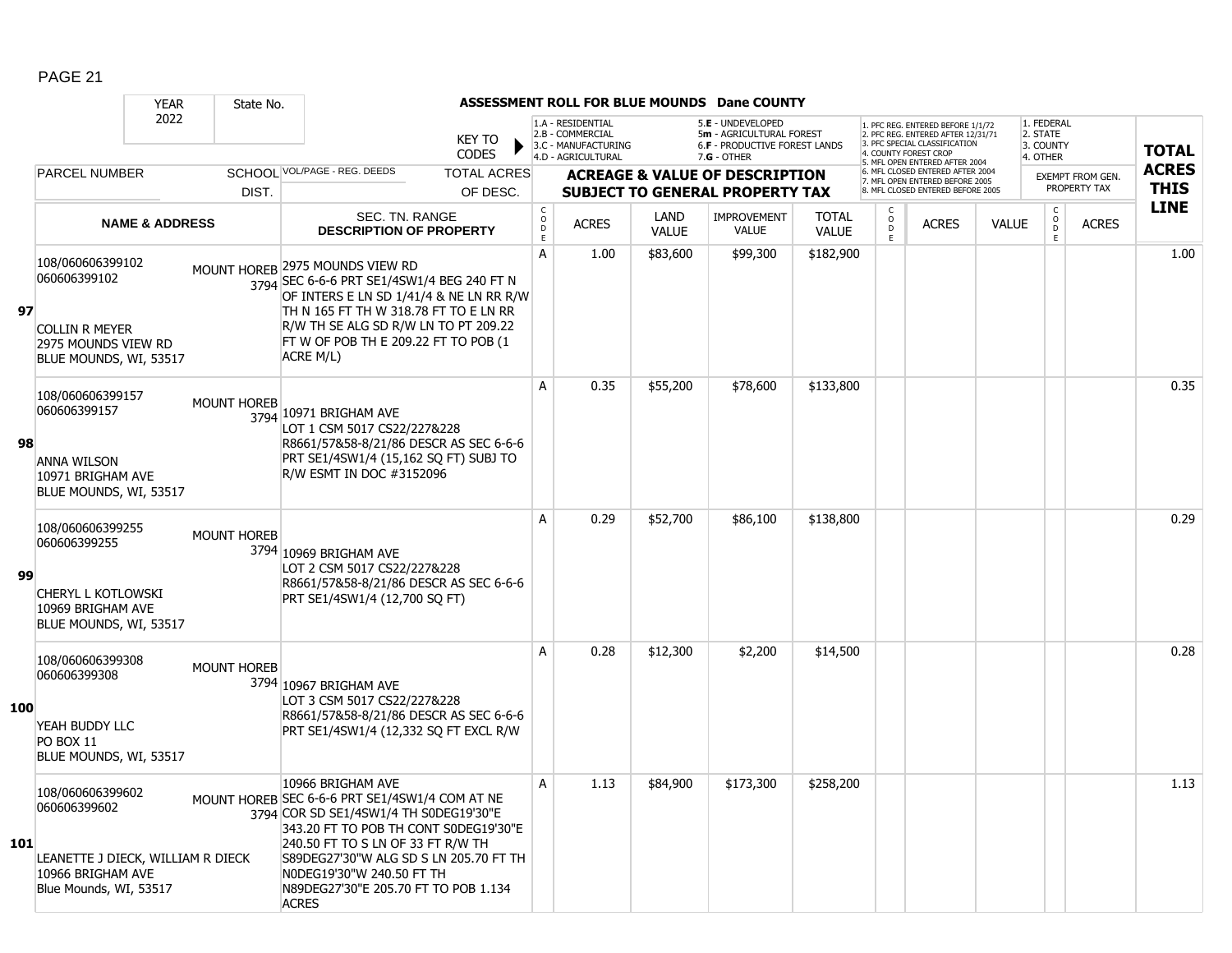**ASSESSMENT ROLL FOR BLUE MOUNDS Dane COUNTY**

YEAR 2022 | State No.

KEY TO CODES: 1.A - RESIDENTIAL, 2.B - COMMERCIAL, 3.C - MANUFACTURING, 4.D - AGRICULTURAL, 5.E - UNDEVELOPED, 5m - AGRICULTURAL FOREST, 6.F - PRODUCTIVE FOREST LANDS, 7.G - OTHER

1. PFC REG. ENTERED BEFORE 1/1/72, 2. PFC REG. ENTERED AFTER 12/31/71, 3. PFC SPECIAL CLASSIFICATION, 4. COUNTY FOREST CROP, 5. MFL OPEN ENTERED AFTER 2004, 6. MFL CLOSED ENTERED AFTER 2004, 7. MFL OPEN ENTERED BEFORE 2005, 8. MFL CLOSED ENTERED BEFORE 2005

1. FEDERAL, 2. STATE, 3. COUNTY, 4. OTHER

| LINE | PARCEL NUMBER / NAME & ADDRESS | SCHOOL DIST. | VOL/PAGE - REG. DEEDS / SEC. TN. RANGE / DESCRIPTION OF PROPERTY | CODE | ACRES | LAND VALUE | IMPROVEMENT VALUE | TOTAL VALUE | CODE | ACRES | VALUE | CODE | EXEMPT ACRES | TOTAL ACRES THIS LINE |
|---|---|---|---|---|---|---|---|---|---|---|---|---|---|---|
| 97 | 108/060606399102 060606399102 COLLIN R MEYER 2975 MOUNDS VIEW RD BLUE MOUNDS, WI, 53517 | MOUNT HOREB 3794 | 2975 MOUNDS VIEW RD SEC 6-6-6 PRT SE1/4SW1/4 BEG 240 FT N OF INTERS E LN SD 1/41/4 & NE LN RR R/W TH N 165 FT TH W 318.78 FT TO E LN RR R/W TH SE ALG SD R/W LN TO PT 209.22 FT W OF POB TH E 209.22 FT TO POB (1 ACRE M/L) | A | 1.00 | $83,600 | $99,300 | $182,900 | | | | | | 1.00 |
| 98 | 108/060606399157 060606399157 ANNA WILSON 10971 BRIGHAM AVE BLUE MOUNDS, WI, 53517 | MOUNT HOREB 3794 | 10971 BRIGHAM AVE LOT 1 CSM 5017 CS22/227&228 R8661/57&58-8/21/86 DESCR AS SEC 6-6-6 PRT SE1/4SW1/4 (15,162 SQ FT) SUBJ TO R/W ESMT IN DOC #3152096 | A | 0.35 | $55,200 | $78,600 | $133,800 | | | | | | 0.35 |
| 99 | 108/060606399255 060606399255 CHERYL L KOTLOWSKI 10969 BRIGHAM AVE BLUE MOUNDS, WI, 53517 | MOUNT HOREB 3794 | 10969 BRIGHAM AVE LOT 2 CSM 5017 CS22/227&228 R8661/57&58-8/21/86 DESCR AS SEC 6-6-6 PRT SE1/4SW1/4 (12,700 SQ FT) | A | 0.29 | $52,700 | $86,100 | $138,800 | | | | | | 0.29 |
| 100 | 108/060606399308 060606399308 YEAH BUDDY LLC PO BOX 11 BLUE MOUNDS, WI, 53517 | MOUNT HOREB 3794 | 10967 BRIGHAM AVE LOT 3 CSM 5017 CS22/227&228 R8661/57&58-8/21/86 DESCR AS SEC 6-6-6 PRT SE1/4SW1/4 (12,332 SQ FT EXCL R/W | A | 0.28 | $12,300 | $2,200 | $14,500 | | | | | | 0.28 |
| 101 | 108/060606399602 060606399602 LEANETTE J DIECK, WILLIAM R DIECK 10966 BRIGHAM AVE Blue Mounds, WI, 53517 | MOUNT HOREB 3794 | 10966 BRIGHAM AVE SEC 6-6-6 PRT SE1/4SW1/4 COM AT NE COR SD SE1/4SW1/4 TH S0DEG19'30"E 343.20 FT TO POB TH CONT S0DEG19'30"E 240.50 FT TO S LN OF 33 FT R/W TH S89DEG27'30"W ALG SD S LN 205.70 FT TH N0DEG19'30"W 240.50 FT TH N89DEG27'30"E 205.70 FT TO POB 1.134 ACRES | A | 1.13 | $84,900 | $173,300 | $258,200 | | | | | | 1.13 |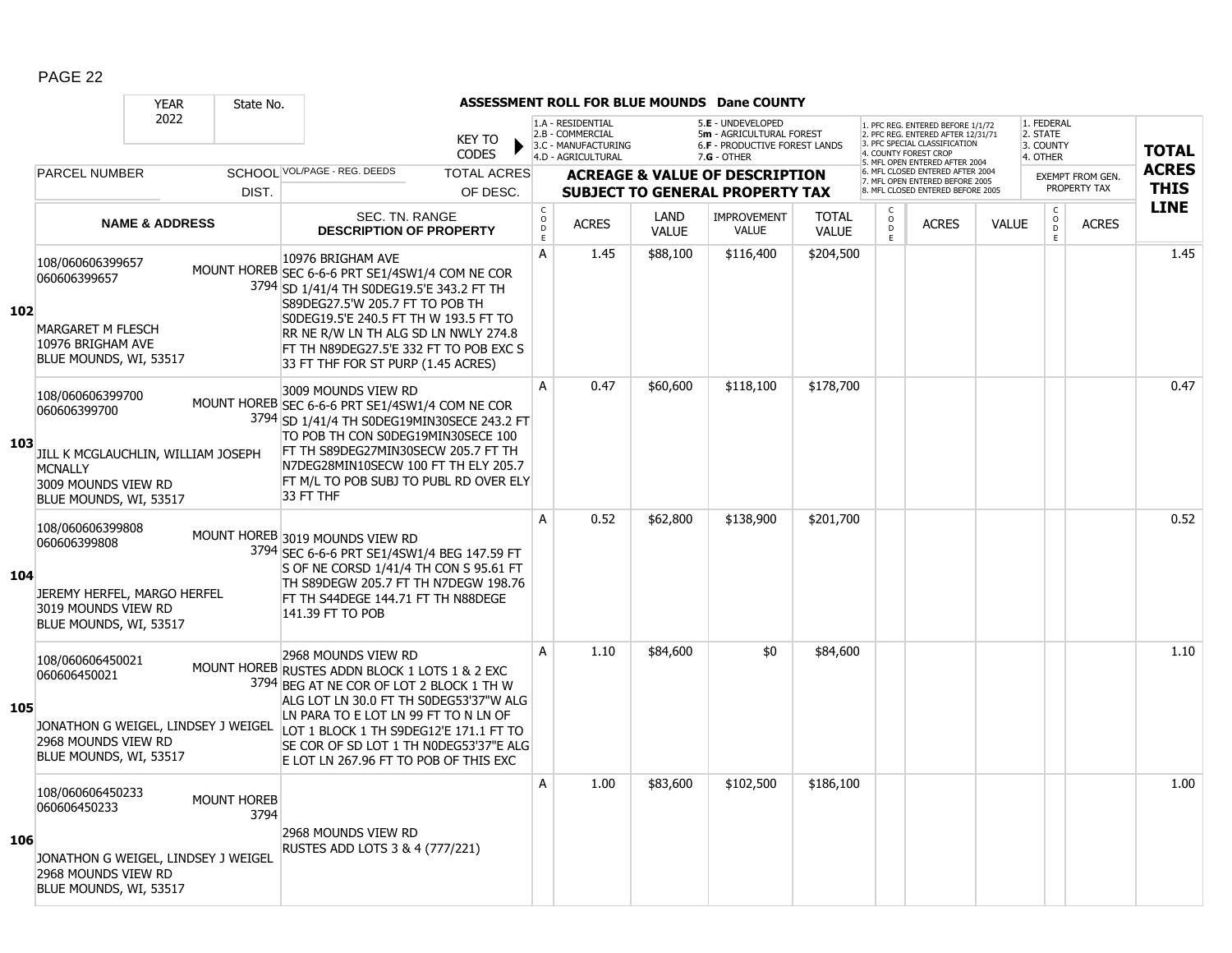PAGE 22

## ASSESSMENT ROLL FOR BLUE MOUNDS Dane COUNTY

YEAR 2022 | State No.

KEY TO CODES: 1.A - RESIDENTIAL, 2.B - COMMERCIAL, 3.C - MANUFACTURING, 4.D - AGRICULTURAL, 5.E - UNDEVELOPED, 5m - AGRICULTURAL FOREST, 6.F - PRODUCTIVE FOREST LANDS, 7.G - OTHER

1. PFC REG. ENTERED BEFORE 1/1/72, 2. PFC REG. ENTERED AFTER 12/31/71, 3. PFC SPECIAL CLASSIFICATION, 4. COUNTY FOREST CROP, 5. MFL OPEN ENTERED AFTER 2004, 6. MFL CLOSED ENTERED AFTER 2004, 7. MFL OPEN ENTERED BEFORE 2005, 8. MFL CLOSED ENTERED BEFORE 2005

1. FEDERAL, 2. STATE, 3. COUNTY, 4. OTHER

| LINE | PARCEL NUMBER / NAME & ADDRESS | SCHOOL DIST. | VOL/PAGE - REG. DEEDS / SEC. TN. RANGE / DESCRIPTION OF PROPERTY | CODE | ACRES | LAND VALUE | IMPROVEMENT VALUE | TOTAL VALUE | CODE | ACRES | VALUE | CODE (EXEMPT) | ACRES (EXEMPT) | TOTAL ACRES THIS LINE |
|---|---|---|---|---|---|---|---|---|---|---|---|---|---|---|
| 102 | 108/060606399657<br>060606399657<br><br>MARGARET M FLESCH<br>10976 BRIGHAM AVE<br>BLUE MOUNDS, WI, 53517 | MOUNT HOREB 3794 | 10976 BRIGHAM AVE<br>SEC 6-6-6 PRT SE1/4SW1/4 COM NE COR SD 1/41/4 TH S0DEG19.5'E 343.2 FT TH S89DEG27.5'W 205.7 FT TO POB TH S0DEG19.5'E 240.5 FT TH W 193.5 FT TO RR NE R/W LN TH ALG SD LN NWLY 274.8 FT TH N89DEG27.5'E 332 FT TO POB EXC S 33 FT THF FOR ST PURP (1.45 ACRES) | A | 1.45 | $88,100 | $116,400 | $204,500 | | | | | | 1.45 |
| 103 | 108/060606399700<br>060606399700<br><br>JILL K MCGLAUCHLIN, WILLIAM JOSEPH MCNALLY<br>3009 MOUNDS VIEW RD<br>BLUE MOUNDS, WI, 53517 | MOUNT HOREB 3794 | 3009 MOUNDS VIEW RD<br>SEC 6-6-6 PRT SE1/4SW1/4 COM NE COR SD 1/41/4 TH S0DEG19MIN30SECE 243.2 FT TO POB TH CON S0DEG19MIN30SECE 100 FT TH S89DEG27MIN30SECW 205.7 FT TH N7DEG28MIN10SECW 100 FT TH ELY 205.7 FT M/L TO POB SUBJ TO PUBL RD OVER ELY 33 FT THF | A | 0.47 | $60,600 | $118,100 | $178,700 | | | | | | 0.47 |
| 104 | 108/060606399808<br>060606399808<br><br>JEREMY HERFEL, MARGO HERFEL<br>3019 MOUNDS VIEW RD<br>BLUE MOUNDS, WI, 53517 | MOUNT HOREB 3794 | 3019 MOUNDS VIEW RD<br>SEC 6-6-6 PRT SE1/4SW1/4 BEG 147.59 FT S OF NE CORSD 1/41/4 TH CON S 95.61 FT TH S89DEGW 205.7 FT TH N7DEGW 198.76 FT TH S44DEGE 144.71 FT TH N88DEGE 141.39 FT TO POB | A | 0.52 | $62,800 | $138,900 | $201,700 | | | | | | 0.52 |
| 105 | 108/060606450021<br>060606450021<br><br>JONATHON G WEIGEL, LINDSEY J WEIGEL<br>2968 MOUNDS VIEW RD<br>BLUE MOUNDS, WI, 53517 | MOUNT HOREB 3794 | 2968 MOUNDS VIEW RD<br>RUSTES ADDN BLOCK 1 LOTS 1 & 2 EXC BEG AT NE COR OF LOT 2 BLOCK 1 TH W ALG LOT LN 30.0 FT TH S0DEG53'37"W ALG LN PARA TO E LOT LN 99 FT TO N LN OF LOT 1 BLOCK 1 TH S9DEG12'E 171.1 FT TO SE COR OF SD LOT 1 TH N0DEG53'37"E ALG E LOT LN 267.96 FT TO POB OF THIS EXC | A | 1.10 | $84,600 | $0 | $84,600 | | | | | | 1.10 |
| 106 | 108/060606450233<br>060606450233<br><br>JONATHON G WEIGEL, LINDSEY J WEIGEL<br>2968 MOUNDS VIEW RD<br>BLUE MOUNDS, WI, 53517 | MOUNT HOREB 3794 | 2968 MOUNDS VIEW RD<br>RUSTES ADD LOTS 3 & 4 (777/221) | A | 1.00 | $83,600 | $102,500 | $186,100 | | | | | | 1.00 |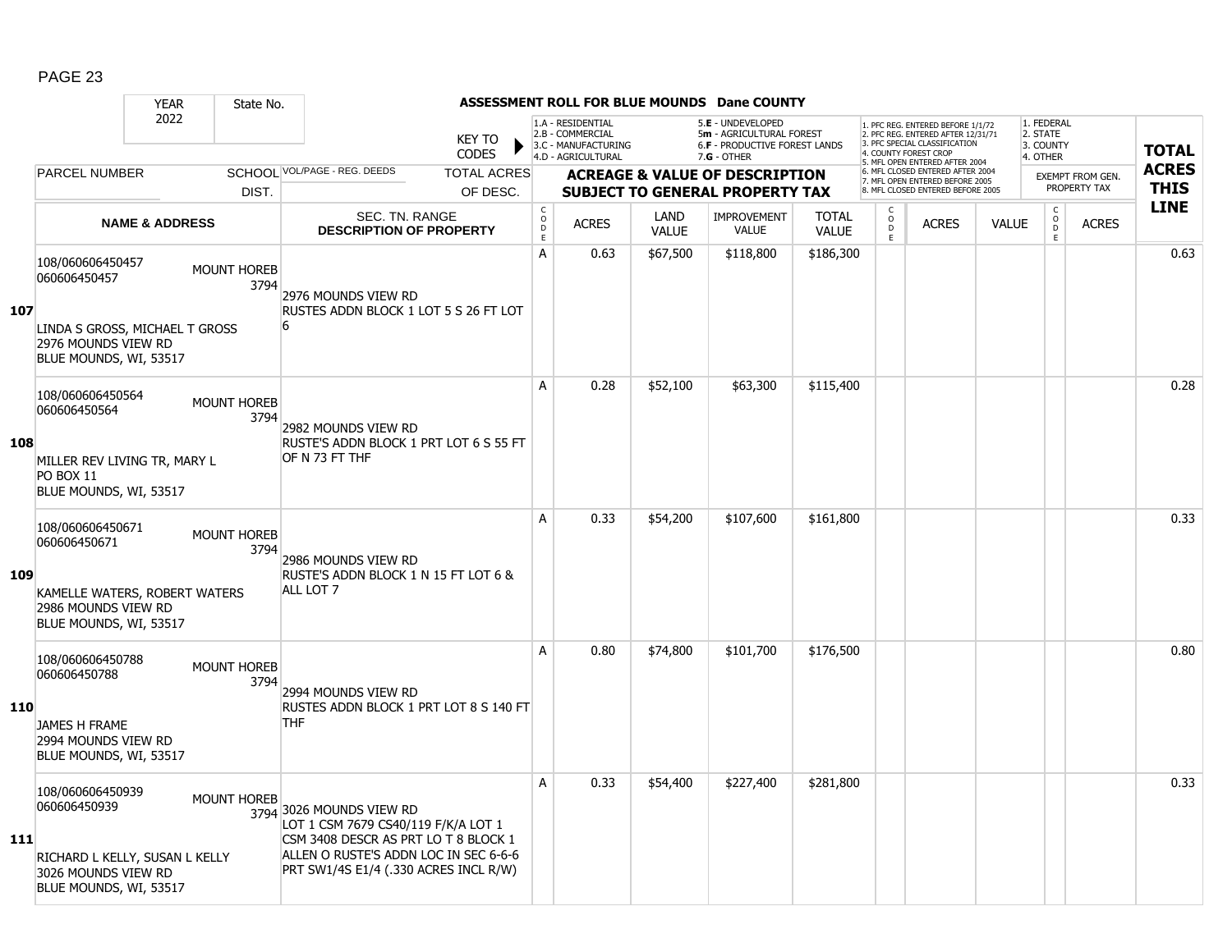# ASSESSMENT ROLL FOR BLUE MOUNDS Dane COUNTY

YEAR 2022 | State No.

KEY TO CODES: 1.A - RESIDENTIAL, 2.B - COMMERCIAL, 3.C - MANUFACTURING, 4.D - AGRICULTURAL, 5.E - UNDEVELOPED, 5m - AGRICULTURAL FOREST, 6.F - PRODUCTIVE FOREST LANDS, 7.G - OTHER

1. PFC REG. ENTERED BEFORE 1/1/72, 2. PFC REG. ENTERED AFTER 12/31/71, 3. PFC SPECIAL CLASSIFICATION, 4. COUNTY FOREST CROP, 5. MFL OPEN ENTERED AFTER 2004, 6. MFL CLOSED ENTERED AFTER 2004, 7. MFL OPEN ENTERED BEFORE 2005, 8. MFL CLOSED ENTERED BEFORE 2005

EXEMPT FROM GEN. PROPERTY TAX: 1. FEDERAL, 2. STATE, 3. COUNTY, 4. OTHER

| LINE | PARCEL NUMBER / NAME & ADDRESS | SCHOOL DIST. | VOL/PAGE - REG. DEEDS / SEC. TN. RANGE / DESCRIPTION OF PROPERTY | CODE | ACRES | LAND VALUE | IMPROVEMENT VALUE | TOTAL VALUE | CODE | ACRES | VALUE | CODE | ACRES | TOTAL ACRES THIS LINE |
|---|---|---|---|---|---|---|---|---|---|---|---|---|---|---|
| 107 | 108/060606450457<br>060606450457<br>LINDA S GROSS, MICHAEL T GROSS<br>2976 MOUNDS VIEW RD<br>BLUE MOUNDS, WI, 53517 | MOUNT HOREB 3794 | 2976 MOUNDS VIEW RD<br>RUSTES ADDN BLOCK 1 LOT 5 S 26 FT LOT 6 | A | 0.63 | $67,500 | $118,800 | $186,300 | | | | | | 0.63 |
| 108 | 108/060606450564<br>060606450564<br>MILLER REV LIVING TR, MARY L<br>PO BOX 11<br>BLUE MOUNDS, WI, 53517 | MOUNT HOREB 3794 | 2982 MOUNDS VIEW RD<br>RUSTE'S ADDN BLOCK 1 PRT LOT 6 S 55 FT OF N 73 FT THF | A | 0.28 | $52,100 | $63,300 | $115,400 | | | | | | 0.28 |
| 109 | 108/060606450671<br>060606450671<br>KAMELLE WATERS, ROBERT WATERS<br>2986 MOUNDS VIEW RD<br>BLUE MOUNDS, WI, 53517 | MOUNT HOREB 3794 | 2986 MOUNDS VIEW RD<br>RUSTE'S ADDN BLOCK 1 N 15 FT LOT 6 & ALL LOT 7 | A | 0.33 | $54,200 | $107,600 | $161,800 | | | | | | 0.33 |
| 110 | 108/060606450788<br>060606450788<br>JAMES H FRAME<br>2994 MOUNDS VIEW RD<br>BLUE MOUNDS, WI, 53517 | MOUNT HOREB 3794 | 2994 MOUNDS VIEW RD<br>RUSTES ADDN BLOCK 1 PRT LOT 8 S 140 FT THF | A | 0.80 | $74,800 | $101,700 | $176,500 | | | | | | 0.80 |
| 111 | 108/060606450939<br>060606450939<br>RICHARD L KELLY, SUSAN L KELLY<br>3026 MOUNDS VIEW RD<br>BLUE MOUNDS, WI, 53517 | MOUNT HOREB 3794 | 3026 MOUNDS VIEW RD<br>LOT 1 CSM 7679 CS40/119 F/K/A LOT 1 CSM 3408 DESCR AS PRT LO T 8 BLOCK 1 ALLEN O RUSTE'S ADDN LOC IN SEC 6-6-6 PRT SW1/4S E1/4 (.330 ACRES INCL R/W) | A | 0.33 | $54,400 | $227,400 | $281,800 | | | | | | 0.33 |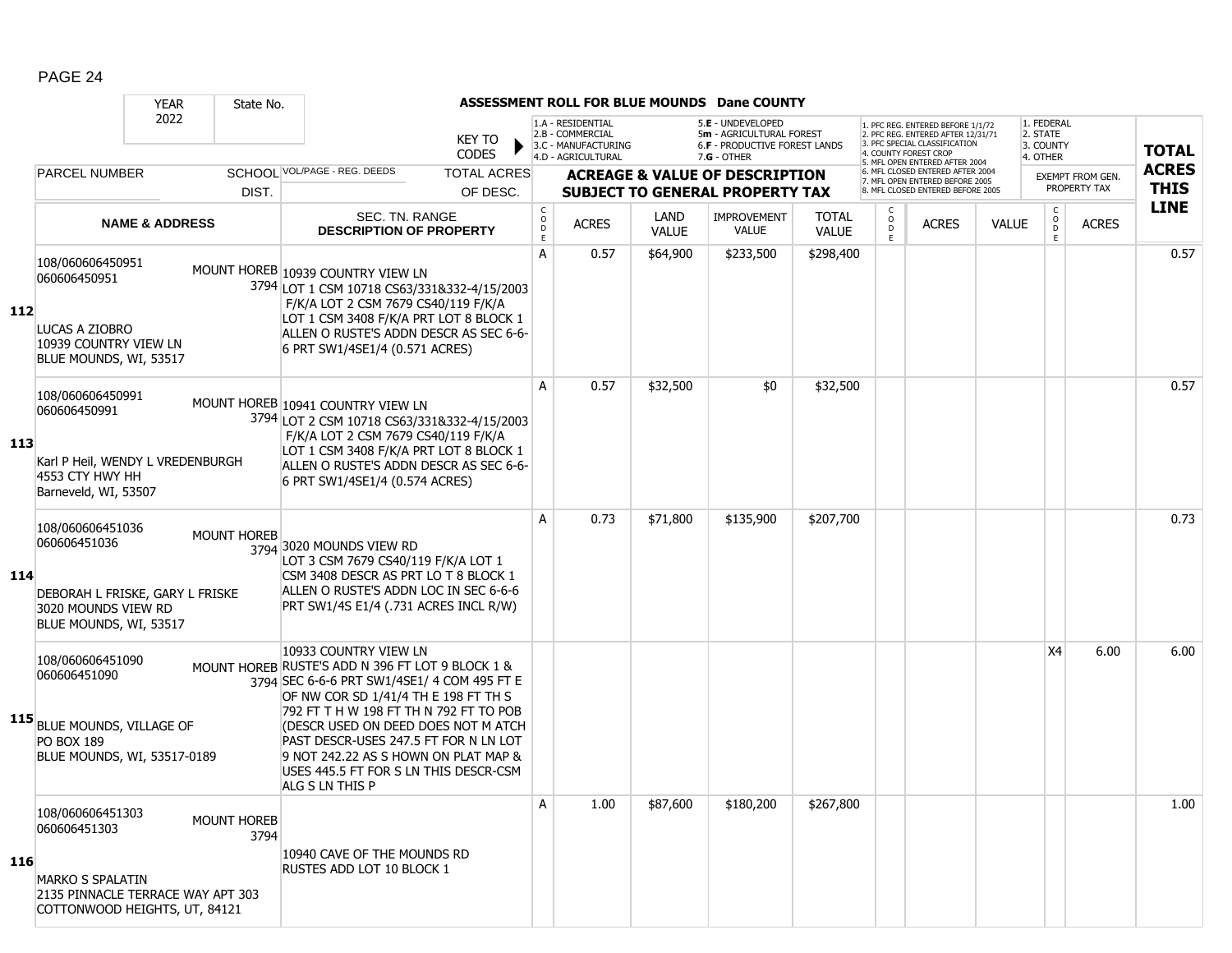PAGE 24

**ASSESSMENT ROLL FOR BLUE MOUNDS Dane COUNTY**

YEAR 2022 | State No.

KEY TO CODES: 1.A - RESIDENTIAL, 2.B - COMMERCIAL, 3.C - MANUFACTURING, 4.D - AGRICULTURAL, 5.E - UNDEVELOPED, 5m - AGRICULTURAL FOREST, 6.F - PRODUCTIVE FOREST LANDS, 7.G - OTHER

1. PFC REG. ENTERED BEFORE 1/1/72, 2. PFC REG. ENTERED AFTER 12/31/71, 3. PFC SPECIAL CLASSIFICATION, 4. COUNTY FOREST CROP, 5. MFL OPEN ENTERED AFTER 2004, 6. MFL CLOSED ENTERED AFTER 2004, 7. MFL OPEN ENTERED BEFORE 2005, 8. MFL CLOSED ENTERED BEFORE 2005

1. FEDERAL, 2. STATE, 3. COUNTY, 4. OTHER

| LINE | PARCEL NUMBER / NAME & ADDRESS | SCHOOL DIST. | VOL/PAGE - REG. DEEDS / SEC. TN. RANGE / DESCRIPTION OF PROPERTY | CODE | ACRES | LAND VALUE | IMPROVEMENT VALUE | TOTAL VALUE | CODE | ACRES | VALUE | CODE (EXEMPT) | ACRES (EXEMPT FROM GEN. PROPERTY TAX) | TOTAL ACRES THIS LINE |
|---|---|---|---|---|---|---|---|---|---|---|---|---|---|---|
| 112 | 108/060606450951 060606450951 LUCAS A ZIOBRO 10939 COUNTRY VIEW LN BLUE MOUNDS, WI, 53517 | MOUNT HOREB 3794 | 10939 COUNTRY VIEW LN LOT 1 CSM 10718 CS63/331&332-4/15/2003 F/K/A LOT 2 CSM 7679 CS40/119 F/K/A LOT 1 CSM 3408 F/K/A PRT LOT 8 BLOCK 1 ALLEN O RUSTE'S ADDN DESCR AS SEC 6-6-6 PRT SW1/4SE1/4 (0.571 ACRES) | A | 0.57 | $64,900 | $233,500 | $298,400 | | | | | | 0.57 |
| 113 | 108/060606450991 060606450991 Karl P Heil, WENDY L VREDENBURGH 4553 CTY HWY HH Barneveld, WI, 53507 | MOUNT HOREB 3794 | 10941 COUNTRY VIEW LN LOT 2 CSM 10718 CS63/331&332-4/15/2003 F/K/A LOT 2 CSM 7679 CS40/119 F/K/A LOT 1 CSM 3408 F/K/A PRT LOT 8 BLOCK 1 ALLEN O RUSTE'S ADDN DESCR AS SEC 6-6-6 PRT SW1/4SE1/4 (0.574 ACRES) | A | 0.57 | $32,500 | $0 | $32,500 | | | | | | 0.57 |
| 114 | 108/060606451036 060606451036 DEBORAH L FRISKE, GARY L FRISKE 3020 MOUNDS VIEW RD BLUE MOUNDS, WI, 53517 | MOUNT HOREB 3794 | 3020 MOUNDS VIEW RD LOT 3 CSM 7679 CS40/119 F/K/A LOT 1 CSM 3408 DESCR AS PRT LO T 8 BLOCK 1 ALLEN O RUSTE'S ADDN LOC IN SEC 6-6-6 PRT SW1/4S E1/4 (.731 ACRES INCL R/W) | A | 0.73 | $71,800 | $135,900 | $207,700 | | | | | | 0.73 |
| 115 | 108/060606451090 060606451090 BLUE MOUNDS, VILLAGE OF PO BOX 189 BLUE MOUNDS, WI, 53517-0189 | MOUNT HOREB 3794 | 10933 COUNTRY VIEW LN RUSTE'S ADD N 396 FT LOT 9 BLOCK 1 & SEC 6-6-6 PRT SW1/4SE1/ 4 COM 495 FT E OF NW COR SD 1/41/4 TH E 198 FT TH S 792 FT T H W 198 FT TH N 792 FT TO POB (DESCR USED ON DEED DOES NOT M ATCH PAST DESCR-USES 247.5 FT FOR N LN LOT 9 NOT 242.22 AS S HOWN ON PLAT MAP & USES 445.5 FT FOR S LN THIS DESCR-CSM ALG S LN THIS P | | | | | | | | | X4 | 6.00 | 6.00 |
| 116 | 108/060606451303 060606451303 MARKO S SPALATIN 2135 PINNACLE TERRACE WAY APT 303 COTTONWOOD HEIGHTS, UT, 84121 | MOUNT HOREB 3794 | 10940 CAVE OF THE MOUNDS RD RUSTES ADD LOT 10 BLOCK 1 | A | 1.00 | $87,600 | $180,200 | $267,800 | | | | | | 1.00 |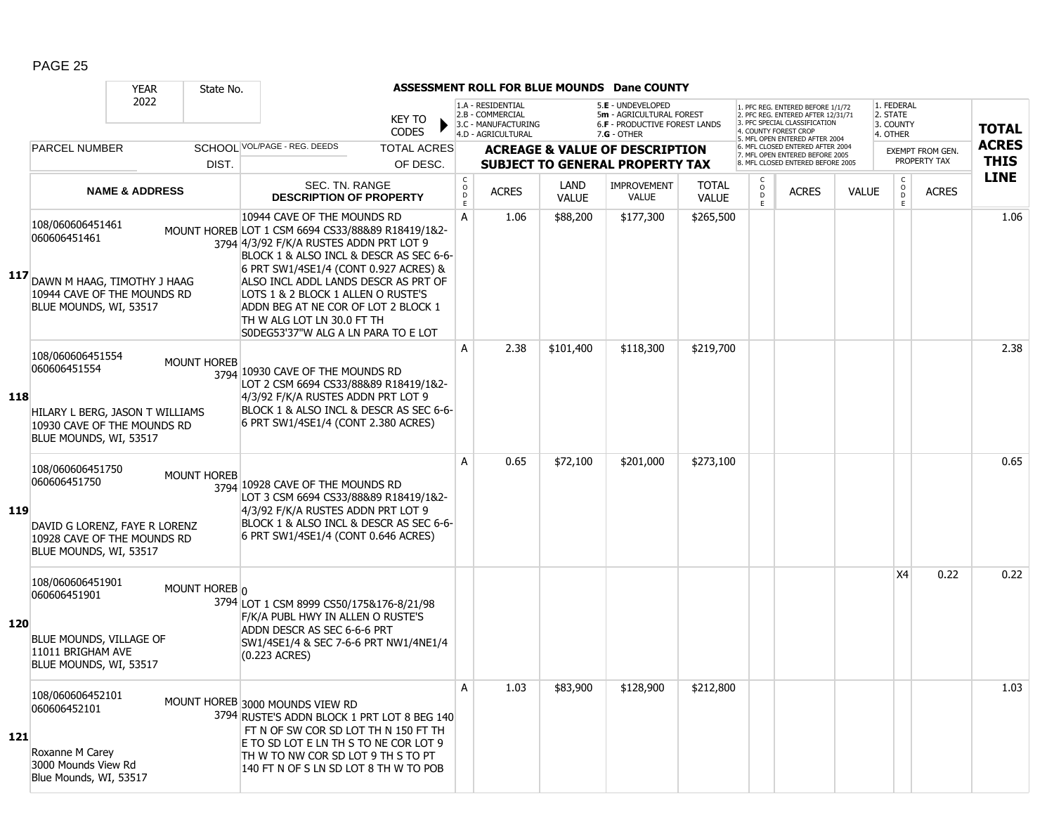## ASSESSMENT ROLL FOR BLUE MOUNDS Dane COUNTY

YEAR 2022 | State No.

KEY TO CODES:
- 1.A - RESIDENTIAL
- 2.B - COMMERCIAL
- 3.C - MANUFACTURING
- 4.D - AGRICULTURAL
- 5.E - UNDEVELOPED
- 5m - AGRICULTURAL FOREST
- 6.F - PRODUCTIVE FOREST LANDS
- 7.G - OTHER

PFC/MFL CODES:
1. PFC REG. ENTERED BEFORE 1/1/72
2. PFC REG. ENTERED AFTER 12/31/71
3. PFC SPECIAL CLASSIFICATION
4. COUNTY FOREST CROP
5. MFL OPEN ENTERED AFTER 2004
6. MFL CLOSED ENTERED AFTER 2004
7. MFL OPEN ENTERED BEFORE 2005
8. MFL CLOSED ENTERED BEFORE 2005

EXEMPT CODES:
1. FEDERAL
2. STATE
3. COUNTY
4. OTHER

| LINE | PARCEL NUMBER / NAME & ADDRESS | SCHOOL DIST. | VOL/PAGE - REG. DEEDS / SEC. TN. RANGE / DESCRIPTION OF PROPERTY | TOTAL ACRES OF DESC. | CODE | ACRES | LAND VALUE | IMPROVEMENT VALUE | TOTAL VALUE | CODE (PFC/MFL) | ACRES | VALUE | CODE (EXEMPT) | ACRES (EXEMPT FROM GEN. PROPERTY TAX) | TOTAL ACRES THIS LINE |
|---|---|---|---|---|---|---|---|---|---|---|---|---|---|---|---|
| 117 | 108/060606451461<br>060606451461<br>DAWN M HAAG, TIMOTHY J HAAG<br>10944 CAVE OF THE MOUNDS RD<br>BLUE MOUNDS, WI, 53517 | MOUNT HOREB 3794 | 10944 CAVE OF THE MOUNDS RD<br>LOT 1 CSM 6694 CS33/88&89 R18419/1&2-4/3/92 F/K/A RUSTES ADDN PRT LOT 9 BLOCK 1 & ALSO INCL & DESCR AS SEC 6-6-6 PRT SW1/4SE1/4 (CONT 0.927 ACRES) & ALSO INCL ADDL LANDS DESCR AS PRT OF LOTS 1 & 2 BLOCK 1 ALLEN O RUSTE'S ADDN BEG AT NE COR OF LOT 2 BLOCK 1 TH W ALG LOT LN 30.0 FT TH S0DEG53'37"W ALG A LN PARA TO E LOT | | A | 1.06 | $88,200 | $177,300 | $265,500 | | | | | | 1.06 |
| 118 | 108/060606451554<br>060606451554<br>HILARY L BERG, JASON T WILLIAMS<br>10930 CAVE OF THE MOUNDS RD<br>BLUE MOUNDS, WI, 53517 | MOUNT HOREB 3794 | 10930 CAVE OF THE MOUNDS RD<br>LOT 2 CSM 6694 CS33/88&89 R18419/1&2-4/3/92 F/K/A RUSTES ADDN PRT LOT 9 BLOCK 1 & ALSO INCL & DESCR AS SEC 6-6-6 PRT SW1/4SE1/4 (CONT 2.380 ACRES) | | A | 2.38 | $101,400 | $118,300 | $219,700 | | | | | | 2.38 |
| 119 | 108/060606451750<br>060606451750<br>DAVID G LORENZ, FAYE R LORENZ<br>10928 CAVE OF THE MOUNDS RD<br>BLUE MOUNDS, WI, 53517 | MOUNT HOREB 3794 | 10928 CAVE OF THE MOUNDS RD<br>LOT 3 CSM 6694 CS33/88&89 R18419/1&2-4/3/92 F/K/A RUSTES ADDN PRT LOT 9 BLOCK 1 & ALSO INCL & DESCR AS SEC 6-6-6 PRT SW1/4SE1/4 (CONT 0.646 ACRES) | | A | 0.65 | $72,100 | $201,000 | $273,100 | | | | | | 0.65 |
| 120 | 108/060606451901<br>060606451901<br>BLUE MOUNDS, VILLAGE OF<br>11011 BRIGHAM AVE<br>BLUE MOUNDS, WI, 53517 | MOUNT HOREB 3794 | 0<br>LOT 1 CSM 8999 CS50/175&176-8/21/98 F/K/A PUBL HWY IN ALLEN O RUSTE'S ADDN DESCR AS SEC 6-6-6 PRT SW1/4SE1/4 & SEC 7-6-6 PRT NW1/4NE1/4 (0.223 ACRES) | | | | | | | | | | X4 | 0.22 | 0.22 |
| 121 | 108/060606452101<br>060606452101<br>Roxanne M Carey<br>3000 Mounds View Rd<br>Blue Mounds, WI, 53517 | MOUNT HOREB 3794 | 3000 MOUNDS VIEW RD<br>RUSTE'S ADDN BLOCK 1 PRT LOT 8 BEG 140 FT N OF SW COR SD LOT TH N 150 FT TH E TO SD LOT E LN TH S TO NE COR LOT 9 TH W TO NW COR SD LOT 9 TH S TO PT 140 FT N OF S LN SD LOT 8 TH W TO POB | | A | 1.03 | $83,900 | $128,900 | $212,800 | | | | | | 1.03 |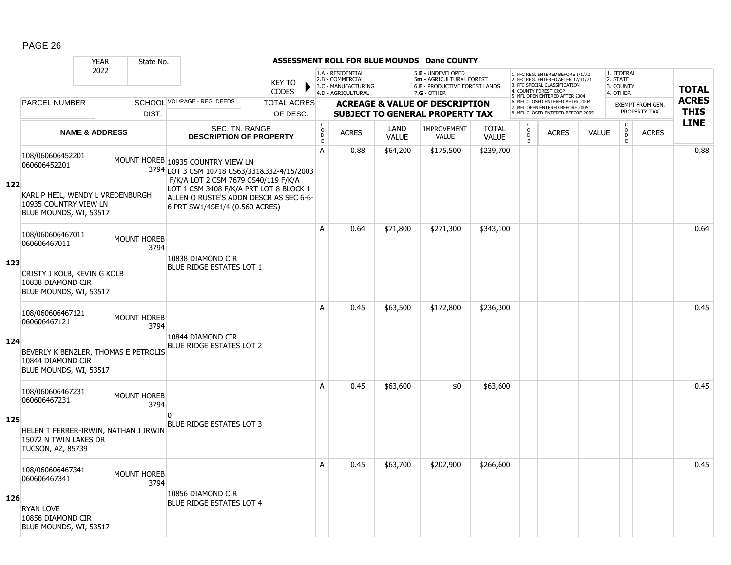**ASSESSMENT ROLL FOR BLUE MOUNDS Dane COUNTY**

YEAR: 2022 | State No.

KEY TO CODES: 1.A - RESIDENTIAL; 2.B - COMMERCIAL; 3.C - MANUFACTURING; 4.D - AGRICULTURAL; 5.E - UNDEVELOPED; 5m - AGRICULTURAL FOREST; 6.F - PRODUCTIVE FOREST LANDS; 7.G - OTHER

1. PFC REG. ENTERED BEFORE 1/1/72; 2. PFC REG. ENTERED AFTER 12/31/71; 3. PFC SPECIAL CLASSIFICATION; 4. COUNTY FOREST CROP; 5. MFL OPEN ENTERED AFTER 2004; 6. MFL CLOSED ENTERED AFTER 2004; 7. MFL OPEN ENTERED BEFORE 2005; 8. MFL CLOSED ENTERED BEFORE 2005

1. FEDERAL; 2. STATE; 3. COUNTY; 4. OTHER

| LINE | PARCEL NUMBER / NAME & ADDRESS | SCHOOL DIST. | VOL/PAGE - REG. DEEDS / SEC. TN. RANGE / DESCRIPTION OF PROPERTY | TOTAL ACRES OF DESC. | CODE | ACRES | LAND VALUE | IMPROVEMENT VALUE | TOTAL VALUE | CODE | ACRES | VALUE | CODE (EXEMPT) | ACRES (EXEMPT) | TOTAL ACRES THIS LINE |
|---|---|---|---|---|---|---|---|---|---|---|---|---|---|---|---|
| 122 | 108/060606452201<br>060606452201<br><br>KARL P HEIL, WENDY L VREDENBURGH<br>10935 COUNTRY VIEW LN<br>BLUE MOUNDS, WI, 53517 | MOUNT HOREB 3794 | 10935 COUNTRY VIEW LN<br>LOT 3 CSM 10718 CS63/331&332-4/15/2003 F/K/A LOT 2 CSM 7679 CS40/119 F/K/A LOT 1 CSM 3408 F/K/A PRT LOT 8 BLOCK 1 ALLEN O RUSTE'S ADDN DESCR AS SEC 6-6-6 PRT SW1/4SE1/4 (0.560 ACRES) | | A | 0.88 | $64,200 | $175,500 | $239,700 | | | | | | 0.88 |
| 123 | 108/060606467011<br>060606467011<br><br>CRISTY J KOLB, KEVIN G KOLB<br>10838 DIAMOND CIR<br>BLUE MOUNDS, WI, 53517 | MOUNT HOREB 3794 | 10838 DIAMOND CIR<br>BLUE RIDGE ESTATES LOT 1 | | A | 0.64 | $71,800 | $271,300 | $343,100 | | | | | | 0.64 |
| 124 | 108/060606467121<br>060606467121<br><br>BEVERLY K BENZLER, THOMAS E PETROLIS<br>10844 DIAMOND CIR<br>BLUE MOUNDS, WI, 53517 | MOUNT HOREB 3794 | 10844 DIAMOND CIR<br>BLUE RIDGE ESTATES LOT 2 | | A | 0.45 | $63,500 | $172,800 | $236,300 | | | | | | 0.45 |
| 125 | 108/060606467231<br>060606467231<br><br>HELEN T FERRER-IRWIN, NATHAN J IRWIN<br>15072 N TWIN LAKES DR<br>TUCSON, AZ, 85739 | MOUNT HOREB 3794 | 0<br>BLUE RIDGE ESTATES LOT 3 | | A | 0.45 | $63,600 | $0 | $63,600 | | | | | | 0.45 |
| 126 | 108/060606467341<br>060606467341<br><br>RYAN LOVE<br>10856 DIAMOND CIR<br>BLUE MOUNDS, WI, 53517 | MOUNT HOREB 3794 | 10856 DIAMOND CIR<br>BLUE RIDGE ESTATES LOT 4 | | A | 0.45 | $63,700 | $202,900 | $266,600 | | | | | | 0.45 |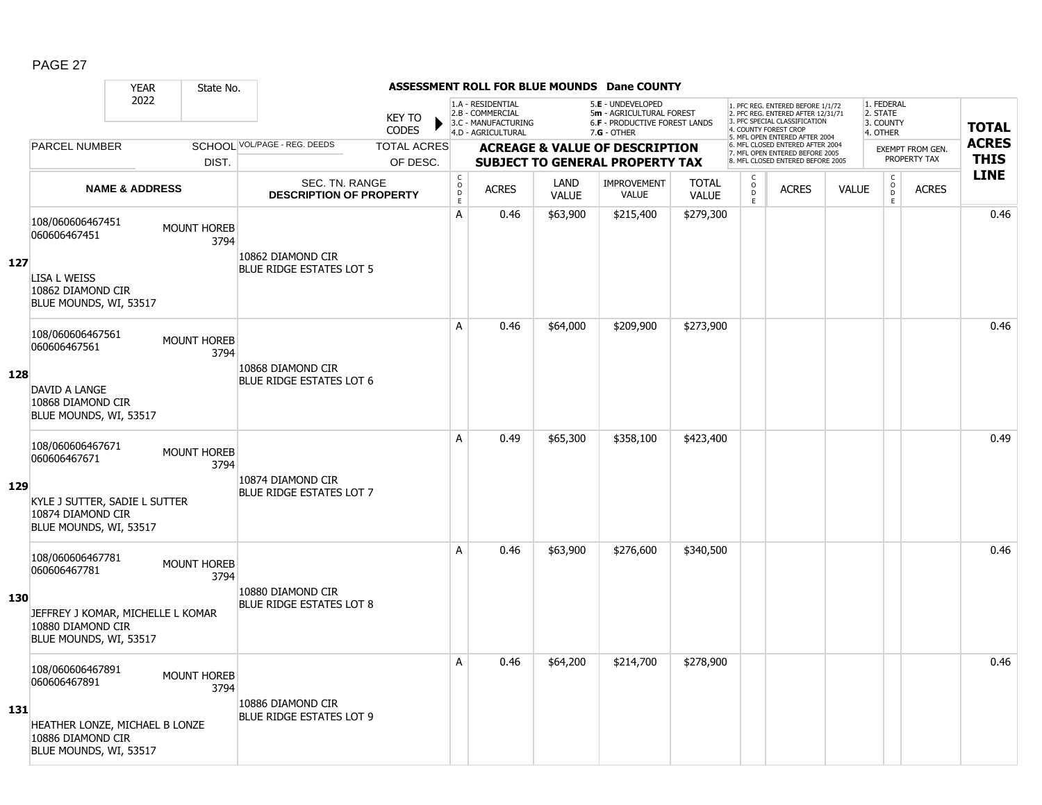## ASSESSMENT ROLL FOR BLUE MOUNDS Dane COUNTY

YEAR: 2022 | State No.

KEY TO CODES: 1.A - RESIDENTIAL, 2.B - COMMERCIAL, 3.C - MANUFACTURING, 4.D - AGRICULTURAL, 5.E - UNDEVELOPED, 5m - AGRICULTURAL FOREST, 6.F - PRODUCTIVE FOREST LANDS, 7.G - OTHER

1. PFC REG. ENTERED BEFORE 1/1/72, 2. PFC REG. ENTERED AFTER 12/31/71, 3. PFC SPECIAL CLASSIFICATION, 4. COUNTY FOREST CROP, 5. MFL OPEN ENTERED AFTER 2004, 6. MFL CLOSED ENTERED AFTER 2004, 7. MFL OPEN ENTERED BEFORE 2005, 8. MFL CLOSED ENTERED BEFORE 2005

1. FEDERAL, 2. STATE, 3. COUNTY, 4. OTHER

| Line | PARCEL NUMBER / NAME & ADDRESS | SCHOOL DIST. | VOL/PAGE - REG. DEEDS / SEC. TN. RANGE / DESCRIPTION OF PROPERTY | TOTAL ACRES OF DESC. | CODE | ACRES | LAND VALUE | IMPROVEMENT VALUE | TOTAL VALUE | CODE | ACRES | VALUE | CODE | EXEMPT FROM GEN. PROPERTY TAX ACRES | TOTAL ACRES THIS LINE |
|---|---|---|---|---|---|---|---|---|---|---|---|---|---|---|---|
| 127 | 108/060606467451<br>060606467451<br><br>LISA L WEISS<br>10862 DIAMOND CIR<br>BLUE MOUNDS, WI, 53517 | MOUNT HOREB 3794 | 10862 DIAMOND CIR<br>BLUE RIDGE ESTATES LOT 5 | | A | 0.46 | $63,900 | $215,400 | $279,300 | | | | | | 0.46 |
| 128 | 108/060606467561<br>060606467561<br><br>DAVID A LANGE<br>10868 DIAMOND CIR<br>BLUE MOUNDS, WI, 53517 | MOUNT HOREB 3794 | 10868 DIAMOND CIR<br>BLUE RIDGE ESTATES LOT 6 | | A | 0.46 | $64,000 | $209,900 | $273,900 | | | | | | 0.46 |
| 129 | 108/060606467671<br>060606467671<br><br>KYLE J SUTTER, SADIE L SUTTER<br>10874 DIAMOND CIR<br>BLUE MOUNDS, WI, 53517 | MOUNT HOREB 3794 | 10874 DIAMOND CIR<br>BLUE RIDGE ESTATES LOT 7 | | A | 0.49 | $65,300 | $358,100 | $423,400 | | | | | | 0.49 |
| 130 | 108/060606467781<br>060606467781<br><br>JEFFREY J KOMAR, MICHELLE L KOMAR<br>10880 DIAMOND CIR<br>BLUE MOUNDS, WI, 53517 | MOUNT HOREB 3794 | 10880 DIAMOND CIR<br>BLUE RIDGE ESTATES LOT 8 | | A | 0.46 | $63,900 | $276,600 | $340,500 | | | | | | 0.46 |
| 131 | 108/060606467891<br>060606467891<br><br>HEATHER LONZE, MICHAEL B LONZE<br>10886 DIAMOND CIR<br>BLUE MOUNDS, WI, 53517 | MOUNT HOREB 3794 | 10886 DIAMOND CIR<br>BLUE RIDGE ESTATES LOT 9 | | A | 0.46 | $64,200 | $214,700 | $278,900 | | | | | | 0.46 |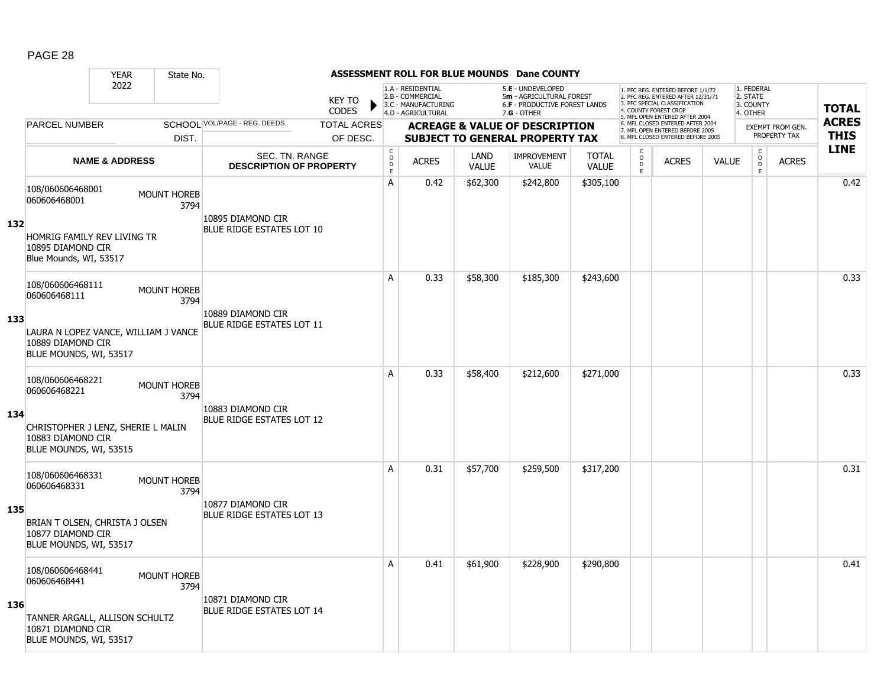PAGE 28

**ASSESSMENT ROLL FOR BLUE MOUNDS Dane COUNTY**

| YEAR | State No. |
|---|---|
| 2022 | |

KEY TO CODES:
- 1.A - RESIDENTIAL
- 2.B - COMMERCIAL
- 3.C - MANUFACTURING
- 4.D - AGRICULTURAL
- 5.E - UNDEVELOPED
- 5m - AGRICULTURAL FOREST
- 6.F - PRODUCTIVE FOREST LANDS
- 7.G - OTHER

1. PFC REG. ENTERED BEFORE 1/1/72
2. PFC REG. ENTERED AFTER 12/31/71
3. PFC SPECIAL CLASSIFICATION
4. COUNTY FOREST CROP
5. MFL OPEN ENTERED AFTER 2004
6. MFL CLOSED ENTERED AFTER 2004
7. MFL OPEN ENTERED BEFORE 2005
8. MFL CLOSED ENTERED BEFORE 2005

1. FEDERAL
2. STATE
3. COUNTY
4. OTHER

| | PARCEL NUMBER / NAME & ADDRESS | SCHOOL DIST. | VOL/PAGE - REG. DEEDS / SEC. TN. RANGE / DESCRIPTION OF PROPERTY | CODE | ACRES | LAND VALUE | IMPROVEMENT VALUE | TOTAL VALUE | CODE | ACRES | VALUE | CODE | EXEMPT ACRES | TOTAL ACRES THIS LINE |
|---|---|---|---|---|---|---|---|---|---|---|---|---|---|---|
| 132 | 108/060606468001<br>060606468001<br>HOMRIG FAMILY REV LIVING TR<br>10895 DIAMOND CIR<br>Blue Mounds, WI, 53517 | MOUNT HOREB 3794 | 10895 DIAMOND CIR<br>BLUE RIDGE ESTATES LOT 10 | A | 0.42 | $62,300 | $242,800 | $305,100 | | | | | | 0.42 |
| 133 | 108/060606468111<br>060606468111<br>LAURA N LOPEZ VANCE, WILLIAM J VANCE<br>10889 DIAMOND CIR<br>BLUE MOUNDS, WI, 53517 | MOUNT HOREB 3794 | 10889 DIAMOND CIR<br>BLUE RIDGE ESTATES LOT 11 | A | 0.33 | $58,300 | $185,300 | $243,600 | | | | | | 0.33 |
| 134 | 108/060606468221<br>060606468221<br>CHRISTOPHER J LENZ, SHERIE L MALIN<br>10883 DIAMOND CIR<br>BLUE MOUNDS, WI, 53515 | MOUNT HOREB 3794 | 10883 DIAMOND CIR<br>BLUE RIDGE ESTATES LOT 12 | A | 0.33 | $58,400 | $212,600 | $271,000 | | | | | | 0.33 |
| 135 | 108/060606468331<br>060606468331<br>BRIAN T OLSEN, CHRISTA J OLSEN<br>10877 DIAMOND CIR<br>BLUE MOUNDS, WI, 53517 | MOUNT HOREB 3794 | 10877 DIAMOND CIR<br>BLUE RIDGE ESTATES LOT 13 | A | 0.31 | $57,700 | $259,500 | $317,200 | | | | | | 0.31 |
| 136 | 108/060606468441<br>060606468441<br>TANNER ARGALL, ALLISON SCHULTZ<br>10871 DIAMOND CIR<br>BLUE MOUNDS, WI, 53517 | MOUNT HOREB 3794 | 10871 DIAMOND CIR<br>BLUE RIDGE ESTATES LOT 14 | A | 0.41 | $61,900 | $228,900 | $290,800 | | | | | | 0.41 |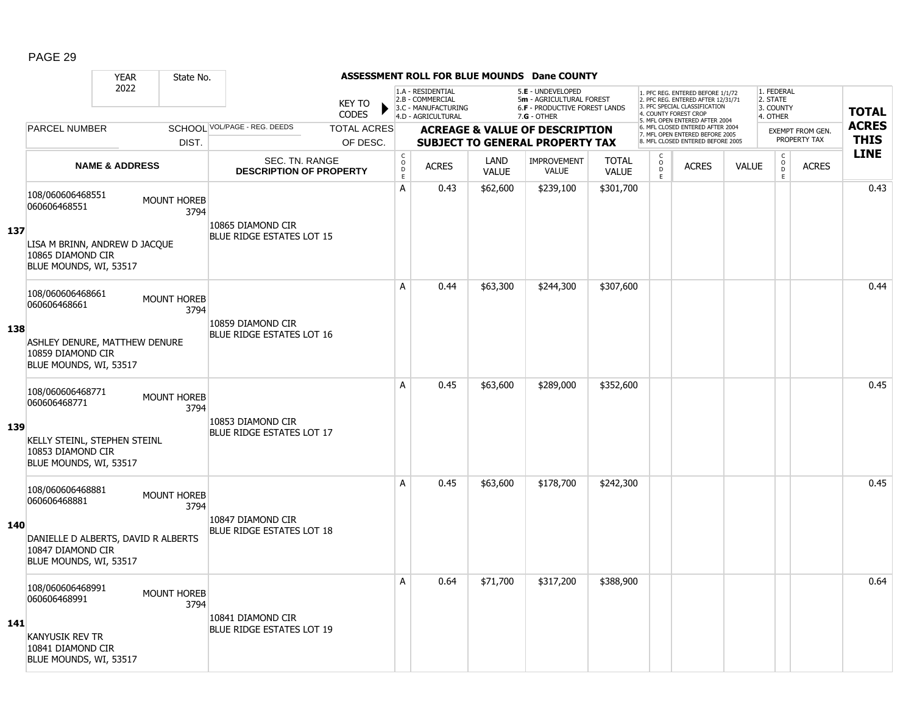## ASSESSMENT ROLL FOR BLUE MOUNDS Dane COUNTY

| YEAR | State No. |
|---|---|
| 2022 | |

KEY TO CODES:
- 1.A - RESIDENTIAL
- 2.B - COMMERCIAL
- 3.C - MANUFACTURING
- 4.D - AGRICULTURAL
- 5.E - UNDEVELOPED
- 5m - AGRICULTURAL FOREST
- 6.F - PRODUCTIVE FOREST LANDS
- 7.G - OTHER

1. PFC REG. ENTERED BEFORE 1/1/72
2. PFC REG. ENTERED AFTER 12/31/71
3. PFC SPECIAL CLASSIFICATION
4. COUNTY FOREST CROP
5. MFL OPEN ENTERED AFTER 2004
6. MFL CLOSED ENTERED AFTER 2004
7. MFL OPEN ENTERED BEFORE 2005
8. MFL CLOSED ENTERED BEFORE 2005

1. FEDERAL
2. STATE
3. COUNTY
4. OTHER

| | PARCEL NUMBER / NAME & ADDRESS | SCHOOL DIST. | VOL/PAGE - REG. DEEDS / SEC. TN. RANGE / DESCRIPTION OF PROPERTY | TOTAL ACRES OF DESC. | CODE | ACRES | LAND VALUE | IMPROVEMENT VALUE | TOTAL VALUE | CODE | ACRES | VALUE | CODE | EXEMPT FROM GEN. PROPERTY TAX ACRES | TOTAL ACRES THIS LINE |
|---|---|---|---|---|---|---|---|---|---|---|---|---|---|---|---|
| 137 | 108/060606468551<br>060606468551<br>LISA M BRINN, ANDREW D JACQUE<br>10865 DIAMOND CIR<br>BLUE MOUNDS, WI, 53517 | MOUNT HOREB 3794 | 10865 DIAMOND CIR<br>BLUE RIDGE ESTATES LOT 15 | | A | 0.43 | $62,600 | $239,100 | $301,700 | | | | | | 0.43 |
| 138 | 108/060606468661<br>060606468661<br>ASHLEY DENURE, MATTHEW DENURE<br>10859 DIAMOND CIR<br>BLUE MOUNDS, WI, 53517 | MOUNT HOREB 3794 | 10859 DIAMOND CIR<br>BLUE RIDGE ESTATES LOT 16 | | A | 0.44 | $63,300 | $244,300 | $307,600 | | | | | | 0.44 |
| 139 | 108/060606468771<br>060606468771<br>KELLY STEINL, STEPHEN STEINL<br>10853 DIAMOND CIR<br>BLUE MOUNDS, WI, 53517 | MOUNT HOREB 3794 | 10853 DIAMOND CIR<br>BLUE RIDGE ESTATES LOT 17 | | A | 0.45 | $63,600 | $289,000 | $352,600 | | | | | | 0.45 |
| 140 | 108/060606468881<br>060606468881<br>DANIELLE D ALBERTS, DAVID R ALBERTS<br>10847 DIAMOND CIR<br>BLUE MOUNDS, WI, 53517 | MOUNT HOREB 3794 | 10847 DIAMOND CIR<br>BLUE RIDGE ESTATES LOT 18 | | A | 0.45 | $63,600 | $178,700 | $242,300 | | | | | | 0.45 |
| 141 | 108/060606468991<br>060606468991<br>KANYUSIK REV TR<br>10841 DIAMOND CIR<br>BLUE MOUNDS, WI, 53517 | MOUNT HOREB 3794 | 10841 DIAMOND CIR<br>BLUE RIDGE ESTATES LOT 19 | | A | 0.64 | $71,700 | $317,200 | $388,900 | | | | | | 0.64 |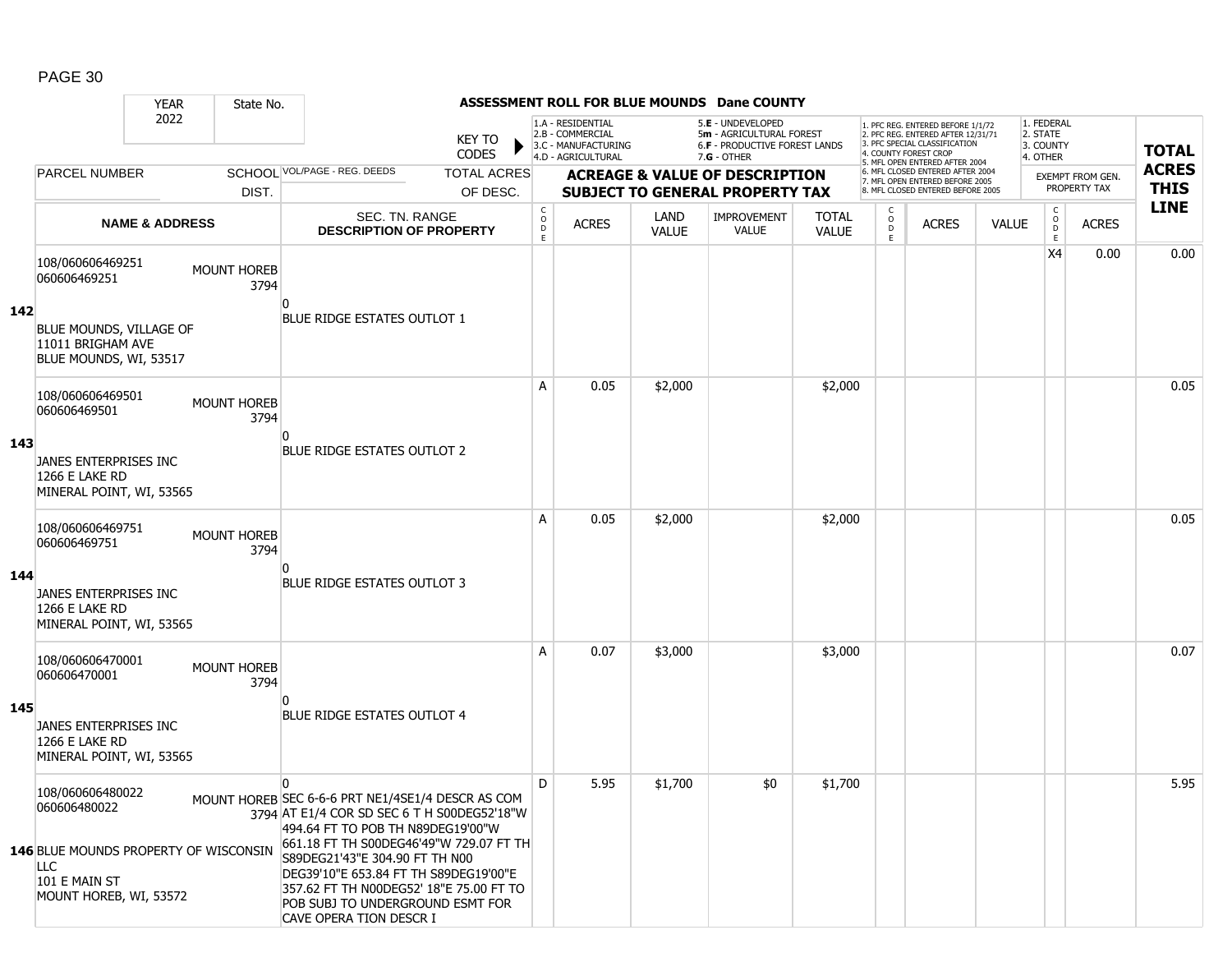# ASSESSMENT ROLL FOR BLUE MOUNDS Dane COUNTY

YEAR 2022 | State No.

KEY TO CODES:
- 1.A - RESIDENTIAL
- 2.B - COMMERCIAL
- 3.C - MANUFACTURING
- 4.D - AGRICULTURAL
- 5.E - UNDEVELOPED
- 5m - AGRICULTURAL FOREST
- 6.F - PRODUCTIVE FOREST LANDS
- 7.G - OTHER

Forest codes:
1. PFC REG. ENTERED BEFORE 1/1/72
2. PFC REG. ENTERED AFTER 12/31/71
3. PFC SPECIAL CLASSIFICATION
4. COUNTY FOREST CROP
5. MFL OPEN ENTERED AFTER 2004
6. MFL CLOSED ENTERED AFTER 2004
7. MFL OPEN ENTERED BEFORE 2005
8. MFL CLOSED ENTERED BEFORE 2005

Exempt codes:
1. FEDERAL
2. STATE
3. COUNTY
4. OTHER

| Line | PARCEL NUMBER / NAME & ADDRESS | SCHOOL DIST. | VOL/PAGE - REG. DEEDS / SEC. TN. RANGE / DESCRIPTION OF PROPERTY | CODE | ACRES | LAND VALUE | IMPROVEMENT VALUE | TOTAL VALUE | CODE | ACRES | VALUE | EXEMPT CODE | EXEMPT ACRES | TOTAL ACRES THIS LINE |
|---|---|---|---|---|---|---|---|---|---|---|---|---|---|---|
| 142 | 108/060606469251<br>060606469251<br>BLUE MOUNDS, VILLAGE OF<br>11011 BRIGHAM AVE<br>BLUE MOUNDS, WI, 53517 | MOUNT HOREB 3794 | 0<br>BLUE RIDGE ESTATES OUTLOT 1 | | | | | | | | | X4 | 0.00 | 0.00 |
| 143 | 108/060606469501<br>060606469501<br>JANES ENTERPRISES INC<br>1266 E LAKE RD<br>MINERAL POINT, WI, 53565 | MOUNT HOREB 3794 | 0<br>BLUE RIDGE ESTATES OUTLOT 2 | A | 0.05 | $2,000 | | $2,000 | | | | | | 0.05 |
| 144 | 108/060606469751<br>060606469751<br>JANES ENTERPRISES INC<br>1266 E LAKE RD<br>MINERAL POINT, WI, 53565 | MOUNT HOREB 3794 | 0<br>BLUE RIDGE ESTATES OUTLOT 3 | A | 0.05 | $2,000 | | $2,000 | | | | | | 0.05 |
| 145 | 108/060606470001<br>060606470001<br>JANES ENTERPRISES INC<br>1266 E LAKE RD<br>MINERAL POINT, WI, 53565 | MOUNT HOREB 3794 | 0<br>BLUE RIDGE ESTATES OUTLOT 4 | A | 0.07 | $3,000 | | $3,000 | | | | | | 0.07 |
| 146 | 108/060606480022<br>060606480022<br>BLUE MOUNDS PROPERTY OF WISCONSIN LLC<br>101 E MAIN ST<br>MOUNT HOREB, WI, 53572 | MOUNT HOREB 3794 | 0<br>SEC 6-6-6 PRT NE1/4SE1/4 DESCR AS COM AT E1/4 COR SD SEC 6 T H S00DEG52'18"W 494.64 FT TO POB TH N89DEG19'00"W 661.18 FT TH S00DEG46'49"W 729.07 FT TH S89DEG21'43"E 304.90 FT TH N00 DEG39'10"E 653.84 FT TH S89DEG19'00"E 357.62 FT TH N00DEG52' 18"E 75.00 FT TO POB SUBJ TO UNDERGROUND ESMT FOR CAVE OPERA TION DESCR I | D | 5.95 | $1,700 | $0 | $1,700 | | | | | | 5.95 |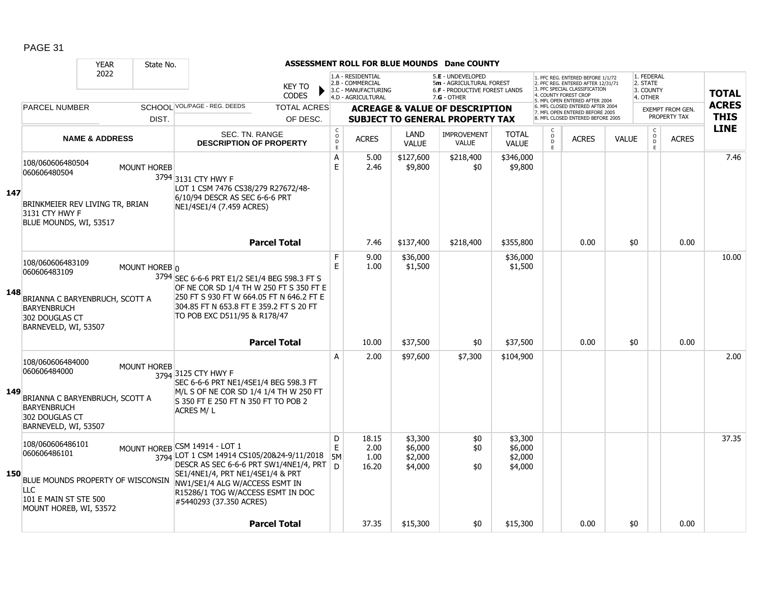# ASSESSMENT ROLL FOR BLUE MOUNDS Dane COUNTY

| YEAR | State No. | | KEY TO CODES | 1.A - RESIDENTIAL<br>2.B - COMMERCIAL<br>3.C - MANUFACTURING<br>4.D - AGRICULTURAL | | 5.E - UNDEVELOPED<br>5m - AGRICULTURAL FOREST<br>6.F - PRODUCTIVE FOREST LANDS<br>7.G - OTHER | | | 1. PFC REG. ENTERED BEFORE 1/1/72<br>2. PFC REG. ENTERED AFTER 12/31/71<br>3. PFC SPECIAL CLASSIFICATION<br>4. COUNTY FOREST CROP<br>5. MFL OPEN ENTERED AFTER 2004<br>6. MFL CLOSED ENTERED AFTER 2004<br>7. MFL OPEN ENTERED BEFORE 2005<br>8. MFL CLOSED ENTERED BEFORE 2005 | | | 1. FEDERAL<br>2. STATE<br>3. COUNTY<br>4. OTHER | | TOTAL ACRES THIS LINE |
|---|---|---|---|---|---|---|---|---|---|---|---|---|---|---|
| 2022 | | | | | | | | | | | | | | |
| PARCEL NUMBER | SCHOOL DIST. | VOL/PAGE - REG. DEEDS | TOTAL ACRES OF DESC. | ACREAGE & VALUE OF DESCRIPTION SUBJECT TO GENERAL PROPERTY TAX | | | | | | | | EXEMPT FROM GEN. PROPERTY TAX | | |
| NAME & ADDRESS | | SEC. TN. RANGE DESCRIPTION OF PROPERTY | | CODE | ACRES | LAND VALUE | IMPROVEMENT VALUE | TOTAL VALUE | CODE | ACRES | VALUE | CODE | ACRES | |
| **147** 108/060606480504<br>060606480504<br><br>BRINKMEIER REV LIVING TR, BRIAN<br>3131 CTY HWY F<br>BLUE MOUNDS, WI, 53517 | MOUNT HOREB 3794 | 3131 CTY HWY F<br>LOT 1 CSM 7476 CS38/279 R27672/48-6/10/94 DESCR AS SEC 6-6-6 PRT NE1/4SE1/4 (7.459 ACRES) | | A<br>E | 5.00<br>2.46 | $127,600<br>$9,800 | $218,400<br>$0 | $346,000<br>$9,800 | | | | | | 7.46 |
| | | | **Parcel Total** | | 7.46 | $137,400 | $218,400 | $355,800 | | 0.00 | $0 | | 0.00 | |
| **148** 108/060606483109<br>060606483109<br><br>BRIANNA C BARYENBRUCH, SCOTT A BARYENBRUCH<br>302 DOUGLAS CT<br>BARNEVELD, WI, 53507 | MOUNT HOREB 3794 | 0<br>SEC 6-6-6 PRT E1/2 SE1/4 BEG 598.3 FT S OF NE COR SD 1/4 TH W 250 FT S 350 FT E 250 FT S 930 FT W 664.05 FT N 646.2 FT E 304.85 FT N 653.8 FT E 359.2 FT S 20 FT TO POB EXC D511/95 & R178/47 | | F<br>E | 9.00<br>1.00 | $36,000<br>$1,500 | | $36,000<br>$1,500 | | | | | | 10.00 |
| | | | **Parcel Total** | | 10.00 | $37,500 | $0 | $37,500 | | 0.00 | $0 | | 0.00 | |
| **149** 108/060606484000<br>060606484000<br><br>BRIANNA C BARYENBRUCH, SCOTT A BARYENBRUCH<br>302 DOUGLAS CT<br>BARNEVELD, WI, 53507 | MOUNT HOREB 3794 | 3125 CTY HWY F<br>SEC 6-6-6 PRT NE1/4SE1/4 BEG 598.3 FT M/L S OF NE COR SD 1/4 1/4 TH W 250 FT S 350 FT E 250 FT N 350 FT TO POB 2 ACRES M/ L | | A | 2.00 | $97,600 | $7,300 | $104,900 | | | | | | 2.00 |
| **150** 108/060606486101<br>060606486101<br><br>BLUE MOUNDS PROPERTY OF WISCONSIN LLC<br>101 E MAIN ST STE 500<br>MOUNT HOREB, WI, 53572 | MOUNT HOREB 3794 | CSM 14914 - LOT 1<br>LOT 1 CSM 14914 CS105/20&24-9/11/2018 DESCR AS SEC 6-6-6 PRT SW1/4NE1/4, PRT SE1/4NE1/4, PRT NE1/4SE1/4 & PRT NW1/SE1/4 ALG W/ACCESS ESMT IN R15286/1 TOG W/ACCESS ESMT IN DOC #5440293 (37.350 ACRES) | | D<br>E<br>5M<br>D | 18.15<br>2.00<br>1.00<br>16.20 | $3,300<br>$6,000<br>$2,000<br>$4,000 | $0<br>$0<br>$0 | $3,300<br>$6,000<br>$2,000<br>$4,000 | | | | | | 37.35 |
| | | | **Parcel Total** | | 37.35 | $15,300 | $0 | $15,300 | | 0.00 | $0 | | 0.00 | |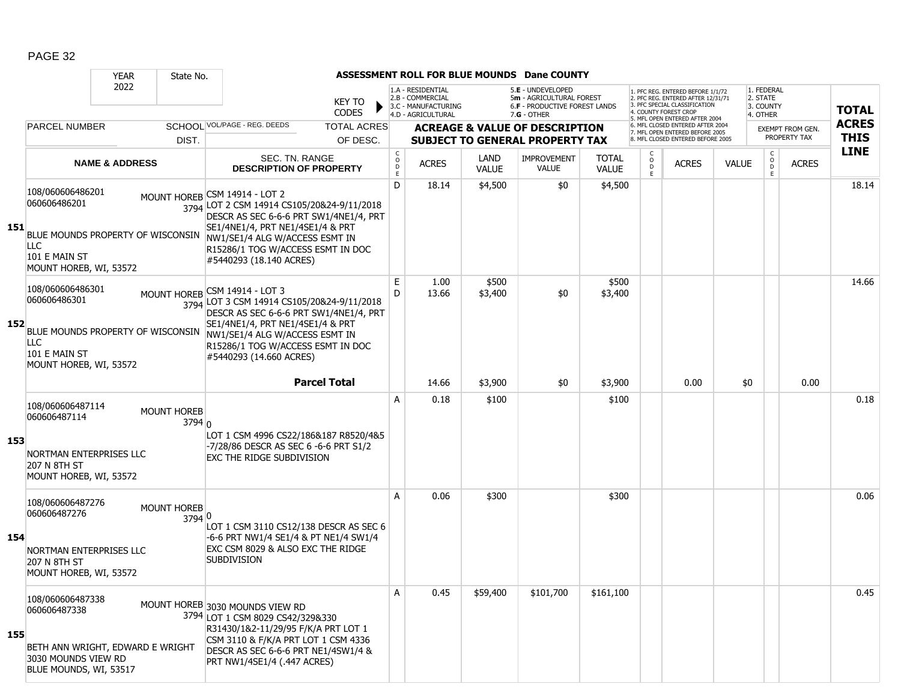## ASSESSMENT ROLL FOR BLUE MOUNDS Dane COUNTY

| YEAR | State No. |
|---|---|
| 2022 | |

KEY TO CODES:
- 1.A - RESIDENTIAL
- 2.B - COMMERCIAL
- 3.C - MANUFACTURING
- 4.D - AGRICULTURAL
- 5.E - UNDEVELOPED
- 5m - AGRICULTURAL FOREST
- 6.F - PRODUCTIVE FOREST LANDS
- 7.G - OTHER

PFC/MFL CODES:
1. PFC REG. ENTERED BEFORE 1/1/72
2. PFC REG. ENTERED AFTER 12/31/71
3. PFC SPECIAL CLASSIFICATION
4. COUNTY FOREST CROP
5. MFL OPEN ENTERED AFTER 2004
6. MFL CLOSED ENTERED AFTER 2004
7. MFL OPEN ENTERED BEFORE 2005
8. MFL CLOSED ENTERED BEFORE 2005

EXEMPT CODES:
1. FEDERAL
2. STATE
3. COUNTY
4. OTHER

| LINE | PARCEL NUMBER / NAME & ADDRESS | SCHOOL DIST. | VOL/PAGE - REG. DEEDS / SEC. TN. RANGE / DESCRIPTION OF PROPERTY | CODE | ACRES | LAND VALUE | IMPROVEMENT VALUE | TOTAL VALUE | CODE | ACRES | VALUE | CODE | EXEMPT FROM GEN. PROPERTY TAX ACRES | TOTAL ACRES THIS LINE |
|---|---|---|---|---|---|---|---|---|---|---|---|---|---|---|
| 151 | 108/060606486201<br>060606486201<br><br>BLUE MOUNDS PROPERTY OF WISCONSIN LLC<br>101 E MAIN ST<br>MOUNT HOREB, WI, 53572 | MOUNT HOREB 3794 | CSM 14914 - LOT 2<br>LOT 2 CSM 14914 CS105/20&24-9/11/2018 DESCR AS SEC 6-6-6 PRT SW1/4NE1/4, PRT SE1/4NE1/4, PRT NE1/4SE1/4 & PRT NW1/SE1/4 ALG W/ACCESS ESMT IN R15286/1 TOG W/ACCESS ESMT IN DOC #5440293 (18.140 ACRES) | D | 18.14 | $4,500 | $0 | $4,500 | | | | | | 18.14 |
| 152 | 108/060606486301<br>060606486301<br><br>BLUE MOUNDS PROPERTY OF WISCONSIN LLC<br>101 E MAIN ST<br>MOUNT HOREB, WI, 53572 | MOUNT HOREB 3794 | CSM 14914 - LOT 3<br>LOT 3 CSM 14914 CS105/20&24-9/11/2018 DESCR AS SEC 6-6-6 PRT SW1/4NE1/4, PRT SE1/4NE1/4, PRT NE1/4SE1/4 & PRT NW1/SE1/4 ALG W/ACCESS ESMT IN R15286/1 TOG W/ACCESS ESMT IN DOC #5440293 (14.660 ACRES) | E<br>D | 1.00<br>13.66 | $500<br>$3,400 | $0 | $500<br>$3,400 | | | | | | 14.66 |
| | | | **Parcel Total** | | 14.66 | $3,900 | $0 | $3,900 | | 0.00 | $0 | | 0.00 | |
| 153 | 108/060606487114<br>060606487114<br><br>NORTMAN ENTERPRISES LLC<br>207 N 8TH ST<br>MOUNT HOREB, WI, 53572 | MOUNT HOREB 3794 | 0<br>LOT 1 CSM 4996 CS22/186&187 R8520/4&5 -7/28/86 DESCR AS SEC 6 -6-6 PRT S1/2 EXC THE RIDGE SUBDIVISION | A | 0.18 | $100 | | $100 | | | | | | 0.18 |
| 154 | 108/060606487276<br>060606487276<br><br>NORTMAN ENTERPRISES LLC<br>207 N 8TH ST<br>MOUNT HOREB, WI, 53572 | MOUNT HOREB 3794 | 0<br>LOT 1 CSM 3110 CS12/138 DESCR AS SEC 6 -6-6 PRT NW1/4 SE1/4 & PT NE1/4 SW1/4 EXC CSM 8029 & ALSO EXC THE RIDGE SUBDIVISION | A | 0.06 | $300 | | $300 | | | | | | 0.06 |
| 155 | 108/060606487338<br>060606487338<br><br>BETH ANN WRIGHT, EDWARD E WRIGHT<br>3030 MOUNDS VIEW RD<br>BLUE MOUNDS, WI, 53517 | MOUNT HOREB 3794 | 3030 MOUNDS VIEW RD<br>LOT 1 CSM 8029 CS42/329&330 R31430/1&2-11/29/95 F/K/A PRT LOT 1 CSM 3110 & F/K/A PRT LOT 1 CSM 4336 DESCR AS SEC 6-6-6 PRT NE1/4SW1/4 & PRT NW1/4SE1/4 (.447 ACRES) | A | 0.45 | $59,400 | $101,700 | $161,100 | | | | | | 0.45 |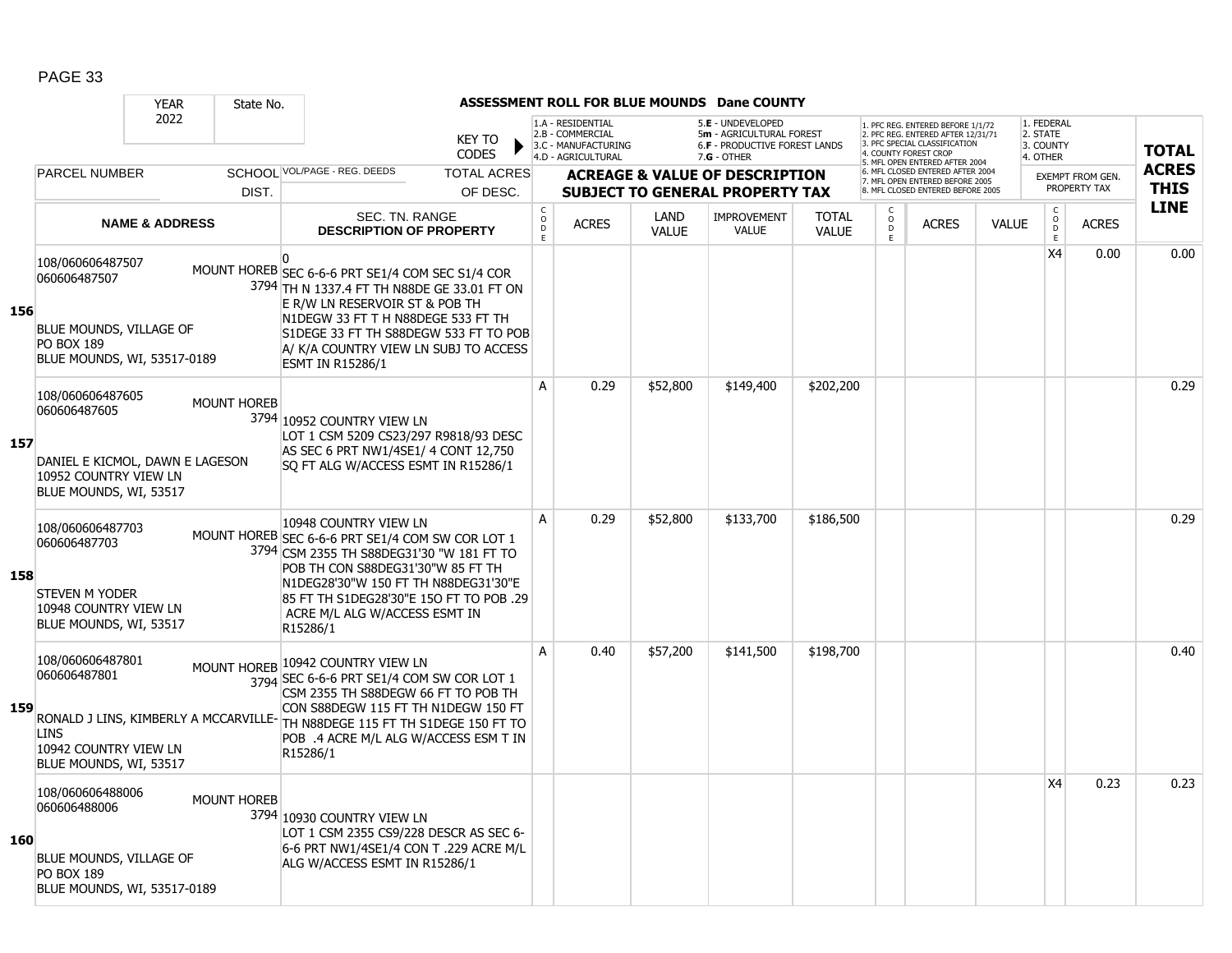## ASSESSMENT ROLL FOR BLUE MOUNDS Dane COUNTY

YEAR: 2022 | State No.

KEY TO CODES: 1.A - RESIDENTIAL, 2.B - COMMERCIAL, 3.C - MANUFACTURING, 4.D - AGRICULTURAL, 5.E - UNDEVELOPED, 5m - AGRICULTURAL FOREST, 6.F - PRODUCTIVE FOREST LANDS, 7.G - OTHER

1. PFC REG. ENTERED BEFORE 1/1/72, 2. PFC REG. ENTERED AFTER 12/31/71, 3. PFC SPECIAL CLASSIFICATION, 4. COUNTY FOREST CROP, 5. MFL OPEN ENTERED AFTER 2004, 6. MFL CLOSED ENTERED AFTER 2004, 7. MFL OPEN ENTERED BEFORE 2005, 8. MFL CLOSED ENTERED BEFORE 2005

1. FEDERAL, 2. STATE, 3. COUNTY, 4. OTHER

| LINE | PARCEL NUMBER / NAME & ADDRESS | SCHOOL DIST. | VOL/PAGE - REG. DEEDS / SEC. TN. RANGE / DESCRIPTION OF PROPERTY | CODE | ACRES | LAND VALUE | IMPROVEMENT VALUE | TOTAL VALUE | CODE (PFC/MFL) | ACRES | VALUE | CODE (EXEMPT) | ACRES (EXEMPT FROM GEN. PROPERTY TAX) | TOTAL ACRES THIS LINE |
|---|---|---|---|---|---|---|---|---|---|---|---|---|---|---|
| 156 | 108/060606487507<br>060606487507<br><br>BLUE MOUNDS, VILLAGE OF<br>PO BOX 189<br>BLUE MOUNDS, WI, 53517-0189 | MOUNT HOREB 3794 | 0<br>SEC 6-6-6 PRT SE1/4 COM SEC S1/4 COR TH N 1337.4 FT TH N88DE GE 33.01 FT ON E R/W LN RESERVOIR ST & POB TH N1DEGW 33 FT T H N88DEGE 533 FT TH S1DEGE 33 FT TH S88DEGW 533 FT TO POB A/ K/A COUNTRY VIEW LN SUBJ TO ACCESS ESMT IN R15286/1 | | | | | | | | | X4 | 0.00 | 0.00 |
| 157 | 108/060606487605<br>060606487605<br><br>DANIEL E KICMOL, DAWN E LAGESON<br>10952 COUNTRY VIEW LN<br>BLUE MOUNDS, WI, 53517 | MOUNT HOREB 3794 | 10952 COUNTRY VIEW LN<br>LOT 1 CSM 5209 CS23/297 R9818/93 DESC AS SEC 6 PRT NW1/4SE1/ 4 CONT 12,750 SQ FT ALG W/ACCESS ESMT IN R15286/1 | A | 0.29 | $52,800 | $149,400 | $202,200 | | | | | | 0.29 |
| 158 | 108/060606487703<br>060606487703<br><br>STEVEN M YODER<br>10948 COUNTRY VIEW LN<br>BLUE MOUNDS, WI, 53517 | MOUNT HOREB 3794 | 10948 COUNTRY VIEW LN<br>SEC 6-6-6 PRT SE1/4 COM SW COR LOT 1 CSM 2355 TH S88DEG31'30 "W 181 FT TO POB TH CON S88DEG31'30"W 85 FT TH N1DEG28'30"W 150 FT TH N88DEG31'30"E 85 FT TH S1DEG28'30"E 15O FT TO POB .29 ACRE M/L ALG W/ACCESS ESMT IN R15286/1 | A | 0.29 | $52,800 | $133,700 | $186,500 | | | | | | 0.29 |
| 159 | 108/060606487801<br>060606487801<br><br>RONALD J LINS, KIMBERLY A MCCARVILLE-LINS<br>10942 COUNTRY VIEW LN<br>BLUE MOUNDS, WI, 53517 | MOUNT HOREB 3794 | 10942 COUNTRY VIEW LN<br>SEC 6-6-6 PRT SE1/4 COM SW COR LOT 1 CSM 2355 TH S88DEGW 66 FT TO POB TH CON S88DEGW 115 FT TH N1DEGW 150 FT TH N88DEGE 115 FT TH S1DEGE 150 FT TO POB .4 ACRE M/L ALG W/ACCESS ESM T IN R15286/1 | A | 0.40 | $57,200 | $141,500 | $198,700 | | | | | | 0.40 |
| 160 | 108/060606488006<br>060606488006<br><br>BLUE MOUNDS, VILLAGE OF<br>PO BOX 189<br>BLUE MOUNDS, WI, 53517-0189 | MOUNT HOREB 3794 | 10930 COUNTRY VIEW LN<br>LOT 1 CSM 2355 CS9/228 DESCR AS SEC 6-6-6 PRT NW1/4SE1/4 CON T .229 ACRE M/L ALG W/ACCESS ESMT IN R15286/1 | | | | | | | | | X4 | 0.23 | 0.23 |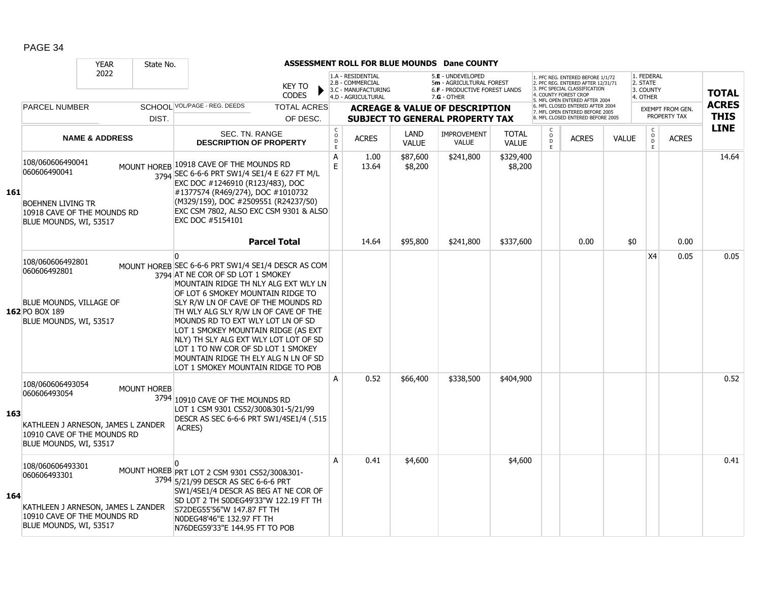**ASSESSMENT ROLL FOR BLUE MOUNDS Dane COUNTY**

YEAR 2022 | State No.

KEY TO CODES:
- 1.A - RESIDENTIAL
- 2.B - COMMERCIAL
- 3.C - MANUFACTURING
- 4.D - AGRICULTURAL
- 5.E - UNDEVELOPED
- 5m - AGRICULTURAL FOREST
- 6.F - PRODUCTIVE FOREST LANDS
- 7.G - OTHER

1. PFC REG. ENTERED BEFORE 1/1/72
2. PFC REG. ENTERED AFTER 12/31/71
3. PFC SPECIAL CLASSIFICATION
4. COUNTY FOREST CROP
5. MFL OPEN ENTERED AFTER 2004
6. MFL CLOSED ENTERED AFTER 2004
7. MFL OPEN ENTERED BEFORE 2005
8. MFL CLOSED ENTERED BEFORE 2005

1. FEDERAL
2. STATE
3. COUNTY
4. OTHER

| Line | PARCEL NUMBER / NAME & ADDRESS | SCHOOL DIST. | VOL/PAGE - REG. DEEDS / SEC. TN. RANGE / DESCRIPTION OF PROPERTY | CODE | ACRES | LAND VALUE | IMPROVEMENT VALUE | TOTAL VALUE | CODE | ACRES | VALUE | CODE | EXEMPT ACRES | TOTAL ACRES THIS LINE |
|---|---|---|---|---|---|---|---|---|---|---|---|---|---|---|
| 161 | 108/060606490041<br>060606490041<br><br>BOEHNEN LIVING TR<br>10918 CAVE OF THE MOUNDS RD<br>BLUE MOUNDS, WI, 53517 | MOUNT HOREB 3794 | 10918 CAVE OF THE MOUNDS RD<br>SEC 6-6-6 PRT SW1/4 SE1/4 E 627 FT M/L EXC DOC #1246910 (R123/483), DOC #1377574 (R469/274), DOC #1010732 (M329/159), DOC #2509551 (R24237/50) EXC CSM 7802, ALSO EXC CSM 9301 & ALSO EXC DOC #5154101 | A<br>E | 1.00<br>13.64 | $87,600<br>$8,200 | $241,800 | $329,400<br>$8,200 | | | | | | 14.64 |
| | | | **Parcel Total** | | 14.64 | $95,800 | $241,800 | $337,600 | | 0.00 | $0 | | 0.00 | |
| 162 | 108/060606492801<br>060606492801<br><br>BLUE MOUNDS, VILLAGE OF<br>PO BOX 189<br>BLUE MOUNDS, WI, 53517 | MOUNT HOREB 3794 | 0<br>SEC 6-6-6 PRT SW1/4 SE1/4 DESCR AS COM AT NE COR OF SD LOT 1 SMOKEY MOUNTAIN RIDGE TH NLY ALG EXT WLY LN OF LOT 6 SMOKEY MOUNTAIN RIDGE TO SLY R/W LN OF CAVE OF THE MOUNDS RD TH WLY ALG SLY R/W LN OF CAVE OF THE MOUNDS RD TO EXT WLY LOT LN OF SD LOT 1 SMOKEY MOUNTAIN RIDGE (AS EXT NLY) TH SLY ALG EXT WLY LOT LOT OF SD LOT 1 TO NW COR OF SD LOT 1 SMOKEY MOUNTAIN RIDGE TH ELY ALG N LN OF SD LOT 1 SMOKEY MOUNTAIN RIDGE TO POB | | | | | | | | | X4 | 0.05 | 0.05 |
| 163 | 108/060606493054<br>060606493054<br><br>KATHLEEN J ARNESON, JAMES L ZANDER<br>10910 CAVE OF THE MOUNDS RD<br>BLUE MOUNDS, WI, 53517 | MOUNT HOREB 3794 | 10910 CAVE OF THE MOUNDS RD<br>LOT 1 CSM 9301 CS52/300&301-5/21/99 DESCR AS SEC 6-6-6 PRT SW1/4SE1/4 (.515 ACRES) | A | 0.52 | $66,400 | $338,500 | $404,900 | | | | | | 0.52 |
| 164 | 108/060606493301<br>060606493301<br><br>KATHLEEN J ARNESON, JAMES L ZANDER<br>10910 CAVE OF THE MOUNDS RD<br>BLUE MOUNDS, WI, 53517 | MOUNT HOREB 3794 | 0<br>PRT LOT 2 CSM 9301 CS52/300&301-5/21/99 DESCR AS SEC 6-6-6 PRT SW1/4SE1/4 DESCR AS BEG AT NE COR OF SD LOT 2 TH S0DEG49'33"W 122.19 FT TH S72DEG55'56"W 147.87 FT TH N0DEG48'46"E 132.97 FT TH N76DEG59'33"E 144.95 FT TO POB | A | 0.41 | $4,600 | | $4,600 | | | | | | 0.41 |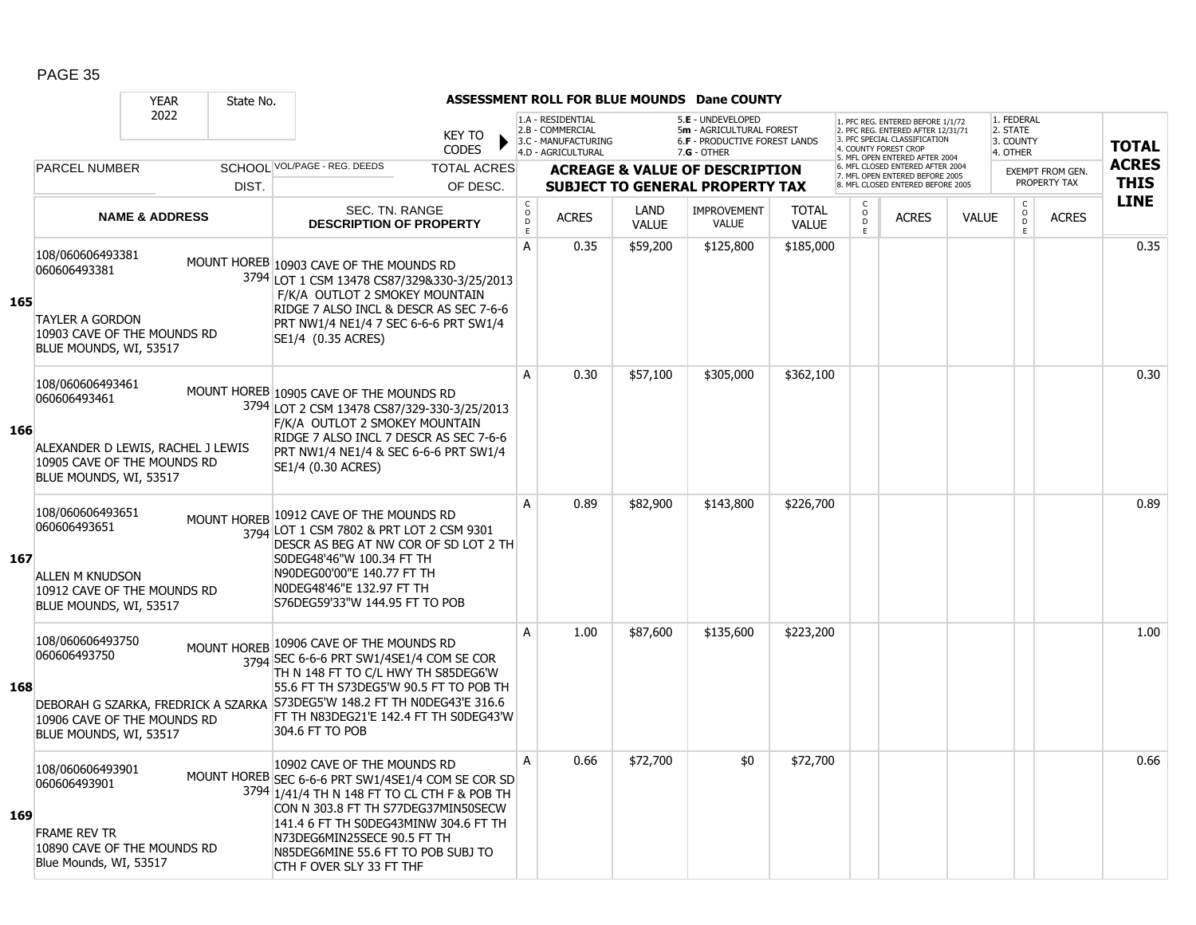## ASSESSMENT ROLL FOR BLUE MOUNDS Dane COUNTY

YEAR: 2022 | State No.

KEY TO CODES:
- 1.A - RESIDENTIAL
- 2.B - COMMERCIAL
- 3.C - MANUFACTURING
- 4.D - AGRICULTURAL
- 5.E - UNDEVELOPED
- 5m - AGRICULTURAL FOREST
- 6.F - PRODUCTIVE FOREST LANDS
- 7.G - OTHER

- 1. PFC REG. ENTERED BEFORE 1/1/72
- 2. PFC REG. ENTERED AFTER 12/31/71
- 3. PFC SPECIAL CLASSIFICATION
- 4. COUNTY FOREST CROP
- 5. MFL OPEN ENTERED AFTER 2004
- 6. MFL CLOSED ENTERED AFTER 2004
- 7. MFL OPEN ENTERED BEFORE 2005
- 8. MFL CLOSED ENTERED BEFORE 2005

- 1. FEDERAL
- 2. STATE
- 3. COUNTY
- 4. OTHER

| | PARCEL NUMBER / NAME & ADDRESS | SCHOOL DIST. | VOL/PAGE - REG. DEEDS / SEC. TN. RANGE / DESCRIPTION OF PROPERTY | CODE | ACRES | LAND VALUE | IMPROVEMENT VALUE | TOTAL VALUE | CODE | ACRES | VALUE | CODE | EXEMPT FROM GEN. PROPERTY TAX ACRES | TOTAL ACRES THIS LINE |
|---|---|---|---|---|---|---|---|---|---|---|---|---|---|---|
| 165 | 108/060606493381<br>060606493381<br><br>TAYLER A GORDON<br>10903 CAVE OF THE MOUNDS RD<br>BLUE MOUNDS, WI, 53517 | MOUNT HOREB 3794 | 10903 CAVE OF THE MOUNDS RD<br>LOT 1 CSM 13478 CS87/329&330-3/25/2013 F/K/A OUTLOT 2 SMOKEY MOUNTAIN RIDGE 7 ALSO INCL & DESCR AS SEC 7-6-6 PRT NW1/4 NE1/4 7 SEC 6-6-6 PRT SW1/4 SE1/4 (0.35 ACRES) | A | 0.35 | $59,200 | $125,800 | $185,000 | | | | | | 0.35 |
| 166 | 108/060606493461<br>060606493461<br><br>ALEXANDER D LEWIS, RACHEL J LEWIS<br>10905 CAVE OF THE MOUNDS RD<br>BLUE MOUNDS, WI, 53517 | MOUNT HOREB 3794 | 10905 CAVE OF THE MOUNDS RD<br>LOT 2 CSM 13478 CS87/329-330-3/25/2013 F/K/A OUTLOT 2 SMOKEY MOUNTAIN RIDGE 7 ALSO INCL 7 DESCR AS SEC 7-6-6 PRT NW1/4 NE1/4 & SEC 6-6-6 PRT SW1/4 SE1/4 (0.30 ACRES) | A | 0.30 | $57,100 | $305,000 | $362,100 | | | | | | 0.30 |
| 167 | 108/060606493651<br>060606493651<br><br>ALLEN M KNUDSON<br>10912 CAVE OF THE MOUNDS RD<br>BLUE MOUNDS, WI, 53517 | MOUNT HOREB 3794 | 10912 CAVE OF THE MOUNDS RD<br>LOT 1 CSM 7802 & PRT LOT 2 CSM 9301 DESCR AS BEG AT NW COR OF SD LOT 2 TH S0DEG48'46"W 100.34 FT TH N90DEG00'00"E 140.77 FT TH N0DEG48'46"E 132.97 FT TH S76DEG59'33"W 144.95 FT TO POB | A | 0.89 | $82,900 | $143,800 | $226,700 | | | | | | 0.89 |
| 168 | 108/060606493750<br>060606493750<br><br>DEBORAH G SZARKA, FREDRICK A SZARKA<br>10906 CAVE OF THE MOUNDS RD<br>BLUE MOUNDS, WI, 53517 | MOUNT HOREB 3794 | 10906 CAVE OF THE MOUNDS RD<br>SEC 6-6-6 PRT SW1/4SE1/4 COM SE COR TH N 148 FT TO C/L HWY TH S85DEG6'W 55.6 FT TH S73DEG5'W 90.5 FT TO POB TH S73DEG5'W 148.2 FT TH N0DEG43'E 316.6 FT TH N83DEG21'E 142.4 FT TH S0DEG43'W 304.6 FT TO POB | A | 1.00 | $87,600 | $135,600 | $223,200 | | | | | | 1.00 |
| 169 | 108/060606493901<br>060606493901<br><br>FRAME REV TR<br>10890 CAVE OF THE MOUNDS RD<br>Blue Mounds, WI, 53517 | MOUNT HOREB 3794 | 10902 CAVE OF THE MOUNDS RD<br>SEC 6-6-6 PRT SW1/4SE1/4 COM SE COR SD 1/41/4 TH N 148 FT TO CL CTH F & POB TH CON N 303.8 FT TH S77DEG37MIN50SECW 141.4 6 FT TH S0DEG43MINW 304.6 FT TH N73DEG6MIN25SECE 90.5 FT TH N85DEG6MINE 55.6 FT TO POB SUBJ TO CTH F OVER SLY 33 FT THF | A | 0.66 | $72,700 | $0 | $72,700 | | | | | | 0.66 |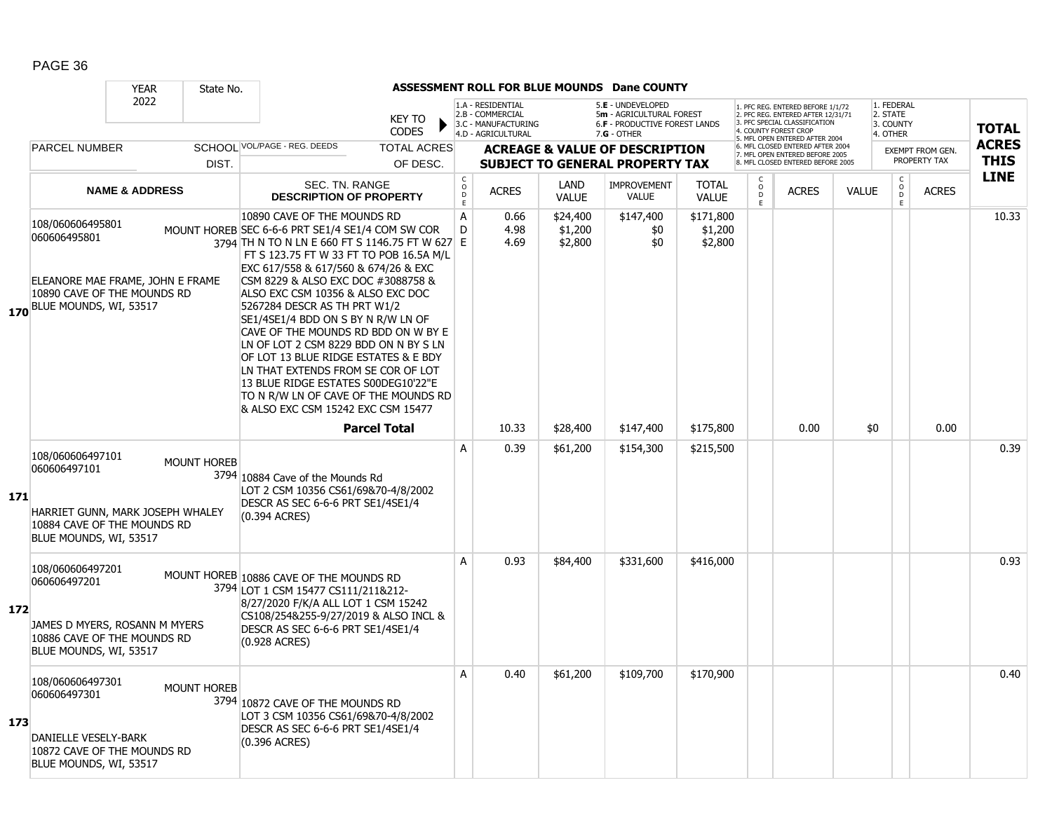# ASSESSMENT ROLL FOR BLUE MOUNDS Dane COUNTY

YEAR 2022 | State No.

KEY TO CODES: 1.A - RESIDENTIAL, 2.B - COMMERCIAL, 3.C - MANUFACTURING, 4.D - AGRICULTURAL, 5.E - UNDEVELOPED, 5m - AGRICULTURAL FOREST, 6.F - PRODUCTIVE FOREST LANDS, 7.G - OTHER

1. PFC REG. ENTERED BEFORE 1/1/72, 2. PFC REG. ENTERED AFTER 12/31/71, 3. PFC SPECIAL CLASSIFICATION, 4. COUNTY FOREST CROP, 5. MFL OPEN ENTERED AFTER 2004, 6. MFL CLOSED ENTERED AFTER 2004, 7. MFL OPEN ENTERED BEFORE 2005, 8. MFL CLOSED ENTERED BEFORE 2005

1. FEDERAL, 2. STATE, 3. COUNTY, 4. OTHER

| LINE | PARCEL NUMBER / NAME & ADDRESS | SCHOOL DIST. | VOL/PAGE - REG. DEEDS / SEC. TN. RANGE / DESCRIPTION OF PROPERTY | CODE | ACRES | LAND VALUE | IMPROVEMENT VALUE | TOTAL VALUE | CODE | ACRES | VALUE | CODE | EXEMPT ACRES | TOTAL ACRES THIS LINE |
|---|---|---|---|---|---|---|---|---|---|---|---|---|---|---|
| 170 | 108/060606495801<br>060606495801<br>ELEANORE MAE FRAME, JOHN E FRAME<br>10890 CAVE OF THE MOUNDS RD<br>BLUE MOUNDS, WI, 53517 | MOUNT HOREB 3794 | 10890 CAVE OF THE MOUNDS RD<br>SEC 6-6-6 PRT SE1/4 SE1/4 COM SW COR TH N TO N LN E 660 FT S 1146.75 FT W 627 FT S 123.75 FT W 33 FT TO POB 16.5A M/L EXC 617/558 & 617/560 & 674/26 & EXC CSM 8229 & ALSO EXC DOC #3088758 & ALSO EXC CSM 10356 & ALSO EXC DOC 5267284 DESCR AS TH PRT W1/2 SE1/4SE1/4 BDD ON S BY N R/W LN OF CAVE OF THE MOUNDS RD BDD ON W BY E LN OF LOT 2 CSM 8229 BDD ON N BY S LN OF LOT 13 BLUE RIDGE ESTATES & E BDY LN THAT EXTENDS FROM SE COR OF LOT 13 BLUE RIDGE ESTATES S00DEG10'22"E TO N R/W LN OF CAVE OF THE MOUNDS RD & ALSO EXC CSM 15242 EXC CSM 15477 | A<br>D<br>E | 0.66<br>4.98<br>4.69 | $24,400<br>$1,200<br>$2,800 | $147,400<br>$0<br>$0 | $171,800<br>$1,200<br>$2,800 | | | | | | 10.33 |
| | | | **Parcel Total** | | 10.33 | $28,400 | $147,400 | $175,800 | | 0.00 | $0 | | 0.00 | |
| 171 | 108/060606497101<br>060606497101<br>HARRIET GUNN, MARK JOSEPH WHALEY<br>10884 CAVE OF THE MOUNDS RD<br>BLUE MOUNDS, WI, 53517 | MOUNT HOREB 3794 | 10884 Cave of the Mounds Rd<br>LOT 2 CSM 10356 CS61/69&70-4/8/2002 DESCR AS SEC 6-6-6 PRT SE1/4SE1/4 (0.394 ACRES) | A | 0.39 | $61,200 | $154,300 | $215,500 | | | | | | 0.39 |
| 172 | 108/060606497201<br>060606497201<br>JAMES D MYERS, ROSANN M MYERS<br>10886 CAVE OF THE MOUNDS RD<br>BLUE MOUNDS, WI, 53517 | MOUNT HOREB 3794 | 10886 CAVE OF THE MOUNDS RD<br>LOT 1 CSM 15477 CS111/211&212-8/27/2020 F/K/A ALL LOT 1 CSM 15242 CS108/254&255-9/27/2019 & ALSO INCL & DESCR AS SEC 6-6-6 PRT SE1/4SE1/4 (0.928 ACRES) | A | 0.93 | $84,400 | $331,600 | $416,000 | | | | | | 0.93 |
| 173 | 108/060606497301<br>060606497301<br>DANIELLE VESELY-BARK<br>10872 CAVE OF THE MOUNDS RD<br>BLUE MOUNDS, WI, 53517 | MOUNT HOREB 3794 | 10872 CAVE OF THE MOUNDS RD<br>LOT 3 CSM 10356 CS61/69&70-4/8/2002 DESCR AS SEC 6-6-6 PRT SE1/4SE1/4 (0.396 ACRES) | A | 0.40 | $61,200 | $109,700 | $170,900 | | | | | | 0.40 |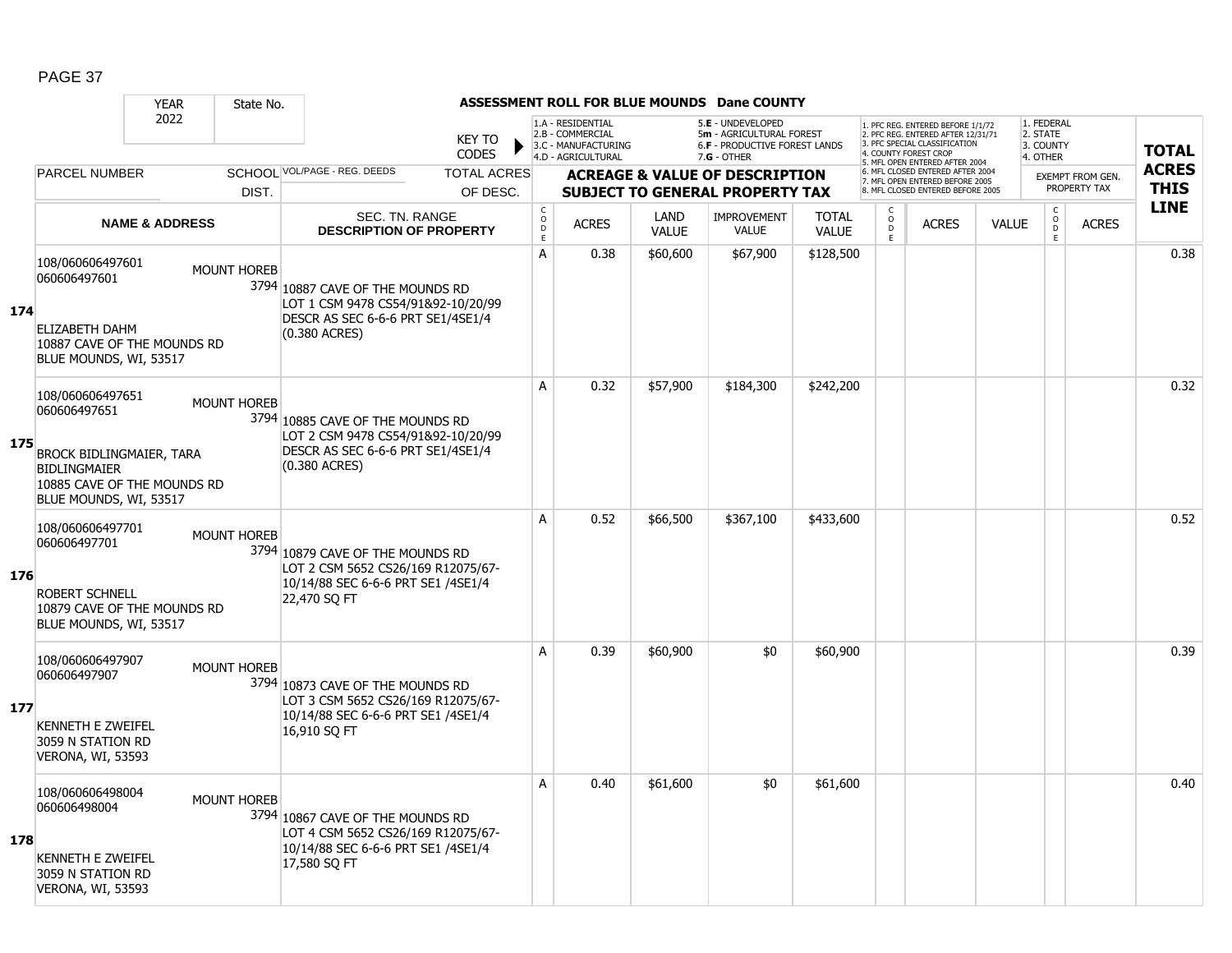**YEAR** 2022 | **State No.**

# ASSESSMENT ROLL FOR BLUE MOUNDS Dane COUNTY

KEY TO CODES: 1.A - RESIDENTIAL, 2.B - COMMERCIAL, 3.C - MANUFACTURING, 4.D - AGRICULTURAL, 5.E - UNDEVELOPED, 5m - AGRICULTURAL FOREST, 6.F - PRODUCTIVE FOREST LANDS, 7.G - OTHER

1. PFC REG. ENTERED BEFORE 1/1/72, 2. PFC REG. ENTERED AFTER 12/31/71, 3. PFC SPECIAL CLASSIFICATION, 4. COUNTY FOREST CROP, 5. MFL OPEN ENTERED AFTER 2004, 6. MFL CLOSED ENTERED AFTER 2004, 7. MFL OPEN ENTERED BEFORE 2005, 8. MFL CLOSED ENTERED BEFORE 2005

1. FEDERAL, 2. STATE, 3. COUNTY, 4. OTHER

| LINE | PARCEL NUMBER / NAME & ADDRESS | SCHOOL DIST. | VOL/PAGE - REG. DEEDS / SEC. TN. RANGE / DESCRIPTION OF PROPERTY | CODE | ACRES | LAND VALUE | IMPROVEMENT VALUE | TOTAL VALUE | CODE | ACRES | VALUE | CODE (EXEMPT) | ACRES (EXEMPT) | TOTAL ACRES THIS LINE |
|---|---|---|---|---|---|---|---|---|---|---|---|---|---|---|
| 174 | 108/060606497601 060606497601 ELIZABETH DAHM 10887 CAVE OF THE MOUNDS RD BLUE MOUNDS, WI, 53517 | MOUNT HOREB 3794 | 10887 CAVE OF THE MOUNDS RD LOT 1 CSM 9478 CS54/91&92-10/20/99 DESCR AS SEC 6-6-6 PRT SE1/4SE1/4 (0.380 ACRES) | A | 0.38 | $60,600 | $67,900 | $128,500 | | | | | | 0.38 |
| 175 | 108/060606497651 060606497651 BROCK BIDLINGMAIER, TARA BIDLINGMAIER 10885 CAVE OF THE MOUNDS RD BLUE MOUNDS, WI, 53517 | MOUNT HOREB 3794 | 10885 CAVE OF THE MOUNDS RD LOT 2 CSM 9478 CS54/91&92-10/20/99 DESCR AS SEC 6-6-6 PRT SE1/4SE1/4 (0.380 ACRES) | A | 0.32 | $57,900 | $184,300 | $242,200 | | | | | | 0.32 |
| 176 | 108/060606497701 060606497701 ROBERT SCHNELL 10879 CAVE OF THE MOUNDS RD BLUE MOUNDS, WI, 53517 | MOUNT HOREB 3794 | 10879 CAVE OF THE MOUNDS RD LOT 2 CSM 5652 CS26/169 R12075/67-10/14/88 SEC 6-6-6 PRT SE1 /4SE1/4 22,470 SQ FT | A | 0.52 | $66,500 | $367,100 | $433,600 | | | | | | 0.52 |
| 177 | 108/060606497907 060606497907 KENNETH E ZWEIFEL 3059 N STATION RD VERONA, WI, 53593 | MOUNT HOREB 3794 | 10873 CAVE OF THE MOUNDS RD LOT 3 CSM 5652 CS26/169 R12075/67-10/14/88 SEC 6-6-6 PRT SE1 /4SE1/4 16,910 SQ FT | A | 0.39 | $60,900 | $0 | $60,900 | | | | | | 0.39 |
| 178 | 108/060606498004 060606498004 KENNETH E ZWEIFEL 3059 N STATION RD VERONA, WI, 53593 | MOUNT HOREB 3794 | 10867 CAVE OF THE MOUNDS RD LOT 4 CSM 5652 CS26/169 R12075/67-10/14/88 SEC 6-6-6 PRT SE1 /4SE1/4 17,580 SQ FT | A | 0.40 | $61,600 | $0 | $61,600 | | | | | | 0.40 |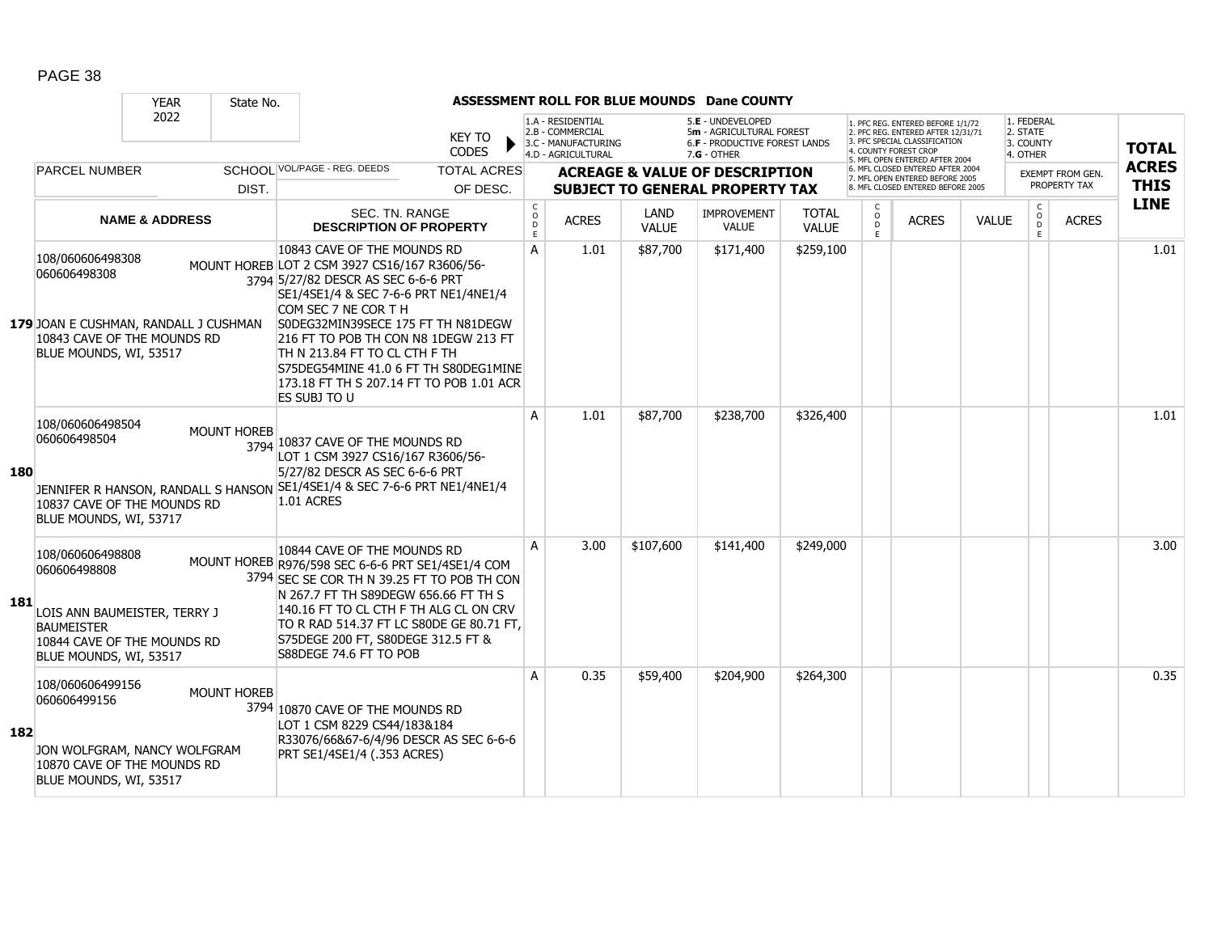## ASSESSMENT ROLL FOR BLUE MOUNDS Dane COUNTY

YEAR: 2022 | State No.

KEY TO CODES:
- 1.A - RESIDENTIAL
- 2.B - COMMERCIAL
- 3.C - MANUFACTURING
- 4.D - AGRICULTURAL
- 5.E - UNDEVELOPED
- 5m - AGRICULTURAL FOREST
- 6.F - PRODUCTIVE FOREST LANDS
- 7.G - OTHER

1. PFC REG. ENTERED BEFORE 1/1/72
2. PFC REG. ENTERED AFTER 12/31/71
3. PFC SPECIAL CLASSIFICATION
4. COUNTY FOREST CROP
5. MFL OPEN ENTERED AFTER 2004
6. MFL CLOSED ENTERED AFTER 2004
7. MFL OPEN ENTERED BEFORE 2005
8. MFL CLOSED ENTERED BEFORE 2005

1. FEDERAL
2. STATE
3. COUNTY
4. OTHER

| LINE | PARCEL NUMBER / NAME & ADDRESS | SCHOOL DIST. | VOL/PAGE - REG. DEEDS / SEC. TN. RANGE / DESCRIPTION OF PROPERTY | CODE | ACRES | LAND VALUE | IMPROVEMENT VALUE | TOTAL VALUE | CODE | ACRES | VALUE | CODE | ACRES (EXEMPT FROM GEN. PROPERTY TAX) | TOTAL ACRES THIS LINE |
|---|---|---|---|---|---|---|---|---|---|---|---|---|---|---|
| 179 | 108/060606498308 060606498308 JOAN E CUSHMAN, RANDALL J CUSHMAN 10843 CAVE OF THE MOUNDS RD BLUE MOUNDS, WI, 53517 | MOUNT HOREB 3794 | 10843 CAVE OF THE MOUNDS RD LOT 2 CSM 3927 CS16/167 R3606/56-5/27/82 DESCR AS SEC 6-6-6 PRT SE1/4SE1/4 & SEC 7-6-6 PRT NE1/4NE1/4 COM SEC 7 NE COR T H S0DEG32MIN39SECE 175 FT TH N81DEGW 216 FT TO POB TH CON N8 1DEGW 213 FT TH N 213.84 FT TO CL CTH F TH S75DEG54MINE 41.0 6 FT TH S80DEG1MINE 173.18 FT TH S 207.14 FT TO POB 1.01 ACR ES SUBJ TO U | A | 1.01 | $87,700 | $171,400 | $259,100 | | | | | | 1.01 |
| 180 | 108/060606498504 060606498504 JENNIFER R HANSON, RANDALL S HANSON 10837 CAVE OF THE MOUNDS RD BLUE MOUNDS, WI, 53717 | MOUNT HOREB 3794 | 10837 CAVE OF THE MOUNDS RD LOT 1 CSM 3927 CS16/167 R3606/56-5/27/82 DESCR AS SEC 6-6-6 PRT SE1/4SE1/4 & SEC 7-6-6 PRT NE1/4NE1/4 1.01 ACRES | A | 1.01 | $87,700 | $238,700 | $326,400 | | | | | | 1.01 |
| 181 | 108/060606498808 060606498808 LOIS ANN BAUMEISTER, TERRY J BAUMEISTER 10844 CAVE OF THE MOUNDS RD BLUE MOUNDS, WI, 53517 | MOUNT HOREB 3794 | 10844 CAVE OF THE MOUNDS RD R976/598 SEC 6-6-6 PRT SE1/4SE1/4 COM SEC SE COR TH N 39.25 FT TO POB TH CON N 267.7 FT TH S89DEGW 656.66 FT TH S 140.16 FT TO CL CTH F TH ALG CL ON CRV TO R RAD 514.37 FT LC S80DE GE 80.71 FT, S75DEGE 200 FT, S80DEGE 312.5 FT & S88DEGE 74.6 FT TO POB | A | 3.00 | $107,600 | $141,400 | $249,000 | | | | | | 3.00 |
| 182 | 108/060606499156 060606499156 JON WOLFGRAM, NANCY WOLFGRAM 10870 CAVE OF THE MOUNDS RD BLUE MOUNDS, WI, 53517 | MOUNT HOREB 3794 | 10870 CAVE OF THE MOUNDS RD LOT 1 CSM 8229 CS44/183&184 R33076/66&67-6/4/96 DESCR AS SEC 6-6-6 PRT SE1/4SE1/4 (.353 ACRES) | A | 0.35 | $59,400 | $204,900 | $264,300 | | | | | | 0.35 |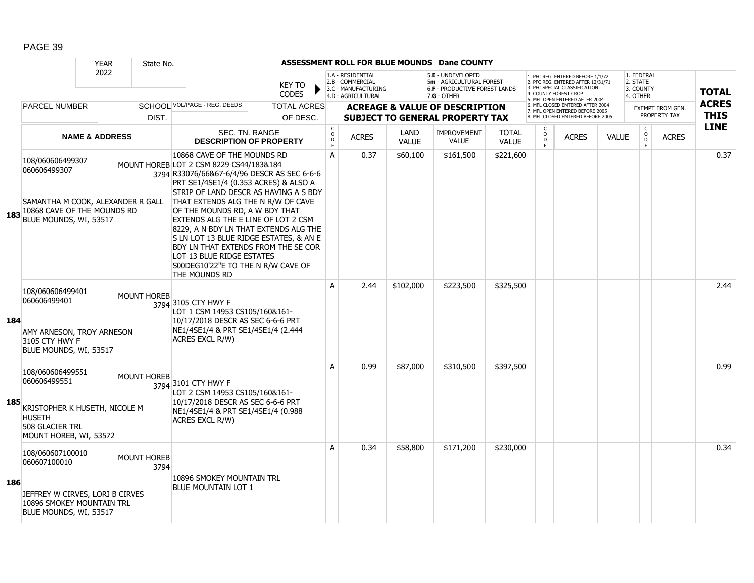## ASSESSMENT ROLL FOR BLUE MOUNDS Dane COUNTY

YEAR 2022 | State No.

KEY TO CODES:
1.A - RESIDENTIAL
2.B - COMMERCIAL
3.C - MANUFACTURING
4.D - AGRICULTURAL
5.E - UNDEVELOPED
5m - AGRICULTURAL FOREST
6.F - PRODUCTIVE FOREST LANDS
7.G - OTHER

1. PFC REG. ENTERED BEFORE 1/1/72
2. PFC REG. ENTERED AFTER 12/31/71
3. PFC SPECIAL CLASSIFICATION
4. COUNTY FOREST CROP
5. MFL OPEN ENTERED AFTER 2004
6. MFL CLOSED ENTERED AFTER 2004
7. MFL OPEN ENTERED BEFORE 2005
8. MFL CLOSED ENTERED BEFORE 2005

1. FEDERAL
2. STATE
3. COUNTY
4. OTHER

| LINE | PARCEL NUMBER / NAME & ADDRESS | SCHOOL DIST. | VOL/PAGE - REG. DEEDS / SEC. TN. RANGE / DESCRIPTION OF PROPERTY | CODE | ACRES | LAND VALUE | IMPROVEMENT VALUE | TOTAL VALUE | CODE | ACRES | VALUE | CODE | ACRES (EXEMPT FROM GEN. PROPERTY TAX) | TOTAL ACRES THIS LINE |
|---|---|---|---|---|---|---|---|---|---|---|---|---|---|---|
| 183 | 108/060606499307<br>060606499307<br><br>SAMANTHA M COOK, ALEXANDER R GALL<br>10868 CAVE OF THE MOUNDS RD<br>BLUE MOUNDS, WI, 53517 | MOUNT HOREB 3794 | 10868 CAVE OF THE MOUNDS RD<br>LOT 2 CSM 8229 CS44/183&184<br>R33076/66&67-6/4/96 DESCR AS SEC 6-6-6 PRT SE1/4SE1/4 (0.353 ACRES) & ALSO A STRIP OF LAND DESCR AS HAVING A S BDY THAT EXTENDS ALG THE N R/W OF CAVE OF THE MOUNDS RD, A W BDY THAT EXTENDS ALG THE E LINE OF LOT 2 CSM 8229, A N BDY LN THAT EXTENDS ALG THE S LN LOT 13 BLUE RIDGE ESTATES, & AN E BDY LN THAT EXTENDS FROM THE SE COR LOT 13 BLUE RIDGE ESTATES S00DEG10'22"E TO THE N R/W CAVE OF THE MOUNDS RD | A | 0.37 | $60,100 | $161,500 | $221,600 | | | | | | 0.37 |
| 184 | 108/060606499401<br>060606499401<br><br>AMY ARNESON, TROY ARNESON<br>3105 CTY HWY F<br>BLUE MOUNDS, WI, 53517 | MOUNT HOREB 3794 | 3105 CTY HWY F<br>LOT 1 CSM 14953 CS105/160&161-10/17/2018 DESCR AS SEC 6-6-6 PRT NE1/4SE1/4 & PRT SE1/4SE1/4 (2.444 ACRES EXCL R/W) | A | 2.44 | $102,000 | $223,500 | $325,500 | | | | | | 2.44 |
| 185 | 108/060606499551<br>060606499551<br><br>KRISTOPHER K HUSETH, NICOLE M HUSETH<br>508 GLACIER TRL<br>MOUNT HOREB, WI, 53572 | MOUNT HOREB 3794 | 3101 CTY HWY F<br>LOT 2 CSM 14953 CS105/160&161-10/17/2018 DESCR AS SEC 6-6-6 PRT NE1/4SE1/4 & PRT SE1/4SE1/4 (0.988 ACRES EXCL R/W) | A | 0.99 | $87,000 | $310,500 | $397,500 | | | | | | 0.99 |
| 186 | 108/060607100010<br>060607100010<br><br>JEFFREY W CIRVES, LORI B CIRVES<br>10896 SMOKEY MOUNTAIN TRL<br>BLUE MOUNDS, WI, 53517 | MOUNT HOREB 3794 | 10896 SMOKEY MOUNTAIN TRL<br>BLUE MOUNTAIN LOT 1 | A | 0.34 | $58,800 | $171,200 | $230,000 | | | | | | 0.34 |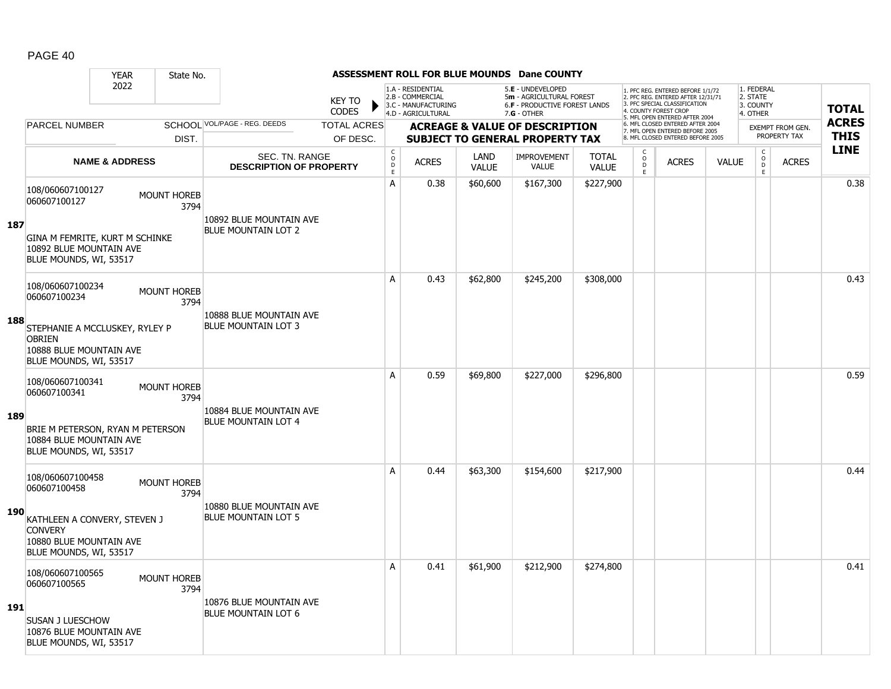PAGE 40

**ASSESSMENT ROLL FOR BLUE MOUNDS Dane COUNTY**

YEAR 2022 | State No.

KEY TO CODES: 1.A - RESIDENTIAL, 2.B - COMMERCIAL, 3.C - MANUFACTURING, 4.D - AGRICULTURAL, 5.E - UNDEVELOPED, 5m - AGRICULTURAL FOREST, 6.F - PRODUCTIVE FOREST LANDS, 7.G - OTHER

1. PFC REG. ENTERED BEFORE 1/1/72, 2. PFC REG. ENTERED AFTER 12/31/71, 3. PFC SPECIAL CLASSIFICATION, 4. COUNTY FOREST CROP, 5. MFL OPEN ENTERED AFTER 2004, 6. MFL CLOSED ENTERED AFTER 2004, 7. MFL OPEN ENTERED BEFORE 2005, 8. MFL CLOSED ENTERED BEFORE 2005

1. FEDERAL, 2. STATE, 3. COUNTY, 4. OTHER — EXEMPT FROM GEN. PROPERTY TAX

| LINE | PARCEL NUMBER / NAME & ADDRESS | SCHOOL DIST. | VOL/PAGE - REG. DEEDS / SEC. TN. RANGE / DESCRIPTION OF PROPERTY | TOTAL ACRES OF DESC. | CODE | ACRES | LAND VALUE | IMPROVEMENT VALUE | TOTAL VALUE | CODE | ACRES | VALUE | CODE | ACRES | TOTAL ACRES THIS LINE |
|---|---|---|---|---|---|---|---|---|---|---|---|---|---|---|---|
| 187 | 108/060607100127<br>060607100127<br>GINA M FEMRITE, KURT M SCHINKE<br>10892 BLUE MOUNTAIN AVE<br>BLUE MOUNDS, WI, 53517 | MOUNT HOREB 3794 | 10892 BLUE MOUNTAIN AVE<br>BLUE MOUNTAIN LOT 2 | | A | 0.38 | $60,600 | $167,300 | $227,900 | | | | | | 0.38 |
| 188 | 108/060607100234<br>060607100234<br>STEPHANIE A MCCLUSKEY, RYLEY P OBRIEN<br>10888 BLUE MOUNTAIN AVE<br>BLUE MOUNDS, WI, 53517 | MOUNT HOREB 3794 | 10888 BLUE MOUNTAIN AVE<br>BLUE MOUNTAIN LOT 3 | | A | 0.43 | $62,800 | $245,200 | $308,000 | | | | | | 0.43 |
| 189 | 108/060607100341<br>060607100341<br>BRIE M PETERSON, RYAN M PETERSON<br>10884 BLUE MOUNTAIN AVE<br>BLUE MOUNDS, WI, 53517 | MOUNT HOREB 3794 | 10884 BLUE MOUNTAIN AVE<br>BLUE MOUNTAIN LOT 4 | | A | 0.59 | $69,800 | $227,000 | $296,800 | | | | | | 0.59 |
| 190 | 108/060607100458<br>060607100458<br>KATHLEEN A CONVERY, STEVEN J CONVERY<br>10880 BLUE MOUNTAIN AVE<br>BLUE MOUNDS, WI, 53517 | MOUNT HOREB 3794 | 10880 BLUE MOUNTAIN AVE<br>BLUE MOUNTAIN LOT 5 | | A | 0.44 | $63,300 | $154,600 | $217,900 | | | | | | 0.44 |
| 191 | 108/060607100565<br>060607100565<br>SUSAN J LUESCHOW<br>10876 BLUE MOUNTAIN AVE<br>BLUE MOUNDS, WI, 53517 | MOUNT HOREB 3794 | 10876 BLUE MOUNTAIN AVE<br>BLUE MOUNTAIN LOT 6 | | A | 0.41 | $61,900 | $212,900 | $274,800 | | | | | | 0.41 |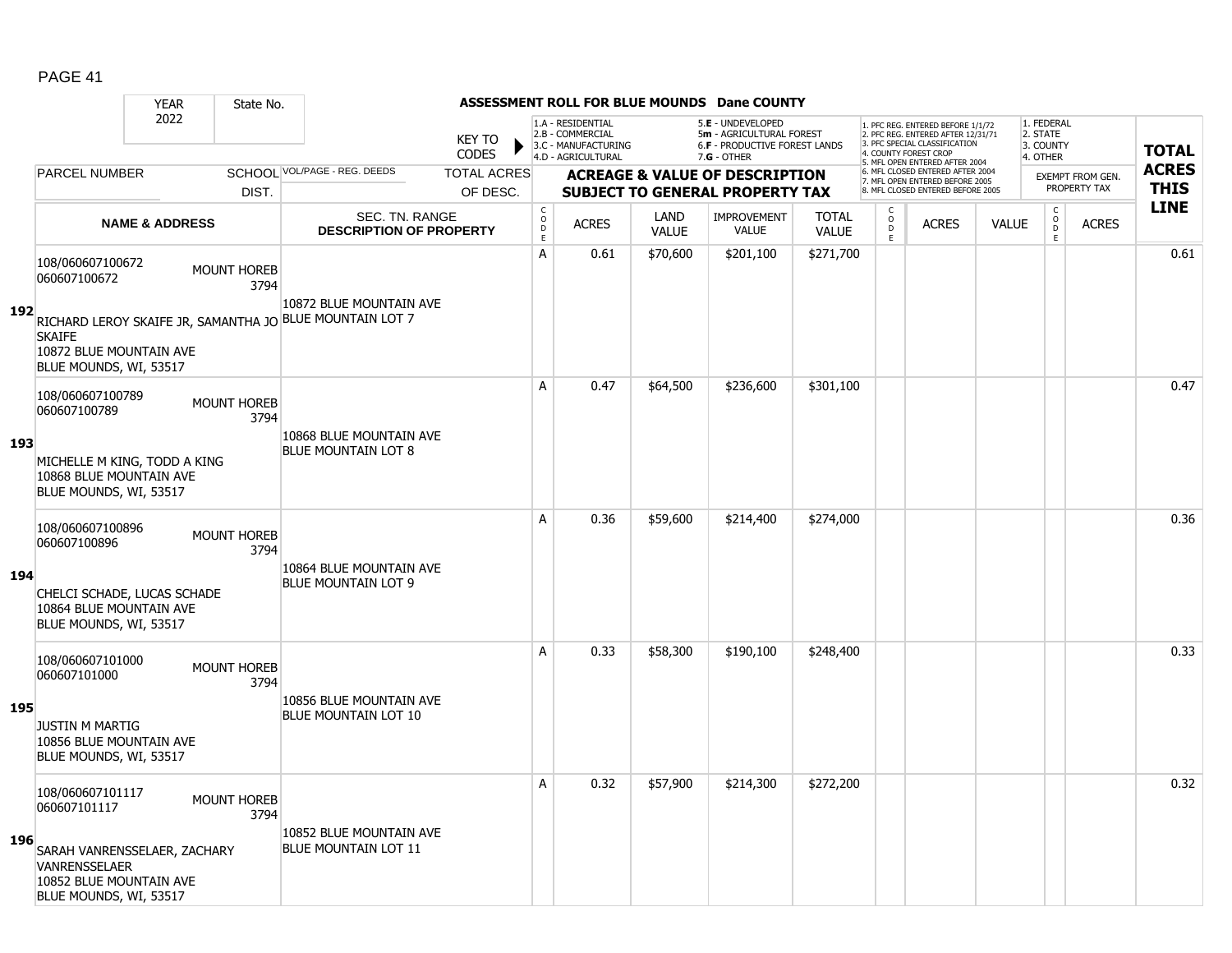## ASSESSMENT ROLL FOR BLUE MOUNDS Dane COUNTY

YEAR 2022 | State No.

KEY TO CODES: 1.A - RESIDENTIAL, 2.B - COMMERCIAL, 3.C - MANUFACTURING, 4.D - AGRICULTURAL, 5.E - UNDEVELOPED, 5m - AGRICULTURAL FOREST, 6.F - PRODUCTIVE FOREST LANDS, 7.G - OTHER

1. PFC REG. ENTERED BEFORE 1/1/72, 2. PFC REG. ENTERED AFTER 12/31/71, 3. PFC SPECIAL CLASSIFICATION, 4. COUNTY FOREST CROP, 5. MFL OPEN ENTERED AFTER 2004, 6. MFL CLOSED ENTERED AFTER 2004, 7. MFL OPEN ENTERED BEFORE 2005, 8. MFL CLOSED ENTERED BEFORE 2005

1. FEDERAL, 2. STATE, 3. COUNTY, 4. OTHER

| Line | PARCEL NUMBER / NAME & ADDRESS | SCHOOL DIST. | VOL/PAGE - REG. DEEDS / SEC. TN. RANGE / DESCRIPTION OF PROPERTY | TOTAL ACRES OF DESC. | CODE | ACRES | LAND VALUE | IMPROVEMENT VALUE | TOTAL VALUE | CODE | ACRES | VALUE | CODE | EXEMPT ACRES | TOTAL ACRES THIS LINE |
|---|---|---|---|---|---|---|---|---|---|---|---|---|---|---|---|
| 192 | 108/060607100672<br>060607100672<br>RICHARD LEROY SKAIFE JR, SAMANTHA JO SKAIFE<br>10872 BLUE MOUNTAIN AVE<br>BLUE MOUNDS, WI, 53517 | MOUNT HOREB 3794 | 10872 BLUE MOUNTAIN AVE<br>BLUE MOUNTAIN LOT 7 | | A | 0.61 | $70,600 | $201,100 | $271,700 | | | | | | 0.61 |
| 193 | 108/060607100789<br>060607100789<br>MICHELLE M KING, TODD A KING<br>10868 BLUE MOUNTAIN AVE<br>BLUE MOUNDS, WI, 53517 | MOUNT HOREB 3794 | 10868 BLUE MOUNTAIN AVE<br>BLUE MOUNTAIN LOT 8 | | A | 0.47 | $64,500 | $236,600 | $301,100 | | | | | | 0.47 |
| 194 | 108/060607100896<br>060607100896<br>CHELCI SCHADE, LUCAS SCHADE<br>10864 BLUE MOUNTAIN AVE<br>BLUE MOUNDS, WI, 53517 | MOUNT HOREB 3794 | 10864 BLUE MOUNTAIN AVE<br>BLUE MOUNTAIN LOT 9 | | A | 0.36 | $59,600 | $214,400 | $274,000 | | | | | | 0.36 |
| 195 | 108/060607101000<br>060607101000<br>JUSTIN M MARTIG<br>10856 BLUE MOUNTAIN AVE<br>BLUE MOUNDS, WI, 53517 | MOUNT HOREB 3794 | 10856 BLUE MOUNTAIN AVE<br>BLUE MOUNTAIN LOT 10 | | A | 0.33 | $58,300 | $190,100 | $248,400 | | | | | | 0.33 |
| 196 | 108/060607101117<br>060607101117<br>SARAH VANRENSSELAER, ZACHARY VANRENSSELAER<br>10852 BLUE MOUNTAIN AVE<br>BLUE MOUNDS, WI, 53517 | MOUNT HOREB 3794 | 10852 BLUE MOUNTAIN AVE<br>BLUE MOUNTAIN LOT 11 | | A | 0.32 | $57,900 | $214,300 | $272,200 | | | | | | 0.32 |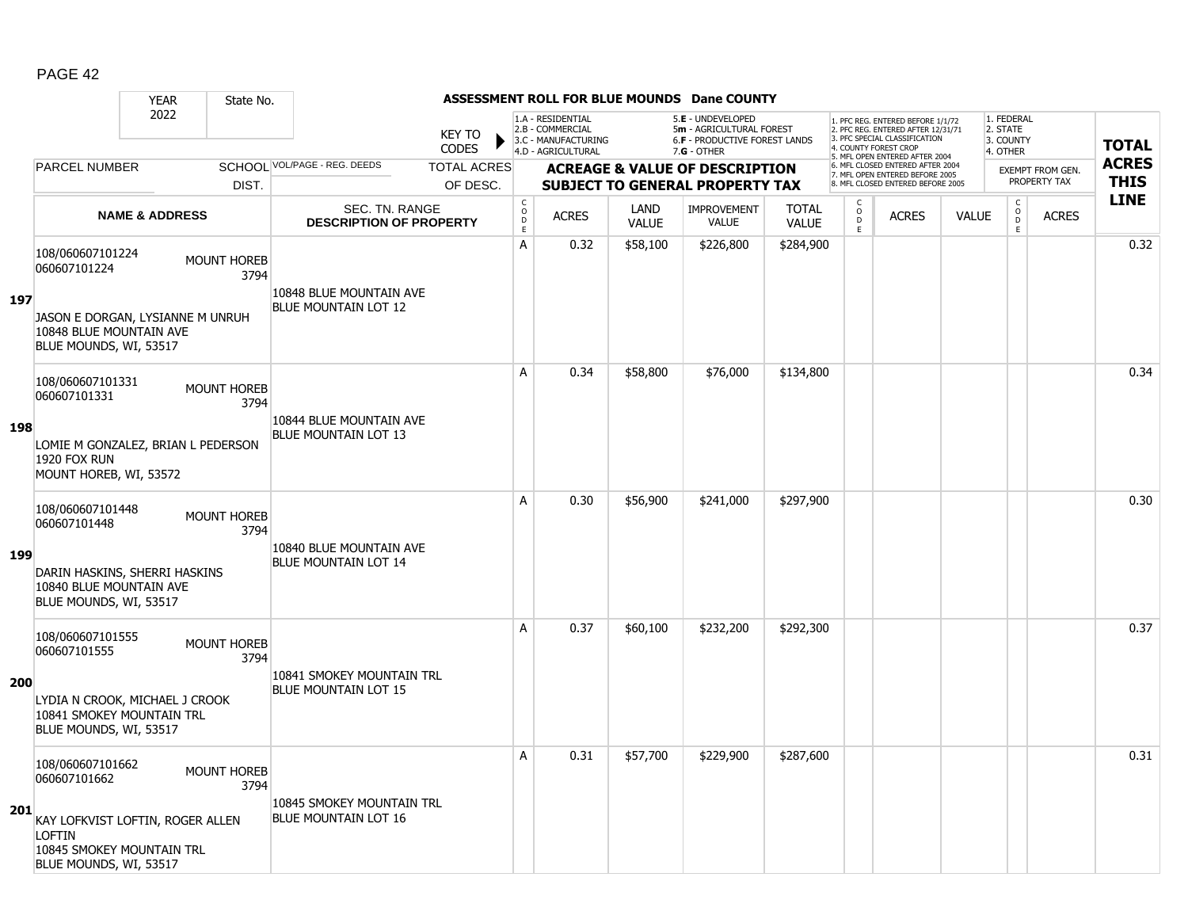PAGE 42

**ASSESSMENT ROLL FOR BLUE MOUNDS Dane COUNTY**

YEAR: 2022 | State No.

KEY TO CODES: 1.A - RESIDENTIAL, 2.B - COMMERCIAL, 3.C - MANUFACTURING, 4.D - AGRICULTURAL, 5.E - UNDEVELOPED, 5m - AGRICULTURAL FOREST, 6.F - PRODUCTIVE FOREST LANDS, 7.G - OTHER

1. PFC REG. ENTERED BEFORE 1/1/72, 2. PFC REG. ENTERED AFTER 12/31/71, 3. PFC SPECIAL CLASSIFICATION, 4. COUNTY FOREST CROP, 5. MFL OPEN ENTERED AFTER 2004, 6. MFL CLOSED ENTERED AFTER 2004, 7. MFL OPEN ENTERED BEFORE 2005, 8. MFL CLOSED ENTERED BEFORE 2005

1. FEDERAL, 2. STATE, 3. COUNTY, 4. OTHER — EXEMPT FROM GEN. PROPERTY TAX

| LINE | PARCEL NUMBER / NAME & ADDRESS | SCHOOL DIST. | VOL/PAGE - REG. DEEDS / SEC. TN. RANGE / DESCRIPTION OF PROPERTY | TOTAL ACRES OF DESC. | CODE | ACRES | LAND VALUE | IMPROVEMENT VALUE | TOTAL VALUE | CODE | ACRES | VALUE | CODE | ACRES | TOTAL ACRES THIS LINE |
|---|---|---|---|---|---|---|---|---|---|---|---|---|---|---|---|
| 197 | 108/060607101224<br>060607101224<br>JASON E DORGAN, LYSIANNE M UNRUH<br>10848 BLUE MOUNTAIN AVE<br>BLUE MOUNDS, WI, 53517 | MOUNT HOREB 3794 | 10848 BLUE MOUNTAIN AVE<br>BLUE MOUNTAIN LOT 12 | | A | 0.32 | $58,100 | $226,800 | $284,900 | | | | | | 0.32 |
| 198 | 108/060607101331<br>060607101331<br>LOMIE M GONZALEZ, BRIAN L PEDERSON<br>1920 FOX RUN<br>MOUNT HOREB, WI, 53572 | MOUNT HOREB 3794 | 10844 BLUE MOUNTAIN AVE<br>BLUE MOUNTAIN LOT 13 | | A | 0.34 | $58,800 | $76,000 | $134,800 | | | | | | 0.34 |
| 199 | 108/060607101448<br>060607101448<br>DARIN HASKINS, SHERRI HASKINS<br>10840 BLUE MOUNTAIN AVE<br>BLUE MOUNDS, WI, 53517 | MOUNT HOREB 3794 | 10840 BLUE MOUNTAIN AVE<br>BLUE MOUNTAIN LOT 14 | | A | 0.30 | $56,900 | $241,000 | $297,900 | | | | | | 0.30 |
| 200 | 108/060607101555<br>060607101555<br>LYDIA N CROOK, MICHAEL J CROOK<br>10841 SMOKEY MOUNTAIN TRL<br>BLUE MOUNDS, WI, 53517 | MOUNT HOREB 3794 | 10841 SMOKEY MOUNTAIN TRL<br>BLUE MOUNTAIN LOT 15 | | A | 0.37 | $60,100 | $232,200 | $292,300 | | | | | | 0.37 |
| 201 | 108/060607101662<br>060607101662<br>KAY LOFKVIST LOFTIN, ROGER ALLEN LOFTIN<br>10845 SMOKEY MOUNTAIN TRL<br>BLUE MOUNDS, WI, 53517 | MOUNT HOREB 3794 | 10845 SMOKEY MOUNTAIN TRL<br>BLUE MOUNTAIN LOT 16 | | A | 0.31 | $57,700 | $229,900 | $287,600 | | | | | | 0.31 |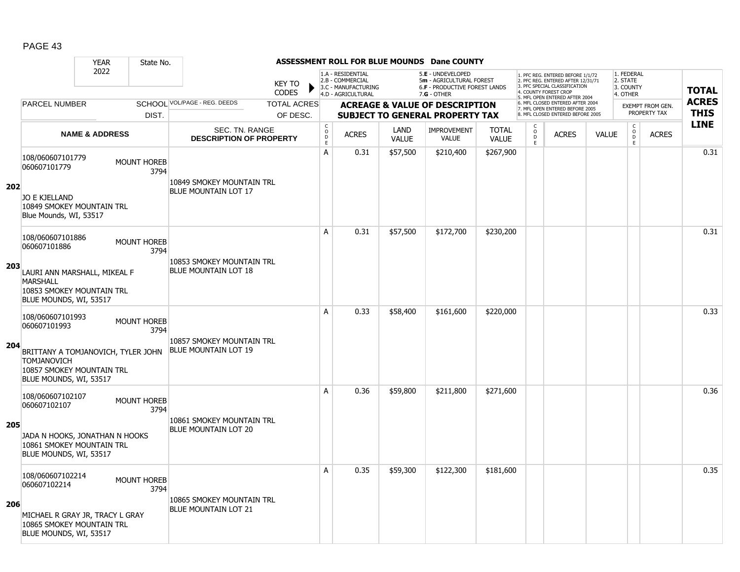# ASSESSMENT ROLL FOR BLUE MOUNDS Dane COUNTY

| YEAR | State No. | | | |
|---|---|---|---|---|
| 2022 | | | | |

KEY TO CODES: 1.A - RESIDENTIAL, 2.B - COMMERCIAL, 3.C - MANUFACTURING, 4.D - AGRICULTURAL, 5.E - UNDEVELOPED, 5m - AGRICULTURAL FOREST, 6.F - PRODUCTIVE FOREST LANDS, 7.G - OTHER

1. PFC REG. ENTERED BEFORE 1/1/72, 2. PFC REG. ENTERED AFTER 12/31/71, 3. PFC SPECIAL CLASSIFICATION, 4. COUNTY FOREST CROP, 5. MFL OPEN ENTERED AFTER 2004, 6. MFL CLOSED ENTERED AFTER 2004, 7. MFL OPEN ENTERED BEFORE 2005, 8. MFL CLOSED ENTERED BEFORE 2005

1. FEDERAL, 2. STATE, 3. COUNTY, 4. OTHER

| LINE | PARCEL NUMBER / NAME & ADDRESS | SCHOOL DIST. | VOL/PAGE - REG. DEEDS / SEC. TN. RANGE / DESCRIPTION OF PROPERTY | TOTAL ACRES OF DESC. | CODE | ACRES | LAND VALUE | IMPROVEMENT VALUE | TOTAL VALUE | CODE | ACRES | VALUE | CODE | EXEMPT FROM GEN. PROPERTY TAX ACRES | TOTAL ACRES THIS LINE |
|---|---|---|---|---|---|---|---|---|---|---|---|---|---|---|---|
| 202 | 108/060607101779<br>060607101779<br><br>JO E KJELLAND<br>10849 SMOKEY MOUNTAIN TRL<br>Blue Mounds, WI, 53517 | MOUNT HOREB 3794 | 10849 SMOKEY MOUNTAIN TRL<br>BLUE MOUNTAIN LOT 17 | | A | 0.31 | $57,500 | $210,400 | $267,900 | | | | | | 0.31 |
| 203 | 108/060607101886<br>060607101886<br><br>LAURI ANN MARSHALL, MIKEAL F MARSHALL<br>10853 SMOKEY MOUNTAIN TRL<br>BLUE MOUNDS, WI, 53517 | MOUNT HOREB 3794 | 10853 SMOKEY MOUNTAIN TRL<br>BLUE MOUNTAIN LOT 18 | | A | 0.31 | $57,500 | $172,700 | $230,200 | | | | | | 0.31 |
| 204 | 108/060607101993<br>060607101993<br><br>BRITTANY A TOMJANOVICH, TYLER JOHN TOMJANOVICH<br>10857 SMOKEY MOUNTAIN TRL<br>BLUE MOUNDS, WI, 53517 | MOUNT HOREB 3794 | 10857 SMOKEY MOUNTAIN TRL<br>BLUE MOUNTAIN LOT 19 | | A | 0.33 | $58,400 | $161,600 | $220,000 | | | | | | 0.33 |
| 205 | 108/060607102107<br>060607102107<br><br>JADA N HOOKS, JONATHAN N HOOKS<br>10861 SMOKEY MOUNTAIN TRL<br>BLUE MOUNDS, WI, 53517 | MOUNT HOREB 3794 | 10861 SMOKEY MOUNTAIN TRL<br>BLUE MOUNTAIN LOT 20 | | A | 0.36 | $59,800 | $211,800 | $271,600 | | | | | | 0.36 |
| 206 | 108/060607102214<br>060607102214<br><br>MICHAEL R GRAY JR, TRACY L GRAY<br>10865 SMOKEY MOUNTAIN TRL<br>BLUE MOUNDS, WI, 53517 | MOUNT HOREB 3794 | 10865 SMOKEY MOUNTAIN TRL<br>BLUE MOUNTAIN LOT 21 | | A | 0.35 | $59,300 | $122,300 | $181,600 | | | | | | 0.35 |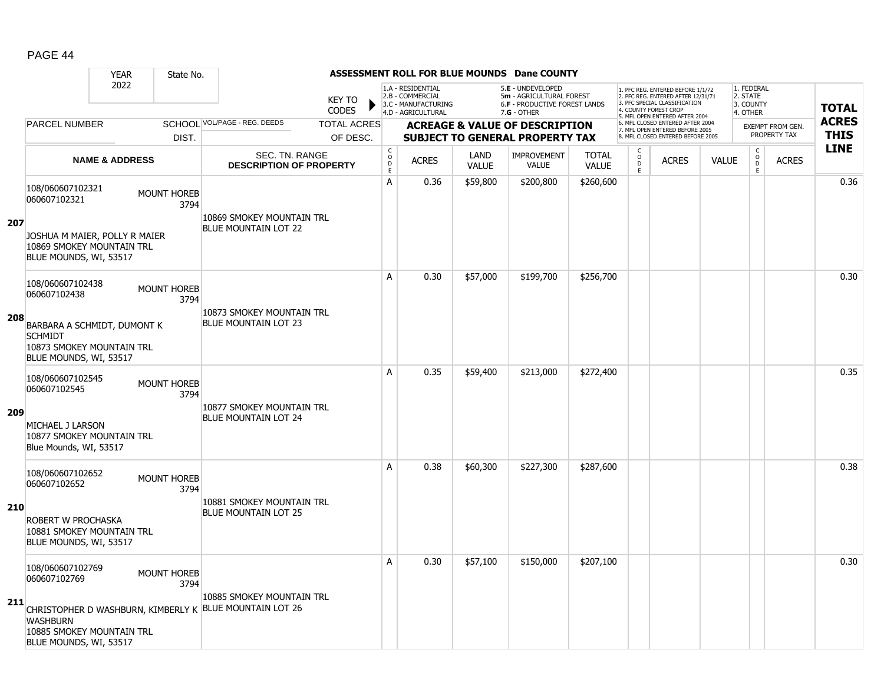# ASSESSMENT ROLL FOR BLUE MOUNDS Dane COUNTY

| YEAR | State No. | | KEY TO CODES | 1.A - RESIDENTIAL 2.B - COMMERCIAL 3.C - MANUFACTURING 4.D - AGRICULTURAL | | 5.E - UNDEVELOPED 5m - AGRICULTURAL FOREST 6.F - PRODUCTIVE FOREST LANDS 7.G - OTHER | | | 1. PFC REG. ENTERED BEFORE 1/1/72 2. PFC REG. ENTERED AFTER 12/31/71 3. PFC SPECIAL CLASSIFICATION 4. COUNTY FOREST CROP 5. MFL OPEN ENTERED AFTER 2004 6. MFL CLOSED ENTERED AFTER 2004 7. MFL OPEN ENTERED BEFORE 2005 8. MFL CLOSED ENTERED BEFORE 2005 | | | 1. FEDERAL 2. STATE 3. COUNTY 4. OTHER | | TOTAL ACRES THIS LINE |
|---|---|---|---|---|---|---|---|---|---|---|---|---|---|---|
| 2022 | | | | | | | | | | | | | | |
| PARCEL NUMBER | SCHOOL DIST. | VOL/PAGE - REG. DEEDS | TOTAL ACRES OF DESC. | ACREAGE & VALUE OF DESCRIPTION SUBJECT TO GENERAL PROPERTY TAX | | | | | | | | EXEMPT FROM GEN. PROPERTY TAX | | |
| NAME & ADDRESS | | SEC. TN. RANGE DESCRIPTION OF PROPERTY | | CODE | ACRES | LAND VALUE | IMPROVEMENT VALUE | TOTAL VALUE | CODE | ACRES | VALUE | CODE | ACRES | |
| **207** 108/060607102321 060607102321 JOSHUA M MAIER, POLLY R MAIER 10869 SMOKEY MOUNTAIN TRL BLUE MOUNDS, WI, 53517 | MOUNT HOREB 3794 | 10869 SMOKEY MOUNTAIN TRL BLUE MOUNTAIN LOT 22 | | A | 0.36 | $59,800 | $200,800 | $260,600 | | | | | | 0.36 |
| **208** 108/060607102438 060607102438 BARBARA A SCHMIDT, DUMONT K SCHMIDT 10873 SMOKEY MOUNTAIN TRL BLUE MOUNDS, WI, 53517 | MOUNT HOREB 3794 | 10873 SMOKEY MOUNTAIN TRL BLUE MOUNTAIN LOT 23 | | A | 0.30 | $57,000 | $199,700 | $256,700 | | | | | | 0.30 |
| **209** 108/060607102545 060607102545 MICHAEL J LARSON 10877 SMOKEY MOUNTAIN TRL Blue Mounds, WI, 53517 | MOUNT HOREB 3794 | 10877 SMOKEY MOUNTAIN TRL BLUE MOUNTAIN LOT 24 | | A | 0.35 | $59,400 | $213,000 | $272,400 | | | | | | 0.35 |
| **210** 108/060607102652 060607102652 ROBERT W PROCHASKA 10881 SMOKEY MOUNTAIN TRL BLUE MOUNDS, WI, 53517 | MOUNT HOREB 3794 | 10881 SMOKEY MOUNTAIN TRL BLUE MOUNTAIN LOT 25 | | A | 0.38 | $60,300 | $227,300 | $287,600 | | | | | | 0.38 |
| **211** 108/060607102769 060607102769 CHRISTOPHER D WASHBURN, KIMBERLY K WASHBURN 10885 SMOKEY MOUNTAIN TRL BLUE MOUNDS, WI, 53517 | MOUNT HOREB 3794 | 10885 SMOKEY MOUNTAIN TRL BLUE MOUNTAIN LOT 26 | | A | 0.30 | $57,100 | $150,000 | $207,100 | | | | | | 0.30 |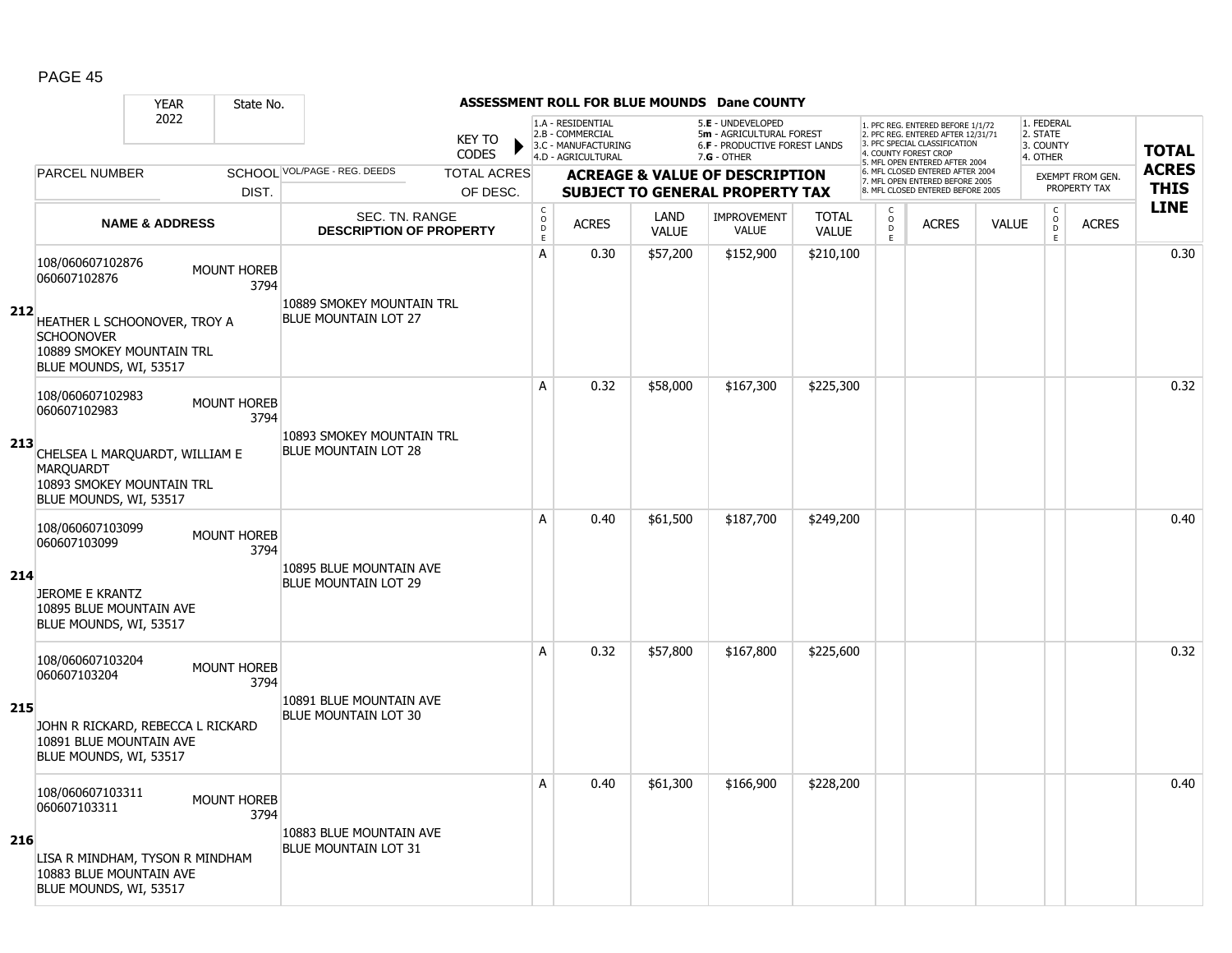## ASSESSMENT ROLL FOR BLUE MOUNDS Dane COUNTY

YEAR 2022 | State No.

KEY TO CODES:
- 1.A - RESIDENTIAL
- 2.B - COMMERCIAL
- 3.C - MANUFACTURING
- 4.D - AGRICULTURAL
- 5.E - UNDEVELOPED
- 5m - AGRICULTURAL FOREST
- 6.F - PRODUCTIVE FOREST LANDS
- 7.G - OTHER

Forest codes:
1. PFC REG. ENTERED BEFORE 1/1/72
2. PFC REG. ENTERED AFTER 12/31/71
3. PFC SPECIAL CLASSIFICATION
4. COUNTY FOREST CROP
5. MFL OPEN ENTERED AFTER 2004
6. MFL CLOSED ENTERED AFTER 2004
7. MFL OPEN ENTERED BEFORE 2005
8. MFL CLOSED ENTERED BEFORE 2005

Exempt codes:
1. FEDERAL
2. STATE
3. COUNTY
4. OTHER

| Line | PARCEL NUMBER / NAME & ADDRESS | SCHOOL DIST. | VOL/PAGE - REG. DEEDS / SEC. TN. RANGE / DESCRIPTION OF PROPERTY | TOTAL ACRES OF DESC. | CODE | ACRES | LAND VALUE | IMPROVEMENT VALUE | TOTAL VALUE | CODE | ACRES | VALUE | CODE | EXEMPT ACRES | TOTAL ACRES THIS LINE |
|---|---|---|---|---|---|---|---|---|---|---|---|---|---|---|---|
| 212 | 108/060607102876<br>060607102876<br>HEATHER L SCHOONOVER, TROY A SCHOONOVER<br>10889 SMOKEY MOUNTAIN TRL<br>BLUE MOUNDS, WI, 53517 | MOUNT HOREB 3794 | 10889 SMOKEY MOUNTAIN TRL<br>BLUE MOUNTAIN LOT 27 | | A | 0.30 | $57,200 | $152,900 | $210,100 | | | | | | 0.30 |
| 213 | 108/060607102983<br>060607102983<br>CHELSEA L MARQUARDT, WILLIAM E MARQUARDT<br>10893 SMOKEY MOUNTAIN TRL<br>BLUE MOUNDS, WI, 53517 | MOUNT HOREB 3794 | 10893 SMOKEY MOUNTAIN TRL<br>BLUE MOUNTAIN LOT 28 | | A | 0.32 | $58,000 | $167,300 | $225,300 | | | | | | 0.32 |
| 214 | 108/060607103099<br>060607103099<br>JEROME E KRANTZ<br>10895 BLUE MOUNTAIN AVE<br>BLUE MOUNDS, WI, 53517 | MOUNT HOREB 3794 | 10895 BLUE MOUNTAIN AVE<br>BLUE MOUNTAIN LOT 29 | | A | 0.40 | $61,500 | $187,700 | $249,200 | | | | | | 0.40 |
| 215 | 108/060607103204<br>060607103204<br>JOHN R RICKARD, REBECCA L RICKARD<br>10891 BLUE MOUNTAIN AVE<br>BLUE MOUNDS, WI, 53517 | MOUNT HOREB 3794 | 10891 BLUE MOUNTAIN AVE<br>BLUE MOUNTAIN LOT 30 | | A | 0.32 | $57,800 | $167,800 | $225,600 | | | | | | 0.32 |
| 216 | 108/060607103311<br>060607103311<br>LISA R MINDHAM, TYSON R MINDHAM<br>10883 BLUE MOUNTAIN AVE<br>BLUE MOUNDS, WI, 53517 | MOUNT HOREB 3794 | 10883 BLUE MOUNTAIN AVE<br>BLUE MOUNTAIN LOT 31 | | A | 0.40 | $61,300 | $166,900 | $228,200 | | | | | | 0.40 |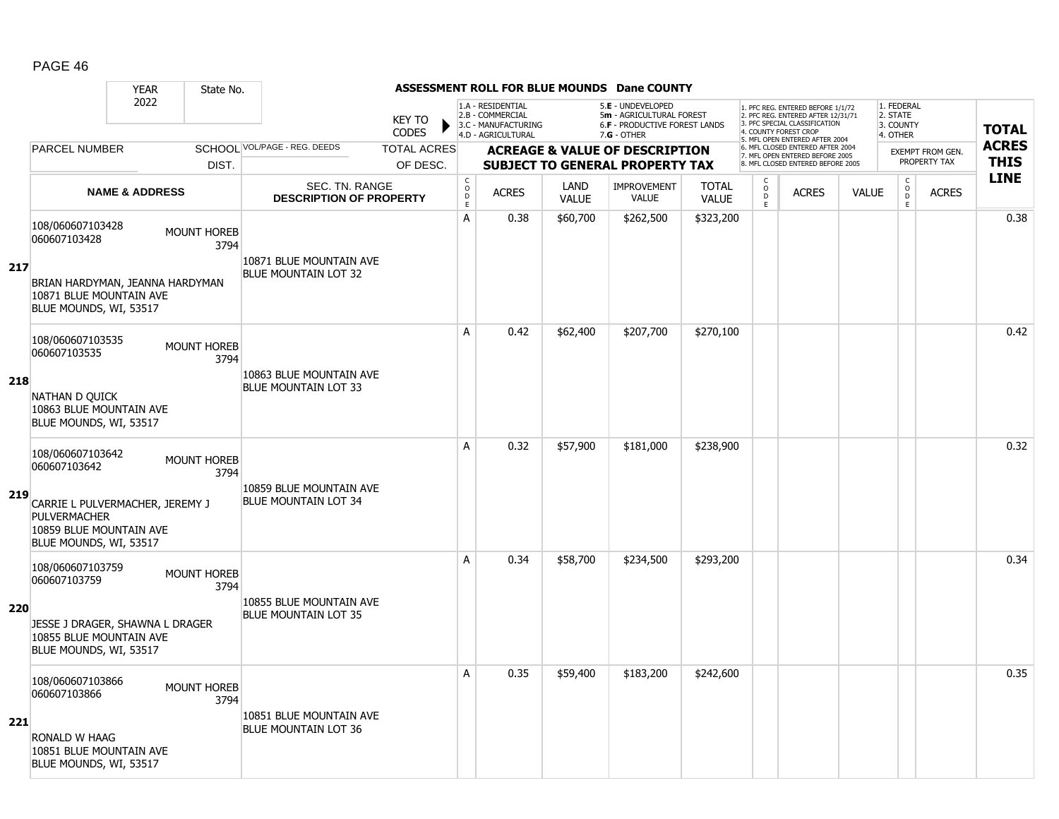**ASSESSMENT ROLL FOR BLUE MOUNDS Dane COUNTY**

| YEAR | State No. |
|---|---|
| 2022 | |

KEY TO CODES:
- 1.A - RESIDENTIAL
- 2.B - COMMERCIAL
- 3.C - MANUFACTURING
- 4.D - AGRICULTURAL
- 5.E - UNDEVELOPED
- 5m - AGRICULTURAL FOREST
- 6.F - PRODUCTIVE FOREST LANDS
- 7.G - OTHER

- 1. PFC REG. ENTERED BEFORE 1/1/72
- 2. PFC REG. ENTERED AFTER 12/31/71
- 3. PFC SPECIAL CLASSIFICATION
- 4. COUNTY FOREST CROP
- 5. MFL OPEN ENTERED AFTER 2004
- 6. MFL CLOSED ENTERED AFTER 2004
- 7. MFL OPEN ENTERED BEFORE 2005
- 8. MFL CLOSED ENTERED BEFORE 2005

- 1. FEDERAL
- 2. STATE
- 3. COUNTY
- 4. OTHER

| LINE | PARCEL NUMBER / NAME & ADDRESS | SCHOOL DIST. | VOL/PAGE - REG. DEEDS / SEC. TN. RANGE / DESCRIPTION OF PROPERTY | TOTAL ACRES OF DESC. | CODE | ACRES | LAND VALUE | IMPROVEMENT VALUE | TOTAL VALUE | CODE | ACRES | VALUE | CODE | EXEMPT ACRES | TOTAL ACRES THIS LINE |
|---|---|---|---|---|---|---|---|---|---|---|---|---|---|---|---|
| 217 | 108/060607103428<br>060607103428<br>BRIAN HARDYMAN, JEANNA HARDYMAN<br>10871 BLUE MOUNTAIN AVE<br>BLUE MOUNDS, WI, 53517 | MOUNT HOREB 3794 | 10871 BLUE MOUNTAIN AVE<br>BLUE MOUNTAIN LOT 32 | | A | 0.38 | $60,700 | $262,500 | $323,200 | | | | | | 0.38 |
| 218 | 108/060607103535<br>060607103535<br>NATHAN D QUICK<br>10863 BLUE MOUNTAIN AVE<br>BLUE MOUNDS, WI, 53517 | MOUNT HOREB 3794 | 10863 BLUE MOUNTAIN AVE<br>BLUE MOUNTAIN LOT 33 | | A | 0.42 | $62,400 | $207,700 | $270,100 | | | | | | 0.42 |
| 219 | 108/060607103642<br>060607103642<br>CARRIE L PULVERMACHER, JEREMY J PULVERMACHER<br>10859 BLUE MOUNTAIN AVE<br>BLUE MOUNDS, WI, 53517 | MOUNT HOREB 3794 | 10859 BLUE MOUNTAIN AVE<br>BLUE MOUNTAIN LOT 34 | | A | 0.32 | $57,900 | $181,000 | $238,900 | | | | | | 0.32 |
| 220 | 108/060607103759<br>060607103759<br>JESSE J DRAGER, SHAWNA L DRAGER<br>10855 BLUE MOUNTAIN AVE<br>BLUE MOUNDS, WI, 53517 | MOUNT HOREB 3794 | 10855 BLUE MOUNTAIN AVE<br>BLUE MOUNTAIN LOT 35 | | A | 0.34 | $58,700 | $234,500 | $293,200 | | | | | | 0.34 |
| 221 | 108/060607103866<br>060607103866<br>RONALD W HAAG<br>10851 BLUE MOUNTAIN AVE<br>BLUE MOUNDS, WI, 53517 | MOUNT HOREB 3794 | 10851 BLUE MOUNTAIN AVE<br>BLUE MOUNTAIN LOT 36 | | A | 0.35 | $59,400 | $183,200 | $242,600 | | | | | | 0.35 |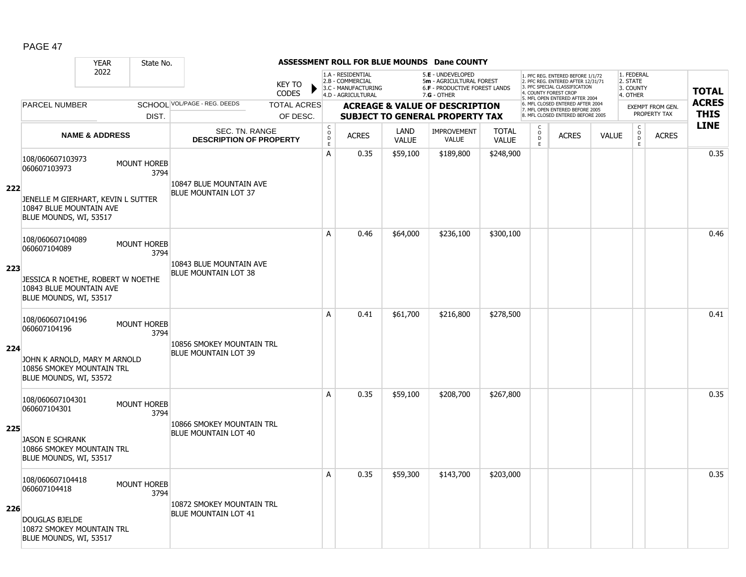# ASSESSMENT ROLL FOR BLUE MOUNDS Dane COUNTY

| YEAR 2022 | State No. | KEY TO CODES | 1.A - RESIDENTIAL<br>2.B - COMMERCIAL<br>3.C - MANUFACTURING<br>4.D - AGRICULTURAL | | 5.E - UNDEVELOPED<br>5m - AGRICULTURAL FOREST<br>6.F - PRODUCTIVE FOREST LANDS<br>7.G - OTHER | | 1. PFC REG. ENTERED BEFORE 1/1/72<br>2. PFC REG. ENTERED AFTER 12/31/71<br>3. PFC SPECIAL CLASSIFICATION<br>4. COUNTY FOREST CROP<br>5. MFL OPEN ENTERED AFTER 2004<br>6. MFL CLOSED ENTERED AFTER 2004<br>7. MFL OPEN ENTERED BEFORE 2005<br>8. MFL CLOSED ENTERED BEFORE 2005 | | | 1. FEDERAL<br>2. STATE<br>3. COUNTY<br>4. OTHER | | |
|---|---|---|---|---|---|---|---|---|---|---|---|---|
| PARCEL NUMBER | SCHOOL DIST. | VOL/PAGE - REG. DEEDS / TOTAL ACRES OF DESC. | ACREAGE & VALUE OF DESCRIPTION SUBJECT TO GENERAL PROPERTY TAX | | | | | | | EXEMPT FROM GEN. PROPERTY TAX | | TOTAL ACRES THIS LINE |
| **NAME & ADDRESS** | | SEC. TN. RANGE DESCRIPTION OF PROPERTY | CODE | ACRES | LAND VALUE | IMPROVEMENT VALUE | TOTAL VALUE | CODE | ACRES | VALUE | CODE | ACRES | |

| LINE | NAME & ADDRESS | SCHOOL DIST. | DESCRIPTION OF PROPERTY | CODE | ACRES | LAND VALUE | IMPROVEMENT VALUE | TOTAL VALUE | CODE | ACRES | VALUE | CODE | ACRES | TOTAL ACRES THIS LINE |
|---|---|---|---|---|---|---|---|---|---|---|---|---|---|---|
| 222 | 108/060607103973<br>060607103973<br><br>JENELLE M GIERHART, KEVIN L SUTTER<br>10847 BLUE MOUNTAIN AVE<br>BLUE MOUNDS, WI, 53517 | MOUNT HOREB 3794 | 10847 BLUE MOUNTAIN AVE<br>BLUE MOUNTAIN LOT 37 | A | 0.35 | $59,100 | $189,800 | $248,900 | | | | | | 0.35 |
| 223 | 108/060607104089<br>060607104089<br><br>JESSICA R NOETHE, ROBERT W NOETHE<br>10843 BLUE MOUNTAIN AVE<br>BLUE MOUNDS, WI, 53517 | MOUNT HOREB 3794 | 10843 BLUE MOUNTAIN AVE<br>BLUE MOUNTAIN LOT 38 | A | 0.46 | $64,000 | $236,100 | $300,100 | | | | | | 0.46 |
| 224 | 108/060607104196<br>060607104196<br><br>JOHN K ARNOLD, MARY M ARNOLD<br>10856 SMOKEY MOUNTAIN TRL<br>BLUE MOUNDS, WI, 53572 | MOUNT HOREB 3794 | 10856 SMOKEY MOUNTAIN TRL<br>BLUE MOUNTAIN LOT 39 | A | 0.41 | $61,700 | $216,800 | $278,500 | | | | | | 0.41 |
| 225 | 108/060607104301<br>060607104301<br><br>JASON E SCHRANK<br>10866 SMOKEY MOUNTAIN TRL<br>BLUE MOUNDS, WI, 53517 | MOUNT HOREB 3794 | 10866 SMOKEY MOUNTAIN TRL<br>BLUE MOUNTAIN LOT 40 | A | 0.35 | $59,100 | $208,700 | $267,800 | | | | | | 0.35 |
| 226 | 108/060607104418<br>060607104418<br><br>DOUGLAS BJELDE<br>10872 SMOKEY MOUNTAIN TRL<br>BLUE MOUNDS, WI, 53517 | MOUNT HOREB 3794 | 10872 SMOKEY MOUNTAIN TRL<br>BLUE MOUNTAIN LOT 41 | A | 0.35 | $59,300 | $143,700 | $203,000 | | | | | | 0.35 |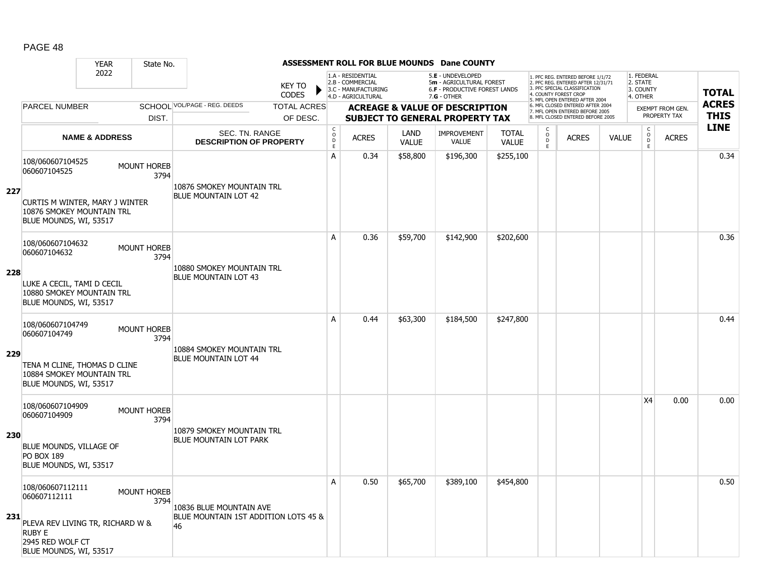**ASSESSMENT ROLL FOR BLUE MOUNDS Dane COUNTY**

YEAR: 2022 | State No.

KEY TO CODES: 1.A - RESIDENTIAL, 2.B - COMMERCIAL, 3.C - MANUFACTURING, 4.D - AGRICULTURAL, 5.E - UNDEVELOPED, 5m - AGRICULTURAL FOREST, 6.F - PRODUCTIVE FOREST LANDS, 7.G - OTHER

1. PFC REG. ENTERED BEFORE 1/1/72, 2. PFC REG. ENTERED AFTER 12/31/71, 3. PFC SPECIAL CLASSIFICATION, 4. COUNTY FOREST CROP, 5. MFL OPEN ENTERED AFTER 2004, 6. MFL CLOSED ENTERED AFTER 2004, 7. MFL OPEN ENTERED BEFORE 2005, 8. MFL CLOSED ENTERED BEFORE 2005

1. FEDERAL, 2. STATE, 3. COUNTY, 4. OTHER

| LINE | PARCEL NUMBER / NAME & ADDRESS | SCHOOL DIST. | VOL/PAGE - REG. DEEDS / SEC. TN. RANGE / DESCRIPTION OF PROPERTY | TOTAL ACRES OF DESC. | CODE | ACRES | LAND VALUE | IMPROVEMENT VALUE | TOTAL VALUE | CODE | ACRES | VALUE | EXEMPT CODE | EXEMPT ACRES | TOTAL ACRES THIS LINE |
|---|---|---|---|---|---|---|---|---|---|---|---|---|---|---|---|
| 227 | 108/060607104525<br>060607104525<br>CURTIS M WINTER, MARY J WINTER<br>10876 SMOKEY MOUNTAIN TRL<br>BLUE MOUNDS, WI, 53517 | MOUNT HOREB 3794 | 10876 SMOKEY MOUNTAIN TRL<br>BLUE MOUNTAIN LOT 42 | | A | 0.34 | $58,800 | $196,300 | $255,100 | | | | | | 0.34 |
| 228 | 108/060607104632<br>060607104632<br>LUKE A CECIL, TAMI D CECIL<br>10880 SMOKEY MOUNTAIN TRL<br>BLUE MOUNDS, WI, 53517 | MOUNT HOREB 3794 | 10880 SMOKEY MOUNTAIN TRL<br>BLUE MOUNTAIN LOT 43 | | A | 0.36 | $59,700 | $142,900 | $202,600 | | | | | | 0.36 |
| 229 | 108/060607104749<br>060607104749<br>TENA M CLINE, THOMAS D CLINE<br>10884 SMOKEY MOUNTAIN TRL<br>BLUE MOUNDS, WI, 53517 | MOUNT HOREB 3794 | 10884 SMOKEY MOUNTAIN TRL<br>BLUE MOUNTAIN LOT 44 | | A | 0.44 | $63,300 | $184,500 | $247,800 | | | | | | 0.44 |
| 230 | 108/060607104909<br>060607104909<br>BLUE MOUNDS, VILLAGE OF<br>PO BOX 189<br>BLUE MOUNDS, WI, 53517 | MOUNT HOREB 3794 | 10879 SMOKEY MOUNTAIN TRL<br>BLUE MOUNTAIN LOT PARK | | | | | | | | | | X4 | 0.00 | 0.00 |
| 231 | 108/060607112111<br>060607112111<br>PLEVA REV LIVING TR, RICHARD W & RUBY E<br>2945 RED WOLF CT<br>BLUE MOUNDS, WI, 53517 | MOUNT HOREB 3794 | 10836 BLUE MOUNTAIN AVE<br>BLUE MOUNTAIN 1ST ADDITION LOTS 45 & 46 | | A | 0.50 | $65,700 | $389,100 | $454,800 | | | | | | 0.50 |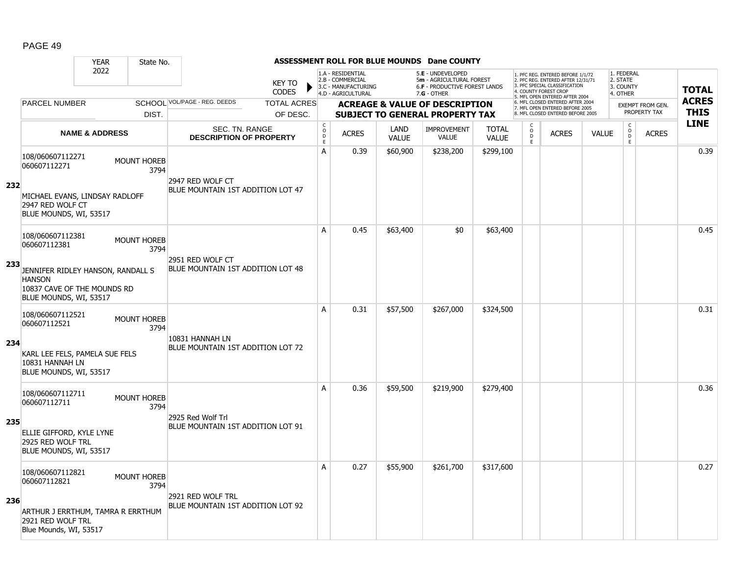PAGE 49

**ASSESSMENT ROLL FOR BLUE MOUNDS Dane COUNTY**

| YEAR | State No. |
|---|---|
| 2022 | |

KEY TO CODES: 1.A - RESIDENTIAL, 2.B - COMMERCIAL, 3.C - MANUFACTURING, 4.D - AGRICULTURAL, 5.E - UNDEVELOPED, 5m - AGRICULTURAL FOREST, 6.F - PRODUCTIVE FOREST LANDS, 7.G - OTHER

1. PFC REG. ENTERED BEFORE 1/1/72, 2. PFC REG. ENTERED AFTER 12/31/71, 3. PFC SPECIAL CLASSIFICATION, 4. COUNTY FOREST CROP, 5. MFL OPEN ENTERED AFTER 2004, 6. MFL CLOSED ENTERED AFTER 2004, 7. MFL OPEN ENTERED BEFORE 2005, 8. MFL CLOSED ENTERED BEFORE 2005

1. FEDERAL, 2. STATE, 3. COUNTY, 4. OTHER

| | PARCEL NUMBER / NAME & ADDRESS | SCHOOL DIST. | VOL/PAGE - REG. DEEDS / SEC. TN. RANGE / DESCRIPTION OF PROPERTY | TOTAL ACRES OF DESC. | CODE | ACRES | LAND VALUE | IMPROVEMENT VALUE | TOTAL VALUE | CODE | ACRES | VALUE | CODE | EXEMPT FROM GEN. PROPERTY TAX ACRES | TOTAL ACRES THIS LINE |
|---|---|---|---|---|---|---|---|---|---|---|---|---|---|---|---|
| 232 | 108/060607112271<br>060607112271<br><br>MICHAEL EVANS, LINDSAY RADLOFF<br>2947 RED WOLF CT<br>BLUE MOUNDS, WI, 53517 | MOUNT HOREB 3794 | 2947 RED WOLF CT<br>BLUE MOUNTAIN 1ST ADDITION LOT 47 | | A | 0.39 | $60,900 | $238,200 | $299,100 | | | | | | 0.39 |
| 233 | 108/060607112381<br>060607112381<br><br>JENNIFER RIDLEY HANSON, RANDALL S HANSON<br>10837 CAVE OF THE MOUNDS RD<br>BLUE MOUNDS, WI, 53517 | MOUNT HOREB 3794 | 2951 RED WOLF CT<br>BLUE MOUNTAIN 1ST ADDITION LOT 48 | | A | 0.45 | $63,400 | $0 | $63,400 | | | | | | 0.45 |
| 234 | 108/060607112521<br>060607112521<br><br>KARL LEE FELS, PAMELA SUE FELS<br>10831 HANNAH LN<br>BLUE MOUNDS, WI, 53517 | MOUNT HOREB 3794 | 10831 HANNAH LN<br>BLUE MOUNTAIN 1ST ADDITION LOT 72 | | A | 0.31 | $57,500 | $267,000 | $324,500 | | | | | | 0.31 |
| 235 | 108/060607112711<br>060607112711<br><br>ELLIE GIFFORD, KYLE LYNE<br>2925 RED WOLF TRL<br>BLUE MOUNDS, WI, 53517 | MOUNT HOREB 3794 | 2925 Red Wolf Trl<br>BLUE MOUNTAIN 1ST ADDITION LOT 91 | | A | 0.36 | $59,500 | $219,900 | $279,400 | | | | | | 0.36 |
| 236 | 108/060607112821<br>060607112821<br><br>ARTHUR J ERRTHUM, TAMRA R ERRTHUM<br>2921 RED WOLF TRL<br>Blue Mounds, WI, 53517 | MOUNT HOREB 3794 | 2921 RED WOLF TRL<br>BLUE MOUNTAIN 1ST ADDITION LOT 92 | | A | 0.27 | $55,900 | $261,700 | $317,600 | | | | | | 0.27 |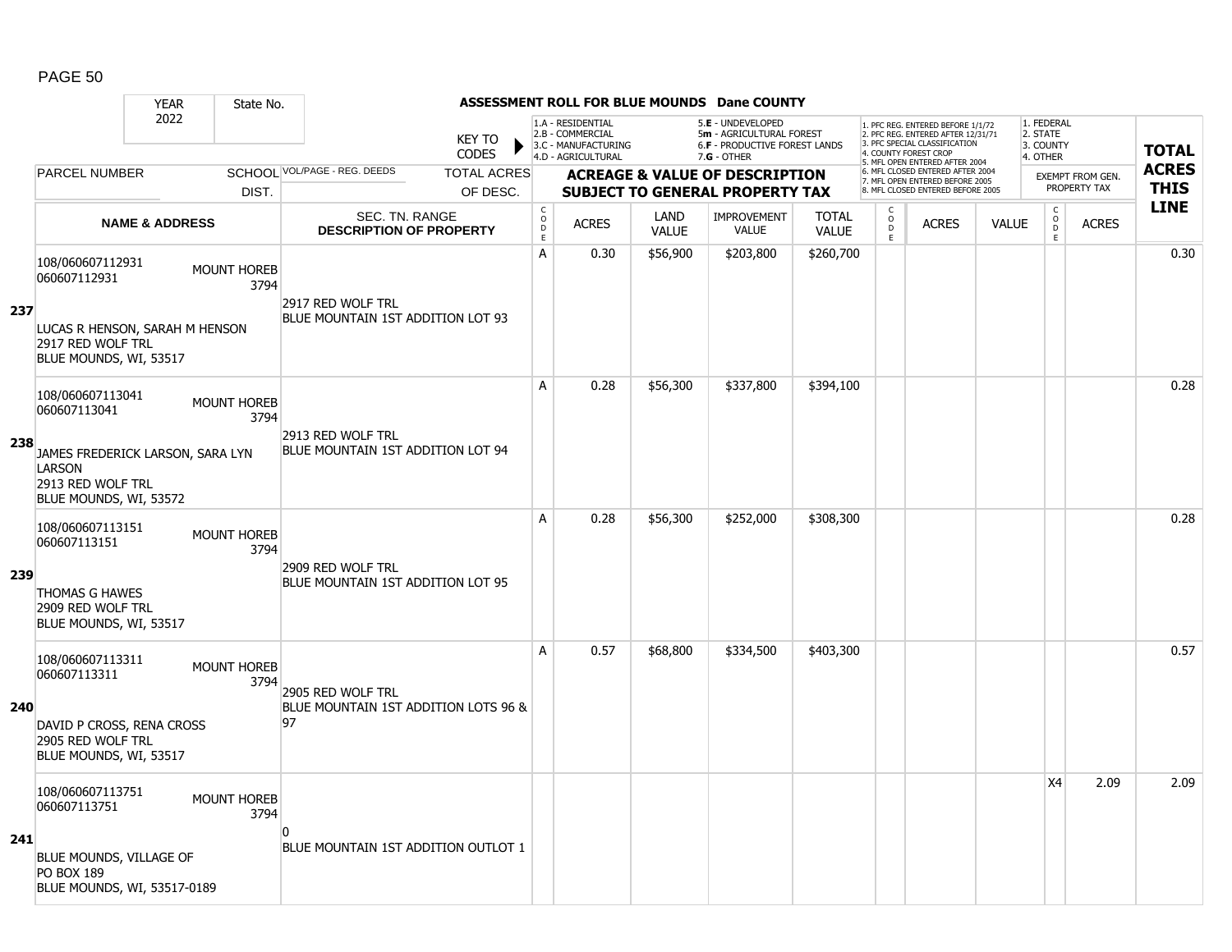# ASSESSMENT ROLL FOR BLUE MOUNDS Dane COUNTY

| YEAR | State No. |
|---|---|
| 2022 | |

KEY TO CODES:
- 1.A - RESIDENTIAL
- 2.B - COMMERCIAL
- 3.C - MANUFACTURING
- 4.D - AGRICULTURAL
- 5.E - UNDEVELOPED
- 5m - AGRICULTURAL FOREST
- 6.F - PRODUCTIVE FOREST LANDS
- 7.G - OTHER

- 1. PFC REG. ENTERED BEFORE 1/1/72
- 2. PFC REG. ENTERED AFTER 12/31/71
- 3. PFC SPECIAL CLASSIFICATION
- 4. COUNTY FOREST CROP
- 5. MFL OPEN ENTERED AFTER 2004
- 6. MFL CLOSED ENTERED AFTER 2004
- 7. MFL OPEN ENTERED BEFORE 2005
- 8. MFL CLOSED ENTERED BEFORE 2005

- 1. FEDERAL
- 2. STATE
- 3. COUNTY
- 4. OTHER

| LINE | PARCEL NUMBER / NAME & ADDRESS | SCHOOL DIST. | VOL/PAGE - REG. DEEDS / SEC. TN. RANGE / DESCRIPTION OF PROPERTY | TOTAL ACRES OF DESC. | CODE | ACRES | LAND VALUE | IMPROVEMENT VALUE | TOTAL VALUE | CODE | ACRES | VALUE | CODE (EXEMPT) | ACRES (EXEMPT) | TOTAL ACRES THIS LINE |
|---|---|---|---|---|---|---|---|---|---|---|---|---|---|---|---|
| 237 | 108/060607112931<br>060607112931<br>LUCAS R HENSON, SARAH M HENSON<br>2917 RED WOLF TRL<br>BLUE MOUNDS, WI, 53517 | MOUNT HOREB 3794 | 2917 RED WOLF TRL<br>BLUE MOUNTAIN 1ST ADDITION LOT 93 | | A | 0.30 | $56,900 | $203,800 | $260,700 | | | | | | 0.30 |
| 238 | 108/060607113041<br>060607113041<br>JAMES FREDERICK LARSON, SARA LYN LARSON<br>2913 RED WOLF TRL<br>BLUE MOUNDS, WI, 53572 | MOUNT HOREB 3794 | 2913 RED WOLF TRL<br>BLUE MOUNTAIN 1ST ADDITION LOT 94 | | A | 0.28 | $56,300 | $337,800 | $394,100 | | | | | | 0.28 |
| 239 | 108/060607113151<br>060607113151<br>THOMAS G HAWES<br>2909 RED WOLF TRL<br>BLUE MOUNDS, WI, 53517 | MOUNT HOREB 3794 | 2909 RED WOLF TRL<br>BLUE MOUNTAIN 1ST ADDITION LOT 95 | | A | 0.28 | $56,300 | $252,000 | $308,300 | | | | | | 0.28 |
| 240 | 108/060607113311<br>060607113311<br>DAVID P CROSS, RENA CROSS<br>2905 RED WOLF TRL<br>BLUE MOUNDS, WI, 53517 | MOUNT HOREB 3794 | 2905 RED WOLF TRL<br>BLUE MOUNTAIN 1ST ADDITION LOTS 96 & 97 | | A | 0.57 | $68,800 | $334,500 | $403,300 | | | | | | 0.57 |
| 241 | 108/060607113751<br>060607113751<br>BLUE MOUNDS, VILLAGE OF<br>PO BOX 189<br>BLUE MOUNDS, WI, 53517-0189 | MOUNT HOREB 3794 | 0<br>BLUE MOUNTAIN 1ST ADDITION OUTLOT 1 | | | | | | | | | | X4 | 2.09 | 2.09 |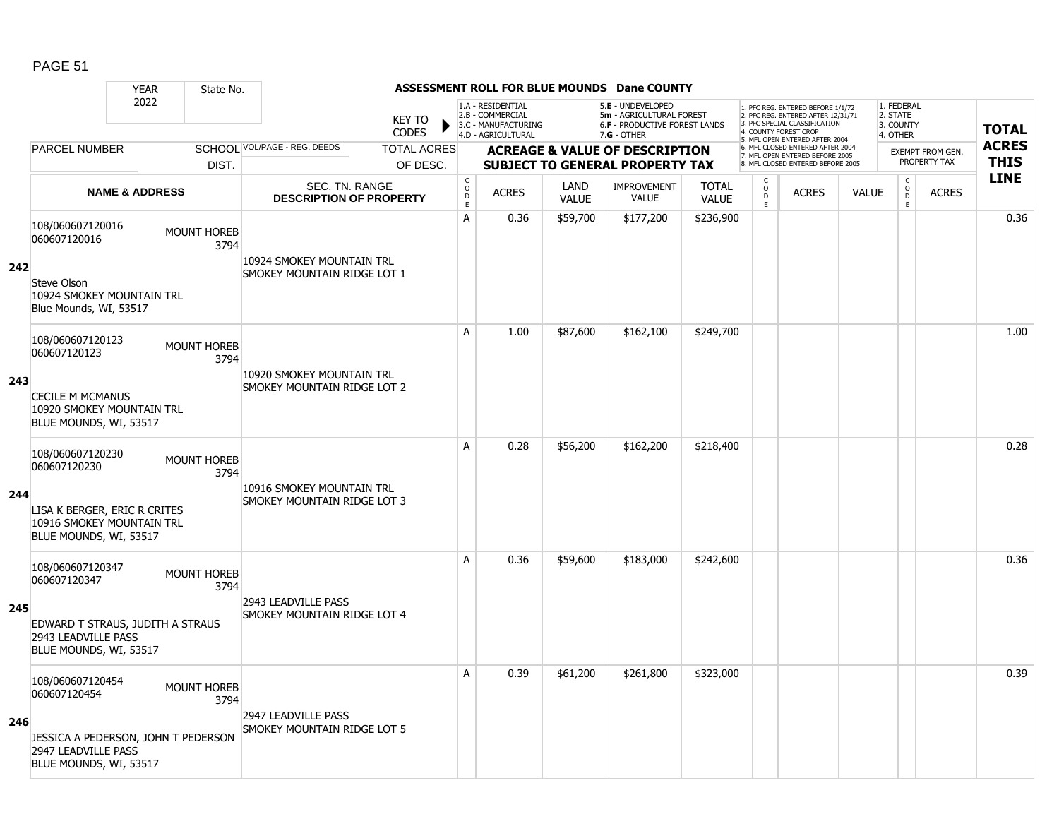**ASSESSMENT ROLL FOR BLUE MOUNDS Dane COUNTY**

YEAR: 2022 | State No.

KEY TO CODES: 1.A - RESIDENTIAL, 2.B - COMMERCIAL, 3.C - MANUFACTURING, 4.D - AGRICULTURAL, 5.E - UNDEVELOPED, 5m - AGRICULTURAL FOREST, 6.F - PRODUCTIVE FOREST LANDS, 7.G - OTHER

1. PFC REG. ENTERED BEFORE 1/1/72, 2. PFC REG. ENTERED AFTER 12/31/71, 3. PFC SPECIAL CLASSIFICATION, 4. COUNTY FOREST CROP, 5. MFL OPEN ENTERED AFTER 2004, 6. MFL CLOSED ENTERED AFTER 2004, 7. MFL OPEN ENTERED BEFORE 2005, 8. MFL CLOSED ENTERED BEFORE 2005

1. FEDERAL, 2. STATE, 3. COUNTY, 4. OTHER

| LINE | PARCEL NUMBER / NAME & ADDRESS | SCHOOL DIST. | VOL/PAGE - REG. DEEDS / SEC. TN. RANGE / DESCRIPTION OF PROPERTY | TOTAL ACRES OF DESC. | CODE | ACRES | LAND VALUE | IMPROVEMENT VALUE | TOTAL VALUE | CODE | ACRES | VALUE | CODE | EXEMPT FROM GEN. PROPERTY TAX ACRES | TOTAL ACRES THIS LINE |
|---|---|---|---|---|---|---|---|---|---|---|---|---|---|---|---|
| 242 | 108/060607120016<br>060607120016<br>Steve Olson<br>10924 SMOKEY MOUNTAIN TRL<br>Blue Mounds, WI, 53517 | MOUNT HOREB 3794 | 10924 SMOKEY MOUNTAIN TRL<br>SMOKEY MOUNTAIN RIDGE LOT 1 | | A | 0.36 | $59,700 | $177,200 | $236,900 | | | | | | 0.36 |
| 243 | 108/060607120123<br>060607120123<br>CECILE M MCMANUS<br>10920 SMOKEY MOUNTAIN TRL<br>BLUE MOUNDS, WI, 53517 | MOUNT HOREB 3794 | 10920 SMOKEY MOUNTAIN TRL<br>SMOKEY MOUNTAIN RIDGE LOT 2 | | A | 1.00 | $87,600 | $162,100 | $249,700 | | | | | | 1.00 |
| 244 | 108/060607120230<br>060607120230<br>LISA K BERGER, ERIC R CRITES<br>10916 SMOKEY MOUNTAIN TRL<br>BLUE MOUNDS, WI, 53517 | MOUNT HOREB 3794 | 10916 SMOKEY MOUNTAIN TRL<br>SMOKEY MOUNTAIN RIDGE LOT 3 | | A | 0.28 | $56,200 | $162,200 | $218,400 | | | | | | 0.28 |
| 245 | 108/060607120347<br>060607120347<br>EDWARD T STRAUS, JUDITH A STRAUS<br>2943 LEADVILLE PASS<br>BLUE MOUNDS, WI, 53517 | MOUNT HOREB 3794 | 2943 LEADVILLE PASS<br>SMOKEY MOUNTAIN RIDGE LOT 4 | | A | 0.36 | $59,600 | $183,000 | $242,600 | | | | | | 0.36 |
| 246 | 108/060607120454<br>060607120454<br>JESSICA A PEDERSON, JOHN T PEDERSON<br>2947 LEADVILLE PASS<br>BLUE MOUNDS, WI, 53517 | MOUNT HOREB 3794 | 2947 LEADVILLE PASS<br>SMOKEY MOUNTAIN RIDGE LOT 5 | | A | 0.39 | $61,200 | $261,800 | $323,000 | | | | | | 0.39 |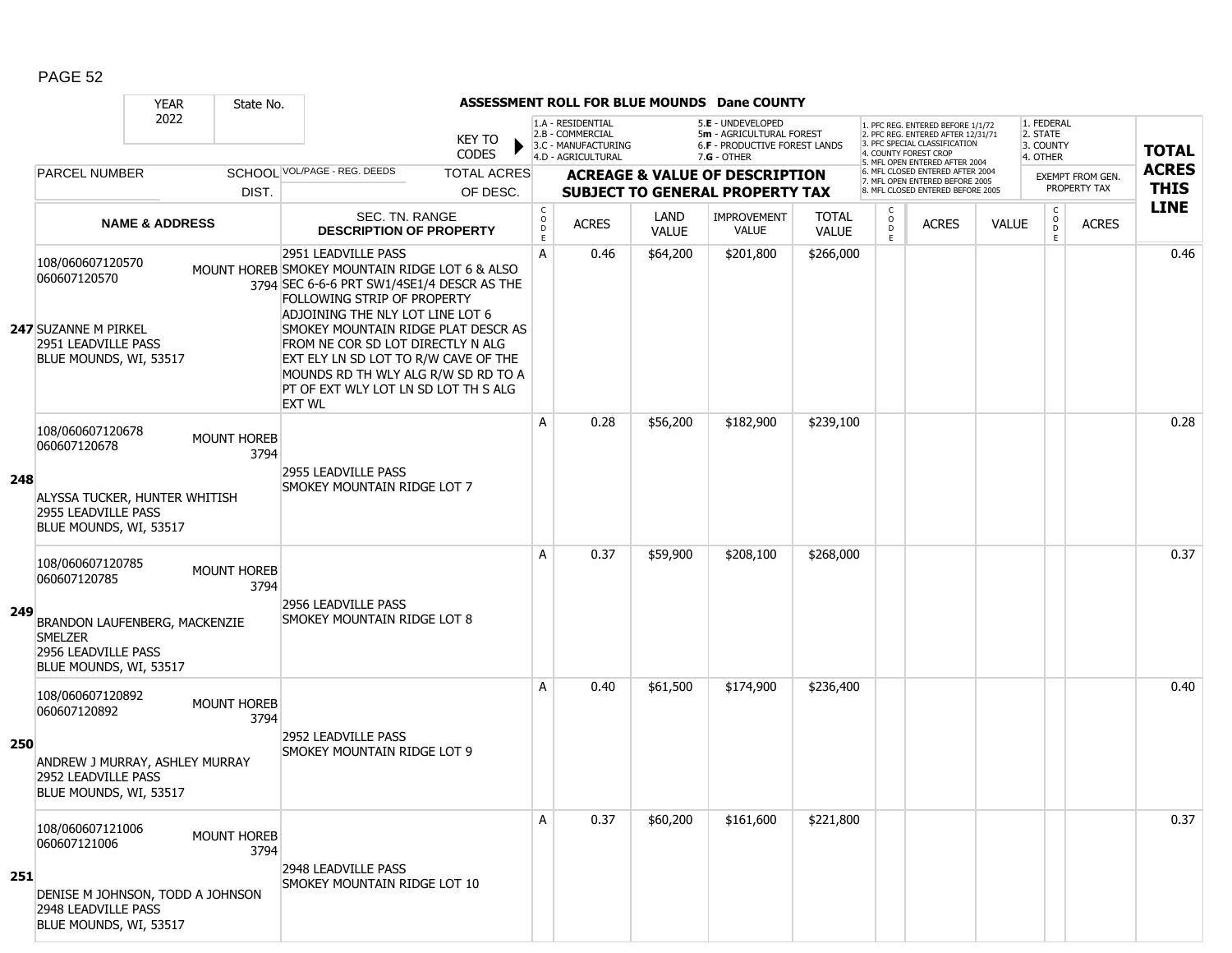# ASSESSMENT ROLL FOR BLUE MOUNDS Dane COUNTY

YEAR 2022 | State No.

KEY TO CODES: 1.A - RESIDENTIAL, 2.B - COMMERCIAL, 3.C - MANUFACTURING, 4.D - AGRICULTURAL, 5.E - UNDEVELOPED, 5m - AGRICULTURAL FOREST, 6.F - PRODUCTIVE FOREST LANDS, 7.G - OTHER

1. PFC REG. ENTERED BEFORE 1/1/72, 2. PFC REG. ENTERED AFTER 12/31/71, 3. PFC SPECIAL CLASSIFICATION, 4. COUNTY FOREST CROP, 5. MFL OPEN ENTERED AFTER 2004, 6. MFL CLOSED ENTERED AFTER 2004, 7. MFL OPEN ENTERED BEFORE 2005, 8. MFL CLOSED ENTERED BEFORE 2005

1. FEDERAL, 2. STATE, 3. COUNTY, 4. OTHER

| Line | PARCEL NUMBER / NAME & ADDRESS | SCHOOL DIST. | VOL/PAGE - REG. DEEDS / SEC. TN. RANGE DESCRIPTION OF PROPERTY | CODE | ACRES | LAND VALUE | IMPROVEMENT VALUE | TOTAL VALUE | CODE | ACRES | VALUE | CODE | EXEMPT ACRES | TOTAL ACRES THIS LINE |
|---|---|---|---|---|---|---|---|---|---|---|---|---|---|---|
| 247 | 108/060607120570<br>060607120570<br>SUZANNE M PIRKEL<br>2951 LEADVILLE PASS<br>BLUE MOUNDS, WI, 53517 | MOUNT HOREB 3794 | 2951 LEADVILLE PASS<br>SMOKEY MOUNTAIN RIDGE LOT 6 & ALSO SEC 6-6-6 PRT SW1/4SE1/4 DESCR AS THE FOLLOWING STRIP OF PROPERTY ADJOINING THE NLY LOT LINE LOT 6 SMOKEY MOUNTAIN RIDGE PLAT DESCR AS FROM NE COR SD LOT DIRECTLY N ALG EXT ELY LN SD LOT TO R/W CAVE OF THE MOUNDS RD TH WLY ALG R/W SD RD TO A PT OF EXT WLY LOT LN SD LOT TH S ALG EXT WL | A | 0.46 | $64,200 | $201,800 | $266,000 | | | | | | 0.46 |
| 248 | 108/060607120678<br>060607120678<br>ALYSSA TUCKER, HUNTER WHITISH<br>2955 LEADVILLE PASS<br>BLUE MOUNDS, WI, 53517 | MOUNT HOREB 3794 | 2955 LEADVILLE PASS<br>SMOKEY MOUNTAIN RIDGE LOT 7 | A | 0.28 | $56,200 | $182,900 | $239,100 | | | | | | 0.28 |
| 249 | 108/060607120785<br>060607120785<br>BRANDON LAUFENBERG, MACKENZIE SMELZER<br>2956 LEADVILLE PASS<br>BLUE MOUNDS, WI, 53517 | MOUNT HOREB 3794 | 2956 LEADVILLE PASS<br>SMOKEY MOUNTAIN RIDGE LOT 8 | A | 0.37 | $59,900 | $208,100 | $268,000 | | | | | | 0.37 |
| 250 | 108/060607120892<br>060607120892<br>ANDREW J MURRAY, ASHLEY MURRAY<br>2952 LEADVILLE PASS<br>BLUE MOUNDS, WI, 53517 | MOUNT HOREB 3794 | 2952 LEADVILLE PASS<br>SMOKEY MOUNTAIN RIDGE LOT 9 | A | 0.40 | $61,500 | $174,900 | $236,400 | | | | | | 0.40 |
| 251 | 108/060607121006<br>060607121006<br>DENISE M JOHNSON, TODD A JOHNSON<br>2948 LEADVILLE PASS<br>BLUE MOUNDS, WI, 53517 | MOUNT HOREB 3794 | 2948 LEADVILLE PASS<br>SMOKEY MOUNTAIN RIDGE LOT 10 | A | 0.37 | $60,200 | $161,600 | $221,800 | | | | | | 0.37 |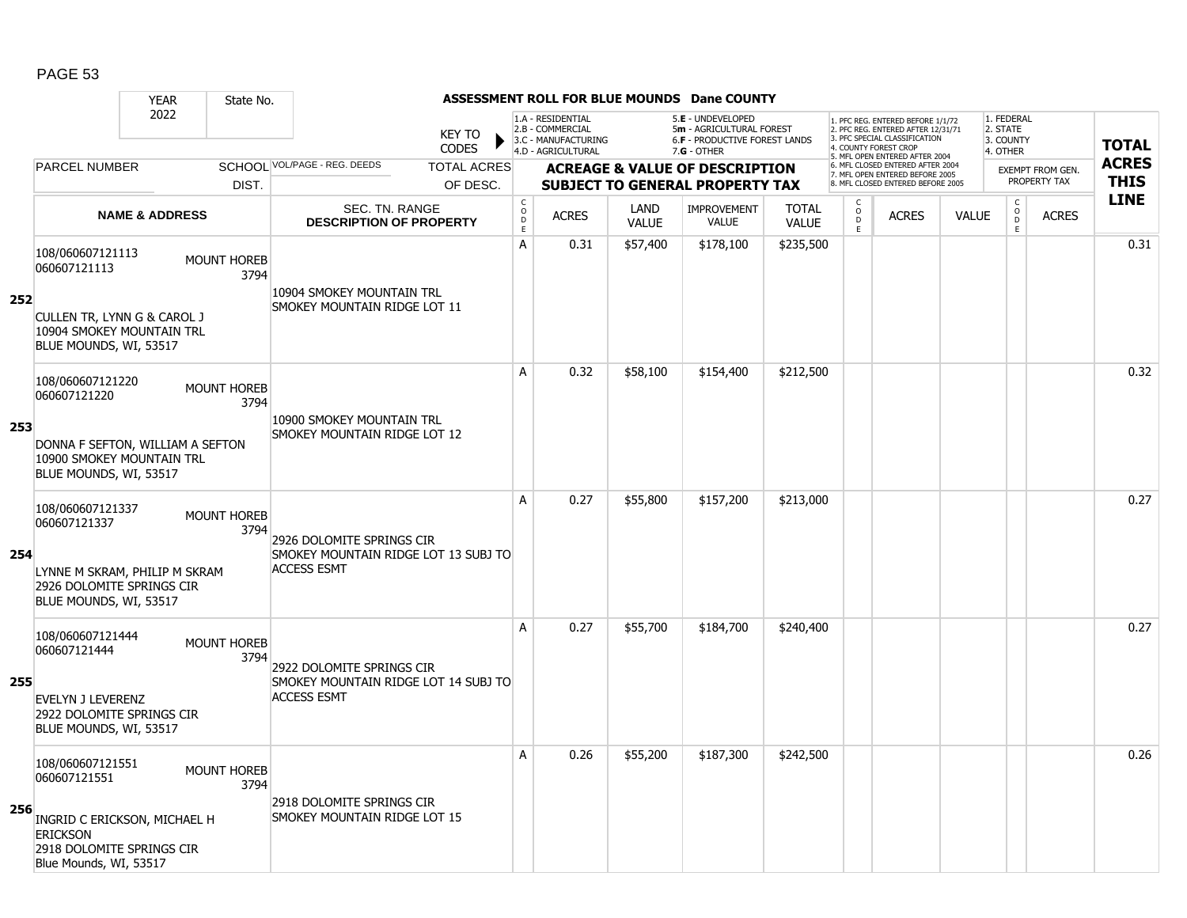# ASSESSMENT ROLL FOR BLUE MOUNDS Dane COUNTY

YEAR 2022 | State No.

KEY TO CODES:
- 1.A - RESIDENTIAL
- 2.B - COMMERCIAL
- 3.C - MANUFACTURING
- 4.D - AGRICULTURAL
- 5.E - UNDEVELOPED
- 5m - AGRICULTURAL FOREST
- 6.F - PRODUCTIVE FOREST LANDS
- 7.G - OTHER

1. PFC REG. ENTERED BEFORE 1/1/72
2. PFC REG. ENTERED AFTER 12/31/71
3. PFC SPECIAL CLASSIFICATION
4. COUNTY FOREST CROP
5. MFL OPEN ENTERED AFTER 2004
6. MFL CLOSED ENTERED AFTER 2004
7. MFL OPEN ENTERED BEFORE 2005
8. MFL CLOSED ENTERED BEFORE 2005

1. FEDERAL
2. STATE
3. COUNTY
4. OTHER

| LINE | PARCEL NUMBER / NAME & ADDRESS | SCHOOL DIST. | VOL/PAGE - REG. DEEDS / SEC. TN. RANGE / DESCRIPTION OF PROPERTY | TOTAL ACRES OF DESC. | CODE | ACRES | LAND VALUE | IMPROVEMENT VALUE | TOTAL VALUE | CODE | ACRES | VALUE | CODE | EXEMPT ACRES | TOTAL ACRES THIS LINE |
|---|---|---|---|---|---|---|---|---|---|---|---|---|---|---|---|
| 252 | 108/060607121113<br>060607121113<br>CULLEN TR, LYNN G & CAROL J<br>10904 SMOKEY MOUNTAIN TRL<br>BLUE MOUNDS, WI, 53517 | MOUNT HOREB 3794 | 10904 SMOKEY MOUNTAIN TRL<br>SMOKEY MOUNTAIN RIDGE LOT 11 | | A | 0.31 | $57,400 | $178,100 | $235,500 | | | | | | 0.31 |
| 253 | 108/060607121220<br>060607121220<br>DONNA F SEFTON, WILLIAM A SEFTON<br>10900 SMOKEY MOUNTAIN TRL<br>BLUE MOUNDS, WI, 53517 | MOUNT HOREB 3794 | 10900 SMOKEY MOUNTAIN TRL<br>SMOKEY MOUNTAIN RIDGE LOT 12 | | A | 0.32 | $58,100 | $154,400 | $212,500 | | | | | | 0.32 |
| 254 | 108/060607121337<br>060607121337<br>LYNNE M SKRAM, PHILIP M SKRAM<br>2926 DOLOMITE SPRINGS CIR<br>BLUE MOUNDS, WI, 53517 | MOUNT HOREB 3794 | 2926 DOLOMITE SPRINGS CIR<br>SMOKEY MOUNTAIN RIDGE LOT 13 SUBJ TO ACCESS ESMT | | A | 0.27 | $55,800 | $157,200 | $213,000 | | | | | | 0.27 |
| 255 | 108/060607121444<br>060607121444<br>EVELYN J LEVERENZ<br>2922 DOLOMITE SPRINGS CIR<br>BLUE MOUNDS, WI, 53517 | MOUNT HOREB 3794 | 2922 DOLOMITE SPRINGS CIR<br>SMOKEY MOUNTAIN RIDGE LOT 14 SUBJ TO ACCESS ESMT | | A | 0.27 | $55,700 | $184,700 | $240,400 | | | | | | 0.27 |
| 256 | 108/060607121551<br>060607121551<br>INGRID C ERICKSON, MICHAEL H ERICKSON<br>2918 DOLOMITE SPRINGS CIR<br>Blue Mounds, WI, 53517 | MOUNT HOREB 3794 | 2918 DOLOMITE SPRINGS CIR<br>SMOKEY MOUNTAIN RIDGE LOT 15 | | A | 0.26 | $55,200 | $187,300 | $242,500 | | | | | | 0.26 |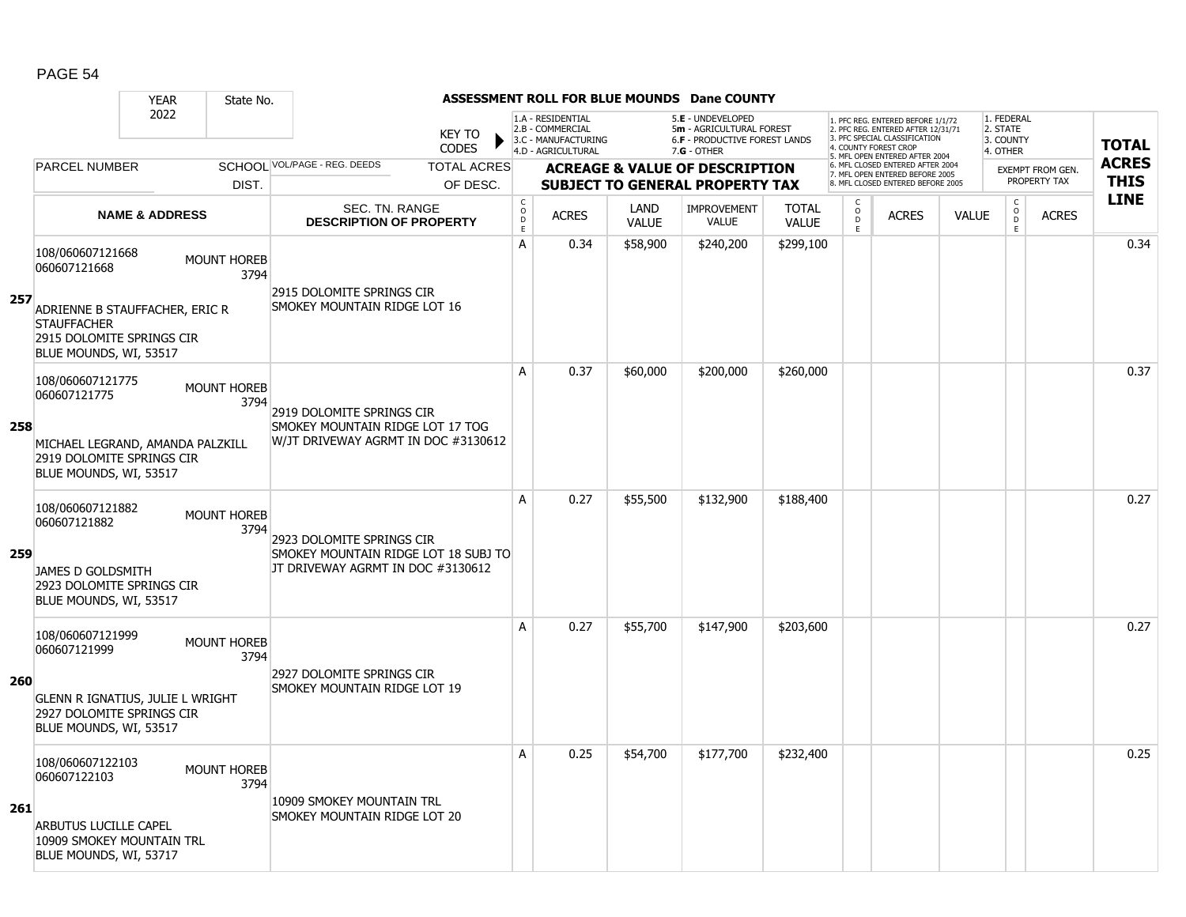PAGE 54

**ASSESSMENT ROLL FOR BLUE MOUNDS Dane COUNTY**

YEAR 2022 | State No.

KEY TO CODES:
1.A - RESIDENTIAL
2.B - COMMERCIAL
3.C - MANUFACTURING
4.D - AGRICULTURAL
5.E - UNDEVELOPED
5m - AGRICULTURAL FOREST
6.F - PRODUCTIVE FOREST LANDS
7.G - OTHER

1. PFC REG. ENTERED BEFORE 1/1/72
2. PFC REG. ENTERED AFTER 12/31/71
3. PFC SPECIAL CLASSIFICATION
4. COUNTY FOREST CROP
5. MFL OPEN ENTERED AFTER 2004
6. MFL CLOSED ENTERED AFTER 2004
7. MFL OPEN ENTERED BEFORE 2005
8. MFL CLOSED ENTERED BEFORE 2005

1. FEDERAL
2. STATE
3. COUNTY
4. OTHER

| LINE | PARCEL NUMBER / NAME & ADDRESS | SCHOOL DIST. | VOL/PAGE - REG. DEEDS / SEC. TN. RANGE / DESCRIPTION OF PROPERTY | TOTAL ACRES OF DESC. | CODE | ACRES | LAND VALUE | IMPROVEMENT VALUE | TOTAL VALUE | CODE | ACRES | VALUE | CODE | EXEMPT ACRES | TOTAL ACRES THIS LINE |
|---|---|---|---|---|---|---|---|---|---|---|---|---|---|---|---|
| 257 | 108/060607121668<br>060607121668<br>ADRIENNE B STAUFFACHER, ERIC R STAUFFACHER<br>2915 DOLOMITE SPRINGS CIR<br>BLUE MOUNDS, WI, 53517 | MOUNT HOREB 3794 | 2915 DOLOMITE SPRINGS CIR<br>SMOKEY MOUNTAIN RIDGE LOT 16 | | A | 0.34 | $58,900 | $240,200 | $299,100 | | | | | | 0.34 |
| 258 | 108/060607121775<br>060607121775<br>MICHAEL LEGRAND, AMANDA PALZKILL<br>2919 DOLOMITE SPRINGS CIR<br>BLUE MOUNDS, WI, 53517 | MOUNT HOREB 3794 | 2919 DOLOMITE SPRINGS CIR<br>SMOKEY MOUNTAIN RIDGE LOT 17 TOG W/JT DRIVEWAY AGRMT IN DOC #3130612 | | A | 0.37 | $60,000 | $200,000 | $260,000 | | | | | | 0.37 |
| 259 | 108/060607121882<br>060607121882<br>JAMES D GOLDSMITH<br>2923 DOLOMITE SPRINGS CIR<br>BLUE MOUNDS, WI, 53517 | MOUNT HOREB 3794 | 2923 DOLOMITE SPRINGS CIR<br>SMOKEY MOUNTAIN RIDGE LOT 18 SUBJ TO JT DRIVEWAY AGRMT IN DOC #3130612 | | A | 0.27 | $55,500 | $132,900 | $188,400 | | | | | | 0.27 |
| 260 | 108/060607121999<br>060607121999<br>GLENN R IGNATIUS, JULIE L WRIGHT<br>2927 DOLOMITE SPRINGS CIR<br>BLUE MOUNDS, WI, 53517 | MOUNT HOREB 3794 | 2927 DOLOMITE SPRINGS CIR<br>SMOKEY MOUNTAIN RIDGE LOT 19 | | A | 0.27 | $55,700 | $147,900 | $203,600 | | | | | | 0.27 |
| 261 | 108/060607122103<br>060607122103<br>ARBUTUS LUCILLE CAPEL<br>10909 SMOKEY MOUNTAIN TRL<br>BLUE MOUNDS, WI, 53717 | MOUNT HOREB 3794 | 10909 SMOKEY MOUNTAIN TRL<br>SMOKEY MOUNTAIN RIDGE LOT 20 | | A | 0.25 | $54,700 | $177,700 | $232,400 | | | | | | 0.25 |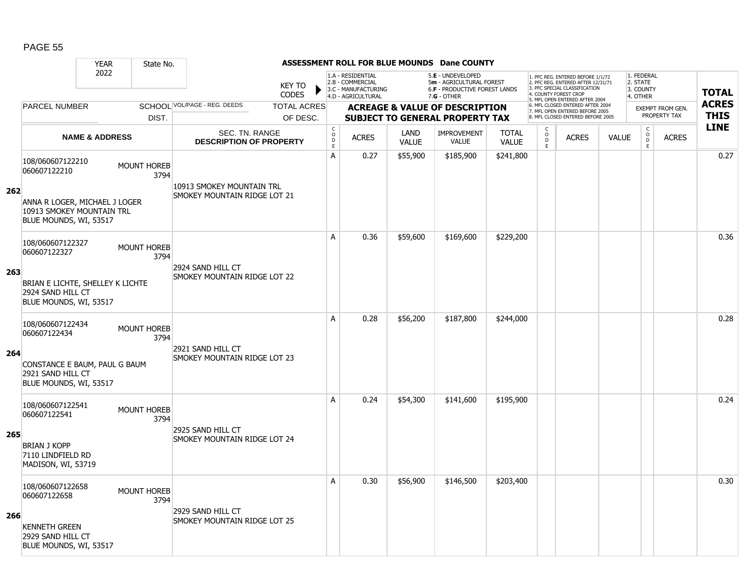## ASSESSMENT ROLL FOR BLUE MOUNDS Dane COUNTY

| YEAR | State No. |
|---|---|
| 2022 | |

**KEY TO CODES:** 1.A - RESIDENTIAL, 2.B - COMMERCIAL, 3.C - MANUFACTURING, 4.D - AGRICULTURAL, 5.E - UNDEVELOPED, 5m - AGRICULTURAL FOREST, 6.F - PRODUCTIVE FOREST LANDS, 7.G - OTHER

**Forest codes:** 1. PFC REG. ENTERED BEFORE 1/1/72, 2. PFC REG. ENTERED AFTER 12/31/71, 3. PFC SPECIAL CLASSIFICATION, 4. COUNTY FOREST CROP, 5. MFL OPEN ENTERED AFTER 2004, 6. MFL CLOSED ENTERED AFTER 2004, 7. MFL OPEN ENTERED BEFORE 2005, 8. MFL CLOSED ENTERED BEFORE 2005

**Exempt codes:** 1. FEDERAL, 2. STATE, 3. COUNTY, 4. OTHER

| Line | PARCEL NUMBER / NAME & ADDRESS | SCHOOL DIST. | VOL/PAGE - REG. DEEDS / SEC. TN. RANGE / DESCRIPTION OF PROPERTY | TOTAL ACRES OF DESC. | CODE | ACRES | LAND VALUE | IMPROVEMENT VALUE | TOTAL VALUE | CODE | ACRES | VALUE | CODE | EXEMPT ACRES | TOTAL ACRES THIS LINE |
|---|---|---|---|---|---|---|---|---|---|---|---|---|---|---|---|
| 262 | 108/060607122210<br>060607122210<br>ANNA R LOGER, MICHAEL J LOGER<br>10913 SMOKEY MOUNTAIN TRL<br>BLUE MOUNDS, WI, 53517 | MOUNT HOREB 3794 | 10913 SMOKEY MOUNTAIN TRL<br>SMOKEY MOUNTAIN RIDGE LOT 21 | | A | 0.27 | $55,900 | $185,900 | $241,800 | | | | | | 0.27 |
| 263 | 108/060607122327<br>060607122327<br>BRIAN E LICHTE, SHELLEY K LICHTE<br>2924 SAND HILL CT<br>BLUE MOUNDS, WI, 53517 | MOUNT HOREB 3794 | 2924 SAND HILL CT<br>SMOKEY MOUNTAIN RIDGE LOT 22 | | A | 0.36 | $59,600 | $169,600 | $229,200 | | | | | | 0.36 |
| 264 | 108/060607122434<br>060607122434<br>CONSTANCE E BAUM, PAUL G BAUM<br>2921 SAND HILL CT<br>BLUE MOUNDS, WI, 53517 | MOUNT HOREB 3794 | 2921 SAND HILL CT<br>SMOKEY MOUNTAIN RIDGE LOT 23 | | A | 0.28 | $56,200 | $187,800 | $244,000 | | | | | | 0.28 |
| 265 | 108/060607122541<br>060607122541<br>BRIAN J KOPP<br>7110 LINDFIELD RD<br>MADISON, WI, 53719 | MOUNT HOREB 3794 | 2925 SAND HILL CT<br>SMOKEY MOUNTAIN RIDGE LOT 24 | | A | 0.24 | $54,300 | $141,600 | $195,900 | | | | | | 0.24 |
| 266 | 108/060607122658<br>060607122658<br>KENNETH GREEN<br>2929 SAND HILL CT<br>BLUE MOUNDS, WI, 53517 | MOUNT HOREB 3794 | 2929 SAND HILL CT<br>SMOKEY MOUNTAIN RIDGE LOT 25 | | A | 0.30 | $56,900 | $146,500 | $203,400 | | | | | | 0.30 |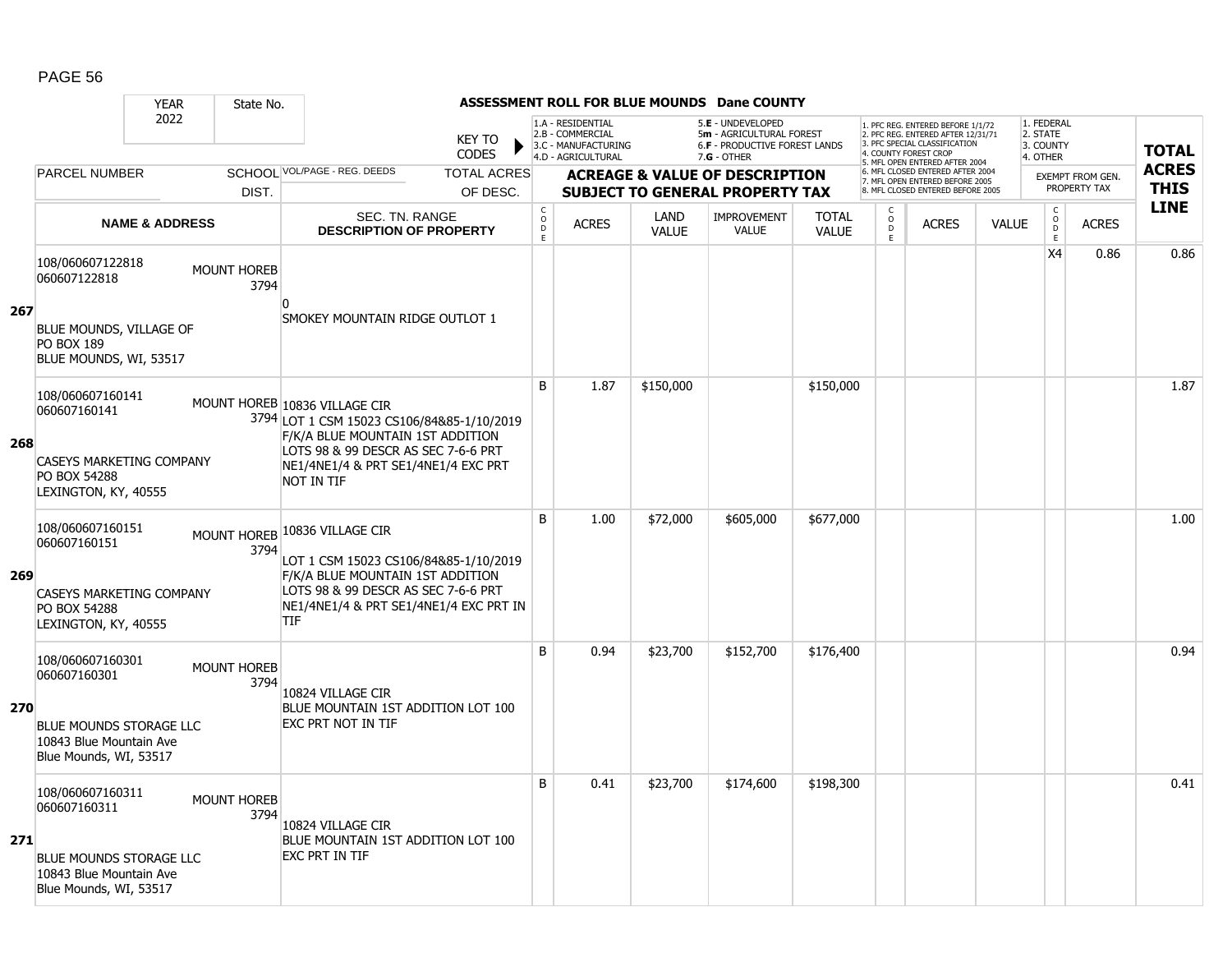**ASSESSMENT ROLL FOR BLUE MOUNDS Dane COUNTY**

YEAR: 2022 | State No.

KEY TO CODES:
- 1.A - RESIDENTIAL
- 2.B - COMMERCIAL
- 3.C - MANUFACTURING
- 4.D - AGRICULTURAL
- 5.E - UNDEVELOPED
- 5m - AGRICULTURAL FOREST
- 6.F - PRODUCTIVE FOREST LANDS
- 7.G - OTHER

- 1. PFC REG. ENTERED BEFORE 1/1/72
- 2. PFC REG. ENTERED AFTER 12/31/71
- 3. PFC SPECIAL CLASSIFICATION
- 4. COUNTY FOREST CROP
- 5. MFL OPEN ENTERED AFTER 2004
- 6. MFL CLOSED ENTERED AFTER 2004
- 7. MFL OPEN ENTERED BEFORE 2005
- 8. MFL CLOSED ENTERED BEFORE 2005

- 1. FEDERAL
- 2. STATE
- 3. COUNTY
- 4. OTHER

| | PARCEL NUMBER / NAME & ADDRESS | SCHOOL DIST. | VOL/PAGE - REG. DEEDS / SEC. TN. RANGE / DESCRIPTION OF PROPERTY | CODE | ACRES | LAND VALUE | IMPROVEMENT VALUE | TOTAL VALUE | CODE | ACRES | VALUE | CODE | EXEMPT ACRES | TOTAL ACRES THIS LINE |
|---|---|---|---|---|---|---|---|---|---|---|---|---|---|---|
| 267 | 108/060607122818<br>060607122818<br>BLUE MOUNDS, VILLAGE OF<br>PO BOX 189<br>BLUE MOUNDS, WI, 53517 | MOUNT HOREB 3794 | 0<br>SMOKEY MOUNTAIN RIDGE OUTLOT 1 | | | | | | | | | X4 | 0.86 | 0.86 |
| 268 | 108/060607160141<br>060607160141<br>CASEYS MARKETING COMPANY<br>PO BOX 54288<br>LEXINGTON, KY, 40555 | MOUNT HOREB 3794 | 10836 VILLAGE CIR<br>LOT 1 CSM 15023 CS106/84&85-1/10/2019 F/K/A BLUE MOUNTAIN 1ST ADDITION LOTS 98 & 99 DESCR AS SEC 7-6-6 PRT NE1/4NE1/4 & PRT SE1/4NE1/4 EXC PRT NOT IN TIF | B | 1.87 | $150,000 | | $150,000 | | | | | | 1.87 |
| 269 | 108/060607160151<br>060607160151<br>CASEYS MARKETING COMPANY<br>PO BOX 54288<br>LEXINGTON, KY, 40555 | MOUNT HOREB 3794 | 10836 VILLAGE CIR<br>LOT 1 CSM 15023 CS106/84&85-1/10/2019 F/K/A BLUE MOUNTAIN 1ST ADDITION LOTS 98 & 99 DESCR AS SEC 7-6-6 PRT NE1/4NE1/4 & PRT SE1/4NE1/4 EXC PRT IN TIF | B | 1.00 | $72,000 | $605,000 | $677,000 | | | | | | 1.00 |
| 270 | 108/060607160301<br>060607160301<br>BLUE MOUNDS STORAGE LLC<br>10843 Blue Mountain Ave<br>Blue Mounds, WI, 53517 | MOUNT HOREB 3794 | 10824 VILLAGE CIR<br>BLUE MOUNTAIN 1ST ADDITION LOT 100 EXC PRT NOT IN TIF | B | 0.94 | $23,700 | $152,700 | $176,400 | | | | | | 0.94 |
| 271 | 108/060607160311<br>060607160311<br>BLUE MOUNDS STORAGE LLC<br>10843 Blue Mountain Ave<br>Blue Mounds, WI, 53517 | MOUNT HOREB 3794 | 10824 VILLAGE CIR<br>BLUE MOUNTAIN 1ST ADDITION LOT 100 EXC PRT IN TIF | B | 0.41 | $23,700 | $174,600 | $198,300 | | | | | | 0.41 |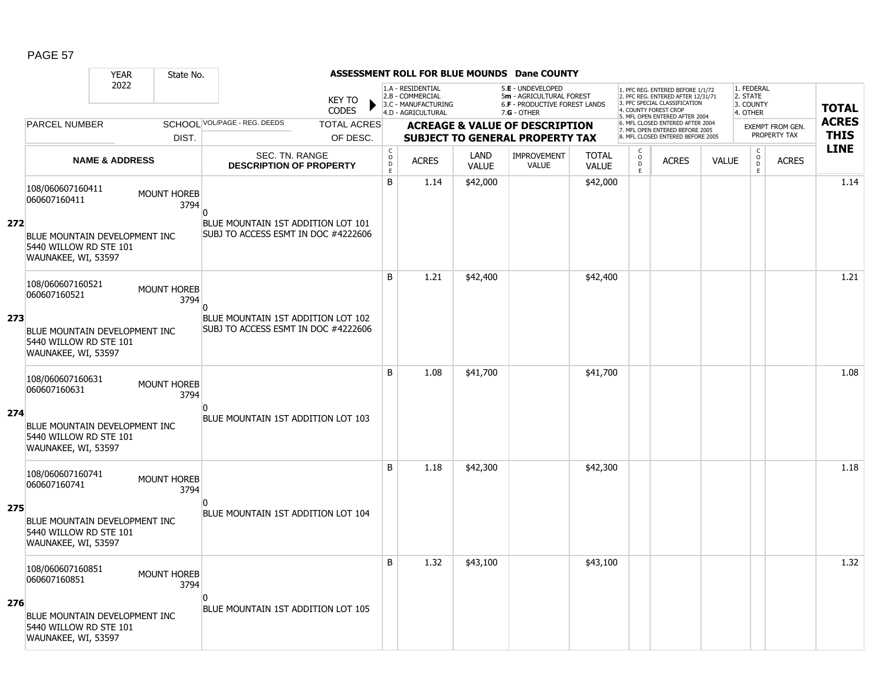## ASSESSMENT ROLL FOR BLUE MOUNDS Dane COUNTY

| YEAR | State No. |
|---|---|
| 2022 | |

KEY TO CODES:
- 1.A - RESIDENTIAL
- 2.B - COMMERCIAL
- 3.C - MANUFACTURING
- 4.D - AGRICULTURAL
- 5.E - UNDEVELOPED
- 5m - AGRICULTURAL FOREST
- 6.F - PRODUCTIVE FOREST LANDS
- 7.G - OTHER

1. PFC REG. ENTERED BEFORE 1/1/72
2. PFC REG. ENTERED AFTER 12/31/71
3. PFC SPECIAL CLASSIFICATION
4. COUNTY FOREST CROP
5. MFL OPEN ENTERED AFTER 2004
6. MFL CLOSED ENTERED AFTER 2004
7. MFL OPEN ENTERED BEFORE 2005
8. MFL CLOSED ENTERED BEFORE 2005

1. FEDERAL
2. STATE
3. COUNTY
4. OTHER

| | PARCEL NUMBER / NAME & ADDRESS | SCHOOL DIST. | VOL/PAGE - REG. DEEDS / SEC. TN. RANGE / DESCRIPTION OF PROPERTY | CODE | ACRES | LAND VALUE | IMPROVEMENT VALUE | TOTAL VALUE | CODE | ACRES | VALUE | CODE | ACRES (EXEMPT FROM GEN. PROPERTY TAX) | TOTAL ACRES THIS LINE |
|---|---|---|---|---|---|---|---|---|---|---|---|---|---|---|
| 272 | 108/060607160411<br>060607160411<br><br>BLUE MOUNTAIN DEVELOPMENT INC<br>5440 WILLOW RD STE 101<br>WAUNAKEE, WI, 53597 | MOUNT HOREB 3794 | 0<br>BLUE MOUNTAIN 1ST ADDITION LOT 101<br>SUBJ TO ACCESS ESMT IN DOC #4222606 | B | 1.14 | $42,000 | | $42,000 | | | | | | 1.14 |
| 273 | 108/060607160521<br>060607160521<br><br>BLUE MOUNTAIN DEVELOPMENT INC<br>5440 WILLOW RD STE 101<br>WAUNAKEE, WI, 53597 | MOUNT HOREB 3794 | 0<br>BLUE MOUNTAIN 1ST ADDITION LOT 102<br>SUBJ TO ACCESS ESMT IN DOC #4222606 | B | 1.21 | $42,400 | | $42,400 | | | | | | 1.21 |
| 274 | 108/060607160631<br>060607160631<br><br>BLUE MOUNTAIN DEVELOPMENT INC<br>5440 WILLOW RD STE 101<br>WAUNAKEE, WI, 53597 | MOUNT HOREB 3794 | 0<br>BLUE MOUNTAIN 1ST ADDITION LOT 103 | B | 1.08 | $41,700 | | $41,700 | | | | | | 1.08 |
| 275 | 108/060607160741<br>060607160741<br><br>BLUE MOUNTAIN DEVELOPMENT INC<br>5440 WILLOW RD STE 101<br>WAUNAKEE, WI, 53597 | MOUNT HOREB 3794 | 0<br>BLUE MOUNTAIN 1ST ADDITION LOT 104 | B | 1.18 | $42,300 | | $42,300 | | | | | | 1.18 |
| 276 | 108/060607160851<br>060607160851<br><br>BLUE MOUNTAIN DEVELOPMENT INC<br>5440 WILLOW RD STE 101<br>WAUNAKEE, WI, 53597 | MOUNT HOREB 3794 | 0<br>BLUE MOUNTAIN 1ST ADDITION LOT 105 | B | 1.32 | $43,100 | | $43,100 | | | | | | 1.32 |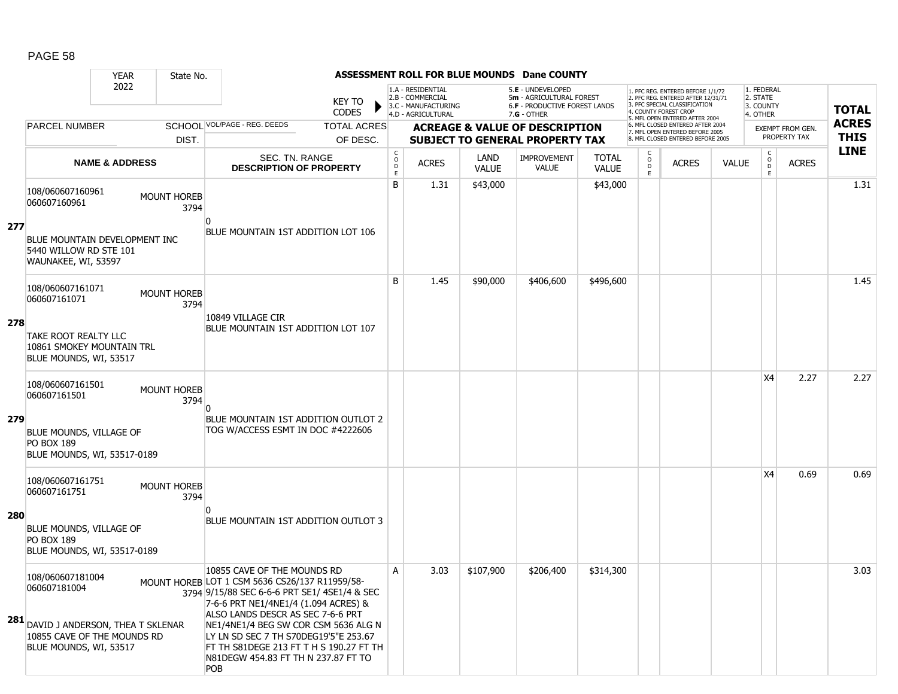# ASSESSMENT ROLL FOR BLUE MOUNDS Dane COUNTY

YEAR 2022 | State No.

KEY TO CODES: 1.A - RESIDENTIAL, 2.B - COMMERCIAL, 3.C - MANUFACTURING, 4.D - AGRICULTURAL, 5.E - UNDEVELOPED, 5m - AGRICULTURAL FOREST, 6.F - PRODUCTIVE FOREST LANDS, 7.G - OTHER

1. PFC REG. ENTERED BEFORE 1/1/72, 2. PFC REG. ENTERED AFTER 12/31/71, 3. PFC SPECIAL CLASSIFICATION, 4. COUNTY FOREST CROP, 5. MFL OPEN ENTERED AFTER 2004, 6. MFL CLOSED ENTERED AFTER 2004, 7. MFL OPEN ENTERED BEFORE 2005, 8. MFL CLOSED ENTERED BEFORE 2005

1. FEDERAL, 2. STATE, 3. COUNTY, 4. OTHER

| Line | PARCEL NUMBER / NAME & ADDRESS | SCHOOL DIST. | VOL/PAGE - REG. DEEDS / SEC. TN. RANGE / DESCRIPTION OF PROPERTY | CODE | ACRES | LAND VALUE | IMPROVEMENT VALUE | TOTAL VALUE | CODE | ACRES | VALUE | CODE (EXEMPT) | ACRES (EXEMPT) | TOTAL ACRES THIS LINE |
|---|---|---|---|---|---|---|---|---|---|---|---|---|---|---|
| 277 | 108/060607160961 060607160961 BLUE MOUNTAIN DEVELOPMENT INC 5440 WILLOW RD STE 101 WAUNAKEE, WI, 53597 | MOUNT HOREB 3794 | 0 BLUE MOUNTAIN 1ST ADDITION LOT 106 | B | 1.31 | $43,000 | | $43,000 | | | | | | 1.31 |
| 278 | 108/060607161071 060607161071 TAKE ROOT REALTY LLC 10861 SMOKEY MOUNTAIN TRL BLUE MOUNDS, WI, 53517 | MOUNT HOREB 3794 | 10849 VILLAGE CIR BLUE MOUNTAIN 1ST ADDITION LOT 107 | B | 1.45 | $90,000 | $406,600 | $496,600 | | | | | | 1.45 |
| 279 | 108/060607161501 060607161501 BLUE MOUNDS, VILLAGE OF PO BOX 189 BLUE MOUNDS, WI, 53517-0189 | MOUNT HOREB 3794 | 0 BLUE MOUNTAIN 1ST ADDITION OUTLOT 2 TOG W/ACCESS ESMT IN DOC #4222606 | | | | | | | | | X4 | 2.27 | 2.27 |
| 280 | 108/060607161751 060607161751 BLUE MOUNDS, VILLAGE OF PO BOX 189 BLUE MOUNDS, WI, 53517-0189 | MOUNT HOREB 3794 | 0 BLUE MOUNTAIN 1ST ADDITION OUTLOT 3 | | | | | | | | | X4 | 0.69 | 0.69 |
| 281 | 108/060607181004 060607181004 DAVID J ANDERSON, THEA T SKLENAR 10855 CAVE OF THE MOUNDS RD BLUE MOUNDS, WI, 53517 | MOUNT HOREB 3794 | 10855 CAVE OF THE MOUNDS RD LOT 1 CSM 5636 CS26/137 R11959/58-9/15/88 SEC 6-6-6 PRT SE1/ 4SE1/4 & SEC 7-6-6 PRT NE1/4NE1/4 (1.094 ACRES) & ALSO LANDS DESCR AS SEC 7-6-6 PRT NE1/4NE1/4 BEG SW COR CSM 5636 ALG N LY LN SD SEC 7 TH S70DEG19'5"E 253.67 FT TH S81DEGE 213 FT T H S 190.27 FT TH N81DEGW 454.83 FT TH N 237.87 FT TO POB | A | 3.03 | $107,900 | $206,400 | $314,300 | | | | | | 3.03 |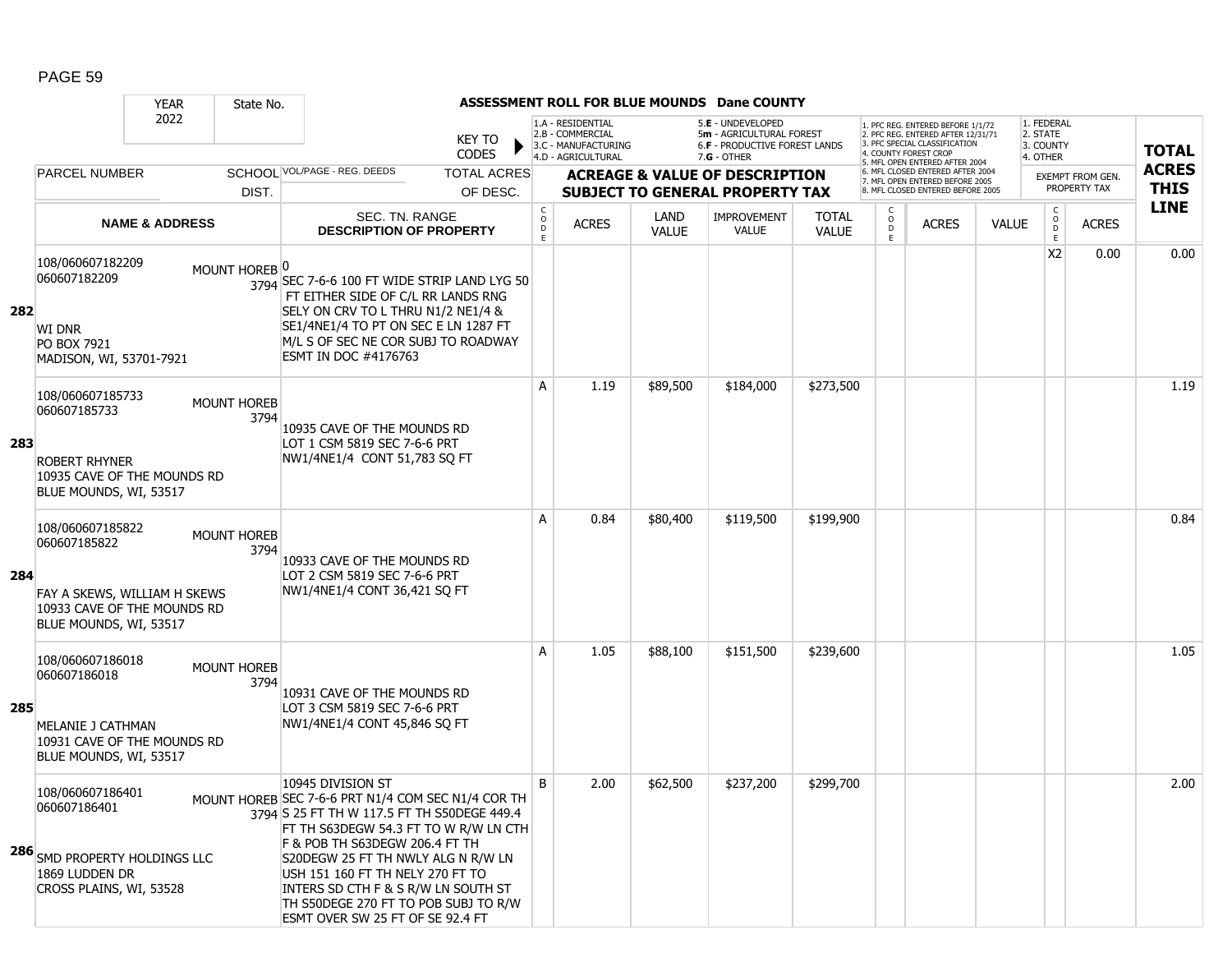## ASSESSMENT ROLL FOR BLUE MOUNDS Dane COUNTY

YEAR 2022 | State No.

KEY TO CODES: 1.A - RESIDENTIAL, 2.B - COMMERCIAL, 3.C - MANUFACTURING, 4.D - AGRICULTURAL, 5.E - UNDEVELOPED, 5m - AGRICULTURAL FOREST, 6.F - PRODUCTIVE FOREST LANDS, 7.G - OTHER

1. PFC REG. ENTERED BEFORE 1/1/72, 2. PFC REG. ENTERED AFTER 12/31/71, 3. PFC SPECIAL CLASSIFICATION, 4. COUNTY FOREST CROP, 5. MFL OPEN ENTERED AFTER 2004, 6. MFL CLOSED ENTERED AFTER 2004, 7. MFL OPEN ENTERED BEFORE 2005, 8. MFL CLOSED ENTERED BEFORE 2005

1. FEDERAL, 2. STATE, 3. COUNTY, 4. OTHER

| Line | PARCEL NUMBER / NAME & ADDRESS | SCHOOL DIST. | VOL/PAGE - REG. DEEDS / SEC. TN. RANGE / DESCRIPTION OF PROPERTY | TOTAL ACRES OF DESC. | CODE | ACRES | LAND VALUE | IMPROVEMENT VALUE | TOTAL VALUE | CODE | ACRES | VALUE | CODE (EXEMPT) | ACRES (EXEMPT FROM GEN. PROPERTY TAX) | TOTAL ACRES THIS LINE |
|---|---|---|---|---|---|---|---|---|---|---|---|---|---|---|---|
| 282 | 108/060607182209<br>060607182209<br><br>WI DNR<br>PO BOX 7921<br>MADISON, WI, 53701-7921 | MOUNT HOREB 3794 | 0<br>SEC 7-6-6 100 FT WIDE STRIP LAND LYG 50 FT EITHER SIDE OF C/L RR LANDS RNG SELY ON CRV TO L THRU N1/2 NE1/4 & SE1/4NE1/4 TO PT ON SEC E LN 1287 FT M/L S OF SEC NE COR SUBJ TO ROADWAY ESMT IN DOC #4176763 | | | | | | | | | | X2 | 0.00 | 0.00 |
| 283 | 108/060607185733<br>060607185733<br><br>ROBERT RHYNER<br>10935 CAVE OF THE MOUNDS RD<br>BLUE MOUNDS, WI, 53517 | MOUNT HOREB 3794 | 10935 CAVE OF THE MOUNDS RD<br>LOT 1 CSM 5819 SEC 7-6-6 PRT NW1/4NE1/4 CONT 51,783 SQ FT | | A | 1.19 | $89,500 | $184,000 | $273,500 | | | | | | 1.19 |
| 284 | 108/060607185822<br>060607185822<br><br>FAY A SKEWS, WILLIAM H SKEWS<br>10933 CAVE OF THE MOUNDS RD<br>BLUE MOUNDS, WI, 53517 | MOUNT HOREB 3794 | 10933 CAVE OF THE MOUNDS RD<br>LOT 2 CSM 5819 SEC 7-6-6 PRT NW1/4NE1/4 CONT 36,421 SQ FT | | A | 0.84 | $80,400 | $119,500 | $199,900 | | | | | | 0.84 |
| 285 | 108/060607186018<br>060607186018<br><br>MELANIE J CATHMAN<br>10931 CAVE OF THE MOUNDS RD<br>BLUE MOUNDS, WI, 53517 | MOUNT HOREB 3794 | 10931 CAVE OF THE MOUNDS RD<br>LOT 3 CSM 5819 SEC 7-6-6 PRT NW1/4NE1/4 CONT 45,846 SQ FT | | A | 1.05 | $88,100 | $151,500 | $239,600 | | | | | | 1.05 |
| 286 | 108/060607186401<br>060607186401<br><br>SMD PROPERTY HOLDINGS LLC<br>1869 LUDDEN DR<br>CROSS PLAINS, WI, 53528 | MOUNT HOREB 3794 | 10945 DIVISION ST<br>SEC 7-6-6 PRT N1/4 COM SEC N1/4 COR TH S 25 FT TH W 117.5 FT TH S50DEGE 449.4 FT TH S63DEGW 54.3 FT TO W R/W LN CTH F & POB TH S63DEGW 206.4 FT TH S20DEGW 25 FT TH NWLY ALG N R/W LN USH 151 160 FT TH NELY 270 FT TO INTERS SD CTH F & S R/W LN SOUTH ST TH S50DEGE 270 FT TO POB SUBJ TO R/W ESMT OVER SW 25 FT OF SE 92.4 FT | | B | 2.00 | $62,500 | $237,200 | $299,700 | | | | | | 2.00 |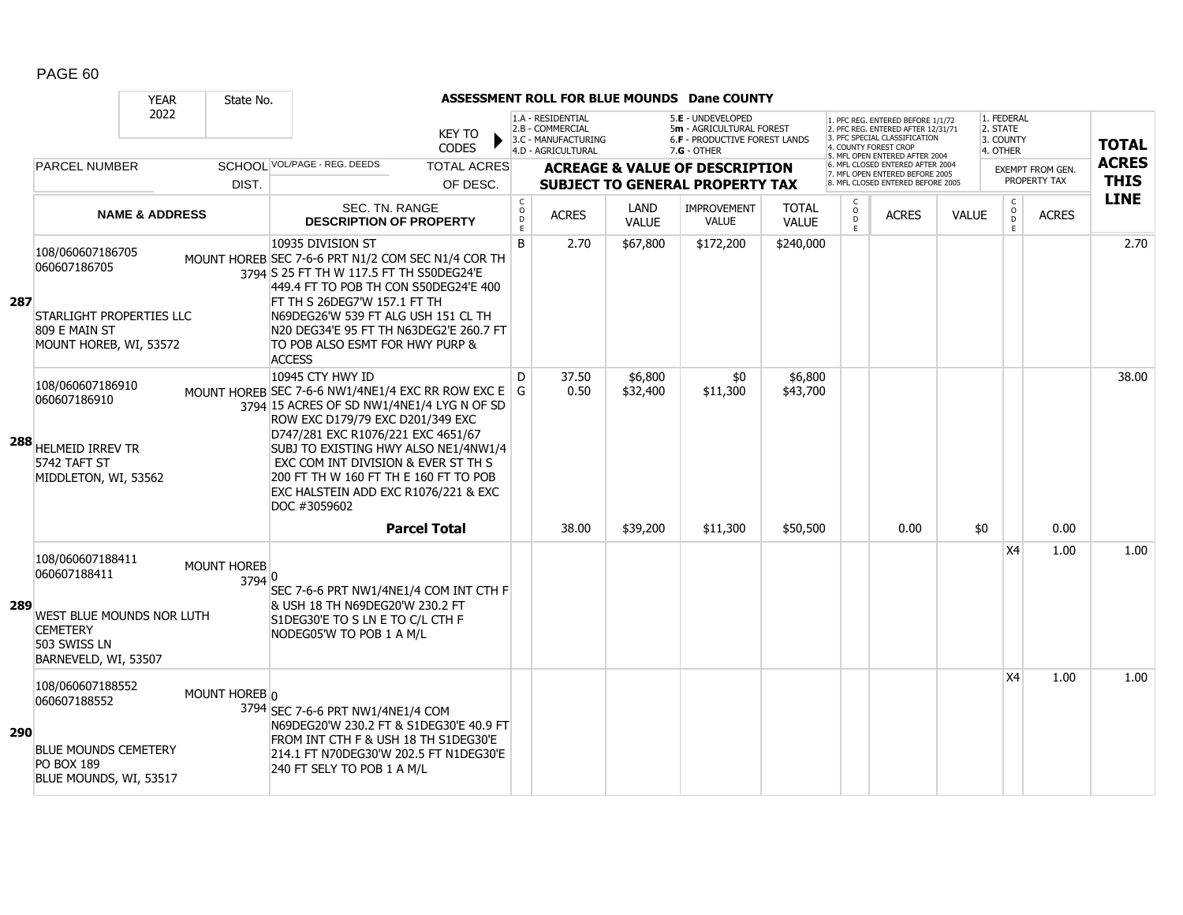PAGE 60

**ASSESSMENT ROLL FOR BLUE MOUNDS Dane COUNTY**

YEAR: 2022 | State No.

KEY TO CODES: 1.A - RESIDENTIAL, 2.B - COMMERCIAL, 3.C - MANUFACTURING, 4.D - AGRICULTURAL, 5.E - UNDEVELOPED, 5m - AGRICULTURAL FOREST, 6.F - PRODUCTIVE FOREST LANDS, 7.G - OTHER

1. PFC REG. ENTERED BEFORE 1/1/72, 2. PFC REG. ENTERED AFTER 12/31/71, 3. PFC SPECIAL CLASSIFICATION, 4. COUNTY FOREST CROP, 5. MFL OPEN ENTERED AFTER 2004, 6. MFL CLOSED ENTERED AFTER 2004, 7. MFL OPEN ENTERED BEFORE 2005, 8. MFL CLOSED ENTERED BEFORE 2005

1. FEDERAL, 2. STATE, 3. COUNTY, 4. OTHER

| LINE | PARCEL NUMBER / NAME & ADDRESS | SCHOOL DIST. | VOL/PAGE - REG. DEEDS / SEC. TN. RANGE / DESCRIPTION OF PROPERTY | CODE | ACRES | LAND VALUE | IMPROVEMENT VALUE | TOTAL VALUE | CODE | ACRES | VALUE | CODE | EXEMPT ACRES | TOTAL ACRES THIS LINE |
|---|---|---|---|---|---|---|---|---|---|---|---|---|---|---|
| 287 | 108/060607186705<br>060607186705<br><br>STARLIGHT PROPERTIES LLC<br>809 E MAIN ST<br>MOUNT HOREB, WI, 53572 | MOUNT HOREB 3794 | 10935 DIVISION ST<br>SEC 7-6-6 PRT N1/2 COM SEC N1/4 COR TH S 25 FT TH W 117.5 FT TH S50DEG24'E 449.4 FT TO POB TH CON S50DEG24'E 400 FT TH S 26DEG7'W 157.1 FT TH N69DEG26'W 539 FT ALG USH 151 CL TH N20 DEG34'E 95 FT TH N63DEG2'E 260.7 FT TO POB ALSO ESMT FOR HWY PURP & ACCESS | B | 2.70 | $67,800 | $172,200 | $240,000 | | | | | | 2.70 |
| 288 | 108/060607186910<br>060607186910<br><br>HELMEID IRREV TR<br>5742 TAFT ST<br>MIDDLETON, WI, 53562 | MOUNT HOREB 3794 | 10945 CTY HWY ID<br>SEC 7-6-6 NW1/4NE1/4 EXC RR ROW EXC E 15 ACRES OF SD NW1/4NE1/4 LYG N OF SD ROW EXC D179/79 EXC D201/349 EXC D747/281 EXC R1076/221 EXC 4651/67 SUBJ TO EXISTING HWY ALSO NE1/4NW1/4 EXC COM INT DIVISION & EVER ST TH S 200 FT TH W 160 FT TH E 160 FT TO POB EXC HALSTEIN ADD EXC R1076/221 & EXC DOC #3059602 | D<br>G | 37.50<br>0.50 | $6,800<br>$32,400 | $0<br>$11,300 | $6,800<br>$43,700 | | | | | | 38.00 |
| | | | **Parcel Total** | | 38.00 | $39,200 | $11,300 | $50,500 | | 0.00 | $0 | | 0.00 | |
| 289 | 108/060607188411<br>060607188411<br><br>WEST BLUE MOUNDS NOR LUTH CEMETERY<br>503 SWISS LN<br>BARNEVELD, WI, 53507 | MOUNT HOREB 3794 | 0<br>SEC 7-6-6 PRT NW1/4NE1/4 COM INT CTH F & USH 18 TH N69DEG20'W 230.2 FT S1DEG30'E TO S LN E TO C/L CTH F NODEG05'W TO POB 1 A M/L | | | | | | | | | X4 | 1.00 | 1.00 |
| 290 | 108/060607188552<br>060607188552<br><br>BLUE MOUNDS CEMETERY<br>PO BOX 189<br>BLUE MOUNDS, WI, 53517 | MOUNT HOREB 3794 | 0<br>SEC 7-6-6 PRT NW1/4NE1/4 COM N69DEG20'W 230.2 FT & S1DEG30'E 40.9 FT FROM INT CTH F & USH 18 TH S1DEG30'E 214.1 FT N70DEG30'W 202.5 FT N1DEG30'E 240 FT SELY TO POB 1 A M/L | | | | | | | | | X4 | 1.00 | 1.00 |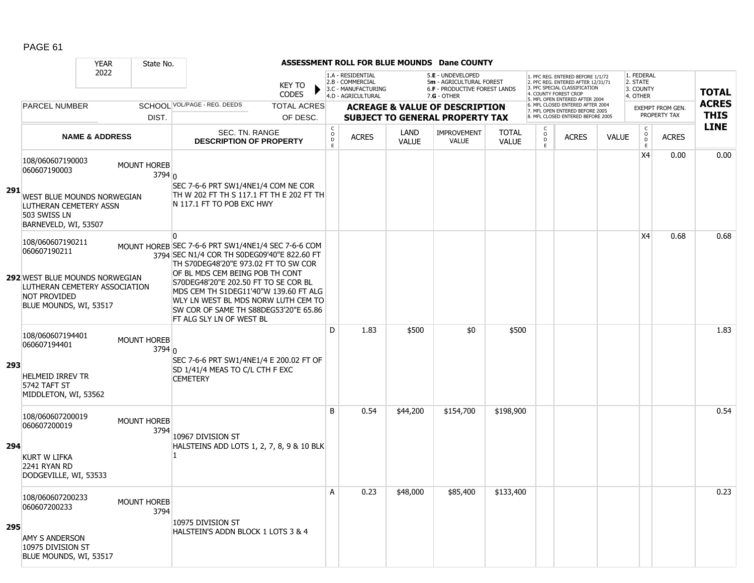PAGE 61

**ASSESSMENT ROLL FOR BLUE MOUNDS Dane COUNTY**

| YEAR | State No. |
|---|---|
| 2022 | |

KEY TO CODES: 1.A - RESIDENTIAL, 2.B - COMMERCIAL, 3.C - MANUFACTURING, 4.D - AGRICULTURAL, 5.E - UNDEVELOPED, 5m - AGRICULTURAL FOREST, 6.F - PRODUCTIVE FOREST LANDS, 7.G - OTHER

1. PFC REG. ENTERED BEFORE 1/1/72, 2. PFC REG. ENTERED AFTER 12/31/71, 3. PFC SPECIAL CLASSIFICATION, 4. COUNTY FOREST CROP, 5. MFL OPEN ENTERED AFTER 2004, 6. MFL CLOSED ENTERED AFTER 2004, 7. MFL OPEN ENTERED BEFORE 2005, 8. MFL CLOSED ENTERED BEFORE 2005

1. FEDERAL, 2. STATE, 3. COUNTY, 4. OTHER — EXEMPT FROM GEN. PROPERTY TAX

| LINE | PARCEL NUMBER / NAME & ADDRESS | SCHOOL DIST. | VOL/PAGE - REG. DEEDS / SEC. TN. RANGE / DESCRIPTION OF PROPERTY | CODE | ACRES | LAND VALUE | IMPROVEMENT VALUE | TOTAL VALUE | CODE | ACRES | VALUE | CODE | ACRES | TOTAL ACRES THIS LINE |
|---|---|---|---|---|---|---|---|---|---|---|---|---|---|---|
| 291 | 108/060607190003<br>060607190003<br>WEST BLUE MOUNDS NORWEGIAN LUTHERAN CEMETERY ASSN<br>503 SWISS LN<br>BARNEVELD, WI, 53507 | MOUNT HOREB 3794 | 0<br>SEC 7-6-6 PRT SW1/4NE1/4 COM NE COR TH W 202 FT TH S 117.1 FT TH E 202 FT TH N 117.1 FT TO POB EXC HWY | | | | | | | | | X4 | 0.00 | 0.00 |
| 292 | 108/060607190211<br>060607190211<br>WEST BLUE MOUNDS NORWEGIAN LUTHERAN CEMETERY ASSOCIATION<br>NOT PROVIDED<br>BLUE MOUNDS, WI, 53517 | MOUNT HOREB 3794 | 0<br>SEC 7-6-6 PRT SW1/4NE1/4 SEC 7-6-6 COM SEC N1/4 COR TH S0DEG09'40"E 822.60 FT TH S70DEG48'20"E 973.02 FT TO SW COR OF BL MDS CEM BEING POB TH CONT S70DEG48'20"E 202.50 FT TO SE COR BL MDS CEM TH S1DEG11'40"W 139.60 FT ALG WLY LN WEST BL MDS NORW LUTH CEM TO SW COR OF SAME TH S88DEG53'20"E 65.86 FT ALG SLY LN OF WEST BL | | | | | | | | | X4 | 0.68 | 0.68 |
| 293 | 108/060607194401<br>060607194401<br>HELMEID IRREV TR<br>5742 TAFT ST<br>MIDDLETON, WI, 53562 | MOUNT HOREB 3794 | 0<br>SEC 7-6-6 PRT SW1/4NE1/4 E 200.02 FT OF SD 1/41/4 MEAS TO C/L CTH F EXC CEMETERY | D | 1.83 | $500 | $0 | $500 | | | | | | 1.83 |
| 294 | 108/060607200019<br>060607200019<br>KURT W LIFKA<br>2241 RYAN RD<br>DODGEVILLE, WI, 53533 | MOUNT HOREB 3794 | 10967 DIVISION ST<br>HALSTEINS ADD LOTS 1, 2, 7, 8, 9 & 10 BLK 1 | B | 0.54 | $44,200 | $154,700 | $198,900 | | | | | | 0.54 |
| 295 | 108/060607200233<br>060607200233<br>AMY S ANDERSON<br>10975 DIVISION ST<br>BLUE MOUNDS, WI, 53517 | MOUNT HOREB 3794 | 10975 DIVISION ST<br>HALSTEIN'S ADDN BLOCK 1 LOTS 3 & 4 | A | 0.23 | $48,000 | $85,400 | $133,400 | | | | | | 0.23 |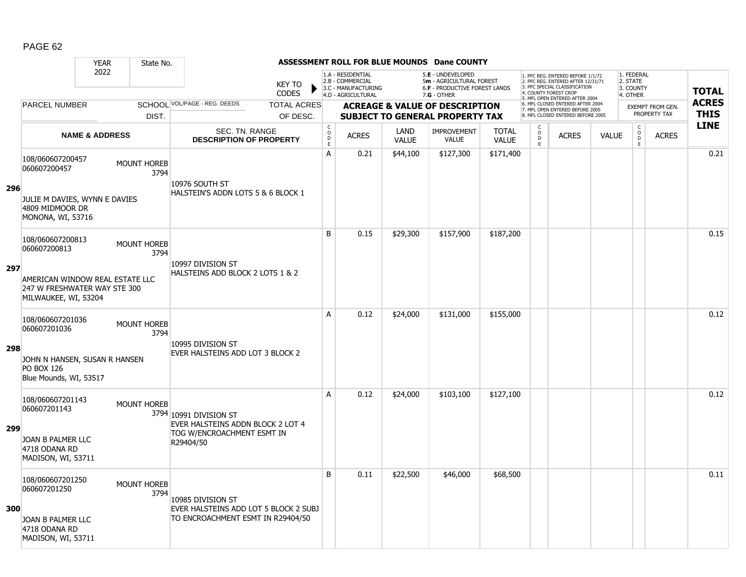## ASSESSMENT ROLL FOR BLUE MOUNDS Dane COUNTY

| YEAR | State No. | | KEY TO CODES | 1.A - RESIDENTIAL 2.B - COMMERCIAL 3.C - MANUFACTURING 4.D - AGRICULTURAL | | 5.E - UNDEVELOPED 5m - AGRICULTURAL FOREST 6.F - PRODUCTIVE FOREST LANDS 7.G - OTHER | | | 1. PFC REG. ENTERED BEFORE 1/1/72 2. PFC REG. ENTERED AFTER 12/31/71 3. PFC SPECIAL CLASSIFICATION 4. COUNTY FOREST CROP 5. MFL OPEN ENTERED AFTER 2004 6. MFL CLOSED ENTERED AFTER 2004 7. MFL OPEN ENTERED BEFORE 2005 8. MFL CLOSED ENTERED BEFORE 2005 | | | 1. FEDERAL 2. STATE 3. COUNTY 4. OTHER | | |
|---|---|---|---|---|---|---|---|---|---|---|---|---|---|---|
| 2022 | | | | | | | | | | | | | | |
| PARCEL NUMBER | SCHOOL DIST. | VOL/PAGE - REG. DEEDS | TOTAL ACRES OF DESC. | ACREAGE & VALUE OF DESCRIPTION SUBJECT TO GENERAL PROPERTY TAX | | | | | | | | EXEMPT FROM GEN. PROPERTY TAX | | TOTAL ACRES THIS LINE |
| NAME & ADDRESS | | SEC. TN. RANGE DESCRIPTION OF PROPERTY | | CODE | ACRES | LAND VALUE | IMPROVEMENT VALUE | TOTAL VALUE | CODE | ACRES | VALUE | CODE | ACRES | |
| **296** 108/060607200457 060607200457 JULIE M DAVIES, WYNN E DAVIES 4809 MIDMOOR DR MONONA, WI, 53716 | MOUNT HOREB 3794 | 10976 SOUTH ST HALSTEIN'S ADDN LOTS 5 & 6 BLOCK 1 | | A | 0.21 | $44,100 | $127,300 | $171,400 | | | | | | 0.21 |
| **297** 108/060607200813 060607200813 AMERICAN WINDOW REAL ESTATE LLC 247 W FRESHWATER WAY STE 300 MILWAUKEE, WI, 53204 | MOUNT HOREB 3794 | 10997 DIVISION ST HALSTEINS ADD BLOCK 2 LOTS 1 & 2 | | B | 0.15 | $29,300 | $157,900 | $187,200 | | | | | | 0.15 |
| **298** 108/060607201036 060607201036 JOHN N HANSEN, SUSAN R HANSEN PO BOX 126 Blue Mounds, WI, 53517 | MOUNT HOREB 3794 | 10995 DIVISION ST EVER HALSTEINS ADD LOT 3 BLOCK 2 | | A | 0.12 | $24,000 | $131,000 | $155,000 | | | | | | 0.12 |
| **299** 108/060607201143 060607201143 JOAN B PALMER LLC 4718 ODANA RD MADISON, WI, 53711 | MOUNT HOREB 3794 | 10991 DIVISION ST EVER HALSTEINS ADDN BLOCK 2 LOT 4 TOG W/ENCROACHMENT ESMT IN R29404/50 | | A | 0.12 | $24,000 | $103,100 | $127,100 | | | | | | 0.12 |
| **300** 108/060607201250 060607201250 JOAN B PALMER LLC 4718 ODANA RD MADISON, WI, 53711 | MOUNT HOREB 3794 | 10985 DIVISION ST EVER HALSTEINS ADD LOT 5 BLOCK 2 SUBJ TO ENCROACHMENT ESMT IN R29404/50 | | B | 0.11 | $22,500 | $46,000 | $68,500 | | | | | | 0.11 |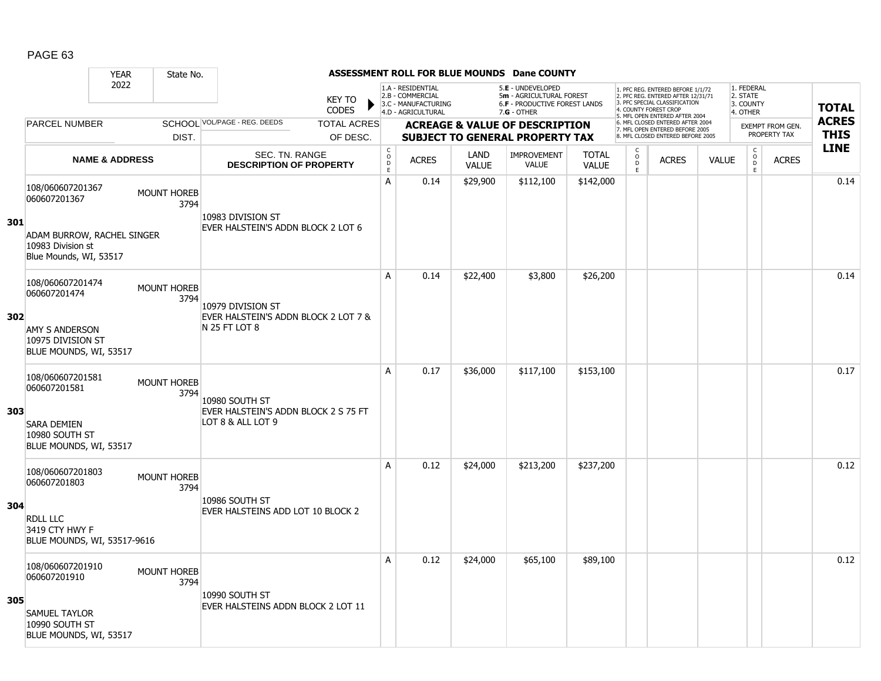**ASSESSMENT ROLL FOR BLUE MOUNDS Dane COUNTY**

| YEAR | State No. | | KEY TO CODES | 1.A - RESIDENTIAL<br>2.B - COMMERCIAL<br>3.C - MANUFACTURING<br>4.D - AGRICULTURAL | | 5.E - UNDEVELOPED<br>5m - AGRICULTURAL FOREST<br>6.F - PRODUCTIVE FOREST LANDS<br>7.G - OTHER | | | 1. PFC REG. ENTERED BEFORE 1/1/72<br>2. PFC REG. ENTERED AFTER 12/31/71<br>3. PFC SPECIAL CLASSIFICATION<br>4. COUNTY FOREST CROP<br>5. MFL OPEN ENTERED AFTER 2004<br>6. MFL CLOSED ENTERED AFTER 2004<br>7. MFL OPEN ENTERED BEFORE 2005<br>8. MFL CLOSED ENTERED BEFORE 2005 | | | 1. FEDERAL<br>2. STATE<br>3. COUNTY<br>4. OTHER | | TOTAL ACRES THIS LINE |
|---|---|---|---|---|---|---|---|---|---|---|---|---|---|---|
| 2022 | | | | | | | | | | | | | | |
| PARCEL NUMBER | SCHOOL DIST. | VOL/PAGE - REG. DEEDS | TOTAL ACRES OF DESC. | ACREAGE & VALUE OF DESCRIPTION SUBJECT TO GENERAL PROPERTY TAX | | | | | | | | EXEMPT FROM GEN. PROPERTY TAX | | |
| **NAME & ADDRESS** | | SEC. TN. RANGE **DESCRIPTION OF PROPERTY** | | CODE | ACRES | LAND VALUE | IMPROVEMENT VALUE | TOTAL VALUE | CODE | ACRES | VALUE | CODE | ACRES | |
| **301** 108/060607201367<br>060607201367<br>ADAM BURROW, RACHEL SINGER<br>10983 Division st<br>Blue Mounds, WI, 53517 | MOUNT HOREB 3794 | 10983 DIVISION ST<br>EVER HALSTEIN'S ADDN BLOCK 2 LOT 6 | | A | 0.14 | $29,900 | $112,100 | $142,000 | | | | | | 0.14 |
| **302** 108/060607201474<br>060607201474<br>AMY S ANDERSON<br>10975 DIVISION ST<br>BLUE MOUNDS, WI, 53517 | MOUNT HOREB 3794 | 10979 DIVISION ST<br>EVER HALSTEIN'S ADDN BLOCK 2 LOT 7 & N 25 FT LOT 8 | | A | 0.14 | $22,400 | $3,800 | $26,200 | | | | | | 0.14 |
| **303** 108/060607201581<br>060607201581<br>SARA DEMIEN<br>10980 SOUTH ST<br>BLUE MOUNDS, WI, 53517 | MOUNT HOREB 3794 | 10980 SOUTH ST<br>EVER HALSTEIN'S ADDN BLOCK 2 S 75 FT LOT 8 & ALL LOT 9 | | A | 0.17 | $36,000 | $117,100 | $153,100 | | | | | | 0.17 |
| **304** 108/060607201803<br>060607201803<br>RDLL LLC<br>3419 CTY HWY F<br>BLUE MOUNDS, WI, 53517-9616 | MOUNT HOREB 3794 | 10986 SOUTH ST<br>EVER HALSTEINS ADD LOT 10 BLOCK 2 | | A | 0.12 | $24,000 | $213,200 | $237,200 | | | | | | 0.12 |
| **305** 108/060607201910<br>060607201910<br>SAMUEL TAYLOR<br>10990 SOUTH ST<br>BLUE MOUNDS, WI, 53517 | MOUNT HOREB 3794 | 10990 SOUTH ST<br>EVER HALSTEINS ADDN BLOCK 2 LOT 11 | | A | 0.12 | $24,000 | $65,100 | $89,100 | | | | | | 0.12 |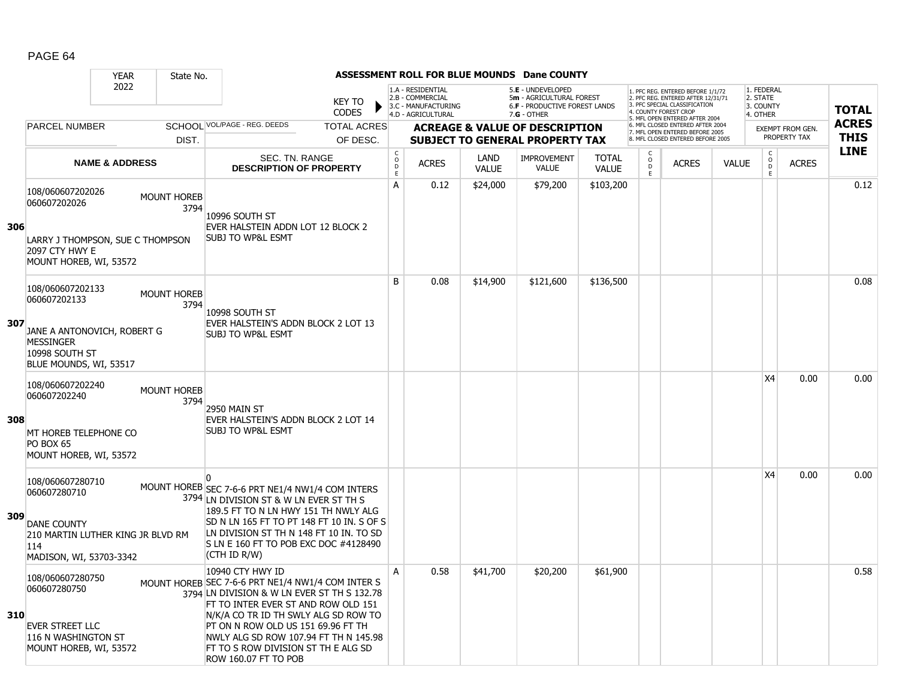## ASSESSMENT ROLL FOR BLUE MOUNDS Dane COUNTY

YEAR 2022 | State No.

KEY TO CODES: 1.A - RESIDENTIAL, 2.B - COMMERCIAL, 3.C - MANUFACTURING, 4.D - AGRICULTURAL, 5.E - UNDEVELOPED, 5m - AGRICULTURAL FOREST, 6.F - PRODUCTIVE FOREST LANDS, 7.G - OTHER

1. PFC REG. ENTERED BEFORE 1/1/72, 2. PFC REG. ENTERED AFTER 12/31/71, 3. PFC SPECIAL CLASSIFICATION, 4. COUNTY FOREST CROP, 5. MFL OPEN ENTERED AFTER 2004, 6. MFL CLOSED ENTERED AFTER 2004, 7. MFL OPEN ENTERED BEFORE 2005, 8. MFL CLOSED ENTERED BEFORE 2005

1. FEDERAL, 2. STATE, 3. COUNTY, 4. OTHER

| Line | PARCEL NUMBER / NAME & ADDRESS | SCHOOL DIST. | VOL/PAGE - REG. DEEDS / SEC. TN. RANGE / DESCRIPTION OF PROPERTY | CODE | ACRES | LAND VALUE | IMPROVEMENT VALUE | TOTAL VALUE | CODE | ACRES | VALUE | CODE (EXEMPT) | ACRES (EXEMPT FROM GEN. PROPERTY TAX) | TOTAL ACRES THIS LINE |
|---|---|---|---|---|---|---|---|---|---|---|---|---|---|---|
| 306 | 108/060607202026 060607202026 LARRY J THOMPSON, SUE C THOMPSON 2097 CTY HWY E MOUNT HOREB, WI, 53572 | MOUNT HOREB 3794 | 10996 SOUTH ST EVER HALSTEIN ADDN LOT 12 BLOCK 2 SUBJ TO WP&L ESMT | A | 0.12 | $24,000 | $79,200 | $103,200 | | | | | | 0.12 |
| 307 | 108/060607202133 060607202133 JANE A ANTONOVICH, ROBERT G MESSINGER 10998 SOUTH ST BLUE MOUNDS, WI, 53517 | MOUNT HOREB 3794 | 10998 SOUTH ST EVER HALSTEIN'S ADDN BLOCK 2 LOT 13 SUBJ TO WP&L ESMT | B | 0.08 | $14,900 | $121,600 | $136,500 | | | | | | 0.08 |
| 308 | 108/060607202240 060607202240 MT HOREB TELEPHONE CO PO BOX 65 MOUNT HOREB, WI, 53572 | MOUNT HOREB 3794 | 2950 MAIN ST EVER HALSTEIN'S ADDN BLOCK 2 LOT 14 SUBJ TO WP&L ESMT | | | | | | | | | X4 | 0.00 | 0.00 |
| 309 | 108/060607280710 060607280710 DANE COUNTY 210 MARTIN LUTHER KING JR BLVD RM 114 MADISON, WI, 53703-3342 | MOUNT HOREB 3794 | 0 SEC 7-6-6 PRT NE1/4 NW1/4 COM INTERS LN DIVISION ST & W LN EVER ST TH S 189.5 FT TO N LN HWY 151 TH NWLY ALG SD N LN 165 FT TO PT 148 FT 10 IN. S OF S LN DIVISION ST TH N 148 FT 10 IN. TO SD S LN E 160 FT TO POB EXC DOC #4128490 (CTH ID R/W) | | | | | | | | | X4 | 0.00 | 0.00 |
| 310 | 108/060607280750 060607280750 EVER STREET LLC 116 N WASHINGTON ST MOUNT HOREB, WI, 53572 | MOUNT HOREB 3794 | 10940 CTY HWY ID SEC 7-6-6 PRT NE1/4 NW1/4 COM INTER S LN DIVISION & W LN EVER ST TH S 132.78 FT TO INTER EVER ST AND ROW OLD 151 N/K/A CO TR ID TH SWLY ALG SD ROW TO PT ON N ROW OLD US 151 69.96 FT TH NWLY ALG SD ROW 107.94 FT TH N 145.98 FT TO S ROW DIVISION ST TH E ALG SD ROW 160.07 FT TO POB | A | 0.58 | $41,700 | $20,200 | $61,900 | | | | | | 0.58 |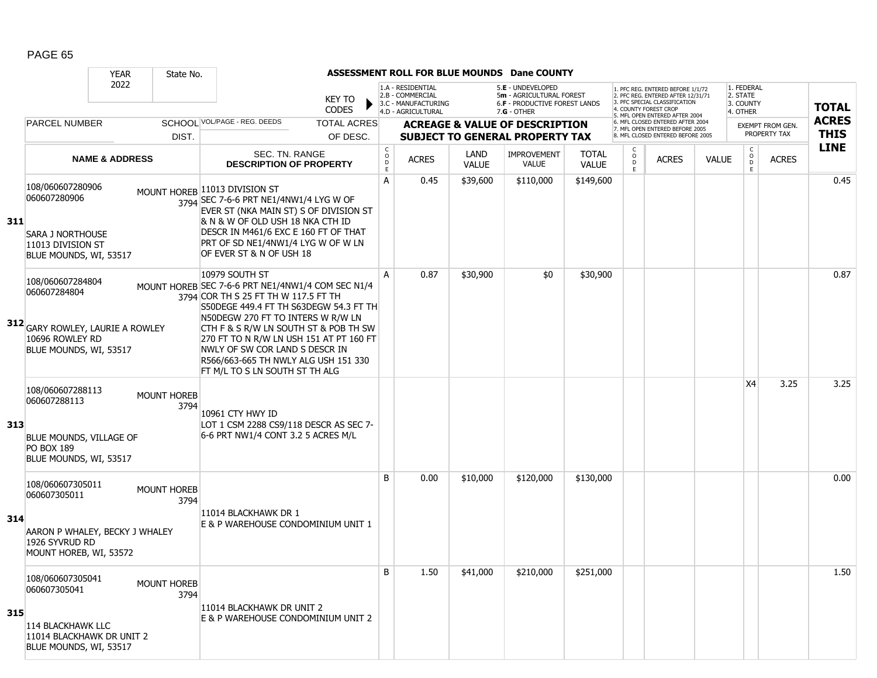PAGE 65

**ASSESSMENT ROLL FOR BLUE MOUNDS Dane COUNTY**

YEAR 2022 | State No.

KEY TO CODES: 1.A - RESIDENTIAL, 2.B - COMMERCIAL, 3.C - MANUFACTURING, 4.D - AGRICULTURAL, 5.E - UNDEVELOPED, 5m - AGRICULTURAL FOREST, 6.F - PRODUCTIVE FOREST LANDS, 7.G - OTHER

1. PFC REG. ENTERED BEFORE 1/1/72, 2. PFC REG. ENTERED AFTER 12/31/71, 3. PFC SPECIAL CLASSIFICATION, 4. COUNTY FOREST CROP, 5. MFL OPEN ENTERED AFTER 2004, 6. MFL CLOSED ENTERED AFTER 2004, 7. MFL OPEN ENTERED BEFORE 2005, 8. MFL CLOSED ENTERED BEFORE 2005

1. FEDERAL, 2. STATE, 3. COUNTY, 4. OTHER

| LINE | PARCEL NUMBER / NAME & ADDRESS | SCHOOL DIST. | VOL/PAGE - REG. DEEDS / SEC. TN. RANGE / DESCRIPTION OF PROPERTY | CODE | ACRES | LAND VALUE | IMPROVEMENT VALUE | TOTAL VALUE | CODE | ACRES | VALUE | CODE (EXEMPT) | ACRES (EXEMPT) | TOTAL ACRES THIS LINE |
|---|---|---|---|---|---|---|---|---|---|---|---|---|---|---|
| 311 | 108/060607280906<br>060607280906<br>SARA J NORTHOUSE<br>11013 DIVISION ST<br>BLUE MOUNDS, WI, 53517 | MOUNT HOREB 3794 | 11013 DIVISION ST<br>SEC 7-6-6 PRT NE1/4NW1/4 LYG W OF EVER ST (NKA MAIN ST) S OF DIVISION ST & N & W OF OLD USH 18 NKA CTH ID DESCR IN M461/6 EXC E 160 FT OF THAT PRT OF SD NE1/4NW1/4 LYG W OF W LN OF EVER ST & N OF USH 18 | A | 0.45 | $39,600 | $110,000 | $149,600 | | | | | | 0.45 |
| 312 | 108/060607284804<br>060607284804<br>GARY ROWLEY, LAURIE A ROWLEY<br>10696 ROWLEY RD<br>BLUE MOUNDS, WI, 53517 | MOUNT HOREB 3794 | 10979 SOUTH ST<br>SEC 7-6-6 PRT NE1/4NW1/4 COM SEC N1/4 COR TH S 25 FT TH W 117.5 FT TH S50DEGE 449.4 FT TH S63DEGW 54.3 FT TH N50DEGW 270 FT TO INTERS W R/W LN CTH F & S R/W LN SOUTH ST & POB TH SW 270 FT TO N R/W LN USH 151 AT PT 160 FT NWLY OF SW COR LAND S DESCR IN R566/663-665 TH NWLY ALG USH 151 330 FT M/L TO S LN SOUTH ST TH ALG | A | 0.87 | $30,900 | $0 | $30,900 | | | | | | 0.87 |
| 313 | 108/060607288113<br>060607288113<br>BLUE MOUNDS, VILLAGE OF<br>PO BOX 189<br>BLUE MOUNDS, WI, 53517 | MOUNT HOREB 3794 | 10961 CTY HWY ID<br>LOT 1 CSM 2288 CS9/118 DESCR AS SEC 7-6-6 PRT NW1/4 CONT 3.2 5 ACRES M/L | | | | | | | | | X4 | 3.25 | 3.25 |
| 314 | 108/060607305011<br>060607305011<br>AARON P WHALEY, BECKY J WHALEY<br>1926 SYVRUD RD<br>MOUNT HOREB, WI, 53572 | MOUNT HOREB 3794 | 11014 BLACKHAWK DR 1<br>E & P WAREHOUSE CONDOMINIUM UNIT 1 | B | 0.00 | $10,000 | $120,000 | $130,000 | | | | | | 0.00 |
| 315 | 108/060607305041<br>060607305041<br>114 BLACKHAWK LLC<br>11014 BLACKHAWK DR UNIT 2<br>BLUE MOUNDS, WI, 53517 | MOUNT HOREB 3794 | 11014 BLACKHAWK DR UNIT 2<br>E & P WAREHOUSE CONDOMINIUM UNIT 2 | B | 1.50 | $41,000 | $210,000 | $251,000 | | | | | | 1.50 |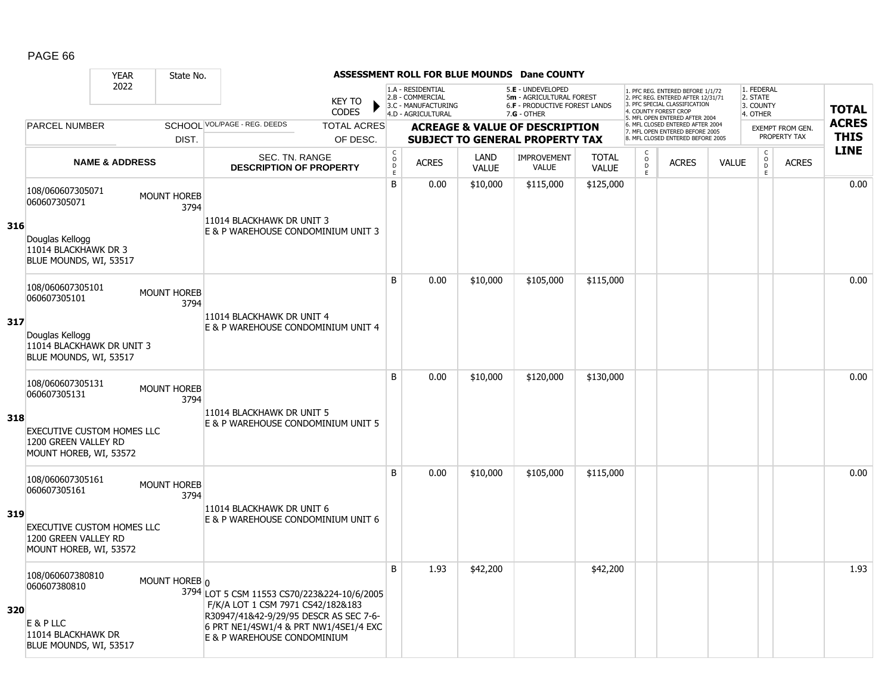**ASSESSMENT ROLL FOR BLUE MOUNDS Dane COUNTY**

| YEAR | State No. |
|---|---|
| 2022 | |

KEY TO CODES: 1.A - RESIDENTIAL; 2.B - COMMERCIAL; 3.C - MANUFACTURING; 4.D - AGRICULTURAL; 5.E - UNDEVELOPED; 5m - AGRICULTURAL FOREST; 6.F - PRODUCTIVE FOREST LANDS; 7.G - OTHER

1. PFC REG. ENTERED BEFORE 1/1/72; 2. PFC REG. ENTERED AFTER 12/31/71; 3. PFC SPECIAL CLASSIFICATION; 4. COUNTY FOREST CROP; 5. MFL OPEN ENTERED AFTER 2004; 6. MFL CLOSED ENTERED AFTER 2004; 7. MFL OPEN ENTERED BEFORE 2005; 8. MFL CLOSED ENTERED BEFORE 2005

1. FEDERAL; 2. STATE; 3. COUNTY; 4. OTHER — EXEMPT FROM GEN. PROPERTY TAX

| LINE | PARCEL NUMBER / NAME & ADDRESS | SCHOOL DIST. | VOL/PAGE - REG. DEEDS / SEC. TN. RANGE / DESCRIPTION OF PROPERTY | CODE | ACRES | LAND VALUE | IMPROVEMENT VALUE | TOTAL VALUE | CODE | ACRES | VALUE | CODE | ACRES | TOTAL ACRES THIS LINE |
|---|---|---|---|---|---|---|---|---|---|---|---|---|---|---|
| 316 | 108/060607305071<br>060607305071<br>Douglas Kellogg<br>11014 BLACKHAWK DR 3<br>BLUE MOUNDS, WI, 53517 | MOUNT HOREB 3794 | 11014 BLACKHAWK DR UNIT 3<br>E & P WAREHOUSE CONDOMINIUM UNIT 3 | B | 0.00 | $10,000 | $115,000 | $125,000 | | | | | | 0.00 |
| 317 | 108/060607305101<br>060607305101<br>Douglas Kellogg<br>11014 BLACKHAWK DR UNIT 3<br>BLUE MOUNDS, WI, 53517 | MOUNT HOREB 3794 | 11014 BLACKHAWK DR UNIT 4<br>E & P WAREHOUSE CONDOMINIUM UNIT 4 | B | 0.00 | $10,000 | $105,000 | $115,000 | | | | | | 0.00 |
| 318 | 108/060607305131<br>060607305131<br>EXECUTIVE CUSTOM HOMES LLC<br>1200 GREEN VALLEY RD<br>MOUNT HOREB, WI, 53572 | MOUNT HOREB 3794 | 11014 BLACKHAWK DR UNIT 5<br>E & P WAREHOUSE CONDOMINIUM UNIT 5 | B | 0.00 | $10,000 | $120,000 | $130,000 | | | | | | 0.00 |
| 319 | 108/060607305161<br>060607305161<br>EXECUTIVE CUSTOM HOMES LLC<br>1200 GREEN VALLEY RD<br>MOUNT HOREB, WI, 53572 | MOUNT HOREB 3794 | 11014 BLACKHAWK DR UNIT 6<br>E & P WAREHOUSE CONDOMINIUM UNIT 6 | B | 0.00 | $10,000 | $105,000 | $115,000 | | | | | | 0.00 |
| 320 | 108/060607380810<br>060607380810<br>E & P LLC<br>11014 BLACKHAWK DR<br>BLUE MOUNDS, WI, 53517 | MOUNT HOREB 3794 | 0<br>LOT 5 CSM 11553 CS70/223&224-10/6/2005 F/K/A LOT 1 CSM 7971 CS42/182&183 R30947/41&42-9/29/95 DESCR AS SEC 7-6-6 PRT NE1/4SW1/4 & PRT NW1/4SE1/4 EXC E & P WAREHOUSE CONDOMINIUM | B | 1.93 | $42,200 | | $42,200 | | | | | | 1.93 |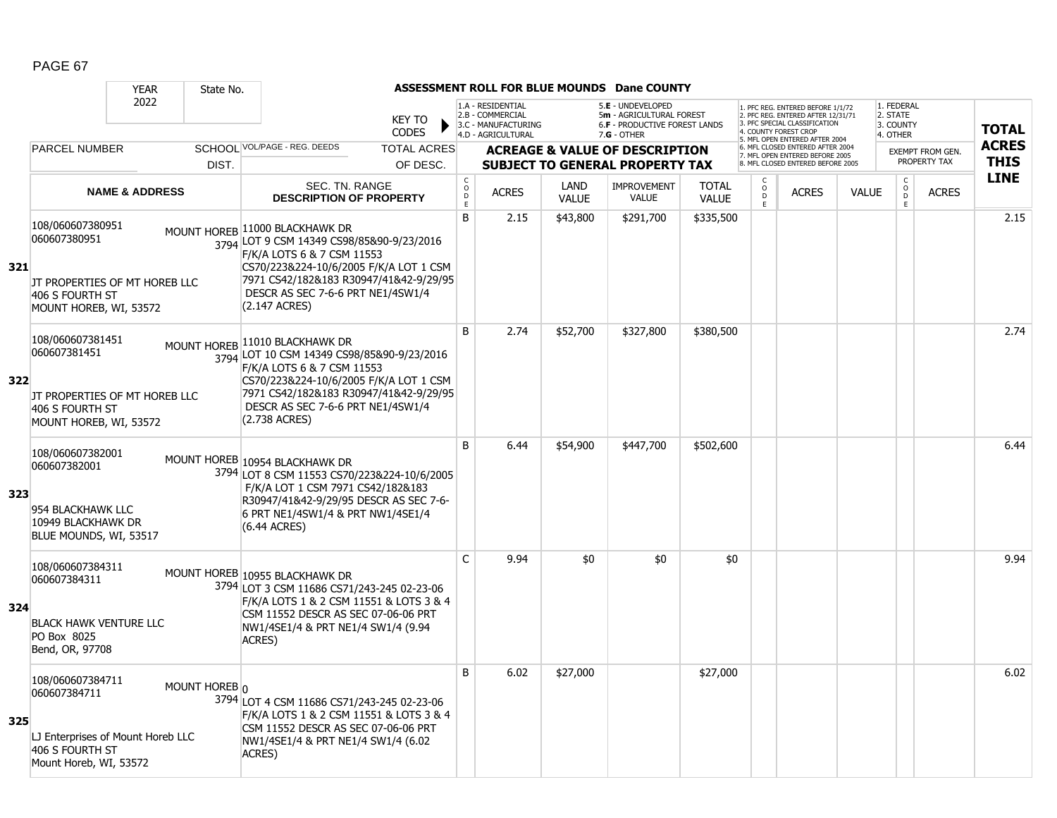# ASSESSMENT ROLL FOR BLUE MOUNDS Dane COUNTY

| | YEAR 2022 | State No. | | KEY TO CODES: 1.A - RESIDENTIAL, 2.B - COMMERCIAL, 3.C - MANUFACTURING, 4.D - AGRICULTURAL, 5.E - UNDEVELOPED, 5m - AGRICULTURAL FOREST, 6.F - PRODUCTIVE FOREST LANDS, 7.G - OTHER | | | | | 1. PFC REG. ENTERED BEFORE 1/1/72, 2. PFC REG. ENTERED AFTER 12/31/71, 3. PFC SPECIAL CLASSIFICATION, 4. COUNTY FOREST CROP, 5. MFL OPEN ENTERED AFTER 2004, 6. MFL CLOSED ENTERED AFTER 2004, 7. MFL OPEN ENTERED BEFORE 2005, 8. MFL CLOSED ENTERED BEFORE 2005 | | | 1. FEDERAL, 2. STATE, 3. COUNTY, 4. OTHER | | |
|---|---|---|---|---|---|---|---|---|---|---|---|---|---|---|
| | PARCEL NUMBER / NAME & ADDRESS | SCHOOL DIST. | VOL/PAGE - REG. DEEDS / SEC. TN. RANGE / DESCRIPTION OF PROPERTY | ACREAGE & VALUE OF DESCRIPTION SUBJECT TO GENERAL PROPERTY TAX | | | | | | | | EXEMPT FROM GEN. PROPERTY TAX | | TOTAL ACRES THIS LINE |
| | | | | CODE | ACRES | LAND VALUE | IMPROVEMENT VALUE | TOTAL VALUE | CODE | ACRES | VALUE | CODE | ACRES | |
| 321 | 108/060607380951<br>060607380951<br><br>JT PROPERTIES OF MT HOREB LLC<br>406 S FOURTH ST<br>MOUNT HOREB, WI, 53572 | MOUNT HOREB 3794 | 11000 BLACKHAWK DR<br>LOT 9 CSM 14349 CS98/85&90-9/23/2016 F/K/A LOTS 6 & 7 CSM 11553 CS70/223&224-10/6/2005 F/K/A LOT 1 CSM 7971 CS42/182&183 R30947/41&42-9/29/95 DESCR AS SEC 7-6-6 PRT NE1/4SW1/4 (2.147 ACRES) | B | 2.15 | $43,800 | $291,700 | $335,500 | | | | | | 2.15 |
| 322 | 108/060607381451<br>060607381451<br><br>JT PROPERTIES OF MT HOREB LLC<br>406 S FOURTH ST<br>MOUNT HOREB, WI, 53572 | MOUNT HOREB 3794 | 11010 BLACKHAWK DR<br>LOT 10 CSM 14349 CS98/85&90-9/23/2016 F/K/A LOTS 6 & 7 CSM 11553 CS70/223&224-10/6/2005 F/K/A LOT 1 CSM 7971 CS42/182&183 R30947/41&42-9/29/95 DESCR AS SEC 7-6-6 PRT NE1/4SW1/4 (2.738 ACRES) | B | 2.74 | $52,700 | $327,800 | $380,500 | | | | | | 2.74 |
| 323 | 108/060607382001<br>060607382001<br><br>954 BLACKHAWK LLC<br>10949 BLACKHAWK DR<br>BLUE MOUNDS, WI, 53517 | MOUNT HOREB 3794 | 10954 BLACKHAWK DR<br>LOT 8 CSM 11553 CS70/223&224-10/6/2005 F/K/A LOT 1 CSM 7971 CS42/182&183 R30947/41&42-9/29/95 DESCR AS SEC 7-6-6 PRT NE1/4SW1/4 & PRT NW1/4SE1/4 (6.44 ACRES) | B | 6.44 | $54,900 | $447,700 | $502,600 | | | | | | 6.44 |
| 324 | 108/060607384311<br>060607384311<br><br>BLACK HAWK VENTURE LLC<br>PO Box 8025<br>Bend, OR, 97708 | MOUNT HOREB 3794 | 10955 BLACKHAWK DR<br>LOT 3 CSM 11686 CS71/243-245 02-23-06 F/K/A LOTS 1 & 2 CSM 11551 & LOTS 3 & 4 CSM 11552 DESCR AS SEC 07-06-06 PRT NW1/4SE1/4 & PRT NE1/4 SW1/4 (9.94 ACRES) | C | 9.94 | $0 | $0 | $0 | | | | | | 9.94 |
| 325 | 108/060607384711<br>060607384711<br><br>LJ Enterprises of Mount Horeb LLC<br>406 S FOURTH ST<br>Mount Horeb, WI, 53572 | MOUNT HOREB 3794 | 0<br>LOT 4 CSM 11686 CS71/243-245 02-23-06 F/K/A LOTS 1 & 2 CSM 11551 & LOTS 3 & 4 CSM 11552 DESCR AS SEC 07-06-06 PRT NW1/4SE1/4 & PRT NE1/4 SW1/4 (6.02 ACRES) | B | 6.02 | $27,000 | | $27,000 | | | | | | 6.02 |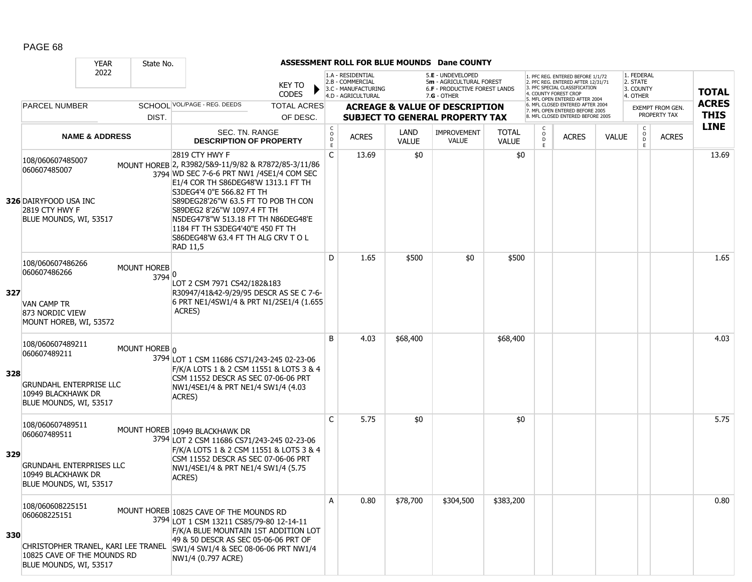## ASSESSMENT ROLL FOR BLUE MOUNDS Dane COUNTY

YEAR 2022 | State No.

KEY TO CODES:
- 1.A - RESIDENTIAL
- 2.B - COMMERCIAL
- 3.C - MANUFACTURING
- 4.D - AGRICULTURAL
- 5.E - UNDEVELOPED
- 5m - AGRICULTURAL FOREST
- 6.F - PRODUCTIVE FOREST LANDS
- 7.G - OTHER

PFC/MFL CODES:
1. PFC REG. ENTERED BEFORE 1/1/72
2. PFC REG. ENTERED AFTER 12/31/71
3. PFC SPECIAL CLASSIFICATION
4. COUNTY FOREST CROP
5. MFL OPEN ENTERED AFTER 2004
6. MFL CLOSED ENTERED AFTER 2004
7. MFL OPEN ENTERED BEFORE 2005
8. MFL CLOSED ENTERED BEFORE 2005

EXEMPT CODES:
1. FEDERAL
2. STATE
3. COUNTY
4. OTHER

| LINE | PARCEL NUMBER / NAME & ADDRESS | SCHOOL DIST. | VOL/PAGE - REG. DEEDS / SEC. TN. RANGE / DESCRIPTION OF PROPERTY | CODE | ACRES | LAND VALUE | IMPROVEMENT VALUE | TOTAL VALUE | CODE | ACRES | VALUE | CODE | ACRES | TOTAL ACRES THIS LINE |
|---|---|---|---|---|---|---|---|---|---|---|---|---|---|---|
| 326 | 108/060607485007<br>060607485007<br>DAIRYFOOD USA INC<br>2819 CTY HWY F<br>BLUE MOUNDS, WI, 53517 | MOUNT HOREB 3794 | 2819 CTY HWY F<br>2, R3982/5&9-11/9/82 & R7872/85-3/11/86 WD SEC 7-6-6 PRT NW1 /4SE1/4 COM SEC E1/4 COR TH S86DEG48'W 1313.1 FT TH S3DEG4'4 0"E 566.82 FT TH S89DEG28'26"W 63.5 FT TO POB TH CON S89DEG2 8'26"W 1097.4 FT TH N5DEG47'8"W 513.18 FT TH N86DEG48'E 1184 FT TH S3DEG4'40"E 450 FT TH S86DEG48'W 63.4 FT TH ALG CRV T O L RAD 11,5 | C | 13.69 | $0 | | $0 | | | | | | 13.69 |
| 327 | 108/060607486266<br>060607486266<br>VAN CAMP TR<br>873 NORDIC VIEW<br>MOUNT HOREB, WI, 53572 | MOUNT HOREB 3794 | 0<br>LOT 2 CSM 7971 CS42/182&183 R30947/41&42-9/29/95 DESCR AS SE C 7-6-6 PRT NE1/4SW1/4 & PRT N1/2SE1/4 (1.655 ACRES) | D | 1.65 | $500 | $0 | $500 | | | | | | 1.65 |
| 328 | 108/060607489211<br>060607489211<br>GRUNDAHL ENTERPRISE LLC<br>10949 BLACKHAWK DR<br>BLUE MOUNDS, WI, 53517 | MOUNT HOREB 3794 | 0<br>LOT 1 CSM 11686 CS71/243-245 02-23-06 F/K/A LOTS 1 & 2 CSM 11551 & LOTS 3 & 4 CSM 11552 DESCR AS SEC 07-06-06 PRT NW1/4SE1/4 & PRT NE1/4 SW1/4 (4.03 ACRES) | B | 4.03 | $68,400 | | $68,400 | | | | | | 4.03 |
| 329 | 108/060607489511<br>060607489511<br>GRUNDAHL ENTERPRISES LLC<br>10949 BLACKHAWK DR<br>BLUE MOUNDS, WI, 53517 | MOUNT HOREB 3794 | 10949 BLACKHAWK DR<br>LOT 2 CSM 11686 CS71/243-245 02-23-06 F/K/A LOTS 1 & 2 CSM 11551 & LOTS 3 & 4 CSM 11552 DESCR AS SEC 07-06-06 PRT NW1/4SE1/4 & PRT NE1/4 SW1/4 (5.75 ACRES) | C | 5.75 | $0 | | $0 | | | | | | 5.75 |
| 330 | 108/060608225151<br>060608225151<br>CHRISTOPHER TRANEL, KARI LEE TRANEL<br>10825 CAVE OF THE MOUNDS RD<br>BLUE MOUNDS, WI, 53517 | MOUNT HOREB 3794 | 10825 CAVE OF THE MOUNDS RD<br>LOT 1 CSM 13211 CS85/79-80 12-14-11 F/K/A BLUE MOUNTAIN 1ST ADDITION LOT 49 & 50 DESCR AS SEC 05-06-06 PRT OF SW1/4 SW1/4 & SEC 08-06-06 PRT NW1/4 NW1/4 (0.797 ACRE) | A | 0.80 | $78,700 | $304,500 | $383,200 | | | | | | 0.80 |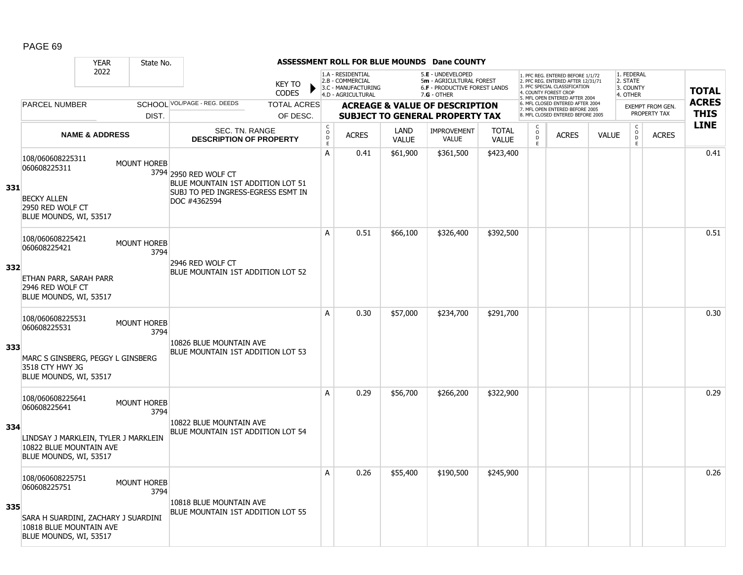PAGE 69

**ASSESSMENT ROLL FOR BLUE MOUNDS Dane COUNTY**

YEAR 2022 | State No.

KEY TO CODES:
- 1.A - RESIDENTIAL
- 2.B - COMMERCIAL
- 3.C - MANUFACTURING
- 4.D - AGRICULTURAL
- 5.E - UNDEVELOPED
- 5m - AGRICULTURAL FOREST
- 6.F - PRODUCTIVE FOREST LANDS
- 7.G - OTHER

1. PFC REG. ENTERED BEFORE 1/1/72
2. PFC REG. ENTERED AFTER 12/31/71
3. PFC SPECIAL CLASSIFICATION
4. COUNTY FOREST CROP
5. MFL OPEN ENTERED AFTER 2004
6. MFL CLOSED ENTERED AFTER 2004
7. MFL OPEN ENTERED BEFORE 2005
8. MFL CLOSED ENTERED BEFORE 2005

1. FEDERAL
2. STATE
3. COUNTY
4. OTHER

| Line | PARCEL NUMBER / NAME & ADDRESS | SCHOOL DIST. | VOL/PAGE - REG. DEEDS / SEC. TN. RANGE / DESCRIPTION OF PROPERTY | CODE | ACRES | LAND VALUE | IMPROVEMENT VALUE | TOTAL VALUE | CODE | ACRES | VALUE | CODE | EXEMPT ACRES | TOTAL ACRES THIS LINE |
|---|---|---|---|---|---|---|---|---|---|---|---|---|---|---|
| 331 | 108/060608225311<br>060608225311<br><br>BECKY ALLEN<br>2950 RED WOLF CT<br>BLUE MOUNDS, WI, 53517 | MOUNT HOREB 3794 | 2950 RED WOLF CT<br>BLUE MOUNTAIN 1ST ADDITION LOT 51<br>SUBJ TO PED INGRESS-EGRESS ESMT IN DOC #4362594 | A | 0.41 | $61,900 | $361,500 | $423,400 | | | | | | 0.41 |
| 332 | 108/060608225421<br>060608225421<br><br>ETHAN PARR, SARAH PARR<br>2946 RED WOLF CT<br>BLUE MOUNDS, WI, 53517 | MOUNT HOREB 3794 | 2946 RED WOLF CT<br>BLUE MOUNTAIN 1ST ADDITION LOT 52 | A | 0.51 | $66,100 | $326,400 | $392,500 | | | | | | 0.51 |
| 333 | 108/060608225531<br>060608225531<br><br>MARC S GINSBERG, PEGGY L GINSBERG<br>3518 CTY HWY JG<br>BLUE MOUNDS, WI, 53517 | MOUNT HOREB 3794 | 10826 BLUE MOUNTAIN AVE<br>BLUE MOUNTAIN 1ST ADDITION LOT 53 | A | 0.30 | $57,000 | $234,700 | $291,700 | | | | | | 0.30 |
| 334 | 108/060608225641<br>060608225641<br><br>LINDSAY J MARKLEIN, TYLER J MARKLEIN<br>10822 BLUE MOUNTAIN AVE<br>BLUE MOUNDS, WI, 53517 | MOUNT HOREB 3794 | 10822 BLUE MOUNTAIN AVE<br>BLUE MOUNTAIN 1ST ADDITION LOT 54 | A | 0.29 | $56,700 | $266,200 | $322,900 | | | | | | 0.29 |
| 335 | 108/060608225751<br>060608225751<br><br>SARA H SUARDINI, ZACHARY J SUARDINI<br>10818 BLUE MOUNTAIN AVE<br>BLUE MOUNDS, WI, 53517 | MOUNT HOREB 3794 | 10818 BLUE MOUNTAIN AVE<br>BLUE MOUNTAIN 1ST ADDITION LOT 55 | A | 0.26 | $55,400 | $190,500 | $245,900 | | | | | | 0.26 |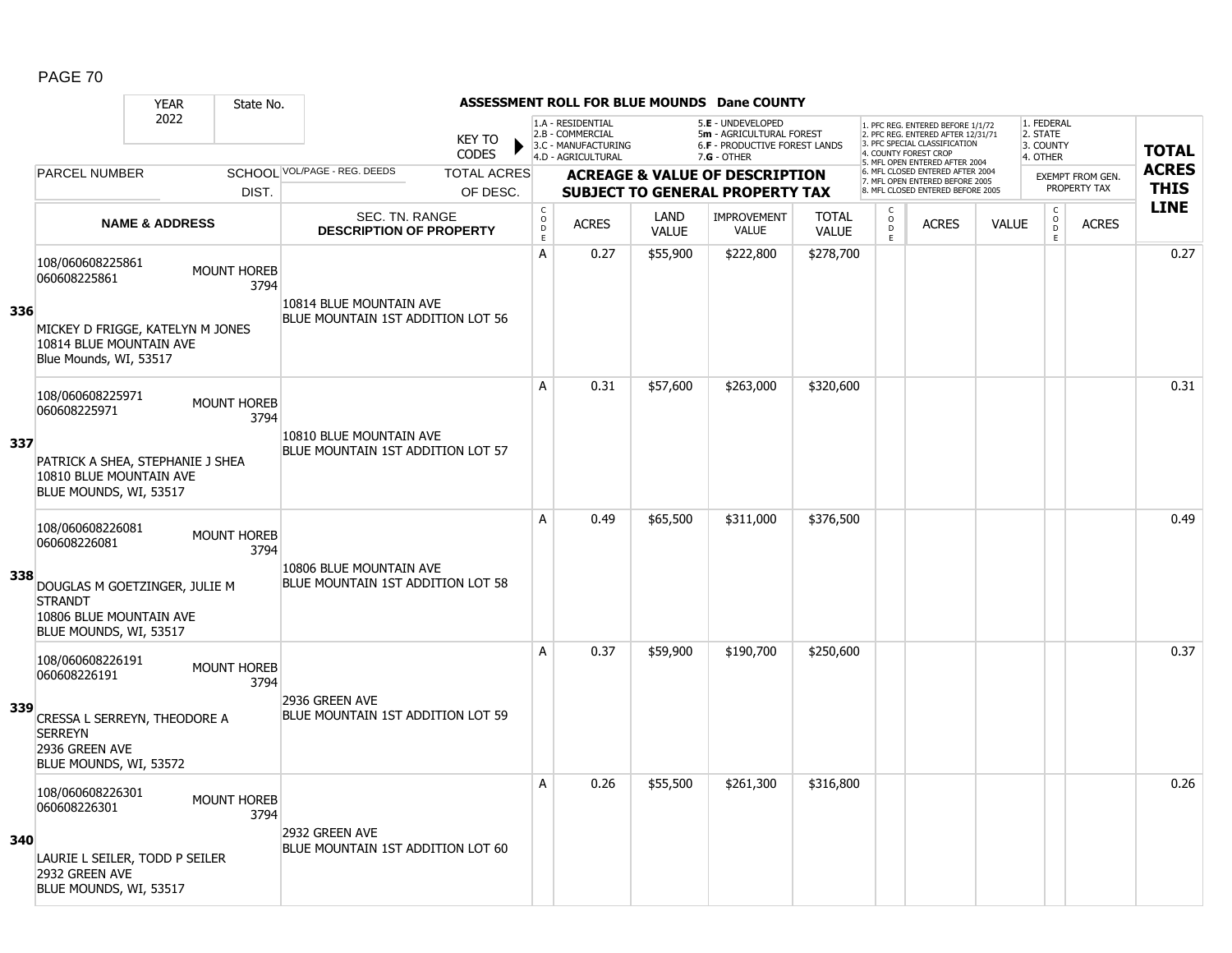## ASSESSMENT ROLL FOR BLUE MOUNDS Dane COUNTY

YEAR 2022 | State No.

KEY TO CODES: 1.A - RESIDENTIAL, 2.B - COMMERCIAL, 3.C - MANUFACTURING, 4.D - AGRICULTURAL, 5.E - UNDEVELOPED, 5m - AGRICULTURAL FOREST, 6.F - PRODUCTIVE FOREST LANDS, 7.G - OTHER

1. PFC REG. ENTERED BEFORE 1/1/72, 2. PFC REG. ENTERED AFTER 12/31/71, 3. PFC SPECIAL CLASSIFICATION, 4. COUNTY FOREST CROP, 5. MFL OPEN ENTERED AFTER 2004, 6. MFL CLOSED ENTERED AFTER 2004, 7. MFL OPEN ENTERED BEFORE 2005, 8. MFL CLOSED ENTERED BEFORE 2005

1. FEDERAL, 2. STATE, 3. COUNTY, 4. OTHER — EXEMPT FROM GEN. PROPERTY TAX

| LINE | PARCEL NUMBER / NAME & ADDRESS | SCHOOL DIST. | VOL/PAGE - REG. DEEDS / SEC. TN. RANGE / DESCRIPTION OF PROPERTY | TOTAL ACRES OF DESC. | CODE | ACRES | LAND VALUE | IMPROVEMENT VALUE | TOTAL VALUE | CODE | ACRES | VALUE | CODE | ACRES | TOTAL ACRES THIS LINE |
|---|---|---|---|---|---|---|---|---|---|---|---|---|---|---|---|
| 336 | 108/060608225861<br>060608225861<br>MICKEY D FRIGGE, KATELYN M JONES<br>10814 BLUE MOUNTAIN AVE<br>Blue Mounds, WI, 53517 | MOUNT HOREB 3794 | 10814 BLUE MOUNTAIN AVE<br>BLUE MOUNTAIN 1ST ADDITION LOT 56 | | A | 0.27 | $55,900 | $222,800 | $278,700 | | | | | | 0.27 |
| 337 | 108/060608225971<br>060608225971<br>PATRICK A SHEA, STEPHANIE J SHEA<br>10810 BLUE MOUNTAIN AVE<br>BLUE MOUNDS, WI, 53517 | MOUNT HOREB 3794 | 10810 BLUE MOUNTAIN AVE<br>BLUE MOUNTAIN 1ST ADDITION LOT 57 | | A | 0.31 | $57,600 | $263,000 | $320,600 | | | | | | 0.31 |
| 338 | 108/060608226081<br>060608226081<br>DOUGLAS M GOETZINGER, JULIE M STRANDT<br>10806 BLUE MOUNTAIN AVE<br>BLUE MOUNDS, WI, 53517 | MOUNT HOREB 3794 | 10806 BLUE MOUNTAIN AVE<br>BLUE MOUNTAIN 1ST ADDITION LOT 58 | | A | 0.49 | $65,500 | $311,000 | $376,500 | | | | | | 0.49 |
| 339 | 108/060608226191<br>060608226191<br>CRESSA L SERREYN, THEODORE A SERREYN<br>2936 GREEN AVE<br>BLUE MOUNDS, WI, 53572 | MOUNT HOREB 3794 | 2936 GREEN AVE<br>BLUE MOUNTAIN 1ST ADDITION LOT 59 | | A | 0.37 | $59,900 | $190,700 | $250,600 | | | | | | 0.37 |
| 340 | 108/060608226301<br>060608226301<br>LAURIE L SEILER, TODD P SEILER<br>2932 GREEN AVE<br>BLUE MOUNDS, WI, 53517 | MOUNT HOREB 3794 | 2932 GREEN AVE<br>BLUE MOUNTAIN 1ST ADDITION LOT 60 | | A | 0.26 | $55,500 | $261,300 | $316,800 | | | | | | 0.26 |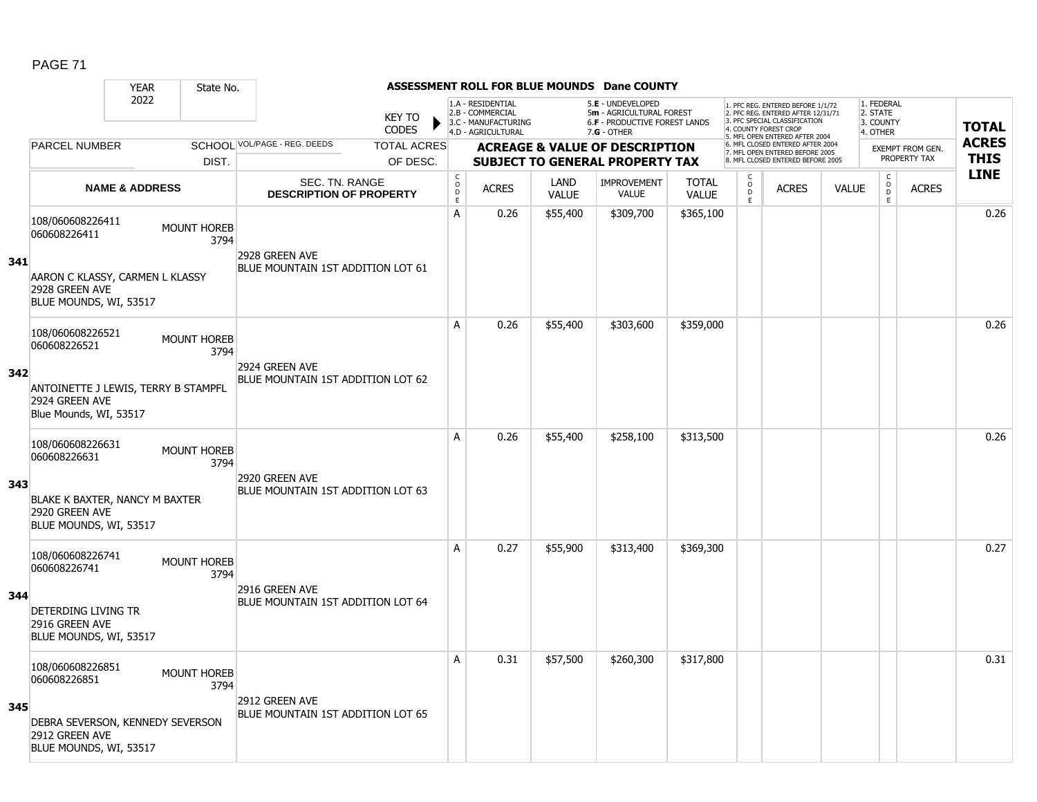# ASSESSMENT ROLL FOR BLUE MOUNDS Dane COUNTY

YEAR 2022 | State No.

KEY TO CODES: 1.A - RESIDENTIAL, 2.B - COMMERCIAL, 3.C - MANUFACTURING, 4.D - AGRICULTURAL, 5.E - UNDEVELOPED, 5m - AGRICULTURAL FOREST, 6.F - PRODUCTIVE FOREST LANDS, 7.G - OTHER

1. PFC REG. ENTERED BEFORE 1/1/72, 2. PFC REG. ENTERED AFTER 12/31/71, 3. PFC SPECIAL CLASSIFICATION, 4. COUNTY FOREST CROP, 5. MFL OPEN ENTERED AFTER 2004, 6. MFL CLOSED ENTERED AFTER 2004, 7. MFL OPEN ENTERED BEFORE 2005, 8. MFL CLOSED ENTERED BEFORE 2005

1. FEDERAL, 2. STATE, 3. COUNTY, 4. OTHER — EXEMPT FROM GEN. PROPERTY TAX

| LINE | PARCEL NUMBER / NAME & ADDRESS | SCHOOL DIST. | VOL/PAGE - REG. DEEDS / SEC. TN. RANGE / DESCRIPTION OF PROPERTY | TOTAL ACRES OF DESC. | CODE | ACRES | LAND VALUE | IMPROVEMENT VALUE | TOTAL VALUE | CODE | ACRES | VALUE | CODE | ACRES | TOTAL ACRES THIS LINE |
|---|---|---|---|---|---|---|---|---|---|---|---|---|---|---|---|
| 341 | 108/060608226411<br>060608226411<br>AARON C KLASSY, CARMEN L KLASSY<br>2928 GREEN AVE<br>BLUE MOUNDS, WI, 53517 | MOUNT HOREB 3794 | 2928 GREEN AVE<br>BLUE MOUNTAIN 1ST ADDITION LOT 61 | | A | 0.26 | $55,400 | $309,700 | $365,100 | | | | | | 0.26 |
| 342 | 108/060608226521<br>060608226521<br>ANTOINETTE J LEWIS, TERRY B STAMPFL<br>2924 GREEN AVE<br>Blue Mounds, WI, 53517 | MOUNT HOREB 3794 | 2924 GREEN AVE<br>BLUE MOUNTAIN 1ST ADDITION LOT 62 | | A | 0.26 | $55,400 | $303,600 | $359,000 | | | | | | 0.26 |
| 343 | 108/060608226631<br>060608226631<br>BLAKE K BAXTER, NANCY M BAXTER<br>2920 GREEN AVE<br>BLUE MOUNDS, WI, 53517 | MOUNT HOREB 3794 | 2920 GREEN AVE<br>BLUE MOUNTAIN 1ST ADDITION LOT 63 | | A | 0.26 | $55,400 | $258,100 | $313,500 | | | | | | 0.26 |
| 344 | 108/060608226741<br>060608226741<br>DETERDING LIVING TR<br>2916 GREEN AVE<br>BLUE MOUNDS, WI, 53517 | MOUNT HOREB 3794 | 2916 GREEN AVE<br>BLUE MOUNTAIN 1ST ADDITION LOT 64 | | A | 0.27 | $55,900 | $313,400 | $369,300 | | | | | | 0.27 |
| 345 | 108/060608226851<br>060608226851<br>DEBRA SEVERSON, KENNEDY SEVERSON<br>2912 GREEN AVE<br>BLUE MOUNDS, WI, 53517 | MOUNT HOREB 3794 | 2912 GREEN AVE<br>BLUE MOUNTAIN 1ST ADDITION LOT 65 | | A | 0.31 | $57,500 | $260,300 | $317,800 | | | | | | 0.31 |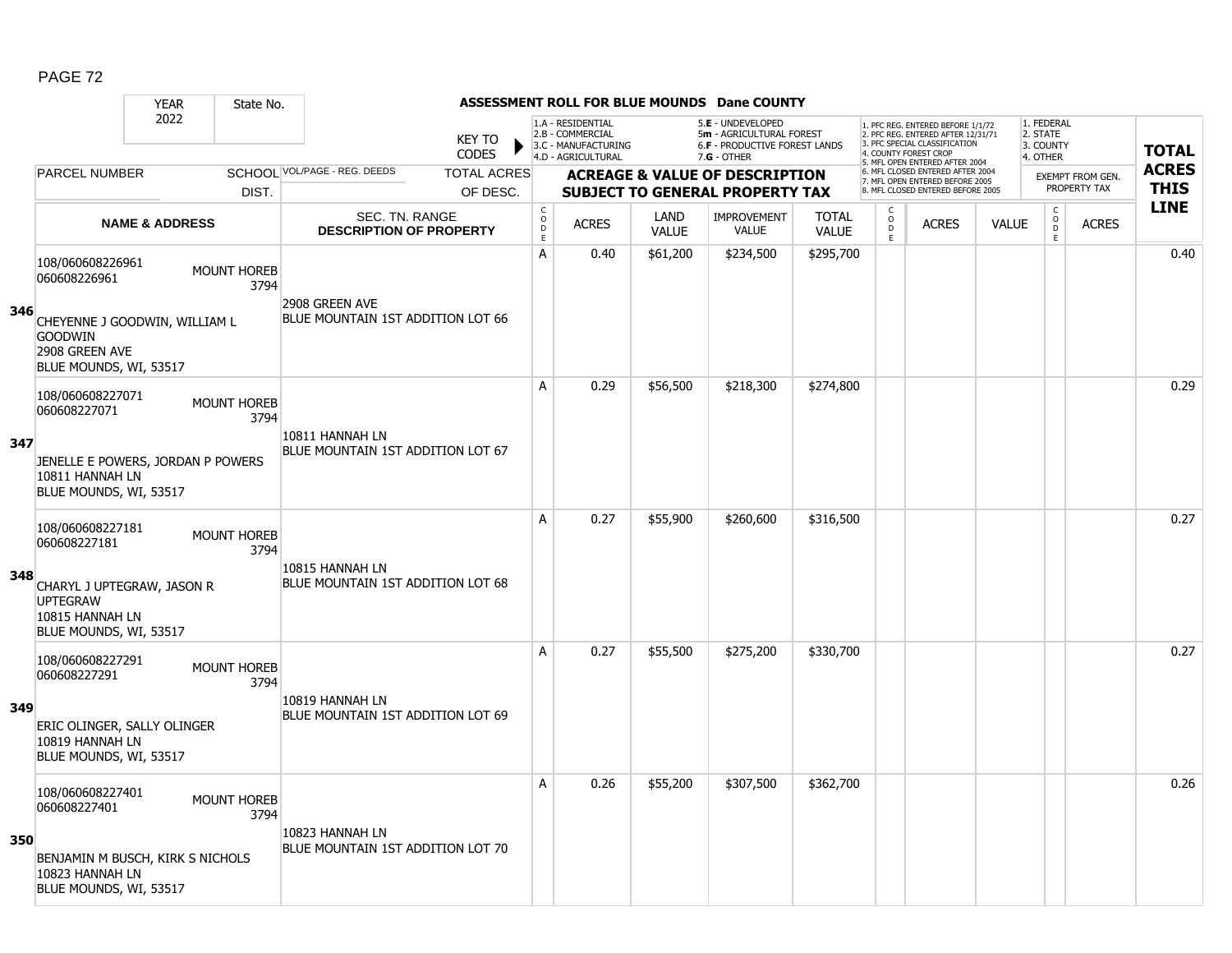## ASSESSMENT ROLL FOR BLUE MOUNDS Dane COUNTY

YEAR 2022 | State No.

KEY TO CODES: 1.A - RESIDENTIAL, 2.B - COMMERCIAL, 3.C - MANUFACTURING, 4.D - AGRICULTURAL, 5.E - UNDEVELOPED, 5m - AGRICULTURAL FOREST, 6.F - PRODUCTIVE FOREST LANDS, 7.G - OTHER

1. PFC REG. ENTERED BEFORE 1/1/72, 2. PFC REG. ENTERED AFTER 12/31/71, 3. PFC SPECIAL CLASSIFICATION, 4. COUNTY FOREST CROP, 5. MFL OPEN ENTERED AFTER 2004, 6. MFL CLOSED ENTERED AFTER 2004, 7. MFL OPEN ENTERED BEFORE 2005, 8. MFL CLOSED ENTERED BEFORE 2005

1. FEDERAL, 2. STATE, 3. COUNTY, 4. OTHER

| LINE | PARCEL NUMBER / NAME & ADDRESS | SCHOOL DIST. | VOL/PAGE - REG. DEEDS / SEC. TN. RANGE / DESCRIPTION OF PROPERTY | TOTAL ACRES OF DESC. | CODE | ACRES | LAND VALUE | IMPROVEMENT VALUE | TOTAL VALUE | CODE | ACRES | VALUE | CODE | EXEMPT ACRES | TOTAL ACRES THIS LINE |
|---|---|---|---|---|---|---|---|---|---|---|---|---|---|---|---|
| 346 | 108/060608226961<br>060608226961<br>CHEYENNE J GOODWIN, WILLIAM L GOODWIN<br>2908 GREEN AVE<br>BLUE MOUNDS, WI, 53517 | MOUNT HOREB 3794 | 2908 GREEN AVE<br>BLUE MOUNTAIN 1ST ADDITION LOT 66 | | A | 0.40 | $61,200 | $234,500 | $295,700 | | | | | | 0.40 |
| 347 | 108/060608227071<br>060608227071<br>JENELLE E POWERS, JORDAN P POWERS<br>10811 HANNAH LN<br>BLUE MOUNDS, WI, 53517 | MOUNT HOREB 3794 | 10811 HANNAH LN<br>BLUE MOUNTAIN 1ST ADDITION LOT 67 | | A | 0.29 | $56,500 | $218,300 | $274,800 | | | | | | 0.29 |
| 348 | 108/060608227181<br>060608227181<br>CHARYL J UPTEGRAW, JASON R UPTEGRAW<br>10815 HANNAH LN<br>BLUE MOUNDS, WI, 53517 | MOUNT HOREB 3794 | 10815 HANNAH LN<br>BLUE MOUNTAIN 1ST ADDITION LOT 68 | | A | 0.27 | $55,900 | $260,600 | $316,500 | | | | | | 0.27 |
| 349 | 108/060608227291<br>060608227291<br>ERIC OLINGER, SALLY OLINGER<br>10819 HANNAH LN<br>BLUE MOUNDS, WI, 53517 | MOUNT HOREB 3794 | 10819 HANNAH LN<br>BLUE MOUNTAIN 1ST ADDITION LOT 69 | | A | 0.27 | $55,500 | $275,200 | $330,700 | | | | | | 0.27 |
| 350 | 108/060608227401<br>060608227401<br>BENJAMIN M BUSCH, KIRK S NICHOLS<br>10823 HANNAH LN<br>BLUE MOUNDS, WI, 53517 | MOUNT HOREB 3794 | 10823 HANNAH LN<br>BLUE MOUNTAIN 1ST ADDITION LOT 70 | | A | 0.26 | $55,200 | $307,500 | $362,700 | | | | | | 0.26 |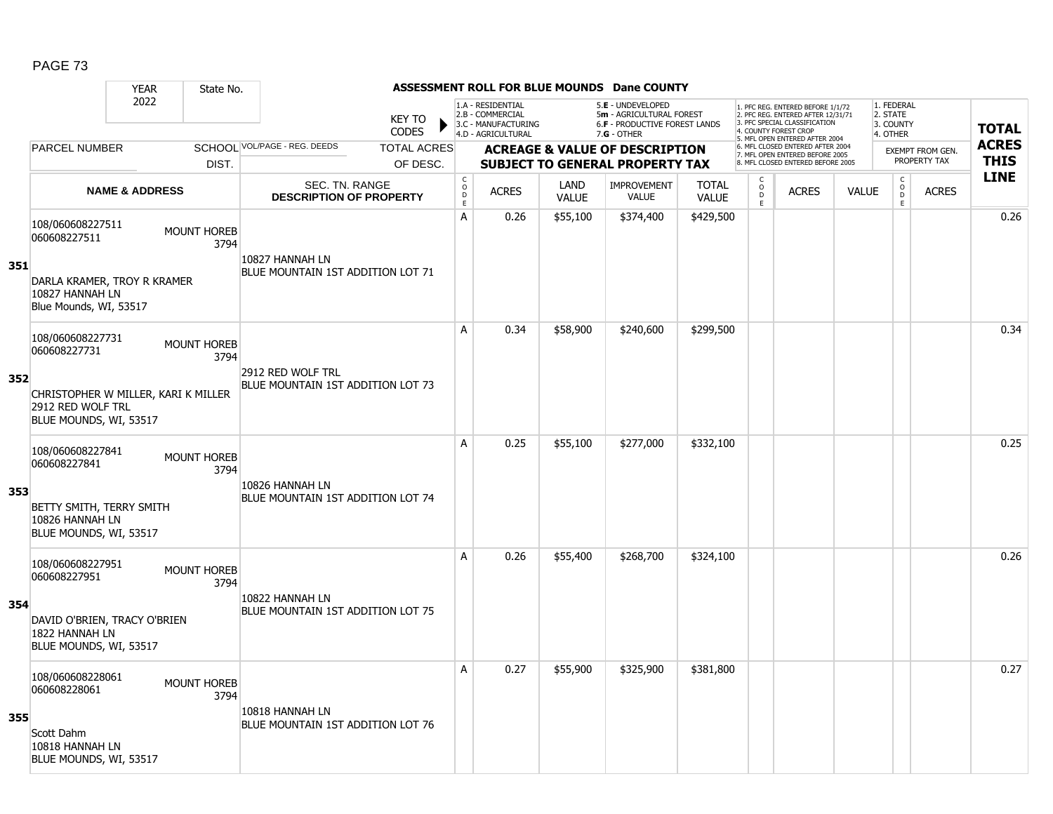## ASSESSMENT ROLL FOR BLUE MOUNDS Dane COUNTY

| YEAR | State No. |
|---|---|
| 2022 | |

KEY TO CODES: 1.A - RESIDENTIAL, 2.B - COMMERCIAL, 3.C - MANUFACTURING, 4.D - AGRICULTURAL, 5.E - UNDEVELOPED, 5m - AGRICULTURAL FOREST, 6.F - PRODUCTIVE FOREST LANDS, 7.G - OTHER

1. PFC REG. ENTERED BEFORE 1/1/72, 2. PFC REG. ENTERED AFTER 12/31/71, 3. PFC SPECIAL CLASSIFICATION, 4. COUNTY FOREST CROP, 5. MFL OPEN ENTERED AFTER 2004, 6. MFL CLOSED ENTERED AFTER 2004, 7. MFL OPEN ENTERED BEFORE 2005, 8. MFL CLOSED ENTERED BEFORE 2005

1. FEDERAL, 2. STATE, 3. COUNTY, 4. OTHER — EXEMPT FROM GEN. PROPERTY TAX

| Line | PARCEL NUMBER / NAME & ADDRESS | SCHOOL DIST. | VOL/PAGE - REG. DEEDS / SEC. TN. RANGE / DESCRIPTION OF PROPERTY | CODE | ACRES | LAND VALUE | IMPROVEMENT VALUE | TOTAL VALUE | CODE | ACRES | VALUE | CODE | ACRES | TOTAL ACRES THIS LINE |
|---|---|---|---|---|---|---|---|---|---|---|---|---|---|---|
| 351 | 108/060608227511<br>060608227511<br>DARLA KRAMER, TROY R KRAMER<br>10827 HANNAH LN<br>Blue Mounds, WI, 53517 | MOUNT HOREB 3794 | 10827 HANNAH LN<br>BLUE MOUNTAIN 1ST ADDITION LOT 71 | A | 0.26 | $55,100 | $374,400 | $429,500 | | | | | | 0.26 |
| 352 | 108/060608227731<br>060608227731<br>CHRISTOPHER W MILLER, KARI K MILLER<br>2912 RED WOLF TRL<br>BLUE MOUNDS, WI, 53517 | MOUNT HOREB 3794 | 2912 RED WOLF TRL<br>BLUE MOUNTAIN 1ST ADDITION LOT 73 | A | 0.34 | $58,900 | $240,600 | $299,500 | | | | | | 0.34 |
| 353 | 108/060608227841<br>060608227841<br>BETTY SMITH, TERRY SMITH<br>10826 HANNAH LN<br>BLUE MOUNDS, WI, 53517 | MOUNT HOREB 3794 | 10826 HANNAH LN<br>BLUE MOUNTAIN 1ST ADDITION LOT 74 | A | 0.25 | $55,100 | $277,000 | $332,100 | | | | | | 0.25 |
| 354 | 108/060608227951<br>060608227951<br>DAVID O'BRIEN, TRACY O'BRIEN<br>1822 HANNAH LN<br>BLUE MOUNDS, WI, 53517 | MOUNT HOREB 3794 | 10822 HANNAH LN<br>BLUE MOUNTAIN 1ST ADDITION LOT 75 | A | 0.26 | $55,400 | $268,700 | $324,100 | | | | | | 0.26 |
| 355 | 108/060608228061<br>060608228061<br>Scott Dahm<br>10818 HANNAH LN<br>BLUE MOUNDS, WI, 53517 | MOUNT HOREB 3794 | 10818 HANNAH LN<br>BLUE MOUNTAIN 1ST ADDITION LOT 76 | A | 0.27 | $55,900 | $325,900 | $381,800 | | | | | | 0.27 |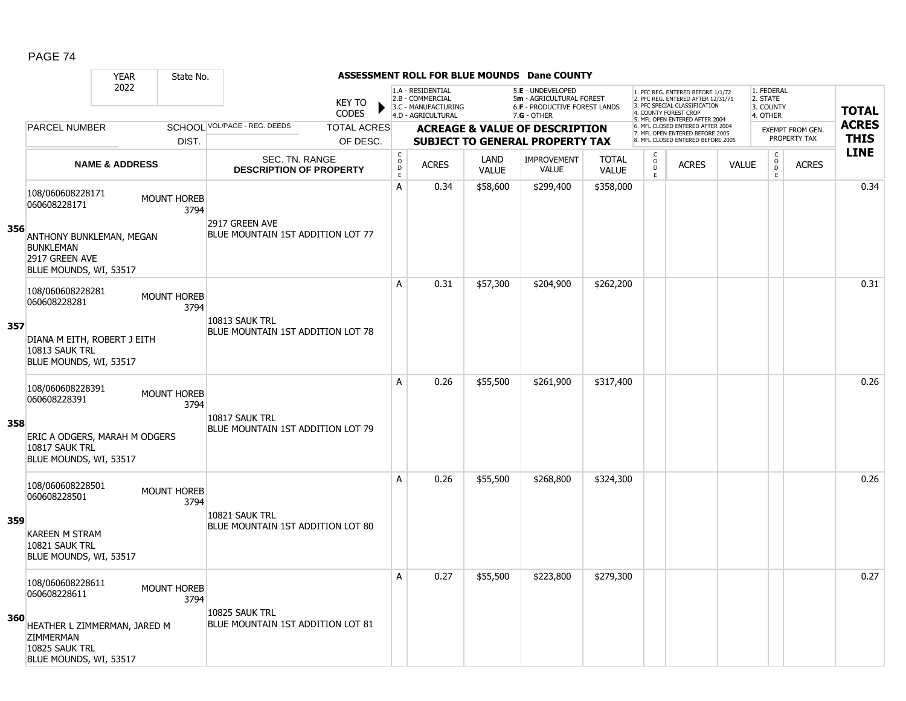# ASSESSMENT ROLL FOR BLUE MOUNDS Dane COUNTY

| YEAR | State No. |
|---|---|
| 2022 | |

KEY TO CODES:
1.A - RESIDENTIAL
2.B - COMMERCIAL
3.C - MANUFACTURING
4.D - AGRICULTURAL
5.E - UNDEVELOPED
5m - AGRICULTURAL FOREST
6.F - PRODUCTIVE FOREST LANDS
7.G - OTHER

1. PFC REG. ENTERED BEFORE 1/1/72
2. PFC REG. ENTERED AFTER 12/31/71
3. PFC SPECIAL CLASSIFICATION
4. COUNTY FOREST CROP
5. MFL OPEN ENTERED AFTER 2004
6. MFL CLOSED ENTERED AFTER 2004
7. MFL OPEN ENTERED BEFORE 2005
8. MFL CLOSED ENTERED BEFORE 2005

1. FEDERAL
2. STATE
3. COUNTY
4. OTHER

| LINE | PARCEL NUMBER / NAME & ADDRESS | SCHOOL DIST. | VOL/PAGE - REG. DEEDS / SEC. TN. RANGE / DESCRIPTION OF PROPERTY | TOTAL ACRES OF DESC. | CODE | ACRES | LAND VALUE | IMPROVEMENT VALUE | TOTAL VALUE | CODE | ACRES | VALUE | CODE | EXEMPT FROM GEN. PROPERTY TAX ACRES | TOTAL ACRES THIS LINE |
|---|---|---|---|---|---|---|---|---|---|---|---|---|---|---|---|
| 356 | 108/060608228171<br>060608228171<br>ANTHONY BUNKLEMAN, MEGAN BUNKLEMAN<br>2917 GREEN AVE<br>BLUE MOUNDS, WI, 53517 | MOUNT HOREB 3794 | 2917 GREEN AVE<br>BLUE MOUNTAIN 1ST ADDITION LOT 77 | | A | 0.34 | $58,600 | $299,400 | $358,000 | | | | | | 0.34 |
| 357 | 108/060608228281<br>060608228281<br>DIANA M EITH, ROBERT J EITH<br>10813 SAUK TRL<br>BLUE MOUNDS, WI, 53517 | MOUNT HOREB 3794 | 10813 SAUK TRL<br>BLUE MOUNTAIN 1ST ADDITION LOT 78 | | A | 0.31 | $57,300 | $204,900 | $262,200 | | | | | | 0.31 |
| 358 | 108/060608228391<br>060608228391<br>ERIC A ODGERS, MARAH M ODGERS<br>10817 SAUK TRL<br>BLUE MOUNDS, WI, 53517 | MOUNT HOREB 3794 | 10817 SAUK TRL<br>BLUE MOUNTAIN 1ST ADDITION LOT 79 | | A | 0.26 | $55,500 | $261,900 | $317,400 | | | | | | 0.26 |
| 359 | 108/060608228501<br>060608228501<br>KAREEN M STRAM<br>10821 SAUK TRL<br>BLUE MOUNDS, WI, 53517 | MOUNT HOREB 3794 | 10821 SAUK TRL<br>BLUE MOUNTAIN 1ST ADDITION LOT 80 | | A | 0.26 | $55,500 | $268,800 | $324,300 | | | | | | 0.26 |
| 360 | 108/060608228611<br>060608228611<br>HEATHER L ZIMMERMAN, JARED M ZIMMERMAN<br>10825 SAUK TRL<br>BLUE MOUNDS, WI, 53517 | MOUNT HOREB 3794 | 10825 SAUK TRL<br>BLUE MOUNTAIN 1ST ADDITION LOT 81 | | A | 0.27 | $55,500 | $223,800 | $279,300 | | | | | | 0.27 |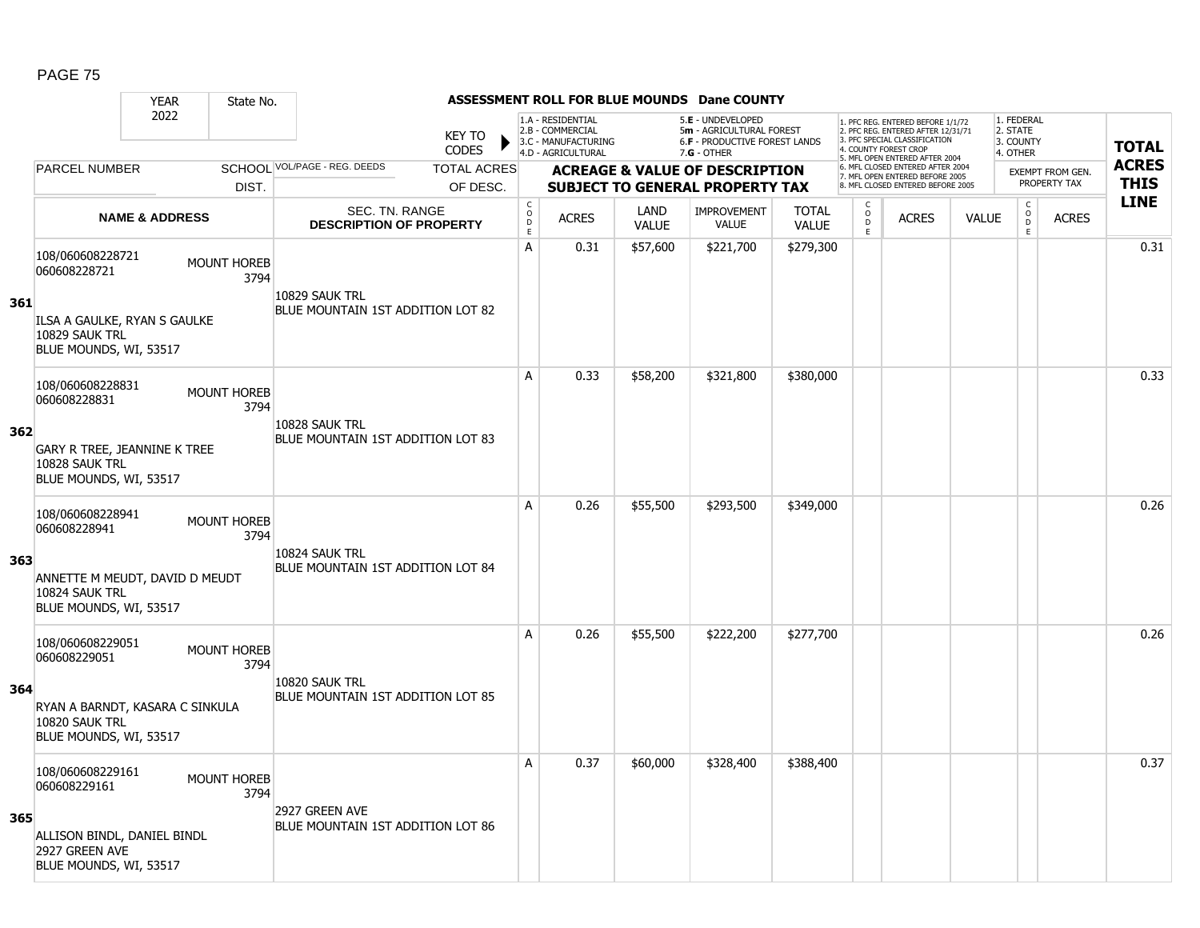## ASSESSMENT ROLL FOR BLUE MOUNDS Dane COUNTY

YEAR 2022 | State No.

KEY TO CODES: 1.A - RESIDENTIAL, 2.B - COMMERCIAL, 3.C - MANUFACTURING, 4.D - AGRICULTURAL, 5.E - UNDEVELOPED, 5m - AGRICULTURAL FOREST, 6.F - PRODUCTIVE FOREST LANDS, 7.G - OTHER

1. PFC REG. ENTERED BEFORE 1/1/72, 2. PFC REG. ENTERED AFTER 12/31/71, 3. PFC SPECIAL CLASSIFICATION, 4. COUNTY FOREST CROP, 5. MFL OPEN ENTERED AFTER 2004, 6. MFL CLOSED ENTERED AFTER 2004, 7. MFL OPEN ENTERED BEFORE 2005, 8. MFL CLOSED ENTERED BEFORE 2005

1. FEDERAL, 2. STATE, 3. COUNTY, 4. OTHER — EXEMPT FROM GEN. PROPERTY TAX

| LINE | PARCEL NUMBER / NAME & ADDRESS | SCHOOL DIST. | VOL/PAGE - REG. DEEDS / SEC. TN. RANGE / DESCRIPTION OF PROPERTY | TOTAL ACRES OF DESC. | CODE | ACRES | LAND VALUE | IMPROVEMENT VALUE | TOTAL VALUE | CODE | ACRES | VALUE | CODE | ACRES | TOTAL ACRES THIS LINE |
|---|---|---|---|---|---|---|---|---|---|---|---|---|---|---|---|
| 361 | 108/060608228721<br>060608228721<br>ILSA A GAULKE, RYAN S GAULKE<br>10829 SAUK TRL<br>BLUE MOUNDS, WI, 53517 | MOUNT HOREB 3794 | 10829 SAUK TRL<br>BLUE MOUNTAIN 1ST ADDITION LOT 82 | | A | 0.31 | $57,600 | $221,700 | $279,300 | | | | | | 0.31 |
| 362 | 108/060608228831<br>060608228831<br>GARY R TREE, JEANNINE K TREE<br>10828 SAUK TRL<br>BLUE MOUNDS, WI, 53517 | MOUNT HOREB 3794 | 10828 SAUK TRL<br>BLUE MOUNTAIN 1ST ADDITION LOT 83 | | A | 0.33 | $58,200 | $321,800 | $380,000 | | | | | | 0.33 |
| 363 | 108/060608228941<br>060608228941<br>ANNETTE M MEUDT, DAVID D MEUDT<br>10824 SAUK TRL<br>BLUE MOUNDS, WI, 53517 | MOUNT HOREB 3794 | 10824 SAUK TRL<br>BLUE MOUNTAIN 1ST ADDITION LOT 84 | | A | 0.26 | $55,500 | $293,500 | $349,000 | | | | | | 0.26 |
| 364 | 108/060608229051<br>060608229051<br>RYAN A BARNDT, KASARA C SINKULA<br>10820 SAUK TRL<br>BLUE MOUNDS, WI, 53517 | MOUNT HOREB 3794 | 10820 SAUK TRL<br>BLUE MOUNTAIN 1ST ADDITION LOT 85 | | A | 0.26 | $55,500 | $222,200 | $277,700 | | | | | | 0.26 |
| 365 | 108/060608229161<br>060608229161<br>ALLISON BINDL, DANIEL BINDL<br>2927 GREEN AVE<br>BLUE MOUNDS, WI, 53517 | MOUNT HOREB 3794 | 2927 GREEN AVE<br>BLUE MOUNTAIN 1ST ADDITION LOT 86 | | A | 0.37 | $60,000 | $328,400 | $388,400 | | | | | | 0.37 |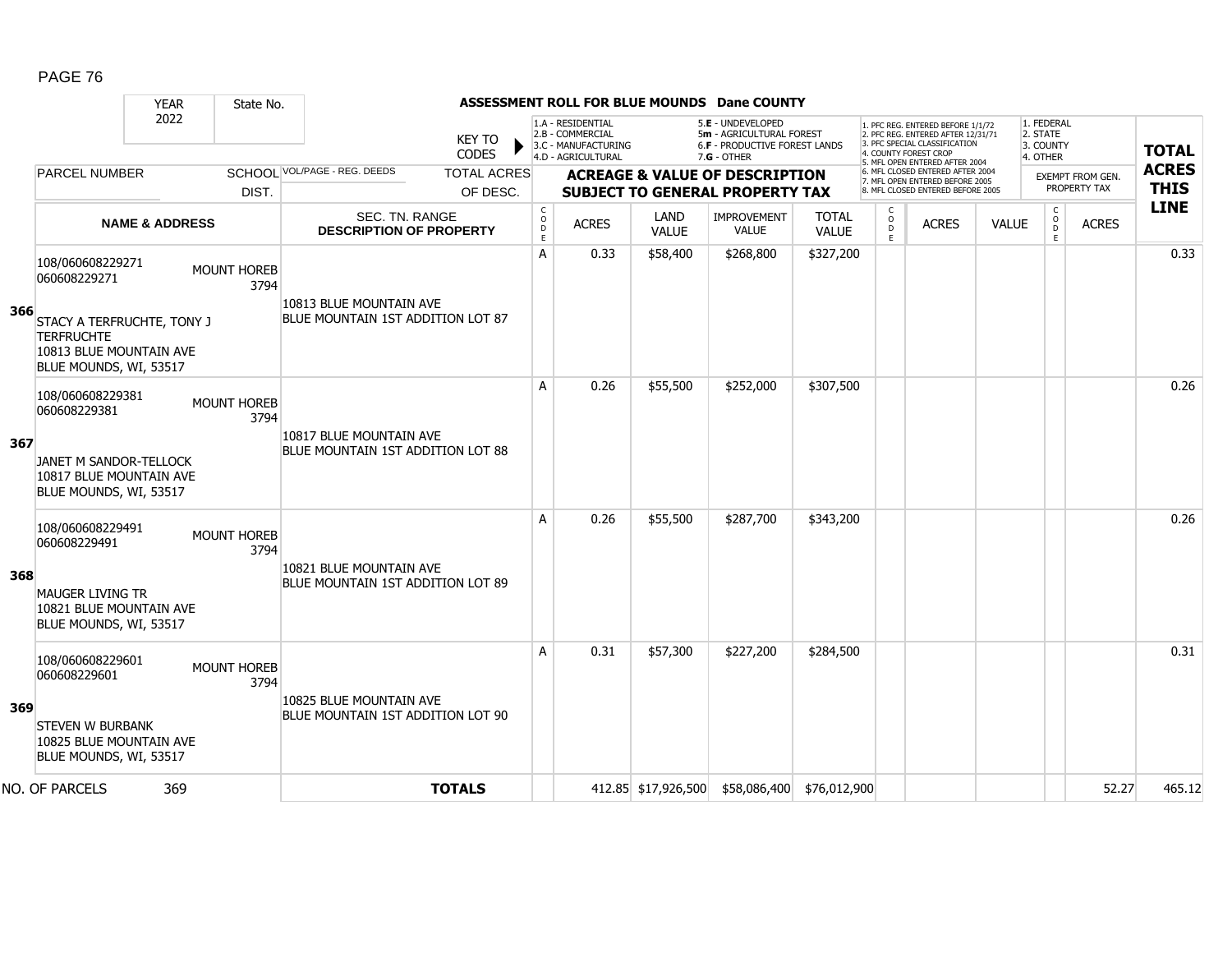## ASSESSMENT ROLL FOR BLUE MOUNDS Dane COUNTY

YEAR: 2022 | State No.

KEY TO CODES:
- 1.A - RESIDENTIAL
- 2.B - COMMERCIAL
- 3.C - MANUFACTURING
- 4.D - AGRICULTURAL
- 5.E - UNDEVELOPED
- 5m - AGRICULTURAL FOREST
- 6.F - PRODUCTIVE FOREST LANDS
- 7.G - OTHER

- 1. PFC REG. ENTERED BEFORE 1/1/72
- 2. PFC REG. ENTERED AFTER 12/31/71
- 3. PFC SPECIAL CLASSIFICATION
- 4. COUNTY FOREST CROP
- 5. MFL OPEN ENTERED AFTER 2004
- 6. MFL CLOSED ENTERED AFTER 2004
- 7. MFL OPEN ENTERED BEFORE 2005
- 8. MFL CLOSED ENTERED BEFORE 2005

- 1. FEDERAL
- 2. STATE
- 3. COUNTY
- 4. OTHER

| Line | PARCEL NUMBER / NAME & ADDRESS | SCHOOL DIST. | VOL/PAGE - REG. DEEDS / SEC. TN. RANGE / DESCRIPTION OF PROPERTY | TOTAL ACRES OF DESC. | CODE | ACRES | LAND VALUE | IMPROVEMENT VALUE | TOTAL VALUE | CODE | ACRES | VALUE | CODE | EXEMPT ACRES | TOTAL ACRES THIS LINE |
|---|---|---|---|---|---|---|---|---|---|---|---|---|---|---|---|
| 366 | 108/060608229271<br>060608229271<br>STACY A TERFRUCHTE, TONY J TERFRUCHTE<br>10813 BLUE MOUNTAIN AVE<br>BLUE MOUNDS, WI, 53517 | MOUNT HOREB 3794 | 10813 BLUE MOUNTAIN AVE<br>BLUE MOUNTAIN 1ST ADDITION LOT 87 | | A | 0.33 | $58,400 | $268,800 | $327,200 | | | | | | 0.33 |
| 367 | 108/060608229381<br>060608229381<br>JANET M SANDOR-TELLOCK<br>10817 BLUE MOUNTAIN AVE<br>BLUE MOUNDS, WI, 53517 | MOUNT HOREB 3794 | 10817 BLUE MOUNTAIN AVE<br>BLUE MOUNTAIN 1ST ADDITION LOT 88 | | A | 0.26 | $55,500 | $252,000 | $307,500 | | | | | | 0.26 |
| 368 | 108/060608229491<br>060608229491<br>MAUGER LIVING TR<br>10821 BLUE MOUNTAIN AVE<br>BLUE MOUNDS, WI, 53517 | MOUNT HOREB 3794 | 10821 BLUE MOUNTAIN AVE<br>BLUE MOUNTAIN 1ST ADDITION LOT 89 | | A | 0.26 | $55,500 | $287,700 | $343,200 | | | | | | 0.26 |
| 369 | 108/060608229601<br>060608229601<br>STEVEN W BURBANK<br>10825 BLUE MOUNTAIN AVE<br>BLUE MOUNDS, WI, 53517 | MOUNT HOREB 3794 | 10825 BLUE MOUNTAIN AVE<br>BLUE MOUNTAIN 1ST ADDITION LOT 90 | | A | 0.31 | $57,300 | $227,200 | $284,500 | | | | | | 0.31 |
| NO. OF PARCELS | 369 | | **TOTALS** | | | 412.85 | $17,926,500 | $58,086,400 | $76,012,900 | | | | | 52.27 | 465.12 |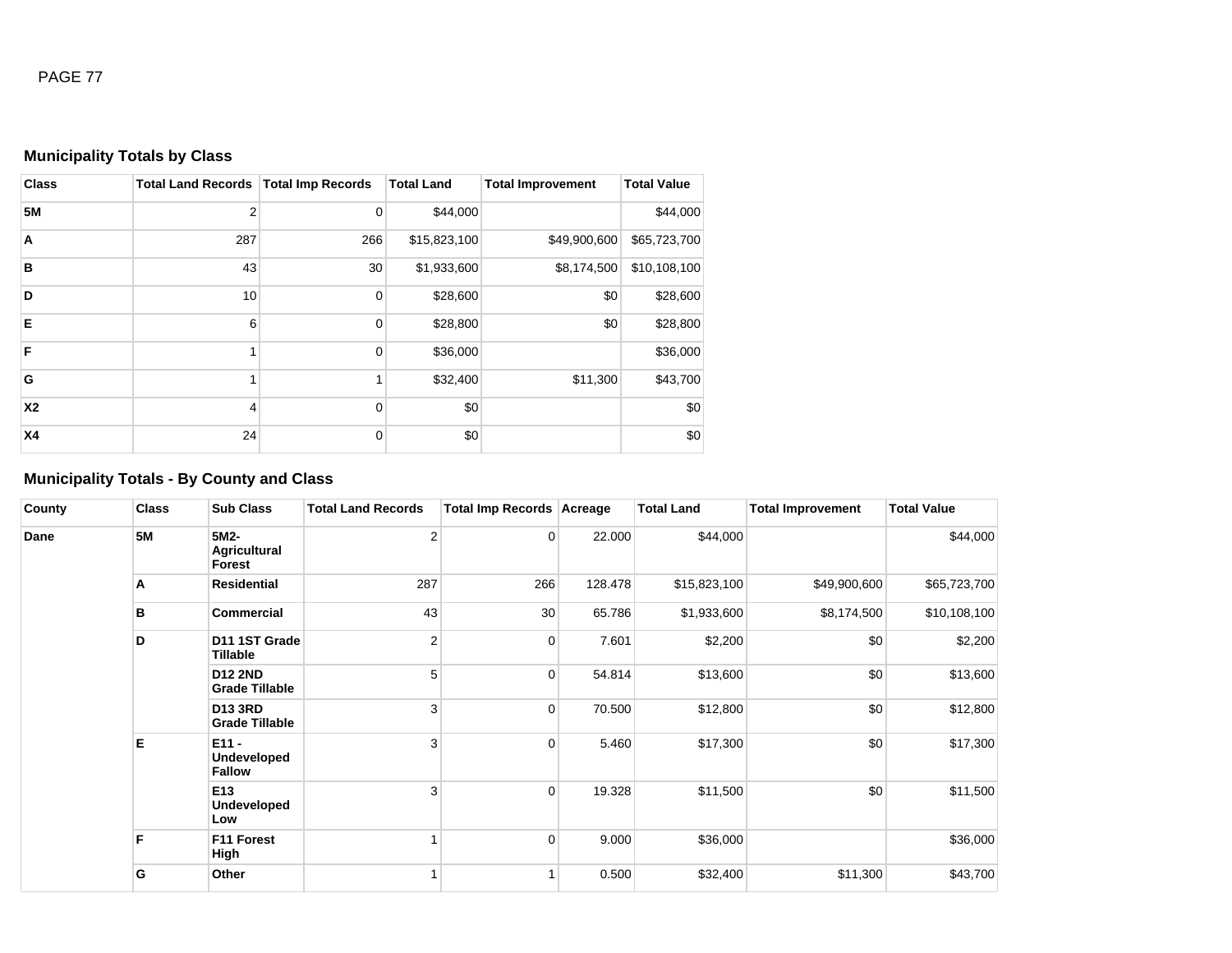## Municipality Totals by Class

| Class | Total Land Records | Total Imp Records | Total Land | Total Improvement | Total Value |
|---|---|---|---|---|---|
| **5M** | 2 | 0 | $44,000 | | $44,000 |
| **A** | 287 | 266 | $15,823,100 | $49,900,600 | $65,723,700 |
| **B** | 43 | 30 | $1,933,600 | $8,174,500 | $10,108,100 |
| **D** | 10 | 0 | $28,600 | $0 | $28,600 |
| **E** | 6 | 0 | $28,800 | $0 | $28,800 |
| **F** | 1 | 0 | $36,000 | | $36,000 |
| **G** | 1 | 1 | $32,400 | $11,300 | $43,700 |
| **X2** | 4 | 0 | $0 | | $0 |
| **X4** | 24 | 0 | $0 | | $0 |

## Municipality Totals - By County and Class

| County | Class | Sub Class | Total Land Records | Total Imp Records | Acreage | Total Land | Total Improvement | Total Value |
|---|---|---|---|---|---|---|---|---|
| **Dane** | **5M** | **5M2-Agricultural Forest** | 2 | 0 | 22.000 | $44,000 | | $44,000 |
| | **A** | **Residential** | 287 | 266 | 128.478 | $15,823,100 | $49,900,600 | $65,723,700 |
| | **B** | **Commercial** | 43 | 30 | 65.786 | $1,933,600 | $8,174,500 | $10,108,100 |
| | **D** | **D11 1ST Grade Tillable** | 2 | 0 | 7.601 | $2,200 | $0 | $2,200 |
| | | **D12 2ND Grade Tillable** | 5 | 0 | 54.814 | $13,600 | $0 | $13,600 |
| | | **D13 3RD Grade Tillable** | 3 | 0 | 70.500 | $12,800 | $0 | $12,800 |
| | **E** | **E11 - Undeveloped Fallow** | 3 | 0 | 5.460 | $17,300 | $0 | $17,300 |
| | | **E13 Undeveloped Low** | 3 | 0 | 19.328 | $11,500 | $0 | $11,500 |
| | **F** | **F11 Forest High** | 1 | 0 | 9.000 | $36,000 | | $36,000 |
| | **G** | **Other** | 1 | 1 | 0.500 | $32,400 | $11,300 | $43,700 |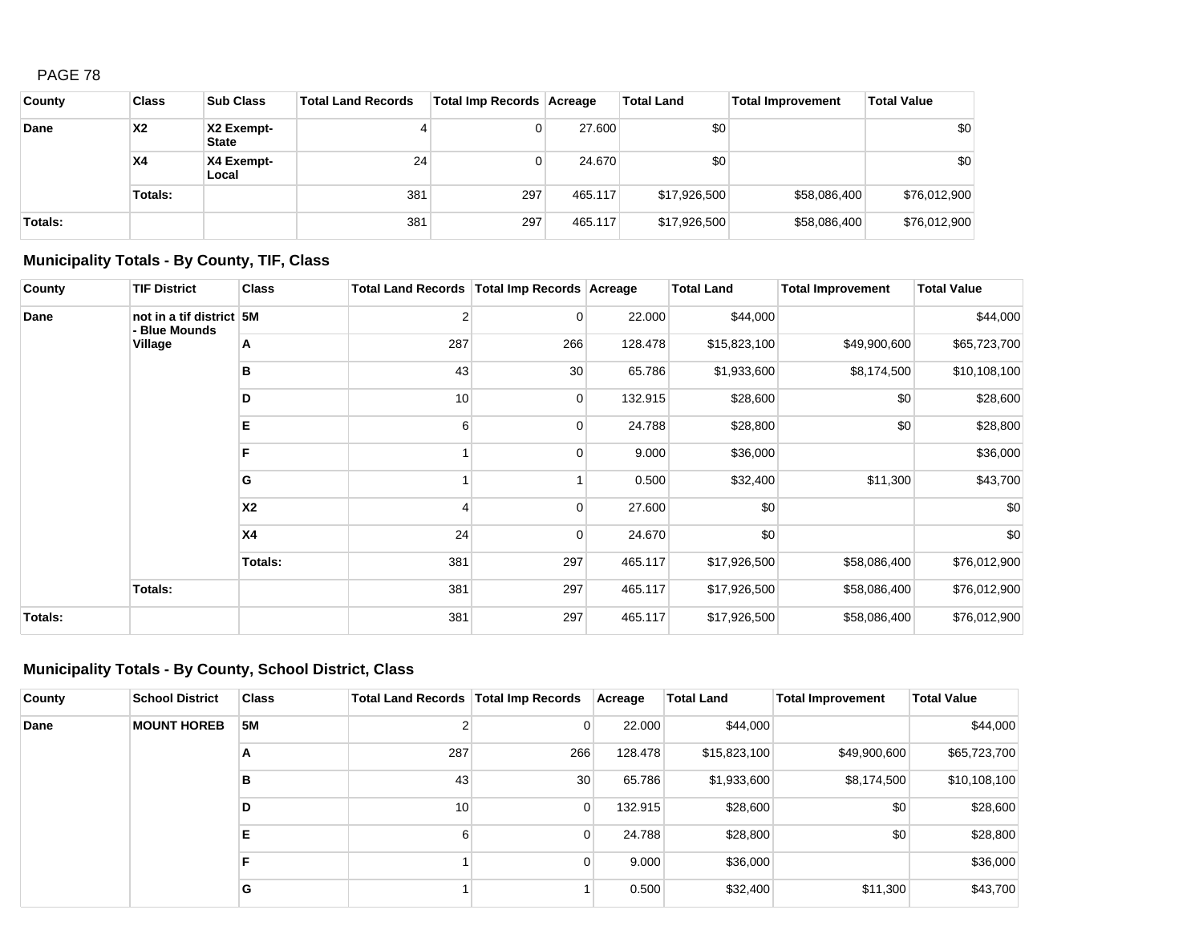| County | Class | Sub Class | Total Land Records | Total Imp Records | Acreage | Total Land | Total Improvement | Total Value |
|---|---|---|---|---|---|---|---|---|
| Dane | X2 | X2 Exempt-State | 4 | 0 | 27.600 | $0 | | $0 |
| | X4 | X4 Exempt-Local | 24 | 0 | 24.670 | $0 | | $0 |
| | Totals: | | 381 | 297 | 465.117 | $17,926,500 | $58,086,400 | $76,012,900 |
| Totals: | | | 381 | 297 | 465.117 | $17,926,500 | $58,086,400 | $76,012,900 |

### Municipality Totals - By County, TIF, Class

| County | TIF District | Class | Total Land Records | Total Imp Records | Acreage | Total Land | Total Improvement | Total Value |
|---|---|---|---|---|---|---|---|---|
| Dane | not in a tif district - Blue Mounds Village | 5M | 2 | 0 | 22.000 | $44,000 | | $44,000 |
| | | A | 287 | 266 | 128.478 | $15,823,100 | $49,900,600 | $65,723,700 |
| | | B | 43 | 30 | 65.786 | $1,933,600 | $8,174,500 | $10,108,100 |
| | | D | 10 | 0 | 132.915 | $28,600 | $0 | $28,600 |
| | | E | 6 | 0 | 24.788 | $28,800 | $0 | $28,800 |
| | | F | 1 | 0 | 9.000 | $36,000 | | $36,000 |
| | | G | 1 | 1 | 0.500 | $32,400 | $11,300 | $43,700 |
| | | X2 | 4 | 0 | 27.600 | $0 | | $0 |
| | | X4 | 24 | 0 | 24.670 | $0 | | $0 |
| | | Totals: | 381 | 297 | 465.117 | $17,926,500 | $58,086,400 | $76,012,900 |
| | Totals: | | 381 | 297 | 465.117 | $17,926,500 | $58,086,400 | $76,012,900 |
| Totals: | | | 381 | 297 | 465.117 | $17,926,500 | $58,086,400 | $76,012,900 |

### Municipality Totals - By County, School District, Class

| County | School District | Class | Total Land Records | Total Imp Records | Acreage | Total Land | Total Improvement | Total Value |
|---|---|---|---|---|---|---|---|---|
| Dane | MOUNT HOREB | 5M | 2 | 0 | 22.000 | $44,000 | | $44,000 |
| | | A | 287 | 266 | 128.478 | $15,823,100 | $49,900,600 | $65,723,700 |
| | | B | 43 | 30 | 65.786 | $1,933,600 | $8,174,500 | $10,108,100 |
| | | D | 10 | 0 | 132.915 | $28,600 | $0 | $28,600 |
| | | E | 6 | 0 | 24.788 | $28,800 | $0 | $28,800 |
| | | F | 1 | 0 | 9.000 | $36,000 | | $36,000 |
| | | G | 1 | 1 | 0.500 | $32,400 | $11,300 | $43,700 |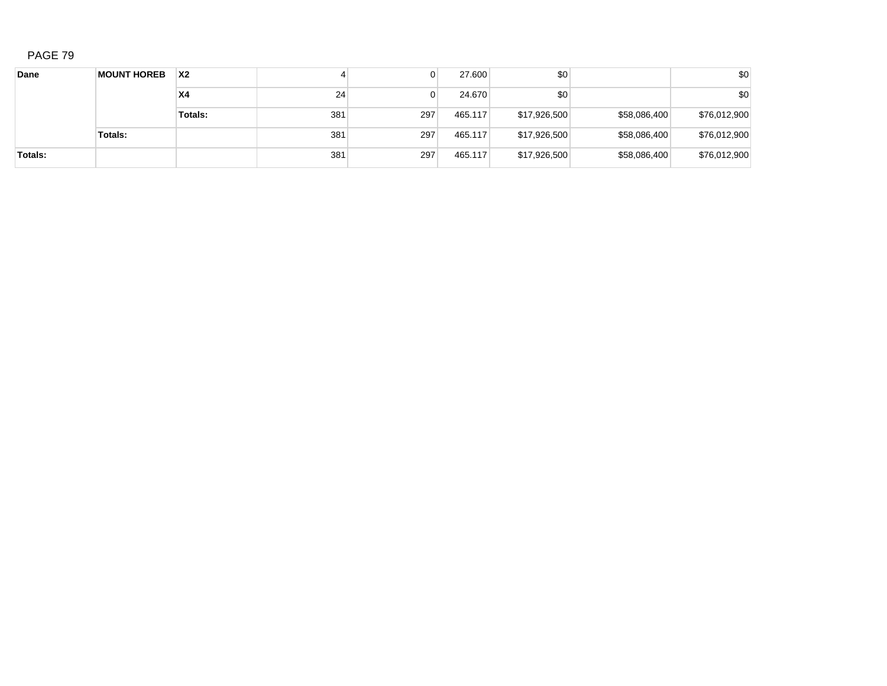PAGE 79

| | | | | | | | | |
|---|---|---|---|---|---|---|---|---|
| **Dane** | **MOUNT HOREB** | **X2** | 4 | 0 | 27.600 | $0 | | $0 |
| | | **X4** | 24 | 0 | 24.670 | $0 | | $0 |
| | | **Totals:** | 381 | 297 | 465.117 | $17,926,500 | $58,086,400 | $76,012,900 |
| | **Totals:** | | 381 | 297 | 465.117 | $17,926,500 | $58,086,400 | $76,012,900 |
| **Totals:** | | | 381 | 297 | 465.117 | $17,926,500 | $58,086,400 | $76,012,900 |